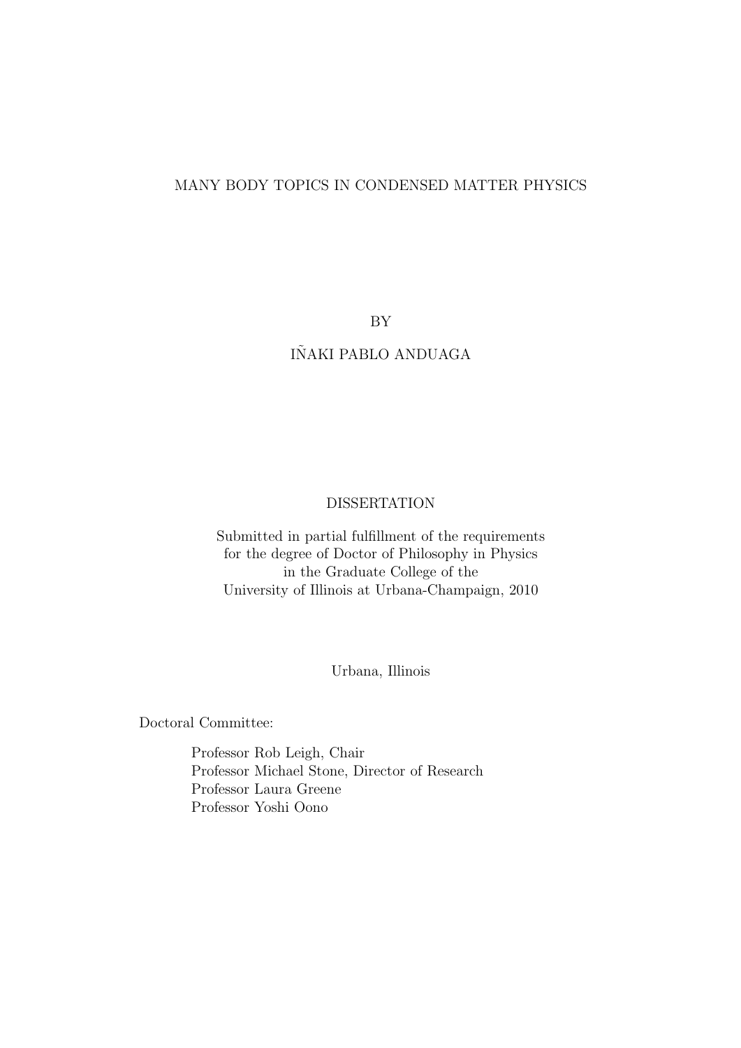# MANY BODY TOPICS IN CONDENSED MATTER PHYSICS

BY

IÑAKI PABLO ANDUAGA

DISSERTATION

Submitted in partial fulfillment of the requirements
for the degree of Doctor of Philosophy in Physics
in the Graduate College of the
University of Illinois at Urbana-Champaign, 2010

Urbana, Illinois

Doctoral Committee:

Professor Rob Leigh, Chair
Professor Michael Stone, Director of Research
Professor Laura Greene
Professor Yoshi Oono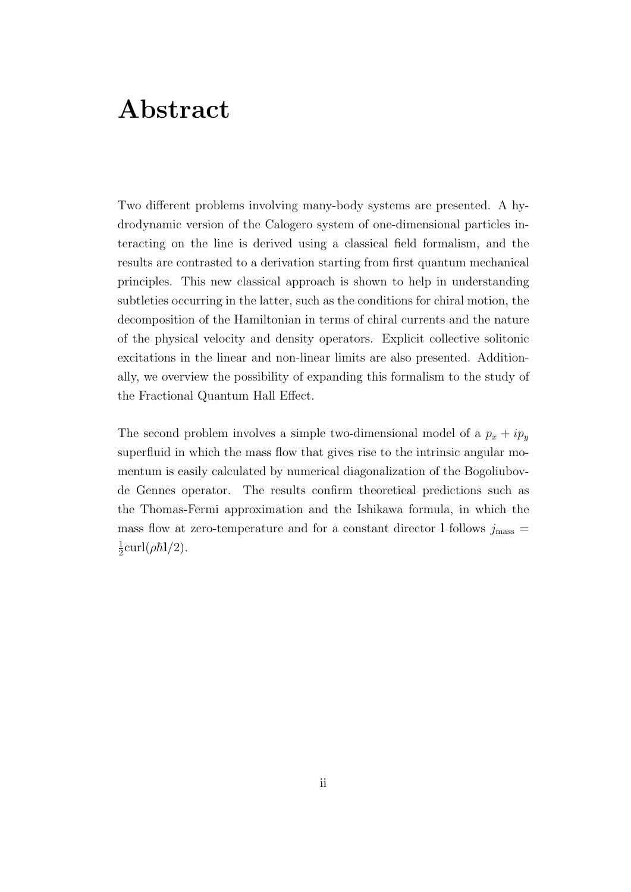# Abstract

Two different problems involving many-body systems are presented. A hydrodynamic version of the Calogero system of one-dimensional particles interacting on the line is derived using a classical field formalism, and the results are contrasted to a derivation starting from first quantum mechanical principles. This new classical approach is shown to help in understanding subtleties occurring in the latter, such as the conditions for chiral motion, the decomposition of the Hamiltonian in terms of chiral currents and the nature of the physical velocity and density operators. Explicit collective solitonic excitations in the linear and non-linear limits are also presented. Additionally, we overview the possibility of expanding this formalism to the study of the Fractional Quantum Hall Effect.

The second problem involves a simple two-dimensional model of a $p_x + ip_y$ superfluid in which the mass flow that gives rise to the intrinsic angular momentum is easily calculated by numerical diagonalization of the Bogoliubov-de Gennes operator. The results confirm theoretical predictions such as the Thomas-Fermi approximation and the Ishikawa formula, in which the mass flow at zero-temperature and for a constant director $\mathbf{l}$ follows $j_{\text{mass}} = \frac{1}{2}\text{curl}(\rho\hbar\mathbf{l}/2)$.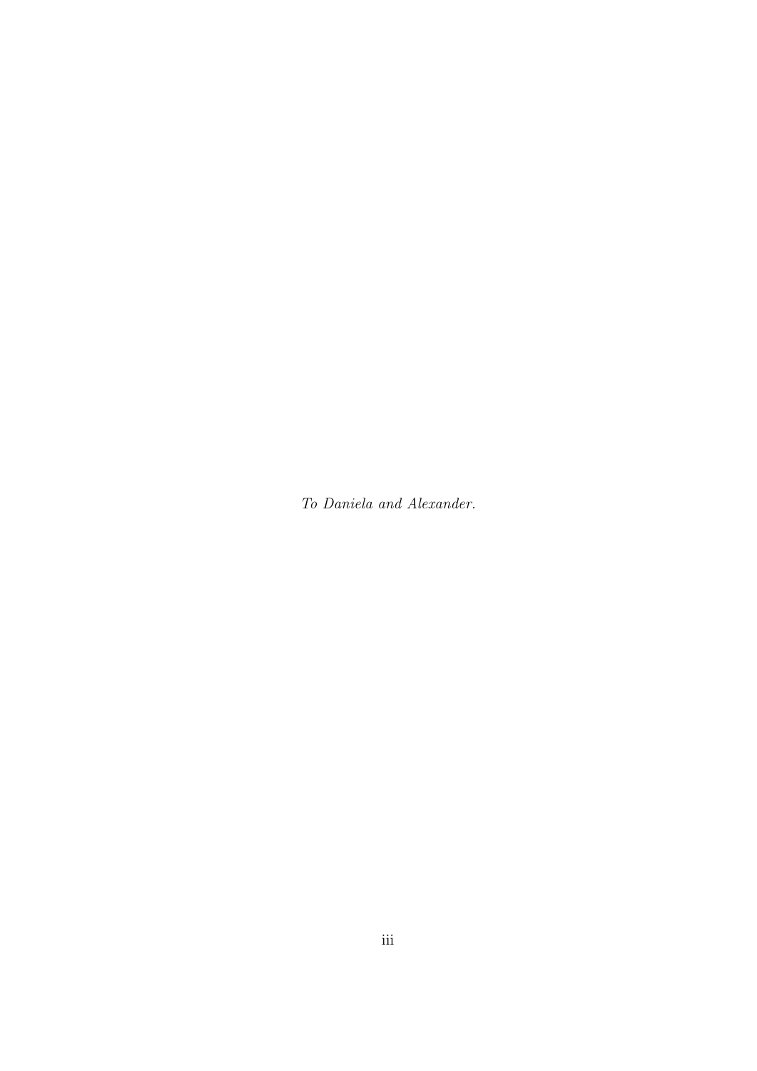*To Daniela and Alexander.*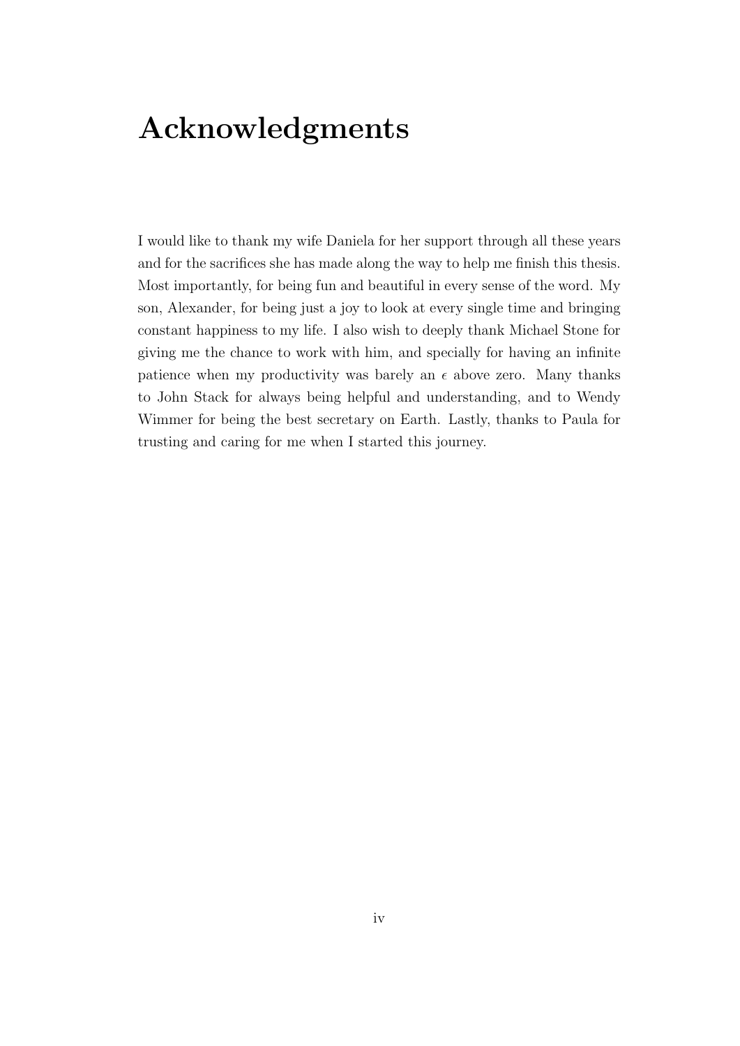# Acknowledgments

I would like to thank my wife Daniela for her support through all these years and for the sacrifices she has made along the way to help me finish this thesis. Most importantly, for being fun and beautiful in every sense of the word. My son, Alexander, for being just a joy to look at every single time and bringing constant happiness to my life. I also wish to deeply thank Michael Stone for giving me the chance to work with him, and specially for having an infinite patience when my productivity was barely an $\epsilon$ above zero. Many thanks to John Stack for always being helpful and understanding, and to Wendy Wimmer for being the best secretary on Earth. Lastly, thanks to Paula for trusting and caring for me when I started this journey.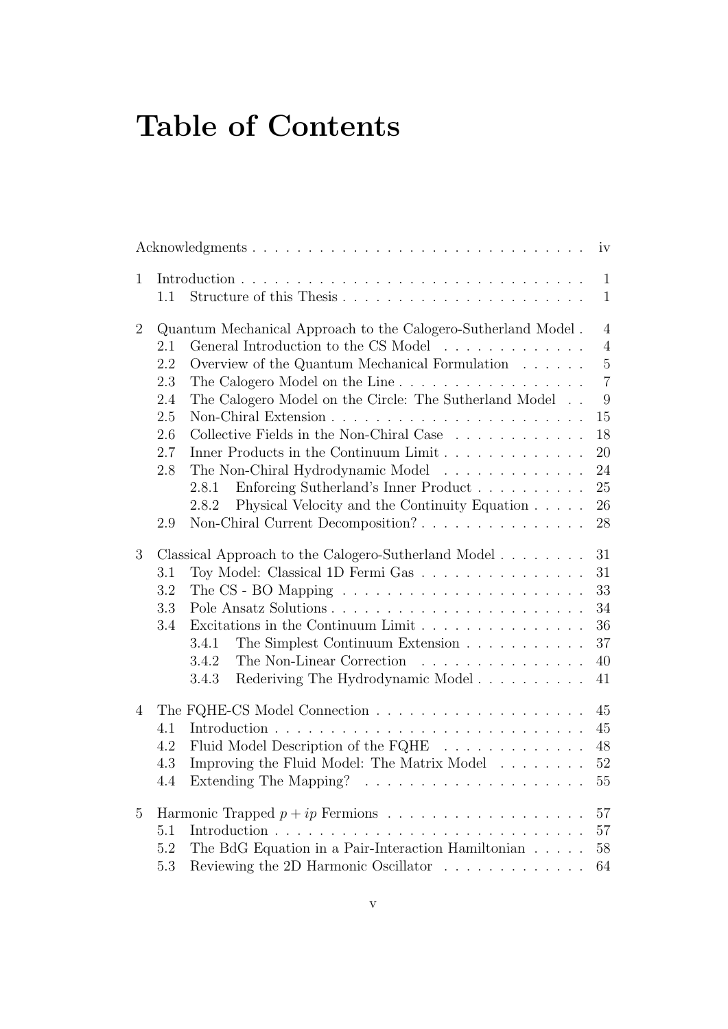# Table of Contents

Acknowledgments . . . . . . . . . . . . . . . . . . . . . . . . . . . . . . iv

1 Introduction . . . . . . . . . . . . . . . . . . . . . . . . . . . . . . . 1
  1.1 Structure of this Thesis . . . . . . . . . . . . . . . . . . . . . . 1

2 Quantum Mechanical Approach to the Calogero-Sutherland Model . 4
  2.1 General Introduction to the CS Model . . . . . . . . . . . . . 4
  2.2 Overview of the Quantum Mechanical Formulation . . . . . . 5
  2.3 The Calogero Model on the Line . . . . . . . . . . . . . . . . . 7
  2.4 The Calogero Model on the Circle: The Sutherland Model . . 9
  2.5 Non-Chiral Extension . . . . . . . . . . . . . . . . . . . . . . . 15
  2.6 Collective Fields in the Non-Chiral Case . . . . . . . . . . . . 18
  2.7 Inner Products in the Continuum Limit . . . . . . . . . . . . . 20
  2.8 The Non-Chiral Hydrodynamic Model . . . . . . . . . . . . . 24
    2.8.1 Enforcing Sutherland's Inner Product . . . . . . . . . . 25
    2.8.2 Physical Velocity and the Continuity Equation . . . . . 26
  2.9 Non-Chiral Current Decomposition? . . . . . . . . . . . . . . . 28

3 Classical Approach to the Calogero-Sutherland Model . . . . . . . . 31
  3.1 Toy Model: Classical 1D Fermi Gas . . . . . . . . . . . . . . . 31
  3.2 The CS - BO Mapping . . . . . . . . . . . . . . . . . . . . . . 33
  3.3 Pole Ansatz Solutions . . . . . . . . . . . . . . . . . . . . . . . 34
  3.4 Excitations in the Continuum Limit . . . . . . . . . . . . . . . 36
    3.4.1 The Simplest Continuum Extension . . . . . . . . . . . 37
    3.4.2 The Non-Linear Correction . . . . . . . . . . . . . . . 40
    3.4.3 Rederiving The Hydrodynamic Model . . . . . . . . . . 41

4 The FQHE-CS Model Connection . . . . . . . . . . . . . . . . . . . 45
  4.1 Introduction . . . . . . . . . . . . . . . . . . . . . . . . . . . . 45
  4.2 Fluid Model Description of the FQHE . . . . . . . . . . . . . 48
  4.3 Improving the Fluid Model: The Matrix Model . . . . . . . . 52
  4.4 Extending The Mapping? . . . . . . . . . . . . . . . . . . . . . 55

5 Harmonic Trapped $p + ip$ Fermions . . . . . . . . . . . . . . . . . 57
  5.1 Introduction . . . . . . . . . . . . . . . . . . . . . . . . . . . . 57
  5.2 The BdG Equation in a Pair-Interaction Hamiltonian . . . . . 58
  5.3 Reviewing the 2D Harmonic Oscillator . . . . . . . . . . . . . 64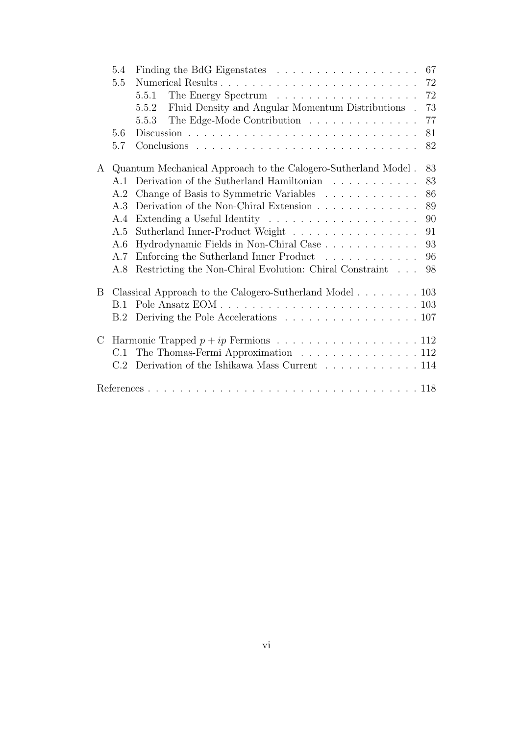- 5.4 Finding the BdG Eigenstates . . . . . . . . . . . . . . . . . . 67
- 5.5 Numerical Results . . . . . . . . . . . . . . . . . . . . . . . . . 72
  - 5.5.1 The Energy Spectrum . . . . . . . . . . . . . . . . . . 72
  - 5.5.2 Fluid Density and Angular Momentum Distributions . 73
  - 5.5.3 The Edge-Mode Contribution . . . . . . . . . . . . . . 77
- 5.6 Discussion . . . . . . . . . . . . . . . . . . . . . . . . . . . . 81
- 5.7 Conclusions . . . . . . . . . . . . . . . . . . . . . . . . . . . 82

A Quantum Mechanical Approach to the Calogero-Sutherland Model . 83
- A.1 Derivation of the Sutherland Hamiltonian . . . . . . . . . . . 83
- A.2 Change of Basis to Symmetric Variables . . . . . . . . . . . . 86
- A.3 Derivation of the Non-Chiral Extension . . . . . . . . . . . . . 89
- A.4 Extending a Useful Identity . . . . . . . . . . . . . . . . . . . 90
- A.5 Sutherland Inner-Product Weight . . . . . . . . . . . . . . . . 91
- A.6 Hydrodynamic Fields in Non-Chiral Case . . . . . . . . . . . . 93
- A.7 Enforcing the Sutherland Inner Product . . . . . . . . . . . . 96
- A.8 Restricting the Non-Chiral Evolution: Chiral Constraint . . . 98

B Classical Approach to the Calogero-Sutherland Model . . . . . . . . 103
- B.1 Pole Ansatz EOM . . . . . . . . . . . . . . . . . . . . . . . . . 103
- B.2 Deriving the Pole Accelerations . . . . . . . . . . . . . . . . . 107

C Harmonic Trapped $p + ip$ Fermions . . . . . . . . . . . . . . . . . . 112
- C.1 The Thomas-Fermi Approximation . . . . . . . . . . . . . . . 112
- C.2 Derivation of the Ishikawa Mass Current . . . . . . . . . . . . 114

References . . . . . . . . . . . . . . . . . . . . . . . . . . . . . . . . . . 118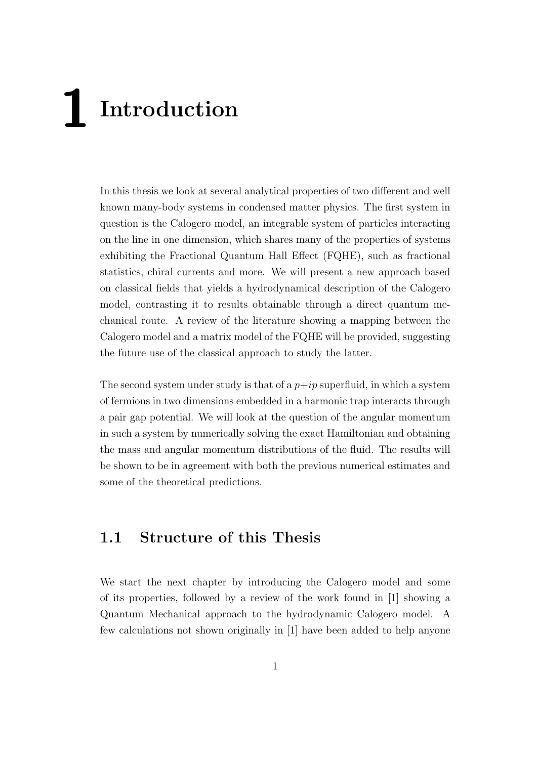# 1 Introduction

In this thesis we look at several analytical properties of two different and well known many-body systems in condensed matter physics. The first system in question is the Calogero model, an integrable system of particles interacting on the line in one dimension, which shares many of the properties of systems exhibiting the Fractional Quantum Hall Effect (FQHE), such as fractional statistics, chiral currents and more. We will present a new approach based on classical fields that yields a hydrodynamical description of the Calogero model, contrasting it to results obtainable through a direct quantum mechanical route. A review of the literature showing a mapping between the Calogero model and a matrix model of the FQHE will be provided, suggesting the future use of the classical approach to study the latter.

The second system under study is that of a $p+ip$ superfluid, in which a system of fermions in two dimensions embedded in a harmonic trap interacts through a pair gap potential. We will look at the question of the angular momentum in such a system by numerically solving the exact Hamiltonian and obtaining the mass and angular momentum distributions of the fluid. The results will be shown to be in agreement with both the previous numerical estimates and some of the theoretical predictions.

## 1.1 Structure of this Thesis

We start the next chapter by introducing the Calogero model and some of its properties, followed by a review of the work found in [1] showing a Quantum Mechanical approach to the hydrodynamic Calogero model. A few calculations not shown originally in [1] have been added to help anyone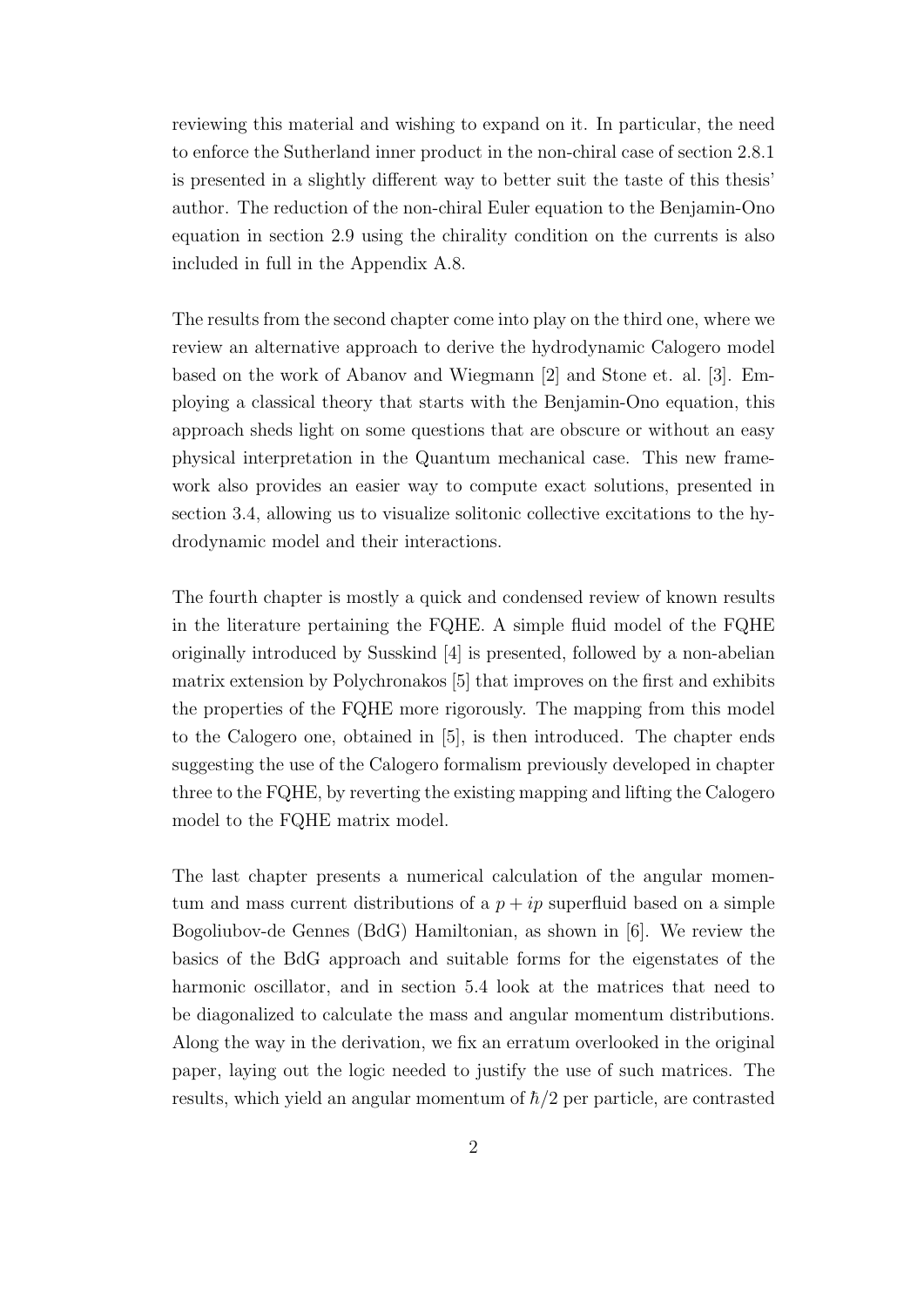reviewing this material and wishing to expand on it. In particular, the need to enforce the Sutherland inner product in the non-chiral case of section 2.8.1 is presented in a slightly different way to better suit the taste of this thesis' author. The reduction of the non-chiral Euler equation to the Benjamin-Ono equation in section 2.9 using the chirality condition on the currents is also included in full in the Appendix A.8.

The results from the second chapter come into play on the third one, where we review an alternative approach to derive the hydrodynamic Calogero model based on the work of Abanov and Wiegmann [2] and Stone et. al. [3]. Employing a classical theory that starts with the Benjamin-Ono equation, this approach sheds light on some questions that are obscure or without an easy physical interpretation in the Quantum mechanical case. This new framework also provides an easier way to compute exact solutions, presented in section 3.4, allowing us to visualize solitonic collective excitations to the hydrodynamic model and their interactions.

The fourth chapter is mostly a quick and condensed review of known results in the literature pertaining the FQHE. A simple fluid model of the FQHE originally introduced by Susskind [4] is presented, followed by a non-abelian matrix extension by Polychronakos [5] that improves on the first and exhibits the properties of the FQHE more rigorously. The mapping from this model to the Calogero one, obtained in [5], is then introduced. The chapter ends suggesting the use of the Calogero formalism previously developed in chapter three to the FQHE, by reverting the existing mapping and lifting the Calogero model to the FQHE matrix model.

The last chapter presents a numerical calculation of the angular momentum and mass current distributions of a $p + ip$ superfluid based on a simple Bogoliubov-de Gennes (BdG) Hamiltonian, as shown in [6]. We review the basics of the BdG approach and suitable forms for the eigenstates of the harmonic oscillator, and in section 5.4 look at the matrices that need to be diagonalized to calculate the mass and angular momentum distributions. Along the way in the derivation, we fix an erratum overlooked in the original paper, laying out the logic needed to justify the use of such matrices. The results, which yield an angular momentum of $\hbar/2$ per particle, are contrasted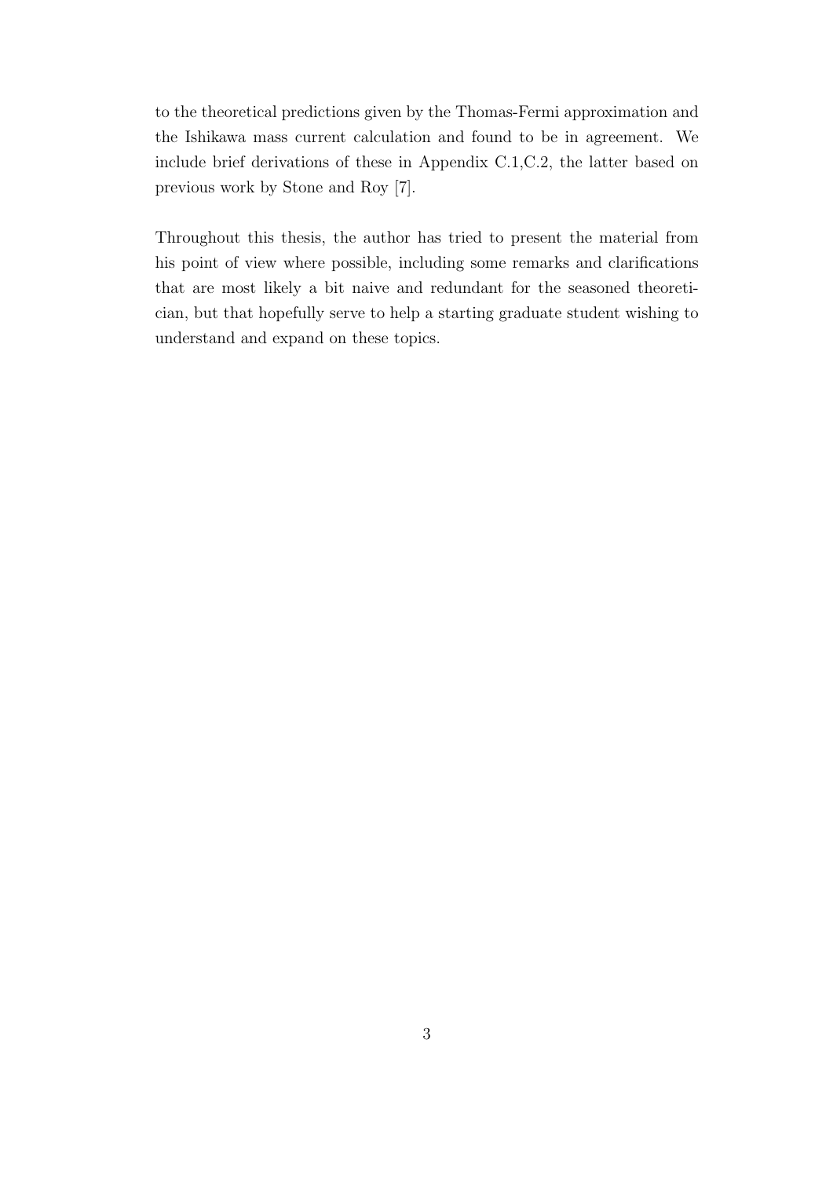to the theoretical predictions given by the Thomas-Fermi approximation and the Ishikawa mass current calculation and found to be in agreement. We include brief derivations of these in Appendix C.1,C.2, the latter based on previous work by Stone and Roy [7].

Throughout this thesis, the author has tried to present the material from his point of view where possible, including some remarks and clarifications that are most likely a bit naive and redundant for the seasoned theoretician, but that hopefully serve to help a starting graduate student wishing to understand and expand on these topics.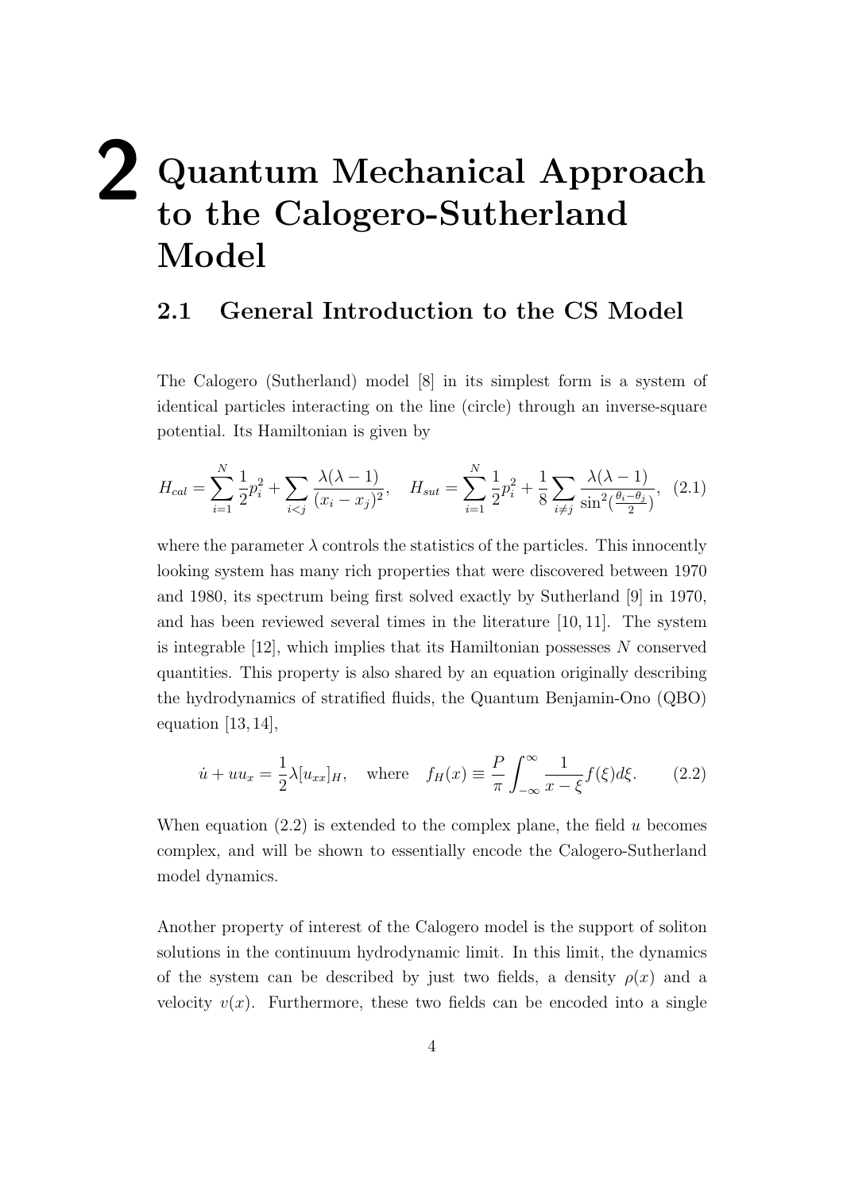# 2 Quantum Mechanical Approach to the Calogero-Sutherland Model

## 2.1 General Introduction to the CS Model

The Calogero (Sutherland) model [8] in its simplest form is a system of identical particles interacting on the line (circle) through an inverse-square potential. Its Hamiltonian is given by

$$H_{cal} = \sum_{i=1}^{N} \frac{1}{2} p_i^2 + \sum_{i<j} \frac{\lambda(\lambda-1)}{(x_i - x_j)^2}, \quad H_{sut} = \sum_{i=1}^{N} \frac{1}{2} p_i^2 + \frac{1}{8} \sum_{i \neq j} \frac{\lambda(\lambda-1)}{\sin^2(\frac{\theta_i - \theta_j}{2})}, \quad (2.1)$$

where the parameter $\lambda$ controls the statistics of the particles. This innocently looking system has many rich properties that were discovered between 1970 and 1980, its spectrum being first solved exactly by Sutherland [9] in 1970, and has been reviewed several times in the literature [10, 11]. The system is integrable [12], which implies that its Hamiltonian possesses $N$ conserved quantities. This property is also shared by an equation originally describing the hydrodynamics of stratified fluids, the Quantum Benjamin-Ono (QBO) equation [13, 14],

$$\dot{u} + u u_x = \frac{1}{2} \lambda [u_{xx}]_H, \quad \text{where} \quad f_H(x) \equiv \frac{P}{\pi} \int_{-\infty}^{\infty} \frac{1}{x - \xi} f(\xi) d\xi. \quad (2.2)$$

When equation (2.2) is extended to the complex plane, the field $u$ becomes complex, and will be shown to essentially encode the Calogero-Sutherland model dynamics.

Another property of interest of the Calogero model is the support of soliton solutions in the continuum hydrodynamic limit. In this limit, the dynamics of the system can be described by just two fields, a density $\rho(x)$ and a velocity $v(x)$. Furthermore, these two fields can be encoded into a single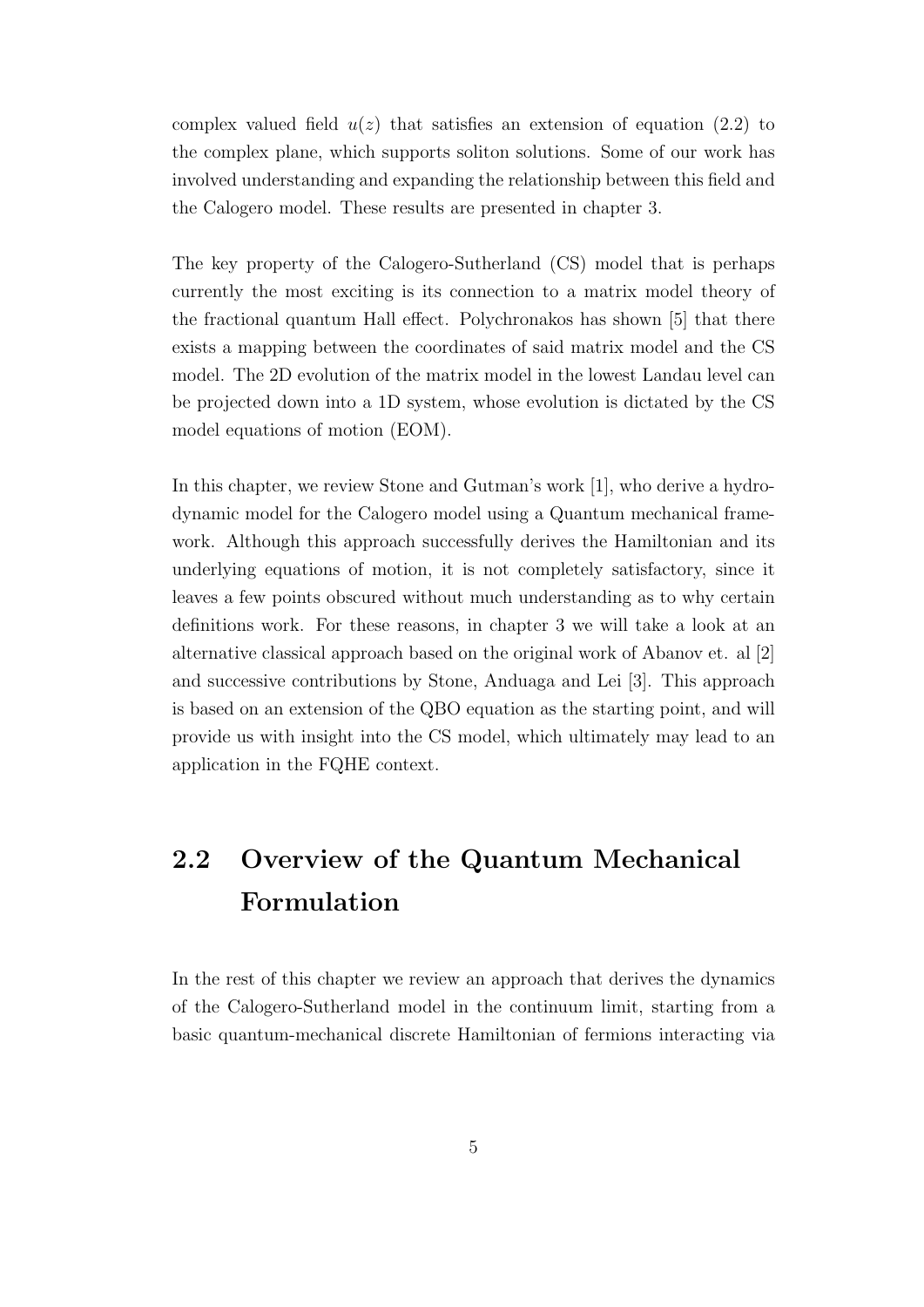complex valued field $u(z)$ that satisfies an extension of equation (2.2) to the complex plane, which supports soliton solutions. Some of our work has involved understanding and expanding the relationship between this field and the Calogero model. These results are presented in chapter 3.

The key property of the Calogero-Sutherland (CS) model that is perhaps currently the most exciting is its connection to a matrix model theory of the fractional quantum Hall effect. Polychronakos has shown [5] that there exists a mapping between the coordinates of said matrix model and the CS model. The 2D evolution of the matrix model in the lowest Landau level can be projected down into a 1D system, whose evolution is dictated by the CS model equations of motion (EOM).

In this chapter, we review Stone and Gutman's work [1], who derive a hydrodynamic model for the Calogero model using a Quantum mechanical framework. Although this approach successfully derives the Hamiltonian and its underlying equations of motion, it is not completely satisfactory, since it leaves a few points obscured without much understanding as to why certain definitions work. For these reasons, in chapter 3 we will take a look at an alternative classical approach based on the original work of Abanov et. al [2] and successive contributions by Stone, Anduaga and Lei [3]. This approach is based on an extension of the QBO equation as the starting point, and will provide us with insight into the CS model, which ultimately may lead to an application in the FQHE context.

## 2.2 Overview of the Quantum Mechanical Formulation

In the rest of this chapter we review an approach that derives the dynamics of the Calogero-Sutherland model in the continuum limit, starting from a basic quantum-mechanical discrete Hamiltonian of fermions interacting via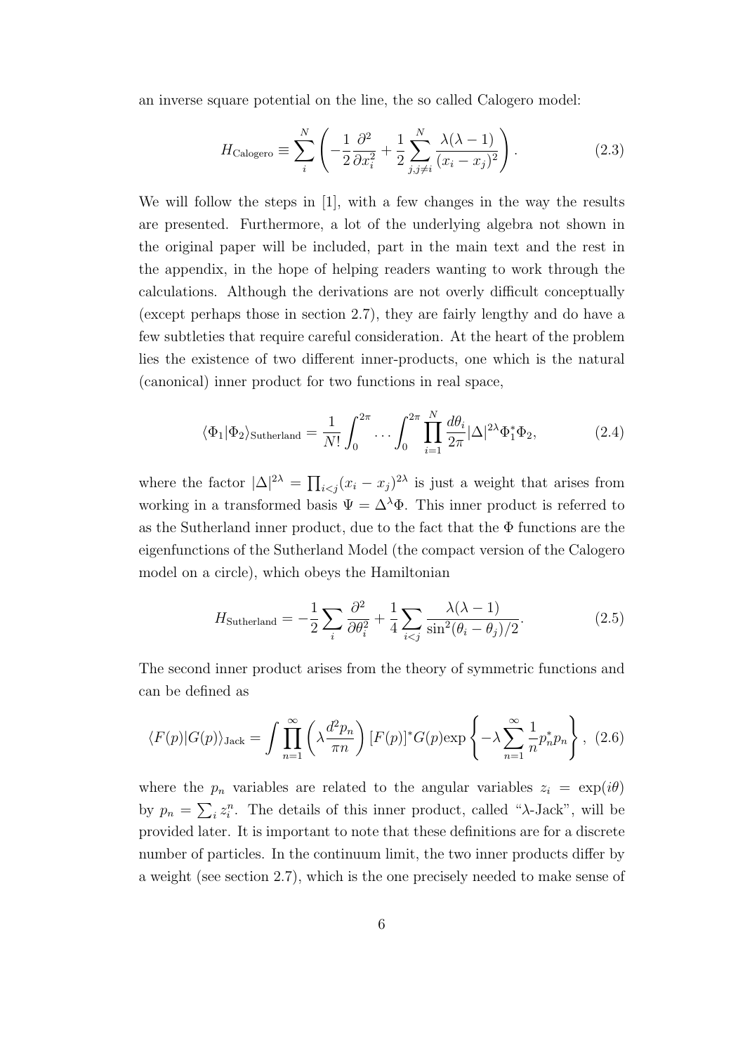an inverse square potential on the line, the so called Calogero model:

$$H_{\text{Calogero}} \equiv \sum_i^N \left( -\frac{1}{2}\frac{\partial^2}{\partial x_i^2} + \frac{1}{2}\sum_{j,j\neq i}^N \frac{\lambda(\lambda-1)}{(x_i - x_j)^2} \right). \tag{2.3}$$

We will follow the steps in [1], with a few changes in the way the results are presented. Furthermore, a lot of the underlying algebra not shown in the original paper will be included, part in the main text and the rest in the appendix, in the hope of helping readers wanting to work through the calculations. Although the derivations are not overly difficult conceptually (except perhaps those in section 2.7), they are fairly lengthy and do have a few subtleties that require careful consideration. At the heart of the problem lies the existence of two different inner-products, one which is the natural (canonical) inner product for two functions in real space,

$$\langle \Phi_1 | \Phi_2 \rangle_{\text{Sutherland}} = \frac{1}{N!}\int_0^{2\pi} \dots \int_0^{2\pi} \prod_{i=1}^N \frac{d\theta_i}{2\pi} |\Delta|^{2\lambda} \Phi_1^* \Phi_2, \tag{2.4}$$

where the factor $|\Delta|^{2\lambda} = \prod_{i<j}(x_i - x_j)^{2\lambda}$ is just a weight that arises from working in a transformed basis $\Psi = \Delta^\lambda \Phi$. This inner product is referred to as the Sutherland inner product, due to the fact that the $\Phi$ functions are the eigenfunctions of the Sutherland Model (the compact version of the Calogero model on a circle), which obeys the Hamiltonian

$$H_{\text{Sutherland}} = -\frac{1}{2}\sum_i \frac{\partial^2}{\partial \theta_i^2} + \frac{1}{4}\sum_{i<j} \frac{\lambda(\lambda-1)}{\sin^2(\theta_i - \theta_j)/2}. \tag{2.5}$$

The second inner product arises from the theory of symmetric functions and can be defined as

$$\langle F(p) | G(p) \rangle_{\text{Jack}} = \int \prod_{n=1}^\infty \left( \lambda \frac{d^2 p_n}{\pi n} \right) [F(p)]^* G(p) \exp\left\{ -\lambda \sum_{n=1}^\infty \frac{1}{n} p_n^* p_n \right\}, \tag{2.6}$$

where the $p_n$ variables are related to the angular variables $z_i = \exp(i\theta)$ by $p_n = \sum_i z_i^n$. The details of this inner product, called "$\lambda$-Jack", will be provided later. It is important to note that these definitions are for a discrete number of particles. In the continuum limit, the two inner products differ by a weight (see section 2.7), which is the one precisely needed to make sense of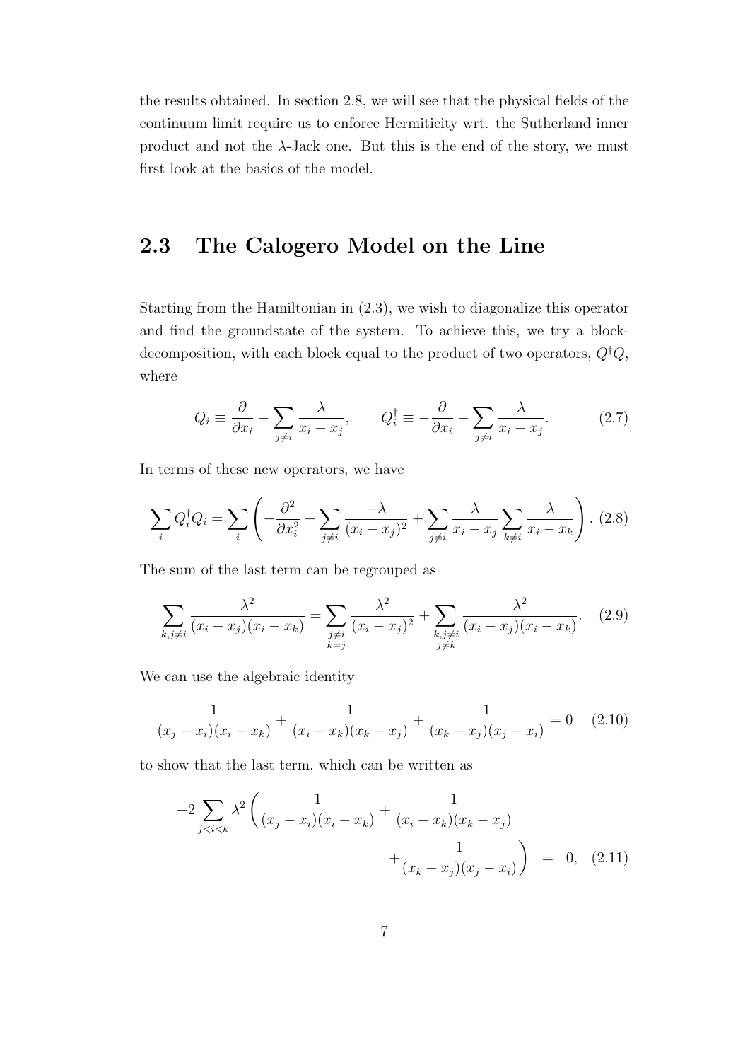the results obtained. In section 2.8, we will see that the physical fields of the continuum limit require us to enforce Hermiticity wrt. the Sutherland inner product and not the $\lambda$-Jack one. But this is the end of the story, we must first look at the basics of the model.

## 2.3 The Calogero Model on the Line

Starting from the Hamiltonian in (2.3), we wish to diagonalize this operator and find the groundstate of the system. To achieve this, we try a block-decomposition, with each block equal to the product of two operators, $Q^\dagger Q$, where

$$Q_i \equiv \frac{\partial}{\partial x_i} - \sum_{j\neq i} \frac{\lambda}{x_i - x_j}, \qquad Q_i^\dagger \equiv -\frac{\partial}{\partial x_i} - \sum_{j\neq i} \frac{\lambda}{x_i - x_j}. \tag{2.7}$$

In terms of these new operators, we have

$$\sum_i Q_i^\dagger Q_i = \sum_i \left( -\frac{\partial^2}{\partial x_i^2} + \sum_{j\neq i} \frac{-\lambda}{(x_i - x_j)^2} + \sum_{j\neq i} \frac{\lambda}{x_i - x_j} \sum_{k\neq i} \frac{\lambda}{x_i - x_k} \right). \tag{2.8}$$

The sum of the last term can be regrouped as

$$\sum_{k,j\neq i} \frac{\lambda^2}{(x_i - x_j)(x_i - x_k)} = \sum_{\substack{j\neq i \\ k=j}} \frac{\lambda^2}{(x_i - x_j)^2} + \sum_{\substack{k,j\neq i \\ j\neq k}} \frac{\lambda^2}{(x_i - x_j)(x_i - x_k)}. \tag{2.9}$$

We can use the algebraic identity

$$\frac{1}{(x_j - x_i)(x_i - x_k)} + \frac{1}{(x_i - x_k)(x_k - x_j)} + \frac{1}{(x_k - x_j)(x_j - x_i)} = 0 \tag{2.10}$$

to show that the last term, which can be written as

$$-2\sum_{j<i<k} \lambda^2 \left( \frac{1}{(x_j - x_i)(x_i - x_k)} + \frac{1}{(x_i - x_k)(x_k - x_j)} + \frac{1}{(x_k - x_j)(x_j - x_i)} \right) = 0, \tag{2.11}$$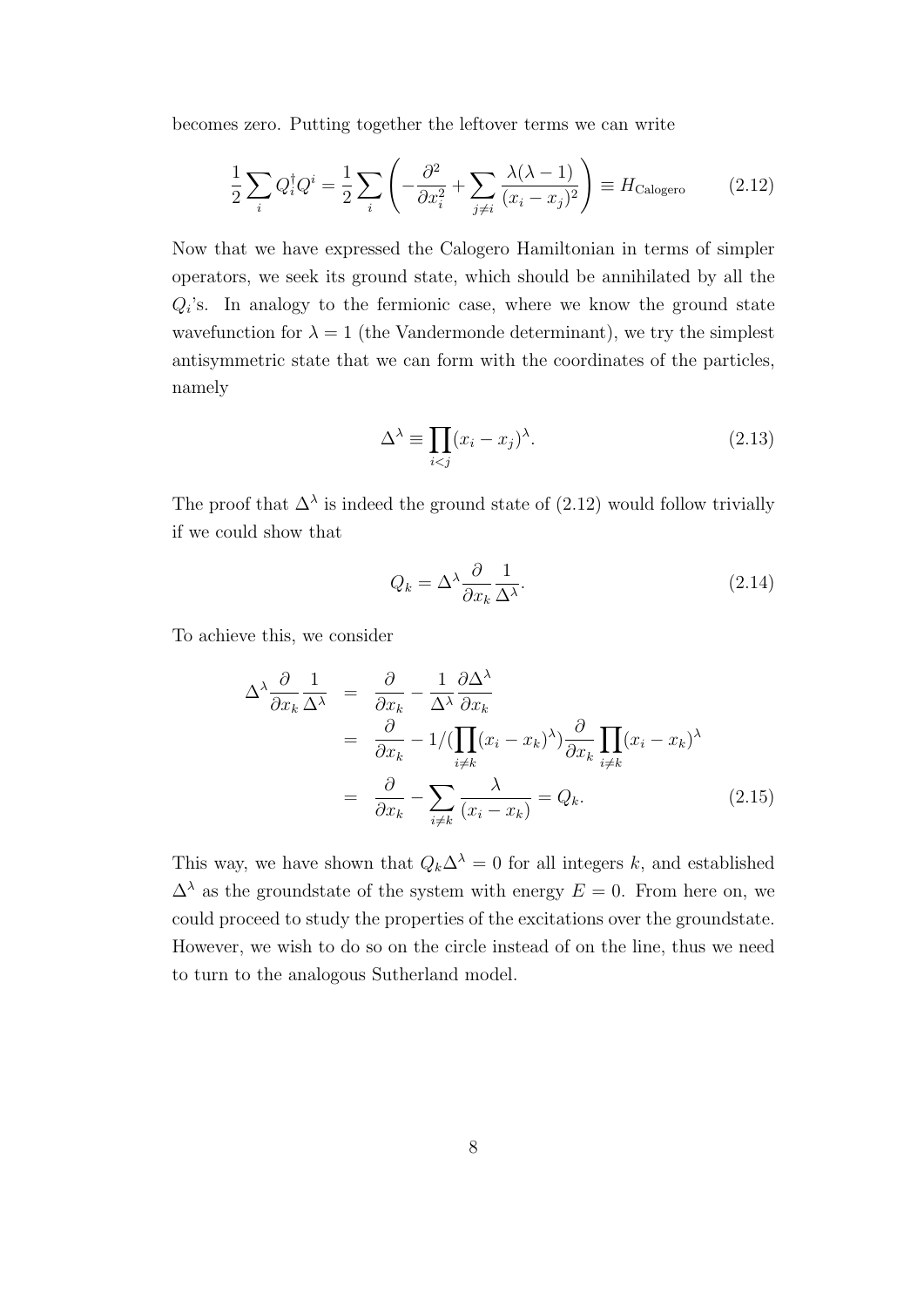becomes zero. Putting together the leftover terms we can write

$$\frac{1}{2}\sum_i Q_i^\dagger Q^i = \frac{1}{2}\sum_i \left( -\frac{\partial^2}{\partial x_i^2} + \sum_{j\neq i} \frac{\lambda(\lambda-1)}{(x_i - x_j)^2} \right) \equiv H_{\text{Calogero}} \tag{2.12}$$

Now that we have expressed the Calogero Hamiltonian in terms of simpler operators, we seek its ground state, which should be annihilated by all the $Q_i$'s. In analogy to the fermionic case, where we know the ground state wavefunction for $\lambda = 1$ (the Vandermonde determinant), we try the simplest antisymmetric state that we can form with the coordinates of the particles, namely

$$\Delta^\lambda \equiv \prod_{i<j} (x_i - x_j)^\lambda. \tag{2.13}$$

The proof that $\Delta^\lambda$ is indeed the ground state of (2.12) would follow trivially if we could show that

$$Q_k = \Delta^\lambda \frac{\partial}{\partial x_k} \frac{1}{\Delta^\lambda}. \tag{2.14}$$

To achieve this, we consider

$$\begin{aligned}
\Delta^\lambda \frac{\partial}{\partial x_k} \frac{1}{\Delta^\lambda} &= \frac{\partial}{\partial x_k} - \frac{1}{\Delta^\lambda} \frac{\partial \Delta^\lambda}{\partial x_k} \\
&= \frac{\partial}{\partial x_k} - 1/(\prod_{i\neq k} (x_i - x_k)^\lambda) \frac{\partial}{\partial x_k} \prod_{i\neq k} (x_i - x_k)^\lambda \\
&= \frac{\partial}{\partial x_k} - \sum_{i\neq k} \frac{\lambda}{(x_i - x_k)} = Q_k.
\end{aligned} \tag{2.15}$$

This way, we have shown that $Q_k \Delta^\lambda = 0$ for all integers $k$, and established $\Delta^\lambda$ as the groundstate of the system with energy $E = 0$. From here on, we could proceed to study the properties of the excitations over the groundstate. However, we wish to do so on the circle instead of on the line, thus we need to turn to the analogous Sutherland model.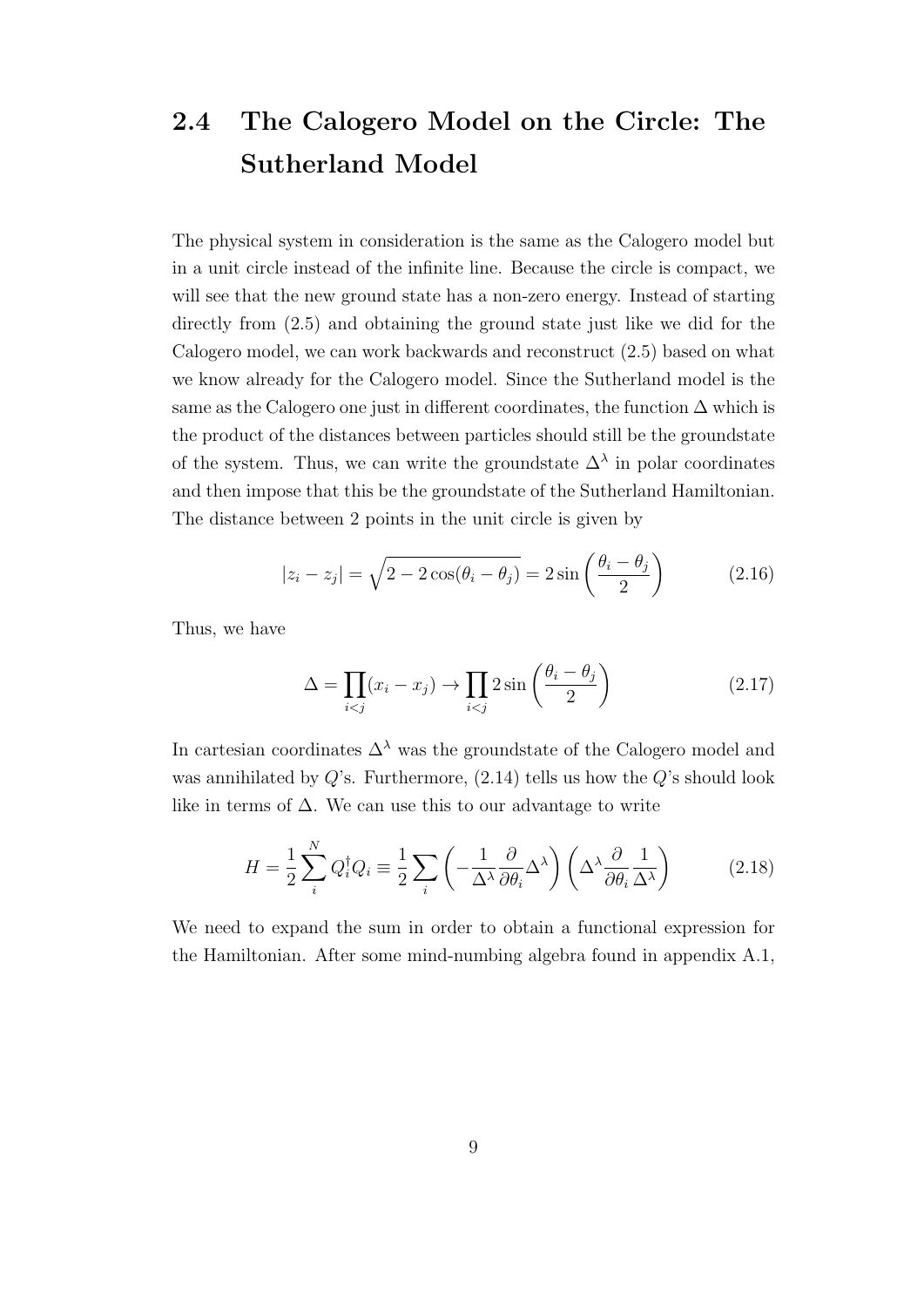## 2.4 The Calogero Model on the Circle: The Sutherland Model

The physical system in consideration is the same as the Calogero model but in a unit circle instead of the infinite line. Because the circle is compact, we will see that the new ground state has a non-zero energy. Instead of starting directly from (2.5) and obtaining the ground state just like we did for the Calogero model, we can work backwards and reconstruct (2.5) based on what we know already for the Calogero model. Since the Sutherland model is the same as the Calogero one just in different coordinates, the function $\Delta$ which is the product of the distances between particles should still be the groundstate of the system. Thus, we can write the groundstate $\Delta^\lambda$ in polar coordinates and then impose that this be the groundstate of the Sutherland Hamiltonian. The distance between 2 points in the unit circle is given by

$$|z_i - z_j| = \sqrt{2 - 2\cos(\theta_i - \theta_j)} = 2\sin\left(\frac{\theta_i - \theta_j}{2}\right) \tag{2.16}$$

Thus, we have

$$\Delta = \prod_{i<j}(x_i - x_j) \to \prod_{i<j} 2\sin\left(\frac{\theta_i - \theta_j}{2}\right) \tag{2.17}$$

In cartesian coordinates $\Delta^\lambda$ was the groundstate of the Calogero model and was annihilated by $Q$'s. Furthermore, (2.14) tells us how the $Q$'s should look like in terms of $\Delta$. We can use this to our advantage to write

$$H = \frac{1}{2}\sum_{i}^{N} Q_i^\dagger Q_i \equiv \frac{1}{2}\sum_{i}\left(-\frac{1}{\Delta^\lambda}\frac{\partial}{\partial\theta_i}\Delta^\lambda\right)\left(\Delta^\lambda\frac{\partial}{\partial\theta_i}\frac{1}{\Delta^\lambda}\right) \tag{2.18}$$

We need to expand the sum in order to obtain a functional expression for the Hamiltonian. After some mind-numbing algebra found in appendix A.1,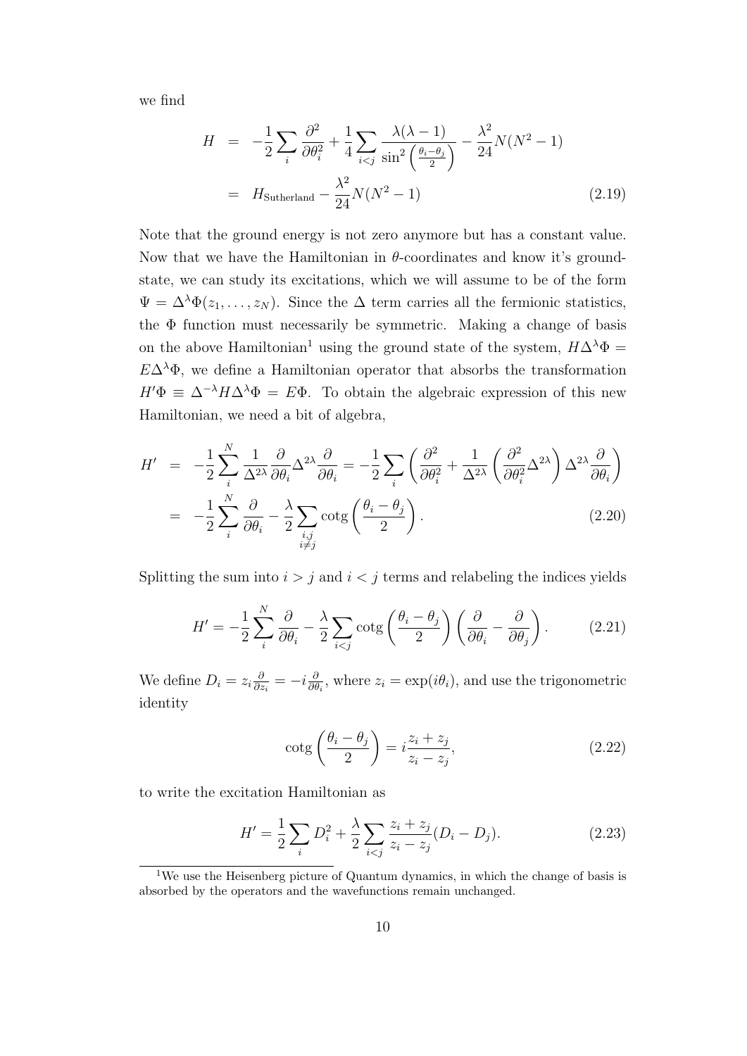we find

$$
\begin{aligned}
H &= -\frac{1}{2}\sum_i \frac{\partial^2}{\partial\theta_i^2} + \frac{1}{4}\sum_{i<j}\frac{\lambda(\lambda-1)}{\sin^2\left(\frac{\theta_i-\theta_j}{2}\right)} - \frac{\lambda^2}{24}N(N^2-1) \\
&= H_{\text{Sutherland}} - \frac{\lambda^2}{24}N(N^2-1) \qquad (2.19)
\end{aligned}
$$

Note that the ground energy is not zero anymore but has a constant value. Now that we have the Hamiltonian in $\theta$-coordinates and know it's groundstate, we can study its excitations, which we will assume to be of the form $\Psi = \Delta^\lambda \Phi(z_1, \ldots, z_N)$. Since the $\Delta$ term carries all the fermionic statistics, the $\Phi$ function must necessarily be symmetric. Making a change of basis on the above Hamiltonian[1] using the ground state of the system, $H\Delta^\lambda\Phi = E\Delta^\lambda\Phi$, we define a Hamiltonian operator that absorbs the transformation $H'\Phi \equiv \Delta^{-\lambda}H\Delta^\lambda\Phi = E\Phi$. To obtain the algebraic expression of this new Hamiltonian, we need a bit of algebra,

$$
\begin{aligned}
H' &= -\frac{1}{2}\sum_i^N \frac{1}{\Delta^{2\lambda}}\frac{\partial}{\partial\theta_i}\Delta^{2\lambda}\frac{\partial}{\partial\theta_i} = -\frac{1}{2}\sum_i\left(\frac{\partial^2}{\partial\theta_i^2} + \frac{1}{\Delta^{2\lambda}}\left(\frac{\partial^2}{\partial\theta_i^2}\Delta^{2\lambda}\right)\Delta^{2\lambda}\frac{\partial}{\partial\theta_i}\right) \\
&= -\frac{1}{2}\sum_i^N \frac{\partial}{\partial\theta_i} - \frac{\lambda}{2}\sum_{\substack{i,j\\ i\neq j}} \operatorname{cotg}\left(\frac{\theta_i-\theta_j}{2}\right). \qquad (2.20)
\end{aligned}
$$

Splitting the sum into $i > j$ and $i < j$ terms and relabeling the indices yields

$$
H' = -\frac{1}{2}\sum_i^N \frac{\partial}{\partial\theta_i} - \frac{\lambda}{2}\sum_{i<j}\operatorname{cotg}\left(\frac{\theta_i-\theta_j}{2}\right)\left(\frac{\partial}{\partial\theta_i} - \frac{\partial}{\partial\theta_j}\right). \qquad (2.21)
$$

We define $D_i = z_i\frac{\partial}{\partial z_i} = -i\frac{\partial}{\partial\theta_i}$, where $z_i = \exp(i\theta_i)$, and use the trigonometric identity

$$
\operatorname{cotg}\left(\frac{\theta_i-\theta_j}{2}\right) = i\frac{z_i+z_j}{z_i-z_j}, \qquad (2.22)
$$

to write the excitation Hamiltonian as

$$
H' = \frac{1}{2}\sum_i D_i^2 + \frac{\lambda}{2}\sum_{i<j}\frac{z_i+z_j}{z_i-z_j}(D_i - D_j). \qquad (2.23)
$$

[1] We use the Heisenberg picture of Quantum dynamics, in which the change of basis is absorbed by the operators and the wavefunctions remain unchanged.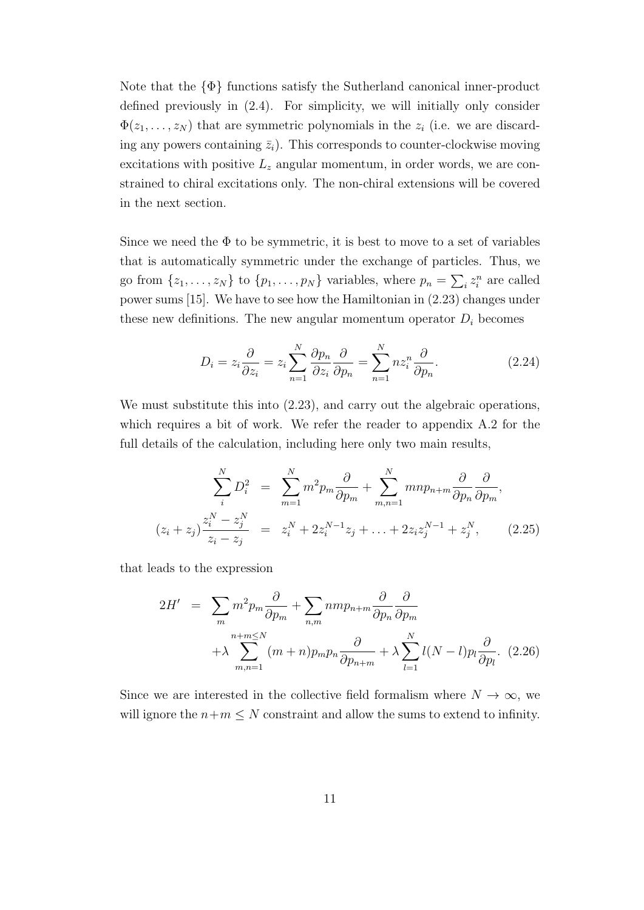Note that the $\{\Phi\}$ functions satisfy the Sutherland canonical inner-product defined previously in (2.4). For simplicity, we will initially only consider $\Phi(z_1, \ldots, z_N)$ that are symmetric polynomials in the $z_i$ (i.e. we are discarding any powers containing $\bar{z}_i$). This corresponds to counter-clockwise moving excitations with positive $L_z$ angular momentum, in order words, we are constrained to chiral excitations only. The non-chiral extensions will be covered in the next section.

Since we need the $\Phi$ to be symmetric, it is best to move to a set of variables that is automatically symmetric under the exchange of particles. Thus, we go from $\{z_1, \ldots, z_N\}$ to $\{p_1, \ldots, p_N\}$ variables, where $p_n = \sum_i z_i^n$ are called power sums [15]. We have to see how the Hamiltonian in (2.23) changes under these new definitions. The new angular momentum operator $D_i$ becomes

$$D_i = z_i \frac{\partial}{\partial z_i} = z_i \sum_{n=1}^{N} \frac{\partial p_n}{\partial z_i} \frac{\partial}{\partial p_n} = \sum_{n=1}^{N} n z_i^n \frac{\partial}{\partial p_n}. \tag{2.24}$$

We must substitute this into (2.23), and carry out the algebraic operations, which requires a bit of work. We refer the reader to appendix A.2 for the full details of the calculation, including here only two main results,

$$\begin{aligned} \sum_i^N D_i^2 &= \sum_{m=1}^{N} m^2 p_m \frac{\partial}{\partial p_m} + \sum_{m,n=1}^{N} mn p_{n+m} \frac{\partial}{\partial p_n} \frac{\partial}{\partial p_m}, \\ (z_i + z_j) \frac{z_i^N - z_j^N}{z_i - z_j} &= z_i^N + 2 z_i^{N-1} z_j + \ldots + 2 z_i z_j^{N-1} + z_j^N, \end{aligned} \tag{2.25}$$

that leads to the expression

$$\begin{aligned} 2H' &= \sum_m m^2 p_m \frac{\partial}{\partial p_m} + \sum_{n,m} nm p_{n+m} \frac{\partial}{\partial p_n} \frac{\partial}{\partial p_m} \\ &\quad + \lambda \sum_{m,n=1}^{n+m \leq N} (m+n) p_m p_n \frac{\partial}{\partial p_{n+m}} + \lambda \sum_{l=1}^{N} l(N-l) p_l \frac{\partial}{\partial p_l}. \end{aligned} \tag{2.26}$$

Since we are interested in the collective field formalism where $N \to \infty$, we will ignore the $n+m \leq N$ constraint and allow the sums to extend to infinity.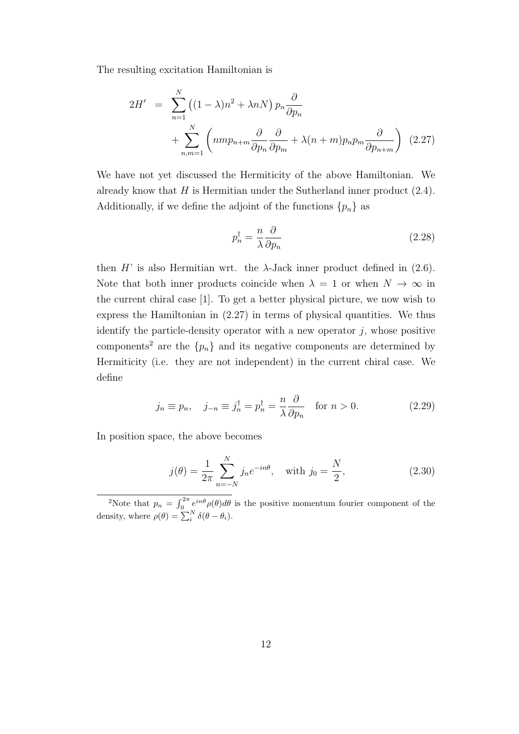The resulting excitation Hamiltonian is

$$
\begin{aligned}
2H' &= \sum_{n=1}^{N} \left((1-\lambda)n^2 + \lambda n N\right) p_n \frac{\partial}{\partial p_n} \\
&\quad + \sum_{n,m=1}^{N} \left( nm p_{n+m} \frac{\partial}{\partial p_n}\frac{\partial}{\partial p_m} + \lambda (n+m) p_n p_m \frac{\partial}{\partial p_{n+m}} \right) \quad (2.27)
\end{aligned}
$$

We have not yet discussed the Hermiticity of the above Hamiltonian. We already know that $H$ is Hermitian under the Sutherland inner product (2.4). Additionally, if we define the adjoint of the functions $\{p_n\}$ as

$$
p_n^\dagger = \frac{n}{\lambda}\frac{\partial}{\partial p_n} \quad (2.28)
$$

then $H$' is also Hermitian wrt. the $\lambda$-Jack inner product defined in (2.6). Note that both inner products coincide when $\lambda = 1$ or when $N \to \infty$ in the current chiral case [1]. To get a better physical picture, we now wish to express the Hamiltonian in (2.27) in terms of physical quantities. We thus identify the particle-density operator with a new operator $j$, whose positive components[2] are the $\{p_n\}$ and its negative components are determined by Hermiticity (i.e. they are not independent) in the current chiral case. We define

$$
j_n \equiv p_n, \quad j_{-n} \equiv j_n^\dagger = p_n^\dagger = \frac{n}{\lambda}\frac{\partial}{\partial p_n} \quad \text{for } n > 0. \quad (2.29)
$$

In position space, the above becomes

$$
j(\theta) = \frac{1}{2\pi}\sum_{n=-N}^{N} j_n e^{-in\theta}, \quad \text{with } j_0 = \frac{N}{2}, \quad (2.30)
$$

[2]Note that $p_n = \int_0^{2\pi} e^{in\theta}\rho(\theta)d\theta$ is the positive momentum fourier component of the density, where $\rho(\theta) = \sum_i^N \delta(\theta - \theta_i)$.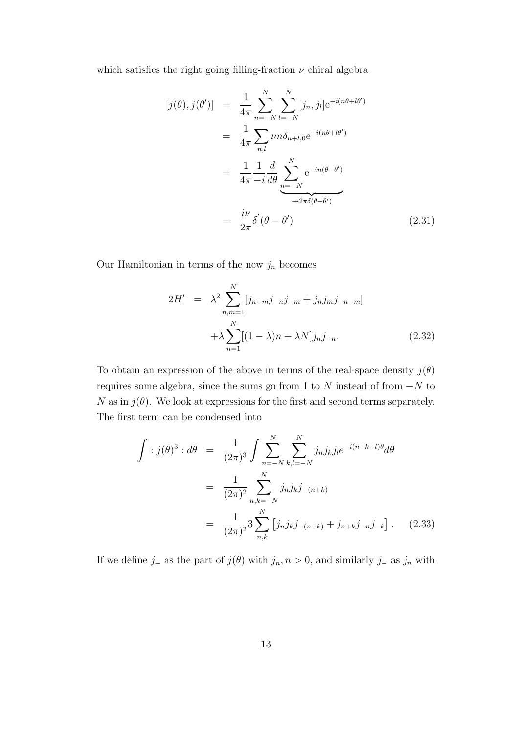which satisfies the right going filling-fraction $\nu$ chiral algebra

$$
\begin{aligned}
[j(\theta), j(\theta')] &= \frac{1}{4\pi}\sum_{n=-N}^{N}\sum_{l=-N}^{N}[j_n, j_l]\mathrm{e}^{-i(n\theta+l\theta')} \\
&= \frac{1}{4\pi}\sum_{n,l}\nu n\delta_{n+l,0}\mathrm{e}^{-i(n\theta+l\theta')} \\
&= \frac{1}{4\pi}\frac{1}{-i}\frac{d}{d\theta}\underbrace{\sum_{n=-N}^{N}\mathrm{e}^{-in(\theta-\theta')}}_{\to 2\pi\delta(\theta-\theta')} \\
&= \frac{i\nu}{2\pi}\delta^{'}(\theta-\theta')
\end{aligned}
\tag{2.31}
$$

Our Hamiltonian in terms of the new $j_n$ becomes

$$
\begin{aligned}
2H' &= \lambda^2\sum_{n,m=1}^{N}\left[j_{n+m}j_{-n}j_{-m} + j_n j_m j_{-n-m}\right] \\
&\quad +\lambda\sum_{n=1}^{N}[(1-\lambda)n + \lambda N]j_n j_{-n}.
\end{aligned}
\tag{2.32}
$$

To obtain an expression of the above in terms of the real-space density $j(\theta)$ requires some algebra, since the sums go from 1 to $N$ instead of from $-N$ to $N$ as in $j(\theta)$. We look at expressions for the first and second terms separately. The first term can be condensed into

$$
\begin{aligned}
\int :j(\theta)^3: d\theta &= \frac{1}{(2\pi)^3}\int\sum_{n=-N}^{N}\sum_{k,l=-N}^{N} j_n j_k j_l e^{-i(n+k+l)\theta}d\theta \\
&= \frac{1}{(2\pi)^2}\sum_{n,k=-N}^{N} j_n j_k j_{-(n+k)} \\
&= \frac{1}{(2\pi)^2}3\sum_{n,k}^{N}\left[j_n j_k j_{-(n+k)} + j_{n+k}j_{-n}j_{-k}\right].
\end{aligned}
\tag{2.33}
$$

If we define $j_+$ as the part of $j(\theta)$ with $j_n, n>0$, and similarly $j_-$ as $j_n$ with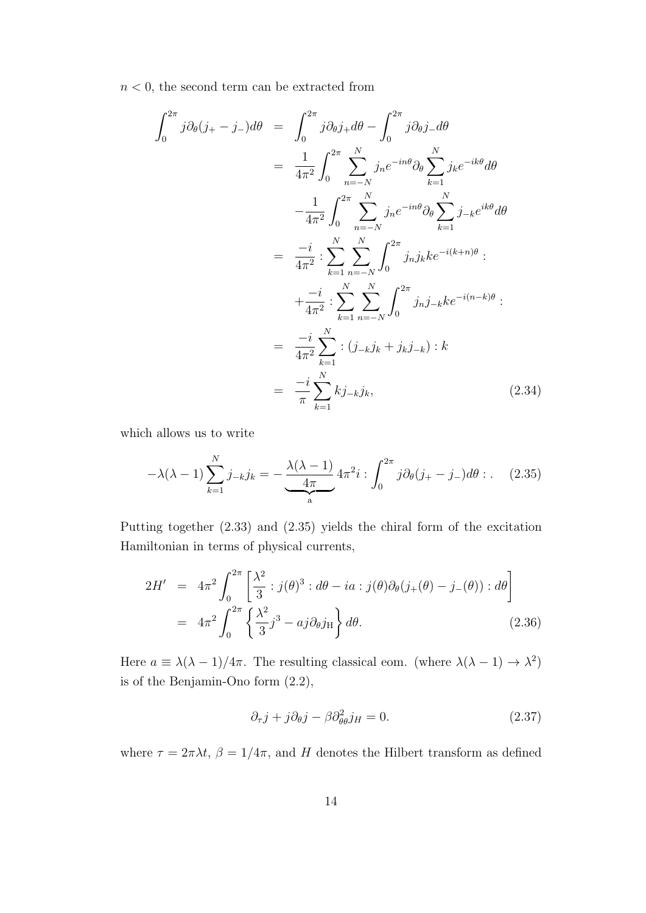$n < 0$, the second term can be extracted from

$$
\begin{aligned}
\int_0^{2\pi} j\partial_\theta (j_+ - j_-) d\theta &= \int_0^{2\pi} j\partial_\theta j_+ d\theta - \int_0^{2\pi} j\partial_\theta j_- d\theta \\
&= \frac{1}{4\pi^2}\int_0^{2\pi} \sum_{n=-N}^{N} j_n e^{-in\theta}\partial_\theta \sum_{k=1}^{N} j_k e^{-ik\theta} d\theta \\
&\quad -\frac{1}{4\pi^2}\int_0^{2\pi} \sum_{n=-N}^{N} j_n e^{-in\theta}\partial_\theta \sum_{k=1}^{N} j_{-k} e^{ik\theta} d\theta \\
&= \frac{-i}{4\pi^2} : \sum_{k=1}^{N}\sum_{n=-N}^{N}\int_0^{2\pi} j_n j_k k e^{-i(k+n)\theta} : \\
&\quad + \frac{-i}{4\pi^2} : \sum_{k=1}^{N}\sum_{n=-N}^{N}\int_0^{2\pi} j_n j_{-k} k e^{-i(n-k)\theta} : \\
&= \frac{-i}{4\pi^2}\sum_{k=1}^{N} : (j_{-k}j_k + j_k j_{-k}) : k \\
&= \frac{-i}{\pi}\sum_{k=1}^{N} k j_{-k} j_k, \qquad (2.34)
\end{aligned}
$$

which allows us to write

$$
-\lambda(\lambda-1)\sum_{k=1}^{N} j_{-k}j_k = -\underbrace{\frac{\lambda(\lambda-1)}{4\pi}}_{\text{a}} 4\pi^2 i : \int_0^{2\pi} j\partial_\theta (j_+ - j_-) d\theta : . \qquad (2.35)
$$

Putting together (2.33) and (2.35) yields the chiral form of the excitation Hamiltonian in terms of physical currents,

$$
\begin{aligned}
2H' &= 4\pi^2 \int_0^{2\pi} \left[ \frac{\lambda^2}{3} : j(\theta)^3 : d\theta - ia : j(\theta)\partial_\theta (j_+(\theta) - j_-(\theta)) : d\theta \right] \\
&= 4\pi^2 \int_0^{2\pi} \left\{ \frac{\lambda^2}{3} j^3 - a j \partial_\theta j_{\text{H}} \right\} d\theta. \qquad (2.36)
\end{aligned}
$$

Here $a \equiv \lambda(\lambda-1)/4\pi$. The resulting classical eom. (where $\lambda(\lambda-1) \to \lambda^2$) is of the Benjamin-Ono form (2.2),

$$
\partial_\tau j + j\partial_\theta j - \beta \partial^2_{\theta\theta} j_H = 0. \qquad (2.37)
$$

where $\tau = 2\pi\lambda t$, $\beta = 1/4\pi$, and $H$ denotes the Hilbert transform as defined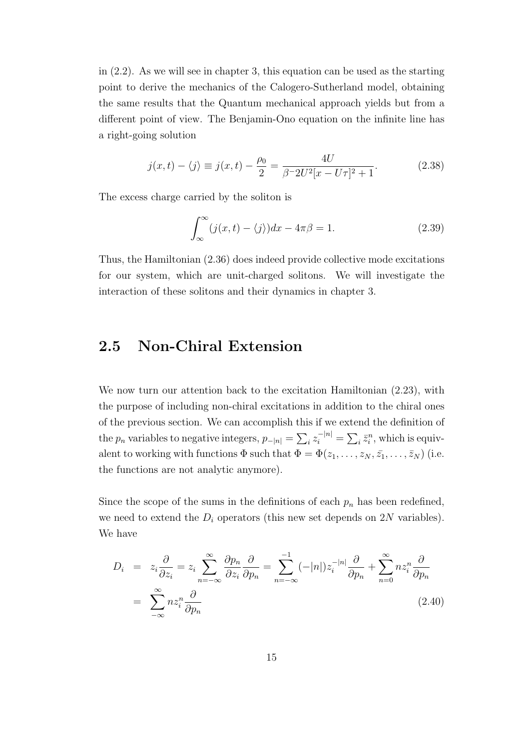in (2.2). As we will see in chapter 3, this equation can be used as the starting point to derive the mechanics of the Calogero-Sutherland model, obtaining the same results that the Quantum mechanical approach yields but from a different point of view. The Benjamin-Ono equation on the infinite line has a right-going solution

$$j(x,t) - \langle j \rangle \equiv j(x,t) - \frac{\rho_0}{2} = \frac{4U}{\beta^{-}2U^2[x - U\tau]^2 + 1}. \tag{2.38}$$

The excess charge carried by the soliton is

$$\int_{\infty}^{\infty} (j(x,t) - \langle j \rangle)dx - 4\pi\beta = 1. \tag{2.39}$$

Thus, the Hamiltonian (2.36) does indeed provide collective mode excitations for our system, which are unit-charged solitons. We will investigate the interaction of these solitons and their dynamics in chapter 3.

## 2.5 Non-Chiral Extension

We now turn our attention back to the excitation Hamiltonian (2.23), with the purpose of including non-chiral excitations in addition to the chiral ones of the previous section. We can accomplish this if we extend the definition of the $p_n$ variables to negative integers, $p_{-|n|} = \sum_i z_i^{-|n|} = \sum_i \bar{z}_i^n$, which is equivalent to working with functions $\Phi$ such that $\Phi = \Phi(z_1, \dots, z_N, \bar{z}_1, \dots, \bar{z}_N)$ (i.e. the functions are not analytic anymore).

Since the scope of the sums in the definitions of each $p_n$ has been redefined, we need to extend the $D_i$ operators (this new set depends on $2N$ variables). We have

$$\begin{aligned} D_i &= z_i \frac{\partial}{\partial z_i} = z_i \sum_{n=-\infty}^{\infty} \frac{\partial p_n}{\partial z_i} \frac{\partial}{\partial p_n} = \sum_{n=-\infty}^{-1} (-|n|) z_i^{-|n|} \frac{\partial}{\partial p_n} + \sum_{n=0}^{\infty} n z_i^n \frac{\partial}{\partial p_n} \\ &= \sum_{-\infty}^{\infty} n z_i^n \frac{\partial}{\partial p_n} \end{aligned} \tag{2.40}$$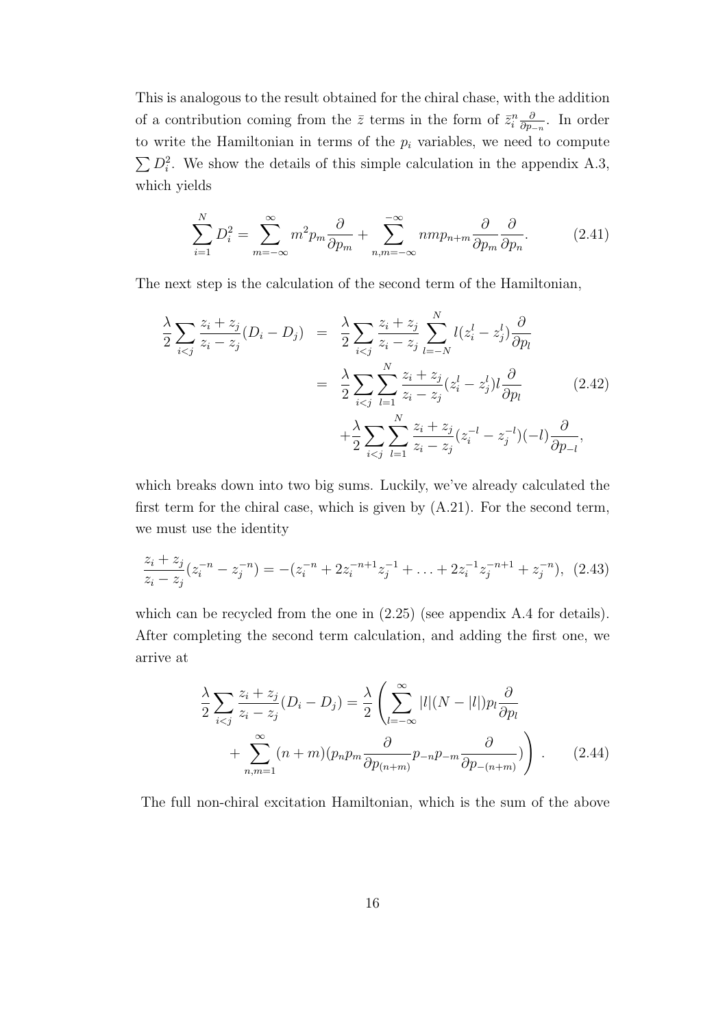This is analogous to the result obtained for the chiral chase, with the addition of a contribution coming from the $\bar{z}$ terms in the form of $\bar{z}_i^n \frac{\partial}{\partial p_{-n}}$. In order to write the Hamiltonian in terms of the $p_i$ variables, we need to compute $\sum D_i^2$. We show the details of this simple calculation in the appendix A.3, which yields

$$\sum_{i=1}^{N} D_i^2 = \sum_{m=-\infty}^{\infty} m^2 p_m \frac{\partial}{\partial p_m} + \sum_{n,m=-\infty}^{-\infty} nmp_{n+m} \frac{\partial}{\partial p_m} \frac{\partial}{\partial p_n}. \tag{2.41}$$

The next step is the calculation of the second term of the Hamiltonian,

$$\begin{aligned}
\frac{\lambda}{2} \sum_{i<j} \frac{z_i + z_j}{z_i - z_j} (D_i - D_j) &= \frac{\lambda}{2} \sum_{i<j} \frac{z_i + z_j}{z_i - z_j} \sum_{l=-N}^{N} l(z_i^l - z_j^l) \frac{\partial}{\partial p_l} \\
&= \frac{\lambda}{2} \sum_{i<j} \sum_{l=1}^{N} \frac{z_i + z_j}{z_i - z_j} (z_i^l - z_j^l) l \frac{\partial}{\partial p_l} \\
&\quad + \frac{\lambda}{2} \sum_{i<j} \sum_{l=1}^{N} \frac{z_i + z_j}{z_i - z_j} (z_i^{-l} - z_j^{-l})(-l) \frac{\partial}{\partial p_{-l}},
\end{aligned} \tag{2.42}$$

which breaks down into two big sums. Luckily, we've already calculated the first term for the chiral case, which is given by (A.21). For the second term, we must use the identity

$$\frac{z_i + z_j}{z_i - z_j} (z_i^{-n} - z_j^{-n}) = -(z_i^{-n} + 2z_i^{-n+1} z_j^{-1} + \ldots + 2z_i^{-1} z_j^{-n+1} + z_j^{-n}), \tag{2.43}$$

which can be recycled from the one in (2.25) (see appendix A.4 for details). After completing the second term calculation, and adding the first one, we arrive at

$$\begin{aligned}
\frac{\lambda}{2} \sum_{i<j} \frac{z_i + z_j}{z_i - z_j} (D_i - D_j) = \frac{\lambda}{2} \Bigg( &\sum_{l=-\infty}^{\infty} |l|(N - |l|) p_l \frac{\partial}{\partial p_l} \\
&+ \sum_{n,m=1}^{\infty} (n + m)(p_n p_m \frac{\partial}{\partial p_{(n+m)}} p_{-n} p_{-m} \frac{\partial}{\partial p_{-(n+m)}}) \Bigg) .
\end{aligned} \tag{2.44}$$

The full non-chiral excitation Hamiltonian, which is the sum of the above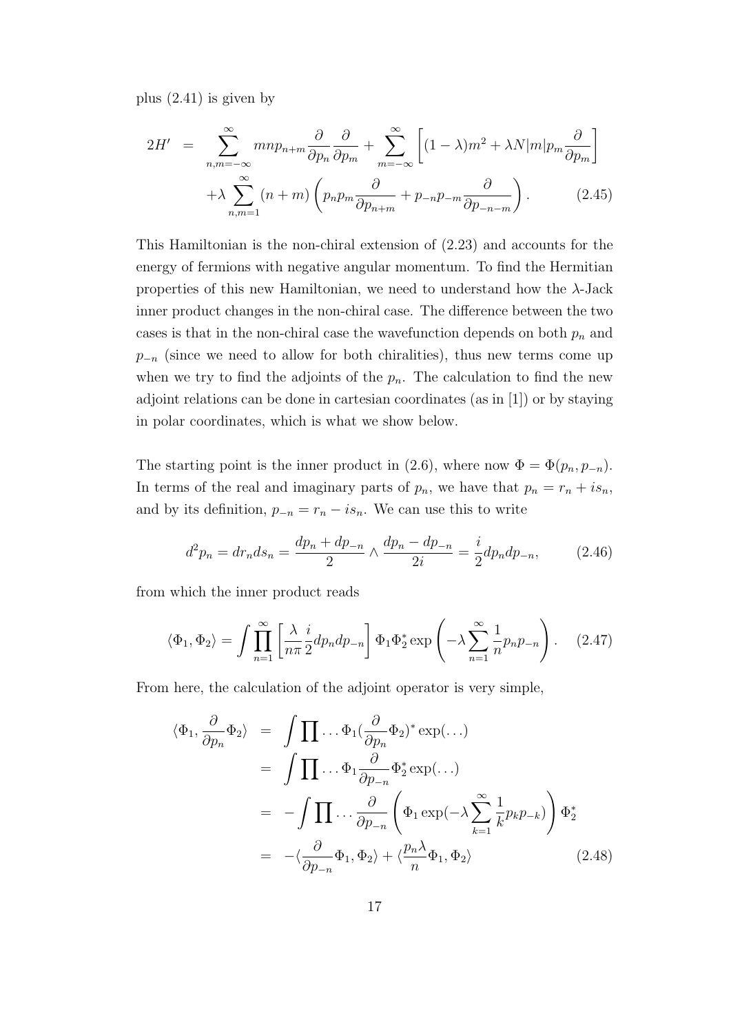plus (2.41) is given by

$$
\begin{aligned}
2H' &= \sum_{n,m=-\infty}^{\infty} mnp_{n+m}\frac{\partial}{\partial p_n}\frac{\partial}{\partial p_m} + \sum_{m=-\infty}^{\infty}\left[(1-\lambda)m^2 + \lambda N|m|p_m\frac{\partial}{\partial p_m}\right] \\
&\quad + \lambda\sum_{n,m=1}^{\infty}(n+m)\left(p_n p_m\frac{\partial}{\partial p_{n+m}} + p_{-n}p_{-m}\frac{\partial}{\partial p_{-n-m}}\right). \qquad (2.45)
\end{aligned}
$$

This Hamiltonian is the non-chiral extension of (2.23) and accounts for the energy of fermions with negative angular momentum. To find the Hermitian properties of this new Hamiltonian, we need to understand how the $\lambda$-Jack inner product changes in the non-chiral case. The difference between the two cases is that in the non-chiral case the wavefunction depends on both $p_n$ and $p_{-n}$ (since we need to allow for both chiralities), thus new terms come up when we try to find the adjoints of the $p_n$. The calculation to find the new adjoint relations can be done in cartesian coordinates (as in [1]) or by staying in polar coordinates, which is what we show below.

The starting point is the inner product in (2.6), where now $\Phi = \Phi(p_n, p_{-n})$. In terms of the real and imaginary parts of $p_n$, we have that $p_n = r_n + is_n$, and by its definition, $p_{-n} = r_n - is_n$. We can use this to write

$$
d^2p_n = dr_n ds_n = \frac{dp_n + dp_{-n}}{2}\wedge\frac{dp_n - dp_{-n}}{2i} = \frac{i}{2}dp_n dp_{-n}, \qquad (2.46)
$$

from which the inner product reads

$$
\langle\Phi_1,\Phi_2\rangle = \int\prod_{n=1}^{\infty}\left[\frac{\lambda}{n\pi}\frac{i}{2}dp_n dp_{-n}\right]\Phi_1\Phi_2^*\exp\left(-\lambda\sum_{n=1}^{\infty}\frac{1}{n}p_n p_{-n}\right). \qquad (2.47)
$$

From here, the calculation of the adjoint operator is very simple,

$$
\begin{aligned}
\langle\Phi_1,\frac{\partial}{\partial p_n}\Phi_2\rangle &= \int\prod\ldots\Phi_1(\frac{\partial}{\partial p_n}\Phi_2)^*\exp(\ldots) \\
&= \int\prod\ldots\Phi_1\frac{\partial}{\partial p_{-n}}\Phi_2^*\exp(\ldots) \\
&= -\int\prod\ldots\frac{\partial}{\partial p_{-n}}\left(\Phi_1\exp(-\lambda\sum_{k=1}^{\infty}\frac{1}{k}p_k p_{-k})\right)\Phi_2^* \\
&= -\langle\frac{\partial}{\partial p_{-n}}\Phi_1,\Phi_2\rangle + \langle\frac{p_n\lambda}{n}\Phi_1,\Phi_2\rangle \qquad (2.48)
\end{aligned}
$$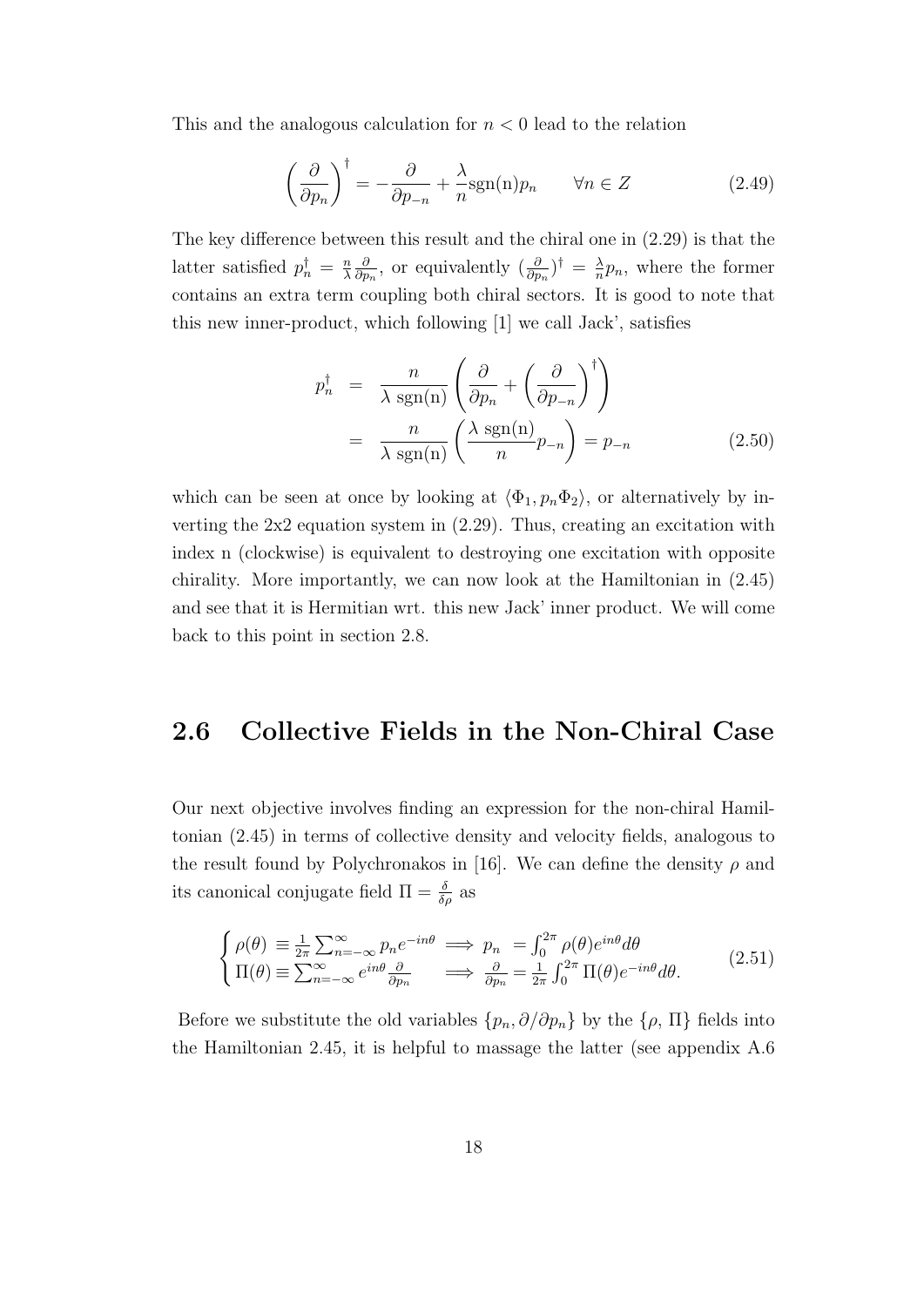This and the analogous calculation for $n < 0$ lead to the relation

$$\left(\frac{\partial}{\partial p_n}\right)^\dagger = -\frac{\partial}{\partial p_{-n}} + \frac{\lambda}{n}\text{sgn(n)}p_n \qquad \forall n \in Z \tag{2.49}$$

The key difference between this result and the chiral one in (2.29) is that the latter satisfied $p_n^\dagger = \frac{n}{\lambda}\frac{\partial}{\partial p_n}$, or equivalently $(\frac{\partial}{\partial p_n})^\dagger = \frac{\lambda}{n}p_n$, where the former contains an extra term coupling both chiral sectors. It is good to note that this new inner-product, which following [1] we call Jack', satisfies

$$\begin{aligned} p_n^\dagger &= \frac{n}{\lambda\ \text{sgn(n)}}\left(\frac{\partial}{\partial p_n} + \left(\frac{\partial}{\partial p_{-n}}\right)^\dagger\right) \\ &= \frac{n}{\lambda\ \text{sgn(n)}}\left(\frac{\lambda\ \text{sgn(n)}}{n}p_{-n}\right) = p_{-n} \end{aligned} \tag{2.50}$$

which can be seen at once by looking at $\langle \Phi_1, p_n \Phi_2 \rangle$, or alternatively by inverting the 2x2 equation system in (2.29). Thus, creating an excitation with index n (clockwise) is equivalent to destroying one excitation with opposite chirality. More importantly, we can now look at the Hamiltonian in (2.45) and see that it is Hermitian wrt. this new Jack' inner product. We will come back to this point in section 2.8.

## 2.6 Collective Fields in the Non-Chiral Case

Our next objective involves finding an expression for the non-chiral Hamiltonian (2.45) in terms of collective density and velocity fields, analogous to the result found by Polychronakos in [16]. We can define the density $\rho$ and its canonical conjugate field $\Pi = \frac{\delta}{\delta\rho}$ as

$$\begin{cases} \rho(\theta) \equiv \frac{1}{2\pi}\sum_{n=-\infty}^{\infty} p_n e^{-in\theta} \implies p_n &= \int_0^{2\pi}\rho(\theta)e^{in\theta}d\theta \\ \Pi(\theta) \equiv \sum_{n=-\infty}^{\infty} e^{in\theta}\frac{\partial}{\partial p_n} \implies \frac{\partial}{\partial p_n} &= \frac{1}{2\pi}\int_0^{2\pi}\Pi(\theta)e^{-in\theta}d\theta. \end{cases} \tag{2.51}$$

Before we substitute the old variables $\{p_n, \partial/\partial p_n\}$ by the $\{\rho, \Pi\}$ fields into the Hamiltonian 2.45, it is helpful to massage the latter (see appendix A.6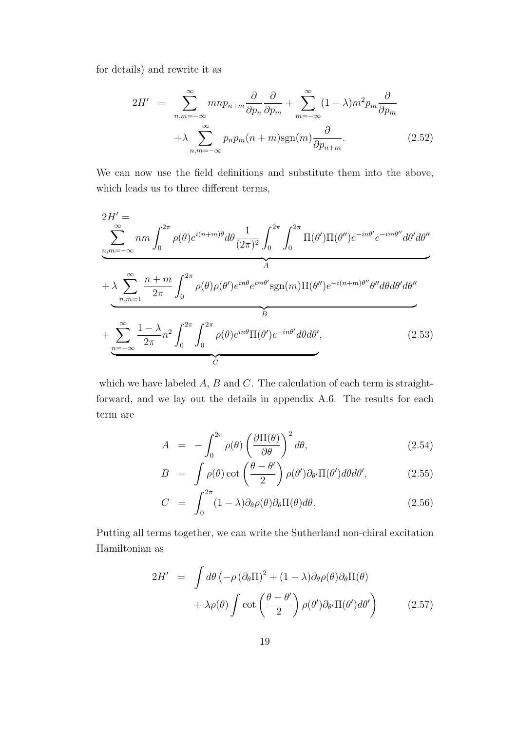for details) and rewrite it as

$$
\begin{aligned}
2H' &= \sum_{n,m=-\infty}^{\infty} mnp_{n+m}\frac{\partial}{\partial p_n}\frac{\partial}{\partial p_m} + \sum_{m=-\infty}^{\infty}(1-\lambda)m^2 p_m \frac{\partial}{\partial p_m} \\
&\quad +\lambda \sum_{n,m=-\infty}^{\infty} p_n p_m (n+m)\mathrm{sgn}(m)\frac{\partial}{\partial p_{n+m}}. \qquad (2.52)
\end{aligned}
$$

We can now use the field definitions and substitute them into the above, which leads us to three different terms,

$$
\begin{aligned}
&2H' = \\
&\underbrace{\sum_{n,m=-\infty}^{\infty} nm \int_0^{2\pi} \rho(\theta)e^{i(n+m)\theta}d\theta \frac{1}{(2\pi)^2}\int_0^{2\pi}\int_0^{2\pi}\Pi(\theta')\Pi(\theta'')e^{-in\theta'}e^{-im\theta''}d\theta' d\theta''}_{A} \\
&\underbrace{+\lambda \sum_{n,m=1}^{\infty} \frac{n+m}{2\pi}\int_0^{2\pi}\rho(\theta)\rho(\theta')e^{in\theta}e^{im\theta'}\mathrm{sgn}(m)\Pi(\theta'')e^{-i(n+m)\theta''}\theta'' d\theta d\theta' d\theta''}_{B} \\
&\underbrace{+\sum_{n=-\infty}^{\infty}\frac{1-\lambda}{2\pi}n^2 \int_0^{2\pi}\int_0^{2\pi}\rho(\theta)e^{in\theta}\Pi(\theta')e^{-in\theta'}d\theta d\theta'}_{C}, \qquad (2.53)
\end{aligned}
$$

which we have labeled $A$, $B$ and $C$. The calculation of each term is straightforward, and we lay out the details in appendix A.6. The results for each term are

$$
A = -\int_0^{2\pi} \rho(\theta)\left(\frac{\partial \Pi(\theta)}{\partial \theta}\right)^2 d\theta, \qquad (2.54)
$$

$$
B = \int \rho(\theta)\cot\left(\frac{\theta-\theta'}{2}\right)\rho(\theta')\partial_{\theta'}\Pi(\theta')d\theta d\theta', \qquad (2.55)
$$

$$
C = \int_0^{2\pi}(1-\lambda)\partial_\theta \rho(\theta)\partial_\theta \Pi(\theta)d\theta. \qquad (2.56)
$$

Putting all terms together, we can write the Sutherland non-chiral excitation Hamiltonian as

$$
\begin{aligned}
2H' &= \int d\theta \left(-\rho\left(\partial_\theta \Pi\right)^2 + (1-\lambda)\partial_\theta\rho(\theta)\partial_\theta\Pi(\theta)\right. \\
&\quad \left. + \lambda\rho(\theta)\int \cot\left(\frac{\theta-\theta'}{2}\right)\rho(\theta')\partial_{\theta'}\Pi(\theta')d\theta'\right) \qquad (2.57)
\end{aligned}
$$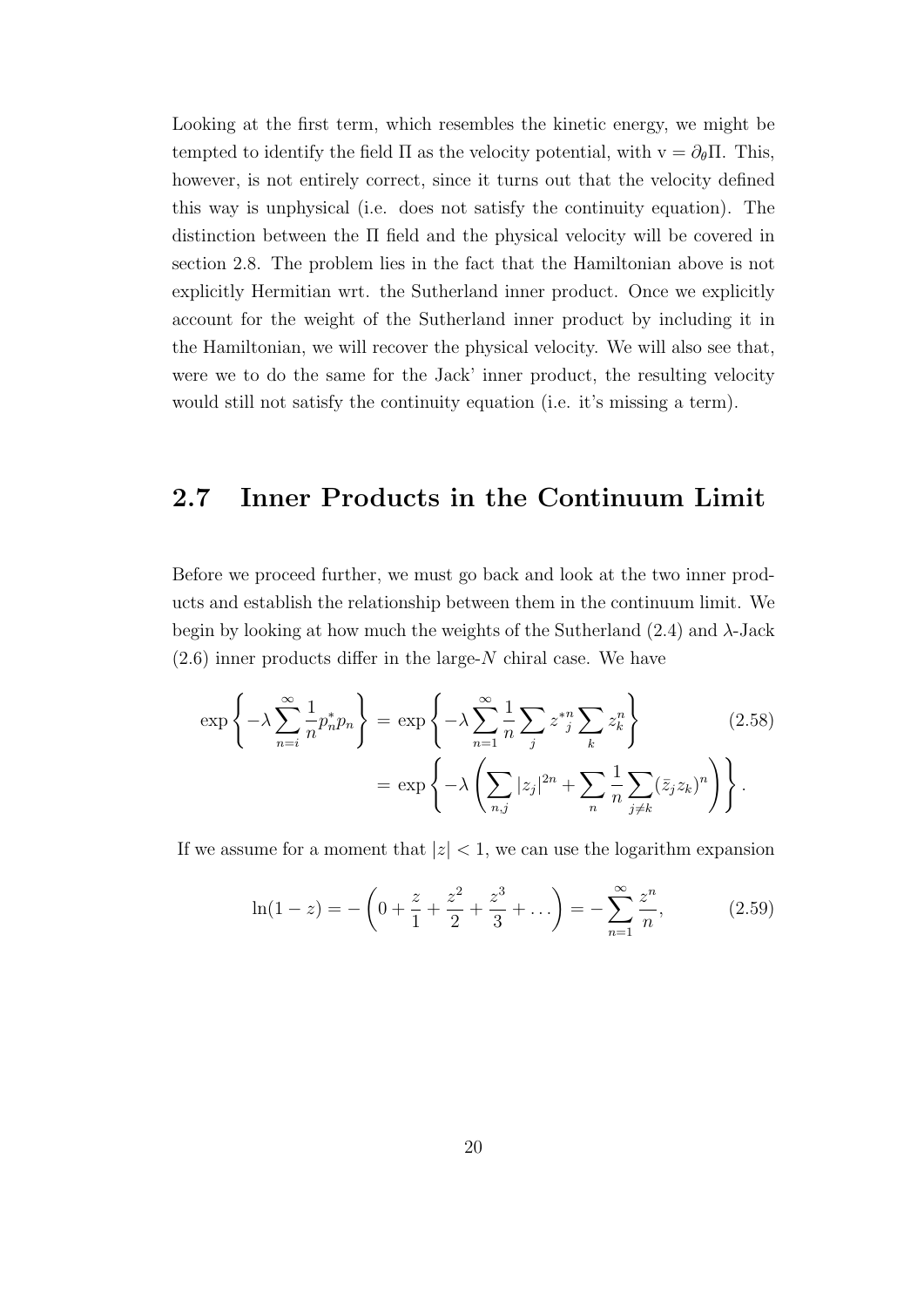Looking at the first term, which resembles the kinetic energy, we might be tempted to identify the field $\Pi$ as the velocity potential, with $\mathrm{v} = \partial_\theta \Pi$. This, however, is not entirely correct, since it turns out that the velocity defined this way is unphysical (i.e. does not satisfy the continuity equation). The distinction between the $\Pi$ field and the physical velocity will be covered in section 2.8. The problem lies in the fact that the Hamiltonian above is not explicitly Hermitian wrt. the Sutherland inner product. Once we explicitly account for the weight of the Sutherland inner product by including it in the Hamiltonian, we will recover the physical velocity. We will also see that, were we to do the same for the Jack' inner product, the resulting velocity would still not satisfy the continuity equation (i.e. it's missing a term).

## 2.7 Inner Products in the Continuum Limit

Before we proceed further, we must go back and look at the two inner products and establish the relationship between them in the continuum limit. We begin by looking at how much the weights of the Sutherland (2.4) and $\lambda$-Jack (2.6) inner products differ in the large-$N$ chiral case. We have

$$\begin{aligned} \exp\left\{-\lambda \sum_{n=i}^{\infty} \frac{1}{n} p_n^* p_n \right\} &= \exp\left\{-\lambda \sum_{n=1}^{\infty} \frac{1}{n} \sum_j z^{*n}_{\ j} \sum_k z_k^n \right\} \\ &= \exp\left\{-\lambda \left( \sum_{n,j} |z_j|^{2n} + \sum_n \frac{1}{n} \sum_{j \neq k} (\bar{z}_j z_k)^n \right) \right\}. \end{aligned} \tag{2.58}$$

If we assume for a moment that $|z| < 1$, we can use the logarithm expansion

$$\ln(1-z) = -\left(0 + \frac{z}{1} + \frac{z^2}{2} + \frac{z^3}{3} + \dots \right) = -\sum_{n=1}^{\infty} \frac{z^n}{n}, \tag{2.59}$$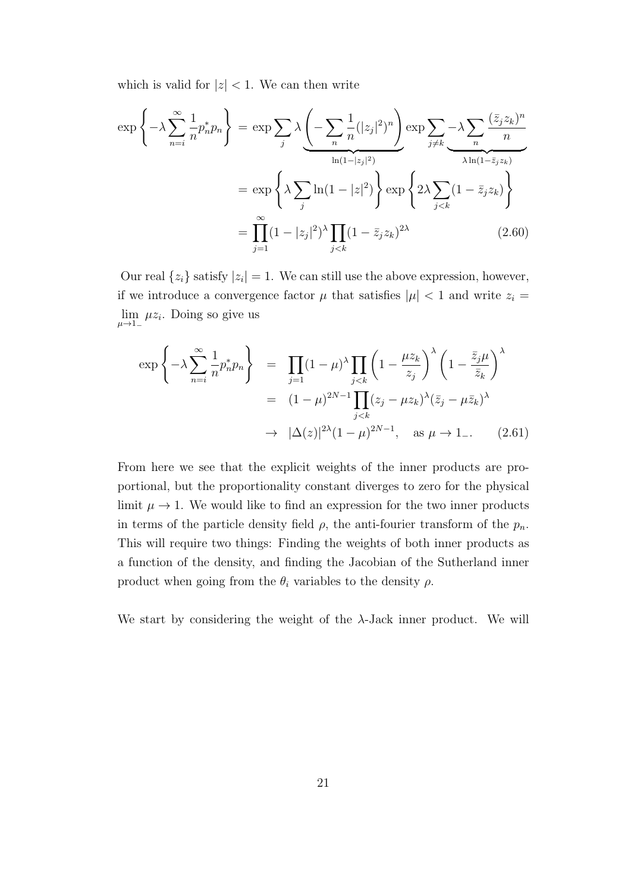which is valid for $|z| < 1$. We can then write

$$
\begin{aligned}
\exp\left\{-\lambda \sum_{n=i}^{\infty} \frac{1}{n} p_n^* p_n\right\} &= \exp \sum_j \lambda \underbrace{\left(-\sum_n \frac{1}{n}(|z_j|^2)^n\right)}_{\ln(1-|z_j|^2)} \exp \sum_{j \neq k} \underbrace{-\lambda \sum_n \frac{(\bar{z}_j z_k)^n}{n}}_{\lambda \ln(1-\bar{z}_j z_k)} \\
&= \exp\left\{\lambda \sum_j \ln(1-|z|^2)\right\} \exp\left\{2\lambda \sum_{j<k} (1-\bar{z}_j z_k)\right\} \\
&= \prod_{j=1}^{\infty} (1-|z_j|^2)^\lambda \prod_{j<k} (1-\bar{z}_j z_k)^{2\lambda} \qquad (2.60)
\end{aligned}
$$

Our real $\{z_i\}$ satisfy $|z_i| = 1$. We can still use the above expression, however, if we introduce a convergence factor $\mu$ that satisfies $|\mu| < 1$ and write $z_i = \lim_{\mu \to 1_-} \mu z_i$. Doing so give us

$$
\begin{aligned}
\exp\left\{-\lambda \sum_{n=i}^{\infty} \frac{1}{n} p_n^* p_n\right\} &= \prod_{j=1} (1-\mu)^\lambda \prod_{j<k} \left(1 - \frac{\mu z_k}{z_j}\right)^\lambda \left(1 - \frac{\bar{z}_j \mu}{\bar{z}_k}\right)^\lambda \\
&= (1-\mu)^{2N-1} \prod_{j<k} (z_j - \mu z_k)^\lambda (\bar{z}_j - \mu \bar{z}_k)^\lambda \\
&\to |\Delta(z)|^{2\lambda} (1-\mu)^{2N-1}, \quad \text{as } \mu \to 1_-. \qquad (2.61)
\end{aligned}
$$

From here we see that the explicit weights of the inner products are proportional, but the proportionality constant diverges to zero for the physical limit $\mu \to 1$. We would like to find an expression for the two inner products in terms of the particle density field $\rho$, the anti-fourier transform of the $p_n$. This will require two things: Finding the weights of both inner products as a function of the density, and finding the Jacobian of the Sutherland inner product when going from the $\theta_i$ variables to the density $\rho$.

We start by considering the weight of the $\lambda$-Jack inner product. We will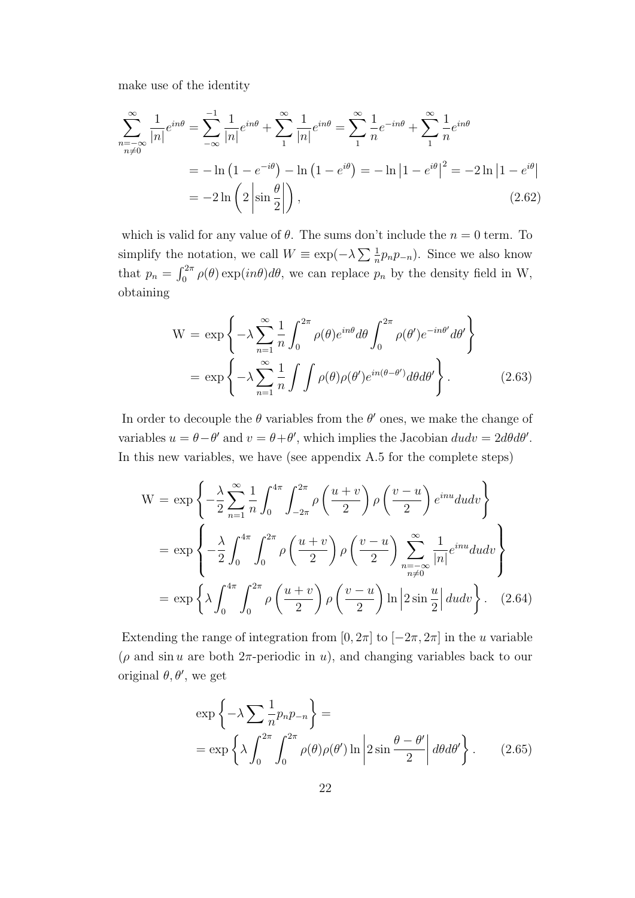make use of the identity

$$
\begin{aligned}
\sum_{\substack{n=-\infty \\ n\neq 0}}^{\infty} \frac{1}{|n|} e^{in\theta} &= \sum_{-\infty}^{-1} \frac{1}{|n|} e^{in\theta} + \sum_{1}^{\infty} \frac{1}{|n|} e^{in\theta} = \sum_{1}^{\infty} \frac{1}{n} e^{-in\theta} + \sum_{1}^{\infty} \frac{1}{n} e^{in\theta} \\
&= -\ln\left(1 - e^{-i\theta}\right) - \ln\left(1 - e^{i\theta}\right) = -\ln\left|1 - e^{i\theta}\right|^2 = -2\ln\left|1 - e^{i\theta}\right| \\
&= -2\ln\left(2\left|\sin\frac{\theta}{2}\right|\right), \qquad (2.62)
\end{aligned}
$$

which is valid for any value of $\theta$. The sums don't include the $n = 0$ term. To simplify the notation, we call $W \equiv \exp(-\lambda \sum \frac{1}{n} p_n p_{-n})$. Since we also know that $p_n = \int_0^{2\pi} \rho(\theta) \exp(in\theta) d\theta$, we can replace $p_n$ by the density field in W, obtaining

$$
\begin{aligned}
\mathrm{W} &= \exp\left\{-\lambda \sum_{n=1}^{\infty} \frac{1}{n} \int_0^{2\pi} \rho(\theta) e^{in\theta} d\theta \int_0^{2\pi} \rho(\theta') e^{-in\theta'} d\theta'\right\} \\
&= \exp\left\{-\lambda \sum_{n=1}^{\infty} \frac{1}{n} \int\int \rho(\theta)\rho(\theta') e^{in(\theta-\theta')} d\theta d\theta'\right\}. \qquad (2.63)
\end{aligned}
$$

In order to decouple the $\theta$ variables from the $\theta'$ ones, we make the change of variables $u = \theta - \theta'$ and $v = \theta + \theta'$, which implies the Jacobian $dudv = 2d\theta d\theta'$. In this new variables, we have (see appendix A.5 for the complete steps)

$$
\begin{aligned}
\mathrm{W} &= \exp\left\{-\frac{\lambda}{2} \sum_{n=1}^{\infty} \frac{1}{n} \int_0^{4\pi} \int_{-2\pi}^{2\pi} \rho\left(\frac{u+v}{2}\right) \rho\left(\frac{v-u}{2}\right) e^{inu} du dv\right\} \\
&= \exp\left\{-\frac{\lambda}{2} \int_0^{4\pi} \int_0^{2\pi} \rho\left(\frac{u+v}{2}\right) \rho\left(\frac{v-u}{2}\right) \sum_{\substack{n=-\infty \\ n\neq 0}}^{\infty} \frac{1}{|n|} e^{inu} du dv\right\} \\
&= \exp\left\{\lambda \int_0^{4\pi} \int_0^{2\pi} \rho\left(\frac{u+v}{2}\right) \rho\left(\frac{v-u}{2}\right) \ln\left|2\sin\frac{u}{2}\right| du dv\right\}. \qquad (2.64)
\end{aligned}
$$

Extending the range of integration from $[0, 2\pi]$ to $[-2\pi, 2\pi]$ in the $u$ variable ($\rho$ and $\sin u$ are both $2\pi$-periodic in $u$), and changing variables back to our original $\theta, \theta'$, we get

$$
\begin{aligned}
&\exp\left\{-\lambda \sum \frac{1}{n} p_n p_{-n}\right\} = \\
&= \exp\left\{\lambda \int_0^{2\pi} \int_0^{2\pi} \rho(\theta)\rho(\theta') \ln\left|2\sin\frac{\theta-\theta'}{2}\right| d\theta d\theta'\right\}. \qquad (2.65)
\end{aligned}
$$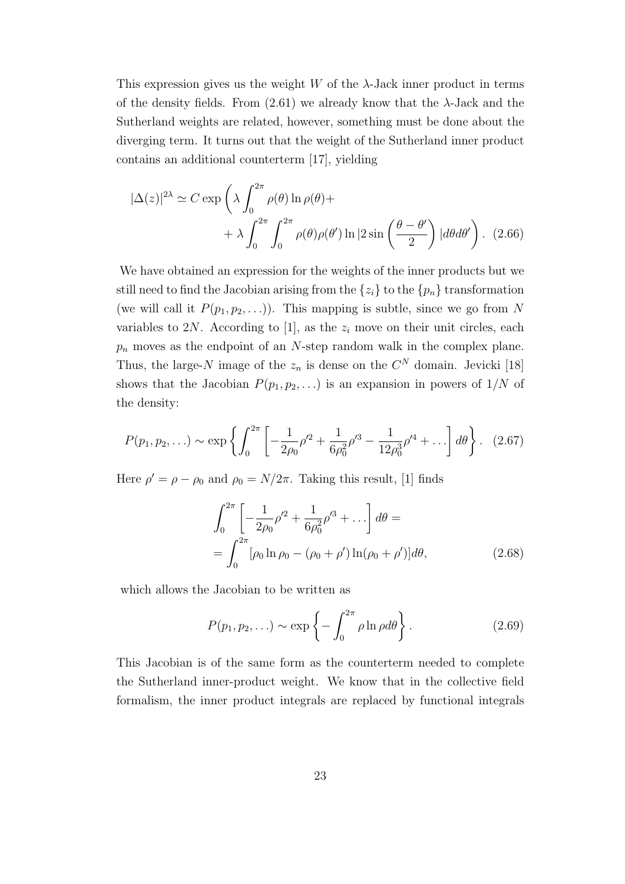This expression gives us the weight $W$ of the $\lambda$-Jack inner product in terms of the density fields. From (2.61) we already know that the $\lambda$-Jack and the Sutherland weights are related, however, something must be done about the diverging term. It turns out that the weight of the Sutherland inner product contains an additional counterterm [17], yielding

$$|\Delta(z)|^{2\lambda} \simeq C \exp\left(\lambda \int_0^{2\pi} \rho(\theta) \ln \rho(\theta) + \right. \\ \left. + \lambda \int_0^{2\pi} \int_0^{2\pi} \rho(\theta)\rho(\theta') \ln|2 \sin\left(\frac{\theta - \theta'}{2}\right)| d\theta d\theta' \right). \quad (2.66)$$

We have obtained an expression for the weights of the inner products but we still need to find the Jacobian arising from the $\{z_i\}$ to the $\{p_n\}$ transformation (we will call it $P(p_1, p_2, \ldots)$). This mapping is subtle, since we go from $N$ variables to $2N$. According to [1], as the $z_i$ move on their unit circles, each $p_n$ moves as the endpoint of an $N$-step random walk in the complex plane. Thus, the large-$N$ image of the $z_n$ is dense on the $C^N$ domain. Jevicki [18] shows that the Jacobian $P(p_1, p_2, \ldots)$ is an expansion in powers of $1/N$ of the density:

$$P(p_1, p_2, \ldots) \sim \exp\left\{\int_0^{2\pi} \left[-\frac{1}{2\rho_0}\rho'^2 + \frac{1}{6\rho_0^2}\rho'^3 - \frac{1}{12\rho_0^3}\rho'^4 + \ldots\right] d\theta\right\}. \quad (2.67)$$

Here $\rho' = \rho - \rho_0$ and $\rho_0 = N/2\pi$. Taking this result, [1] finds

$$\int_0^{2\pi} \left[-\frac{1}{2\rho_0}\rho'^2 + \frac{1}{6\rho_0^2}\rho'^3 + \ldots\right] d\theta = \\ = \int_0^{2\pi} [\rho_0 \ln \rho_0 - (\rho_0 + \rho') \ln(\rho_0 + \rho')] d\theta, \quad (2.68)$$

which allows the Jacobian to be written as

$$P(p_1, p_2, \ldots) \sim \exp\left\{-\int_0^{2\pi} \rho \ln \rho d\theta\right\}. \quad (2.69)$$

This Jacobian is of the same form as the counterterm needed to complete the Sutherland inner-product weight. We know that in the collective field formalism, the inner product integrals are replaced by functional integrals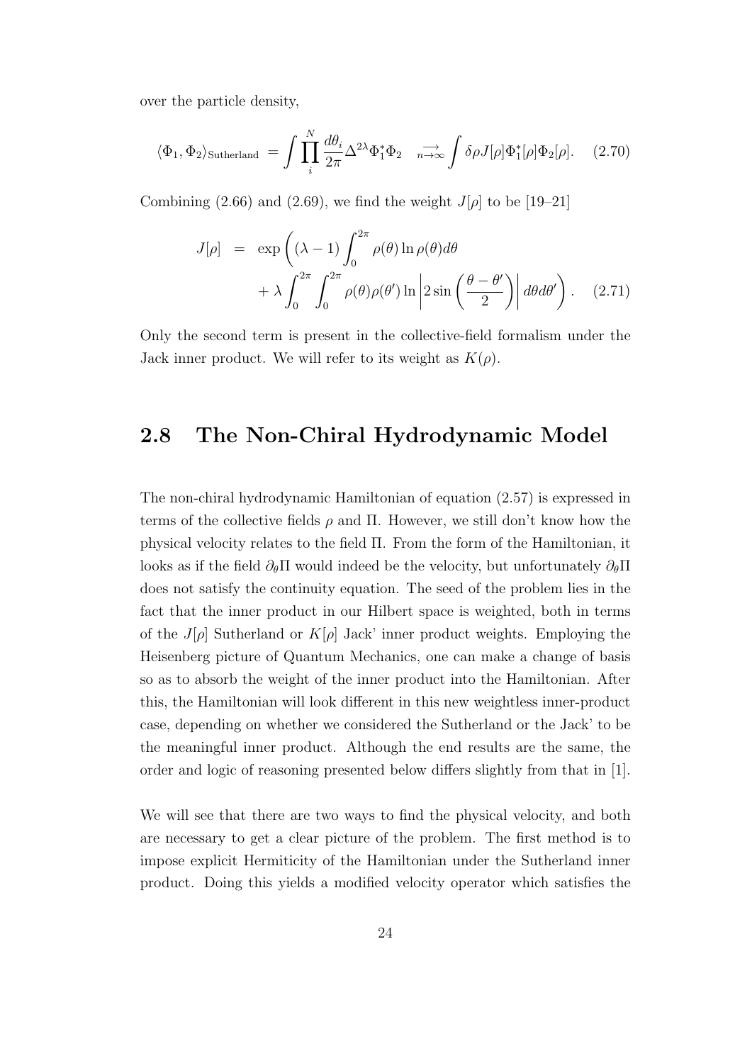over the particle density,

$$\langle \Phi_1, \Phi_2 \rangle_{\text{Sutherland}} = \int \prod_i^N \frac{d\theta_i}{2\pi} \Delta^{2\lambda} \Phi_1^* \Phi_2 \underset{n\to\infty}{\longrightarrow} \int \delta\rho J[\rho] \Phi_1^*[\rho] \Phi_2[\rho]. \quad (2.70)$$

Combining (2.66) and (2.69), we find the weight $J[\rho]$ to be [19–21]

$$J[\rho] = \exp\left( (\lambda - 1) \int_0^{2\pi} \rho(\theta) \ln \rho(\theta) d\theta + \lambda \int_0^{2\pi} \int_0^{2\pi} \rho(\theta)\rho(\theta') \ln \left| 2 \sin \left( \frac{\theta - \theta'}{2} \right) \right| d\theta d\theta' \right). \quad (2.71)$$

Only the second term is present in the collective-field formalism under the Jack inner product. We will refer to its weight as $K(\rho)$.

## 2.8 The Non-Chiral Hydrodynamic Model

The non-chiral hydrodynamic Hamiltonian of equation (2.57) is expressed in terms of the collective fields $\rho$ and $\Pi$. However, we still don't know how the physical velocity relates to the field $\Pi$. From the form of the Hamiltonian, it looks as if the field $\partial_\theta \Pi$ would indeed be the velocity, but unfortunately $\partial_\theta \Pi$ does not satisfy the continuity equation. The seed of the problem lies in the fact that the inner product in our Hilbert space is weighted, both in terms of the $J[\rho]$ Sutherland or $K[\rho]$ Jack' inner product weights. Employing the Heisenberg picture of Quantum Mechanics, one can make a change of basis so as to absorb the weight of the inner product into the Hamiltonian. After this, the Hamiltonian will look different in this new weightless inner-product case, depending on whether we considered the Sutherland or the Jack' to be the meaningful inner product. Although the end results are the same, the order and logic of reasoning presented below differs slightly from that in [1].

We will see that there are two ways to find the physical velocity, and both are necessary to get a clear picture of the problem. The first method is to impose explicit Hermiticity of the Hamiltonian under the Sutherland inner product. Doing this yields a modified velocity operator which satisfies the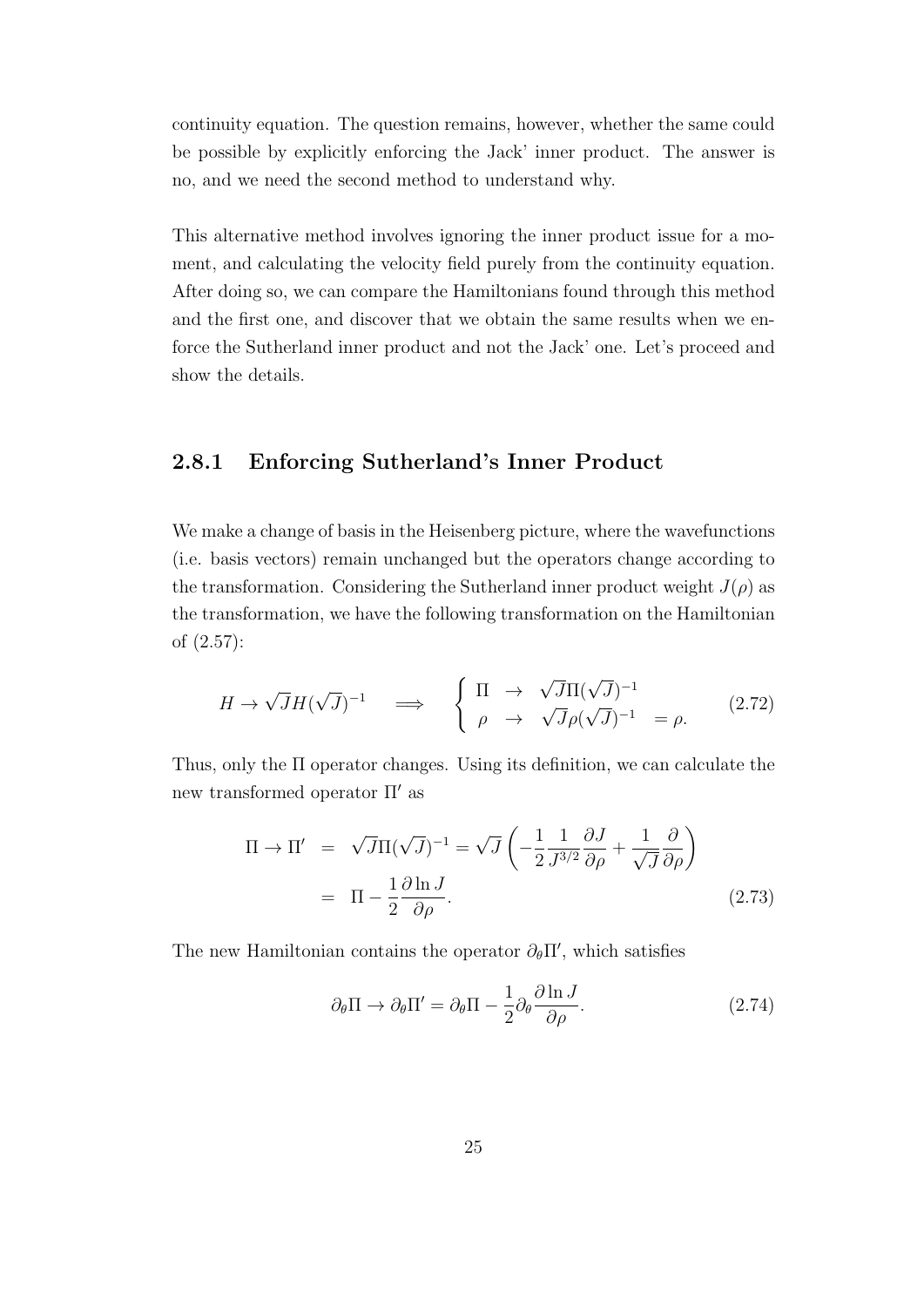continuity equation. The question remains, however, whether the same could be possible by explicitly enforcing the Jack' inner product. The answer is no, and we need the second method to understand why.

This alternative method involves ignoring the inner product issue for a moment, and calculating the velocity field purely from the continuity equation. After doing so, we can compare the Hamiltonians found through this method and the first one, and discover that we obtain the same results when we enforce the Sutherland inner product and not the Jack' one. Let's proceed and show the details.

### 2.8.1 Enforcing Sutherland's Inner Product

We make a change of basis in the Heisenberg picture, where the wavefunctions (i.e. basis vectors) remain unchanged but the operators change according to the transformation. Considering the Sutherland inner product weight $J(\rho)$ as the transformation, we have the following transformation on the Hamiltonian of (2.57):

$$H \to \sqrt{J} H (\sqrt{J})^{-1} \quad \Longrightarrow \quad \left\{ \begin{array}{lll} \Pi & \to & \sqrt{J}\Pi(\sqrt{J})^{-1} \\ \rho & \to & \sqrt{J}\rho(\sqrt{J})^{-1} \quad = \rho. \end{array} \right. \tag{2.72}$$

Thus, only the $\Pi$ operator changes. Using its definition, we can calculate the new transformed operator $\Pi'$ as

$$\begin{aligned} \Pi \to \Pi' &= \sqrt{J}\Pi(\sqrt{J})^{-1} = \sqrt{J}\left( -\frac{1}{2}\frac{1}{J^{3/2}}\frac{\partial J}{\partial \rho} + \frac{1}{\sqrt{J}}\frac{\partial}{\partial \rho} \right) \\ &= \Pi - \frac{1}{2}\frac{\partial \ln J}{\partial \rho}. \end{aligned} \tag{2.73}$$

The new Hamiltonian contains the operator $\partial_\theta \Pi'$, which satisfies

$$\partial_\theta \Pi \to \partial_\theta \Pi' = \partial_\theta \Pi - \frac{1}{2}\partial_\theta \frac{\partial \ln J}{\partial \rho}. \tag{2.74}$$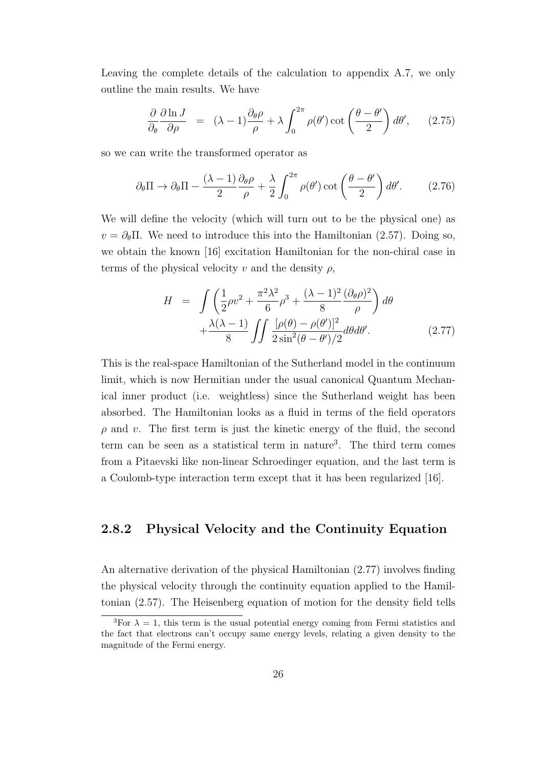Leaving the complete details of the calculation to appendix A.7, we only outline the main results. We have

$$\frac{\partial}{\partial_\theta}\frac{\partial \ln J}{\partial \rho} = (\lambda-1)\frac{\partial_\theta \rho}{\rho} + \lambda \int_0^{2\pi} \rho(\theta') \cot\left(\frac{\theta-\theta'}{2}\right) d\theta', \qquad (2.75)$$

so we can write the transformed operator as

$$\partial_\theta \Pi \to \partial_\theta \Pi - \frac{(\lambda-1)}{2}\frac{\partial_\theta \rho}{\rho} + \frac{\lambda}{2}\int_0^{2\pi} \rho(\theta') \cot\left(\frac{\theta-\theta'}{2}\right) d\theta'. \qquad (2.76)$$

We will define the velocity (which will turn out to be the physical one) as $v = \partial_\theta \Pi$. We need to introduce this into the Hamiltonian (2.57). Doing so, we obtain the known [16] excitation Hamiltonian for the non-chiral case in terms of the physical velocity $v$ and the density $\rho$,

$$\begin{aligned} H &= \int \left(\frac{1}{2}\rho v^2 + \frac{\pi^2 \lambda^2}{6}\rho^3 + \frac{(\lambda-1)^2}{8}\frac{(\partial_\theta \rho)^2}{\rho}\right) d\theta \\ &+ \frac{\lambda(\lambda-1)}{8}\iint \frac{[\rho(\theta)-\rho(\theta')]^2}{2\sin^2(\theta-\theta')/2} d\theta d\theta'. \end{aligned} \qquad (2.77)$$

This is the real-space Hamiltonian of the Sutherland model in the continuum limit, which is now Hermitian under the usual canonical Quantum Mechanical inner product (i.e. weightless) since the Sutherland weight has been absorbed. The Hamiltonian looks as a fluid in terms of the field operators $\rho$ and $v$. The first term is just the kinetic energy of the fluid, the second term can be seen as a statistical term in nature[3]. The third term comes from a Pitaevski like non-linear Schroedinger equation, and the last term is a Coulomb-type interaction term except that it has been regularized [16].

### 2.8.2 Physical Velocity and the Continuity Equation

An alternative derivation of the physical Hamiltonian (2.77) involves finding the physical velocity through the continuity equation applied to the Hamiltonian (2.57). The Heisenberg equation of motion for the density field tells

[3] For $\lambda = 1$, this term is the usual potential energy coming from Fermi statistics and the fact that electrons can't occupy same energy levels, relating a given density to the magnitude of the Fermi energy.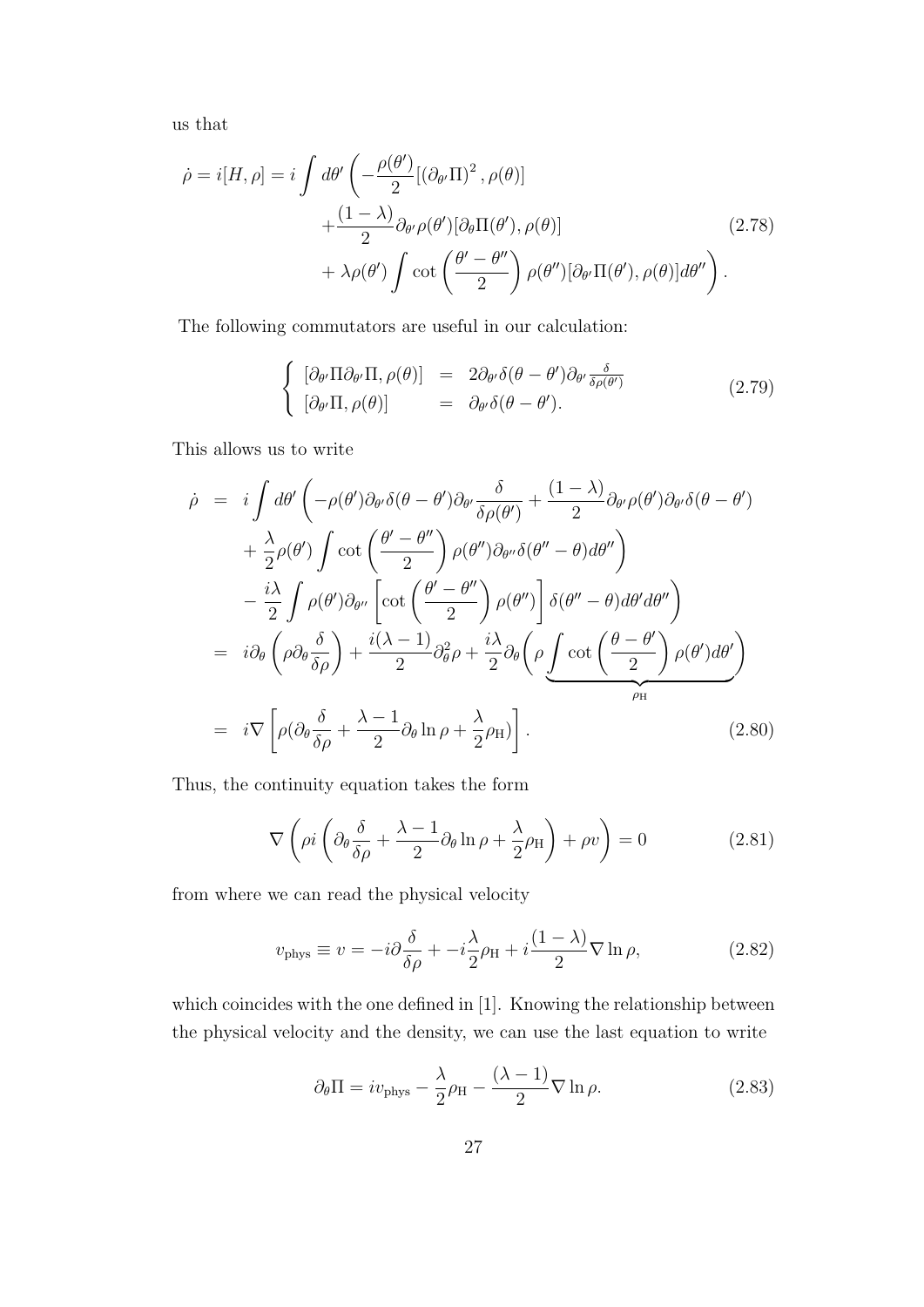us that

$$
\begin{aligned}
\dot{\rho} = i[H,\rho] = i\int d\theta' \bigg( & -\frac{\rho(\theta')}{2}[(\partial_{\theta'}\Pi)^2, \rho(\theta)] \\
& +\frac{(1-\lambda)}{2}\partial_{\theta'}\rho(\theta')[\partial_\theta \Pi(\theta'), \rho(\theta)] \\
& + \lambda\rho(\theta')\int \cot\left(\frac{\theta'-\theta''}{2}\right)\rho(\theta'')[\partial_{\theta'}\Pi(\theta'), \rho(\theta)]d\theta''\bigg).
\end{aligned} \tag{2.78}
$$

The following commutators are useful in our calculation:

$$
\begin{cases}
[\partial_{\theta'}\Pi\partial_{\theta'}\Pi, \rho(\theta)] & = & 2\partial_{\theta'}\delta(\theta-\theta')\partial_{\theta'}\frac{\delta}{\delta\rho(\theta')} \\
[\partial_{\theta'}\Pi, \rho(\theta)] & = & \partial_{\theta'}\delta(\theta-\theta').
\end{cases} \tag{2.79}
$$

This allows us to write

$$
\begin{aligned}
\dot{\rho} &= i\int d\theta' \bigg( -\rho(\theta')\partial_{\theta'}\delta(\theta-\theta')\partial_{\theta'}\frac{\delta}{\delta\rho(\theta')} + \frac{(1-\lambda)}{2}\partial_{\theta'}\rho(\theta')\partial_{\theta'}\delta(\theta-\theta') \\
&\quad + \frac{\lambda}{2}\rho(\theta')\int \cot\left(\frac{\theta'-\theta''}{2}\right)\rho(\theta'')\partial_{\theta''}\delta(\theta''-\theta)d\theta''\bigg) \\
&\quad - \frac{i\lambda}{2}\int \rho(\theta')\partial_{\theta''}\left[\cot\left(\frac{\theta'-\theta''}{2}\right)\rho(\theta'')\right]\delta(\theta''-\theta)d\theta' d\theta''\bigg) \\
&= i\partial_\theta\left(\rho\partial_\theta\frac{\delta}{\delta\rho}\right) + \frac{i(\lambda-1)}{2}\partial_\theta^2\rho + \frac{i\lambda}{2}\partial_\theta\bigg(\rho\underbrace{\int \cot\left(\frac{\theta-\theta'}{2}\right)\rho(\theta')d\theta'}_{\rho_{\rm H}}\bigg) \\
&= i\nabla\left[\rho(\partial_\theta\frac{\delta}{\delta\rho} + \frac{\lambda-1}{2}\partial_\theta\ln\rho + \frac{\lambda}{2}\rho_{\rm H})\right].
\end{aligned} \tag{2.80}
$$

Thus, the continuity equation takes the form

$$
\nabla\left(\rho i\left(\partial_\theta\frac{\delta}{\delta\rho} + \frac{\lambda-1}{2}\partial_\theta\ln\rho + \frac{\lambda}{2}\rho_{\rm H}\right) + \rho v\right) = 0 \tag{2.81}
$$

from where we can read the physical velocity

$$
v_{\rm phys} \equiv v = -i\partial\frac{\delta}{\delta\rho} + -i\frac{\lambda}{2}\rho_{\rm H} + i\frac{(1-\lambda)}{2}\nabla\ln\rho, \tag{2.82}
$$

which coincides with the one defined in [1]. Knowing the relationship between the physical velocity and the density, we can use the last equation to write

$$
\partial_\theta\Pi = iv_{\rm phys} - \frac{\lambda}{2}\rho_{\rm H} - \frac{(\lambda-1)}{2}\nabla\ln\rho. \tag{2.83}
$$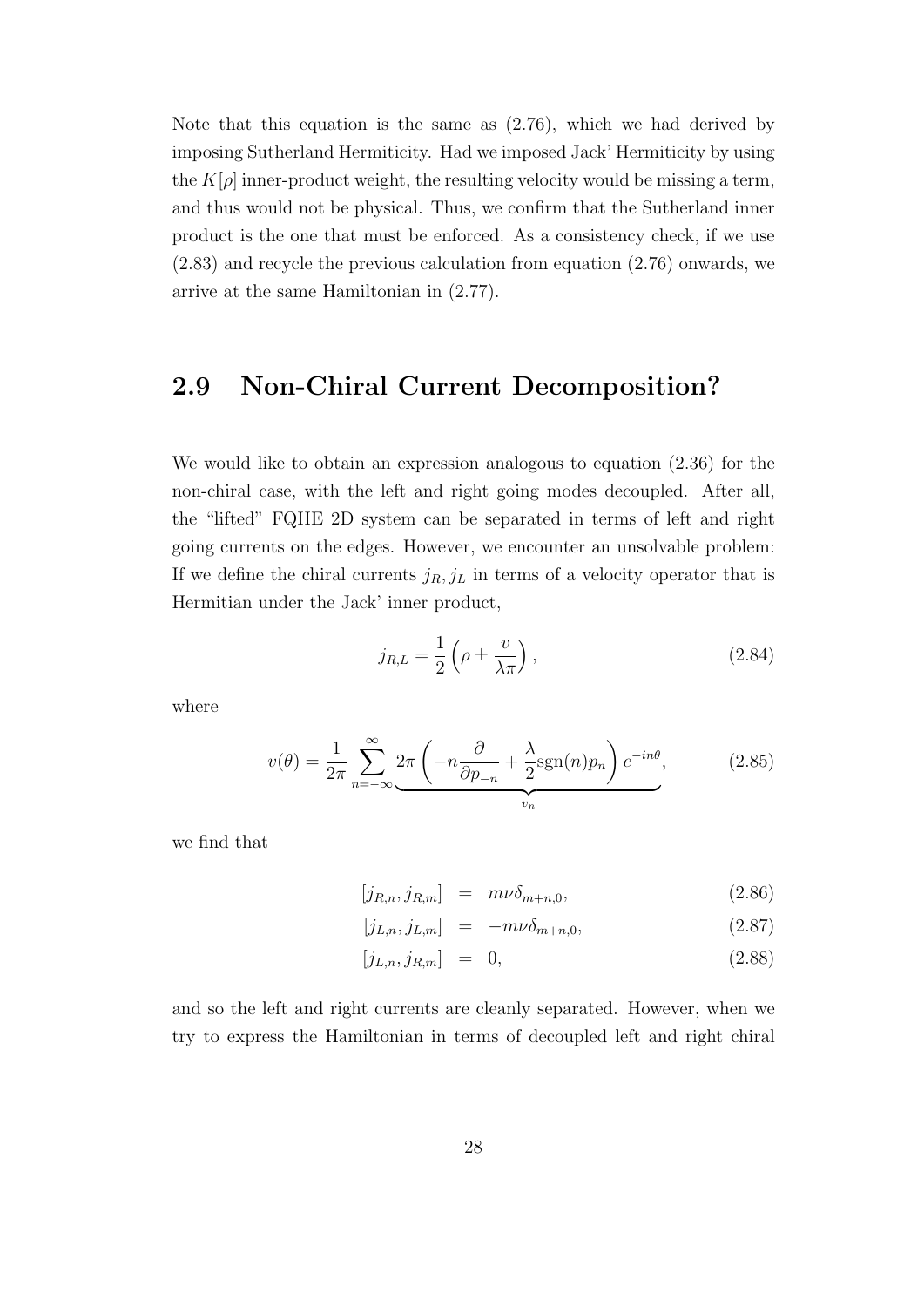Note that this equation is the same as (2.76), which we had derived by imposing Sutherland Hermiticity. Had we imposed Jack' Hermiticity by using the $K[\rho]$ inner-product weight, the resulting velocity would be missing a term, and thus would not be physical. Thus, we confirm that the Sutherland inner product is the one that must be enforced. As a consistency check, if we use (2.83) and recycle the previous calculation from equation (2.76) onwards, we arrive at the same Hamiltonian in (2.77).

## 2.9 Non-Chiral Current Decomposition?

We would like to obtain an expression analogous to equation (2.36) for the non-chiral case, with the left and right going modes decoupled. After all, the "lifted" FQHE 2D system can be separated in terms of left and right going currents on the edges. However, we encounter an unsolvable problem: If we define the chiral currents $j_R, j_L$ in terms of a velocity operator that is Hermitian under the Jack' inner product,

$$j_{R,L} = \frac{1}{2}\left(\rho \pm \frac{v}{\lambda\pi}\right), \tag{2.84}$$

where

$$v(\theta) = \frac{1}{2\pi}\sum_{n=-\infty}^{\infty}\underbrace{2\pi\left(-n\frac{\partial}{\partial p_{-n}} + \frac{\lambda}{2}\mathrm{sgn}(n)p_n\right)e^{-in\theta}}_{v_n}, \tag{2.85}$$

we find that

$$\begin{aligned}
[j_{R,n}, j_{R,m}] &= m\nu\delta_{m+n,0}, &(2.86)\\
[j_{L,n}, j_{L,m}] &= -m\nu\delta_{m+n,0}, &(2.87)\\
[j_{L,n}, j_{R,m}] &= 0, &(2.88)
\end{aligned}$$

and so the left and right currents are cleanly separated. However, when we try to express the Hamiltonian in terms of decoupled left and right chiral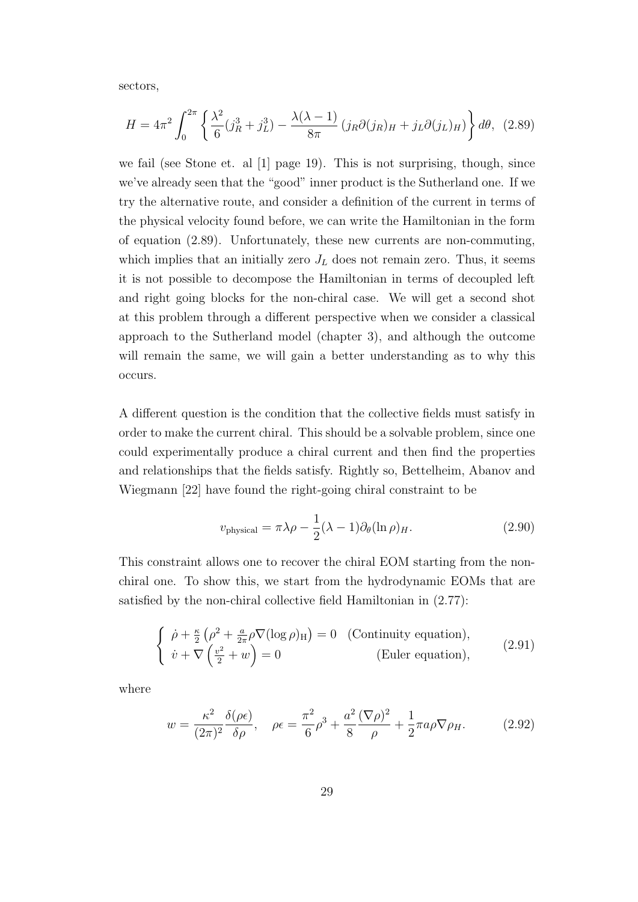sectors,

$$H = 4\pi^2 \int_0^{2\pi} \left\{ \frac{\lambda^2}{6}(j_R^3 + j_L^3) - \frac{\lambda(\lambda-1)}{8\pi}\left(j_R \partial (j_R)_H + j_L \partial (j_L)_H\right) \right\} d\theta, \quad (2.89)$$

we fail (see Stone et. al [1] page 19). This is not surprising, though, since we've already seen that the "good" inner product is the Sutherland one. If we try the alternative route, and consider a definition of the current in terms of the physical velocity found before, we can write the Hamiltonian in the form of equation (2.89). Unfortunately, these new currents are non-commuting, which implies that an initially zero $J_L$ does not remain zero. Thus, it seems it is not possible to decompose the Hamiltonian in terms of decoupled left and right going blocks for the non-chiral case. We will get a second shot at this problem through a different perspective when we consider a classical approach to the Sutherland model (chapter 3), and although the outcome will remain the same, we will gain a better understanding as to why this occurs.

A different question is the condition that the collective fields must satisfy in order to make the current chiral. This should be a solvable problem, since one could experimentally produce a chiral current and then find the properties and relationships that the fields satisfy. Rightly so, Bettelheim, Abanov and Wiegmann [22] have found the right-going chiral constraint to be

$$v_{\text{physical}} = \pi\lambda\rho - \frac{1}{2}(\lambda - 1)\partial_\theta (\ln \rho)_H. \quad (2.90)$$

This constraint allows one to recover the chiral EOM starting from the non-chiral one. To show this, we start from the hydrodynamic EOMs that are satisfied by the non-chiral collective field Hamiltonian in (2.77):

$$\begin{cases} \dot{\rho} + \frac{\kappa}{2}\left(\rho^2 + \frac{a}{2\pi}\rho\nabla(\log\rho)_{\text{H}}\right) = 0 & \text{(Continuity equation)}, \\ \dot{v} + \nabla\left(\frac{v^2}{2} + w\right) = 0 & \text{(Euler equation)}, \end{cases} \quad (2.91)$$

where

$$w = \frac{\kappa^2}{(2\pi)^2}\frac{\delta(\rho\epsilon)}{\delta\rho}, \quad \rho\epsilon = \frac{\pi^2}{6}\rho^3 + \frac{a^2}{8}\frac{(\nabla\rho)^2}{\rho} + \frac{1}{2}\pi a \rho \nabla \rho_H. \quad (2.92)$$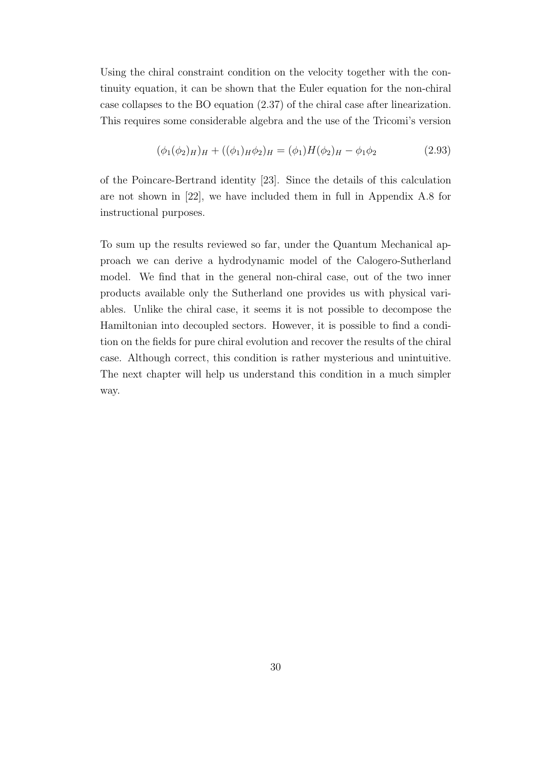Using the chiral constraint condition on the velocity together with the continuity equation, it can be shown that the Euler equation for the non-chiral case collapses to the BO equation (2.37) of the chiral case after linearization. This requires some considerable algebra and the use of the Tricomi's version

$$(\phi_1(\phi_2)_H)_H + ((\phi_1)_H\phi_2)_H = (\phi_1)H(\phi_2)_H - \phi_1\phi_2 \tag{2.93}$$

of the Poincare-Bertrand identity [23]. Since the details of this calculation are not shown in [22], we have included them in full in Appendix A.8 for instructional purposes.

To sum up the results reviewed so far, under the Quantum Mechanical approach we can derive a hydrodynamic model of the Calogero-Sutherland model. We find that in the general non-chiral case, out of the two inner products available only the Sutherland one provides us with physical variables. Unlike the chiral case, it seems it is not possible to decompose the Hamiltonian into decoupled sectors. However, it is possible to find a condition on the fields for pure chiral evolution and recover the results of the chiral case. Although correct, this condition is rather mysterious and unintuitive. The next chapter will help us understand this condition in a much simpler way.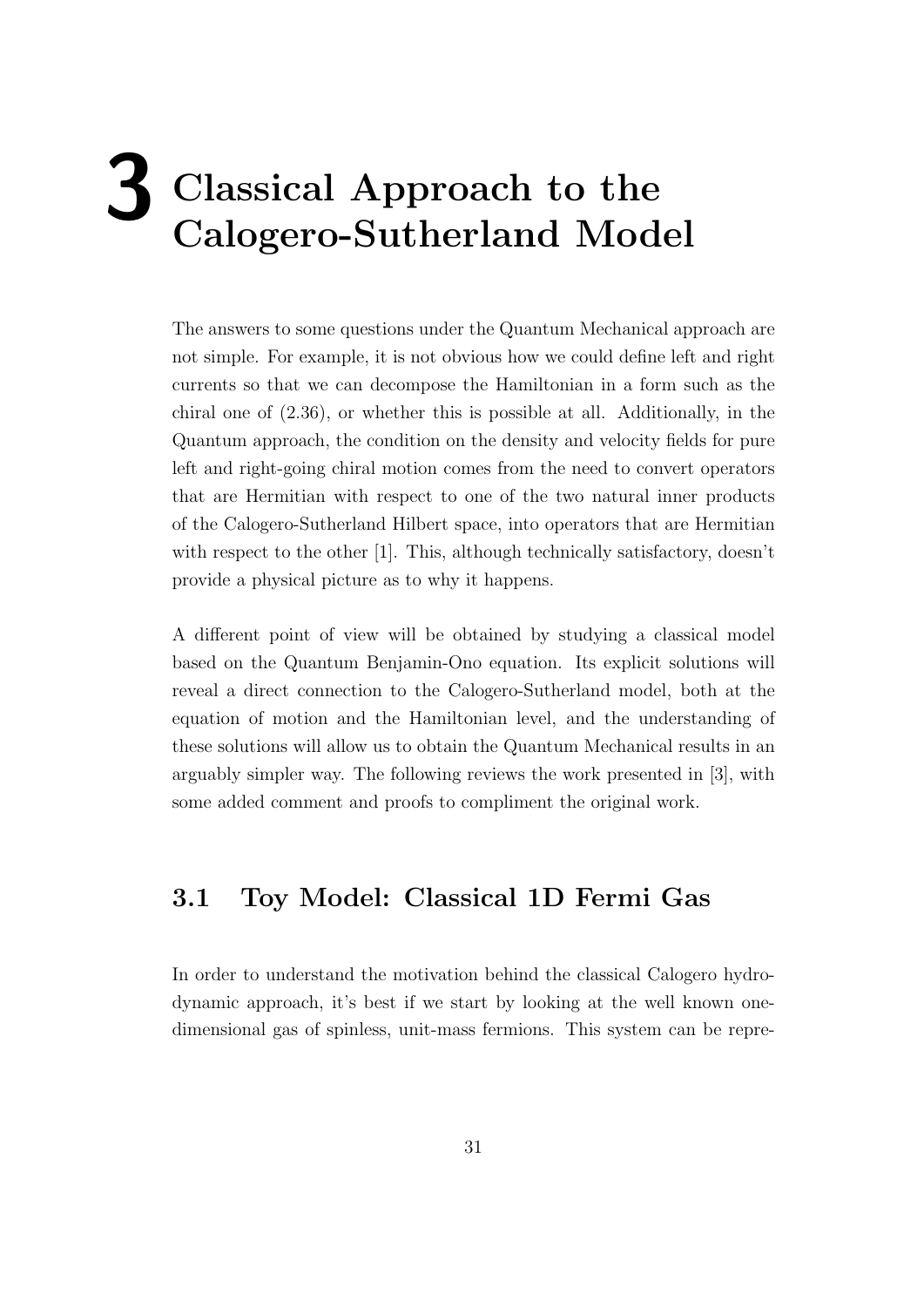# 3 Classical Approach to the Calogero-Sutherland Model

The answers to some questions under the Quantum Mechanical approach are not simple. For example, it is not obvious how we could define left and right currents so that we can decompose the Hamiltonian in a form such as the chiral one of (2.36), or whether this is possible at all. Additionally, in the Quantum approach, the condition on the density and velocity fields for pure left and right-going chiral motion comes from the need to convert operators that are Hermitian with respect to one of the two natural inner products of the Calogero-Sutherland Hilbert space, into operators that are Hermitian with respect to the other [1]. This, although technically satisfactory, doesn't provide a physical picture as to why it happens.

A different point of view will be obtained by studying a classical model based on the Quantum Benjamin-Ono equation. Its explicit solutions will reveal a direct connection to the Calogero-Sutherland model, both at the equation of motion and the Hamiltonian level, and the understanding of these solutions will allow us to obtain the Quantum Mechanical results in an arguably simpler way. The following reviews the work presented in [3], with some added comment and proofs to compliment the original work.

## 3.1 Toy Model: Classical 1D Fermi Gas

In order to understand the motivation behind the classical Calogero hydrodynamic approach, it's best if we start by looking at the well known one-dimensional gas of spinless, unit-mass fermions. This system can be repre-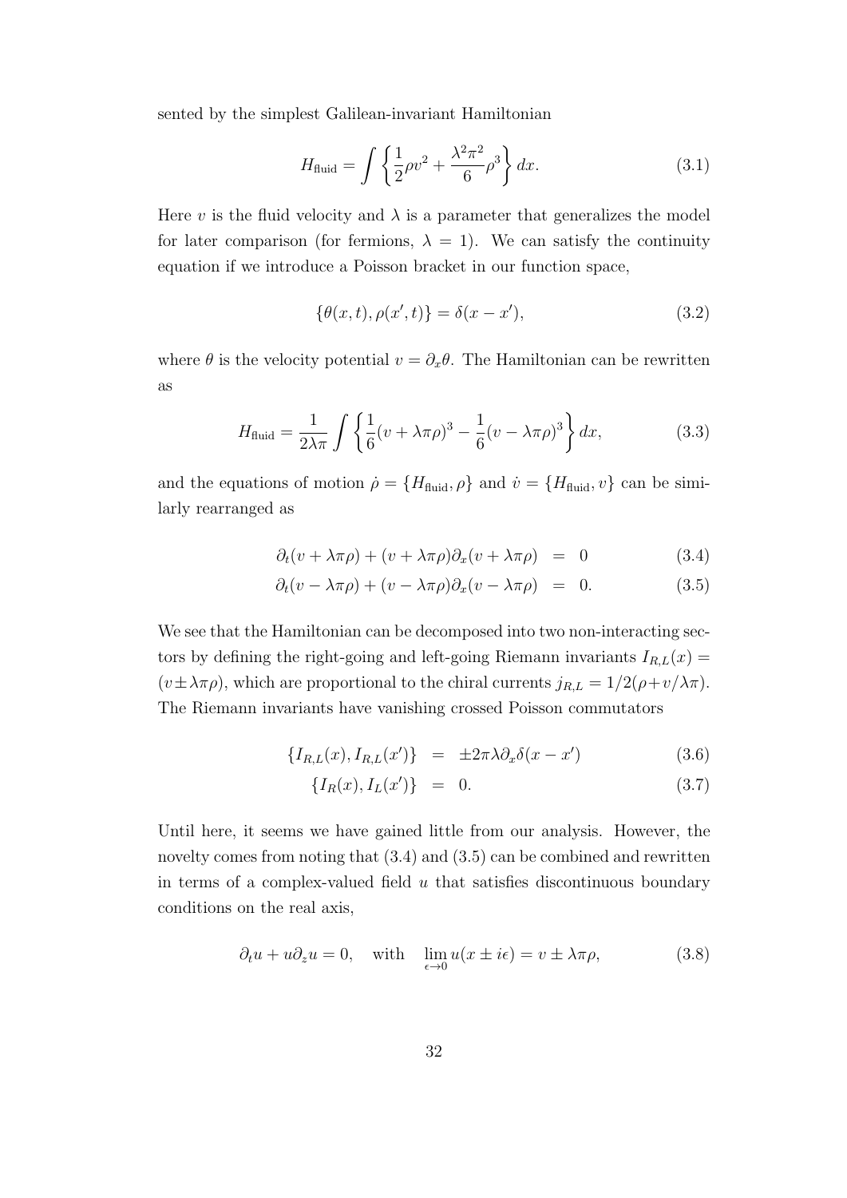sented by the simplest Galilean-invariant Hamiltonian

$$H_{\text{fluid}} = \int \left\{ \frac{1}{2}\rho v^2 + \frac{\lambda^2\pi^2}{6}\rho^3 \right\} dx. \tag{3.1}$$

Here $v$ is the fluid velocity and $\lambda$ is a parameter that generalizes the model for later comparison (for fermions, $\lambda = 1$). We can satisfy the continuity equation if we introduce a Poisson bracket in our function space,

$$\{\theta(x,t), \rho(x',t)\} = \delta(x - x'), \tag{3.2}$$

where $\theta$ is the velocity potential $v = \partial_x\theta$. The Hamiltonian can be rewritten as

$$H_{\text{fluid}} = \frac{1}{2\lambda\pi} \int \left\{ \frac{1}{6}(v + \lambda\pi\rho)^3 - \frac{1}{6}(v - \lambda\pi\rho)^3 \right\} dx, \tag{3.3}$$

and the equations of motion $\dot{\rho} = \{H_{\text{fluid}}, \rho\}$ and $\dot{v} = \{H_{\text{fluid}}, v\}$ can be similarly rearranged as

$$\partial_t(v + \lambda\pi\rho) + (v + \lambda\pi\rho)\partial_x(v + \lambda\pi\rho) = 0 \tag{3.4}$$

$$\partial_t(v - \lambda\pi\rho) + (v - \lambda\pi\rho)\partial_x(v - \lambda\pi\rho) = 0. \tag{3.5}$$

We see that the Hamiltonian can be decomposed into two non-interacting sectors by defining the right-going and left-going Riemann invariants $I_{R,L}(x) = (v \pm \lambda\pi\rho)$, which are proportional to the chiral currents $j_{R,L} = 1/2(\rho + v/\lambda\pi)$. The Riemann invariants have vanishing crossed Poisson commutators

$$\{I_{R,L}(x), I_{R,L}(x')\} = \pm 2\pi\lambda\partial_x\delta(x - x') \tag{3.6}$$

$$\{I_R(x), I_L(x')\} = 0. \tag{3.7}$$

Until here, it seems we have gained little from our analysis. However, the novelty comes from noting that (3.4) and (3.5) can be combined and rewritten in terms of a complex-valued field $u$ that satisfies discontinuous boundary conditions on the real axis,

$$\partial_t u + u\partial_z u = 0, \quad \text{with} \quad \lim_{\epsilon\to 0} u(x \pm i\epsilon) = v \pm \lambda\pi\rho, \tag{3.8}$$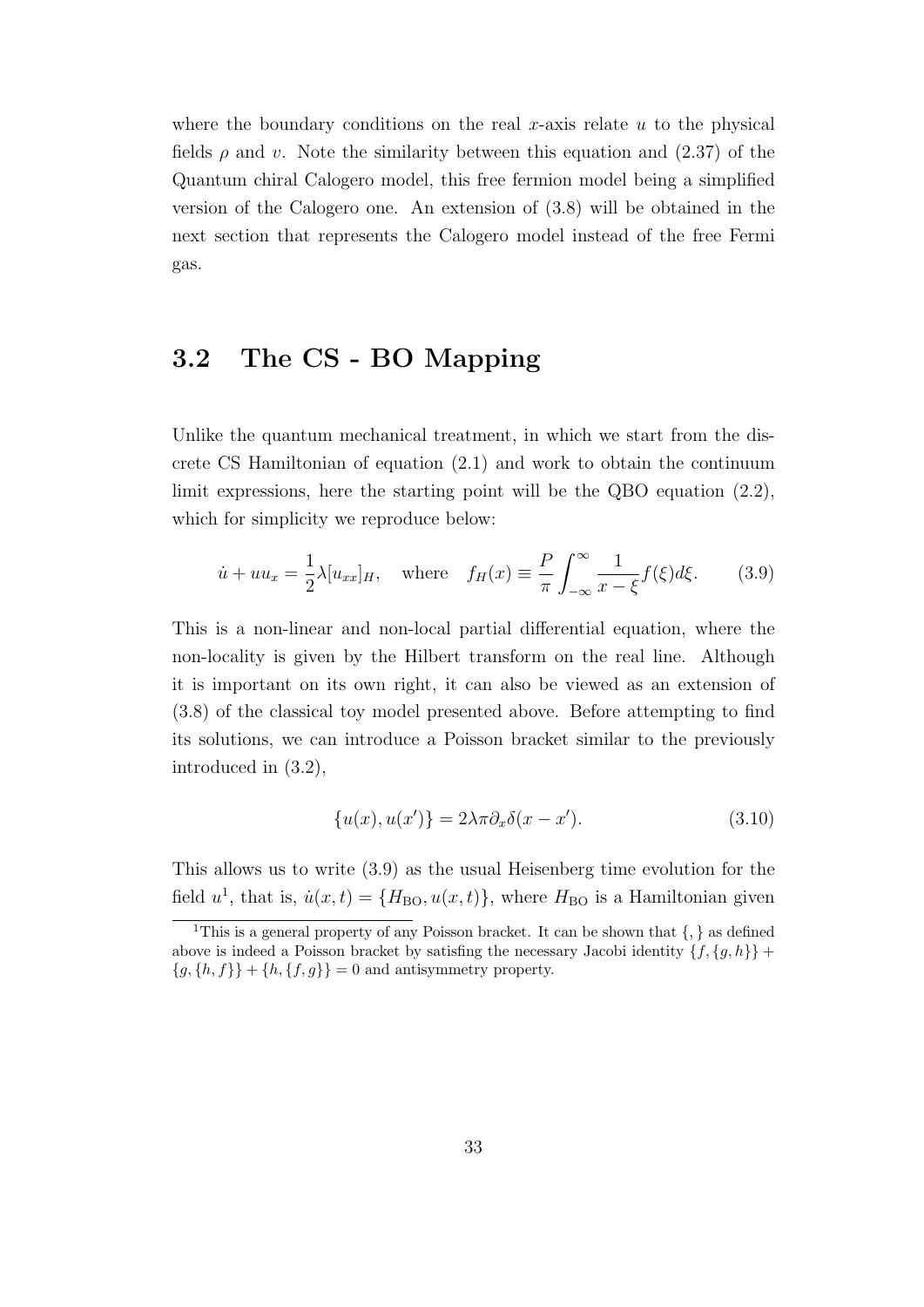where the boundary conditions on the real $x$-axis relate $u$ to the physical fields $\rho$ and $v$. Note the similarity between this equation and (2.37) of the Quantum chiral Calogero model, this free fermion model being a simplified version of the Calogero one. An extension of (3.8) will be obtained in the next section that represents the Calogero model instead of the free Fermi gas.

## 3.2 The CS - BO Mapping

Unlike the quantum mechanical treatment, in which we start from the discrete CS Hamiltonian of equation (2.1) and work to obtain the continuum limit expressions, here the starting point will be the QBO equation (2.2), which for simplicity we reproduce below:

$$\dot{u} + uu_x = \frac{1}{2}\lambda[u_{xx}]_H, \quad \text{where} \quad f_H(x) \equiv \frac{P}{\pi}\int_{-\infty}^{\infty}\frac{1}{x-\xi}f(\xi)d\xi. \tag{3.9}$$

This is a non-linear and non-local partial differential equation, where the non-locality is given by the Hilbert transform on the real line. Although it is important on its own right, it can also be viewed as an extension of (3.8) of the classical toy model presented above. Before attempting to find its solutions, we can introduce a Poisson bracket similar to the previously introduced in (3.2),

$$\{u(x), u(x')\} = 2\lambda\pi\partial_x\delta(x - x'). \tag{3.10}$$

This allows us to write (3.9) as the usual Heisenberg time evolution for the field $u$[1], that is, $\dot{u}(x,t) = \{H_{\text{BO}}, u(x,t)\}$, where $H_{\text{BO}}$ is a Hamiltonian given

[1] This is a general property of any Poisson bracket. It can be shown that $\{,\}$ as defined above is indeed a Poisson bracket by satisfing the necessary Jacobi identity $\{f,\{g,h\}\} + \{g,\{h,f\}\} + \{h,\{f,g\}\} = 0$ and antisymmetry property.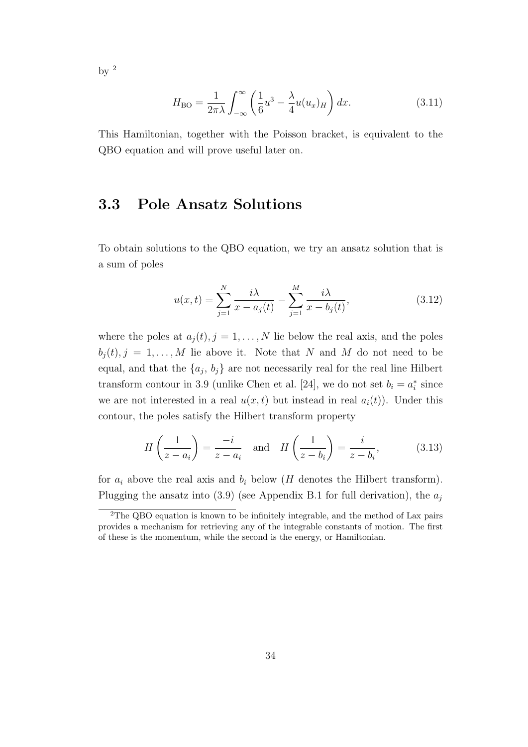by [2]

$$H_{\text{BO}} = \frac{1}{2\pi\lambda} \int_{-\infty}^{\infty} \left( \frac{1}{6} u^3 - \frac{\lambda}{4} u (u_x)_H \right) dx. \tag{3.11}$$

This Hamiltonian, together with the Poisson bracket, is equivalent to the QBO equation and will prove useful later on.

## 3.3 Pole Ansatz Solutions

To obtain solutions to the QBO equation, we try an ansatz solution that is a sum of poles

$$u(x,t) = \sum_{j=1}^{N} \frac{i\lambda}{x - a_j(t)} - \sum_{j=1}^{M} \frac{i\lambda}{x - b_j(t)}, \tag{3.12}$$

where the poles at $a_j(t), j = 1, \ldots, N$ lie below the real axis, and the poles $b_j(t), j = 1, \ldots, M$ lie above it. Note that $N$ and $M$ do not need to be equal, and that the $\{a_j, b_j\}$ are not necessarily real for the real line Hilbert transform contour in 3.9 (unlike Chen et al. [24], we do not set $b_i = a_i^*$ since we are not interested in a real $u(x,t)$ but instead in real $a_i(t)$). Under this contour, the poles satisfy the Hilbert transform property

$$H\left(\frac{1}{z - a_i}\right) = \frac{-i}{z - a_i} \quad \text{and} \quad H\left(\frac{1}{z - b_i}\right) = \frac{i}{z - b_i}, \tag{3.13}$$

for $a_i$ above the real axis and $b_i$ below ($H$ denotes the Hilbert transform). Plugging the ansatz into (3.9) (see Appendix B.1 for full derivation), the $a_j$

---

[2] The QBO equation is known to be infinitely integrable, and the method of Lax pairs provides a mechanism for retrieving any of the integrable constants of motion. The first of these is the momentum, while the second is the energy, or Hamiltonian.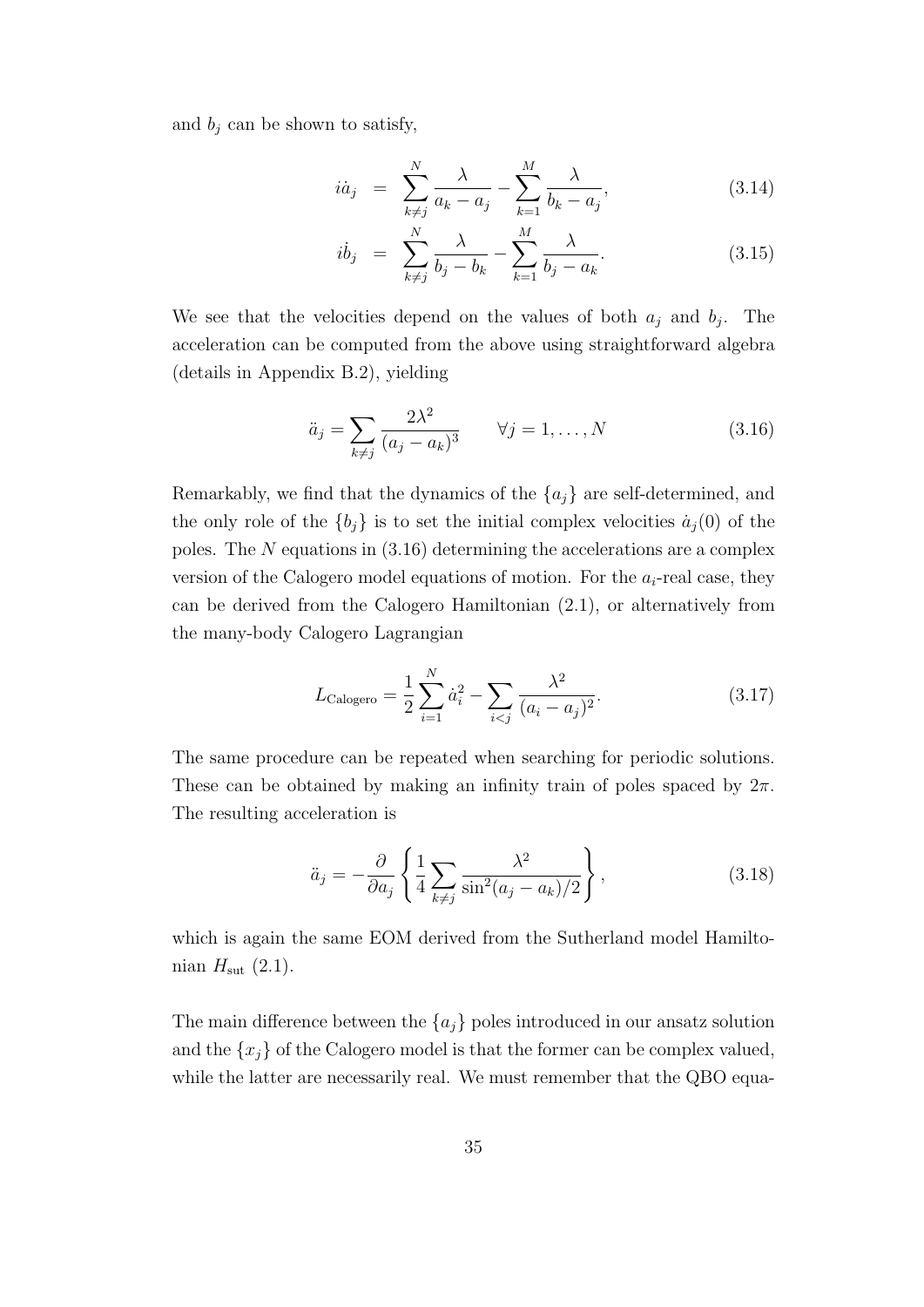and $b_j$ can be shown to satisfy,

$$
\begin{aligned}
i\dot{a}_j &= \sum_{k\neq j}^{N} \frac{\lambda}{a_k - a_j} - \sum_{k=1}^{M} \frac{\lambda}{b_k - a_j}, &(3.14)\\
i\dot{b}_j &= \sum_{k\neq j}^{N} \frac{\lambda}{b_j - b_k} - \sum_{k=1}^{M} \frac{\lambda}{b_j - a_k}. &(3.15)
\end{aligned}
$$

We see that the velocities depend on the values of both $a_j$ and $b_j$. The acceleration can be computed from the above using straightforward algebra (details in Appendix B.2), yielding

$$
\ddot{a}_j = \sum_{k\neq j} \frac{2\lambda^2}{(a_j - a_k)^3} \qquad \forall j = 1, \ldots, N \tag{3.16}
$$

Remarkably, we find that the dynamics of the $\{a_j\}$ are self-determined, and the only role of the $\{b_j\}$ is to set the initial complex velocities $\dot{a}_j(0)$ of the poles. The $N$ equations in (3.16) determining the accelerations are a complex version of the Calogero model equations of motion. For the $a_i$-real case, they can be derived from the Calogero Hamiltonian (2.1), or alternatively from the many-body Calogero Lagrangian

$$
L_{\text{Calogero}} = \frac{1}{2}\sum_{i=1}^{N} \dot{a}_i^2 - \sum_{i<j} \frac{\lambda^2}{(a_i - a_j)^2}. \tag{3.17}
$$

The same procedure can be repeated when searching for periodic solutions. These can be obtained by making an infinity train of poles spaced by $2\pi$. The resulting acceleration is

$$
\ddot{a}_j = -\frac{\partial}{\partial a_j}\left\{ \frac{1}{4}\sum_{k\neq j} \frac{\lambda^2}{\sin^2(a_j - a_k)/2} \right\}, \tag{3.18}
$$

which is again the same EOM derived from the Sutherland model Hamiltonian $H_{\text{sut}}$ (2.1).

The main difference between the $\{a_j\}$ poles introduced in our ansatz solution and the $\{x_j\}$ of the Calogero model is that the former can be complex valued, while the latter are necessarily real. We must remember that the QBO equa-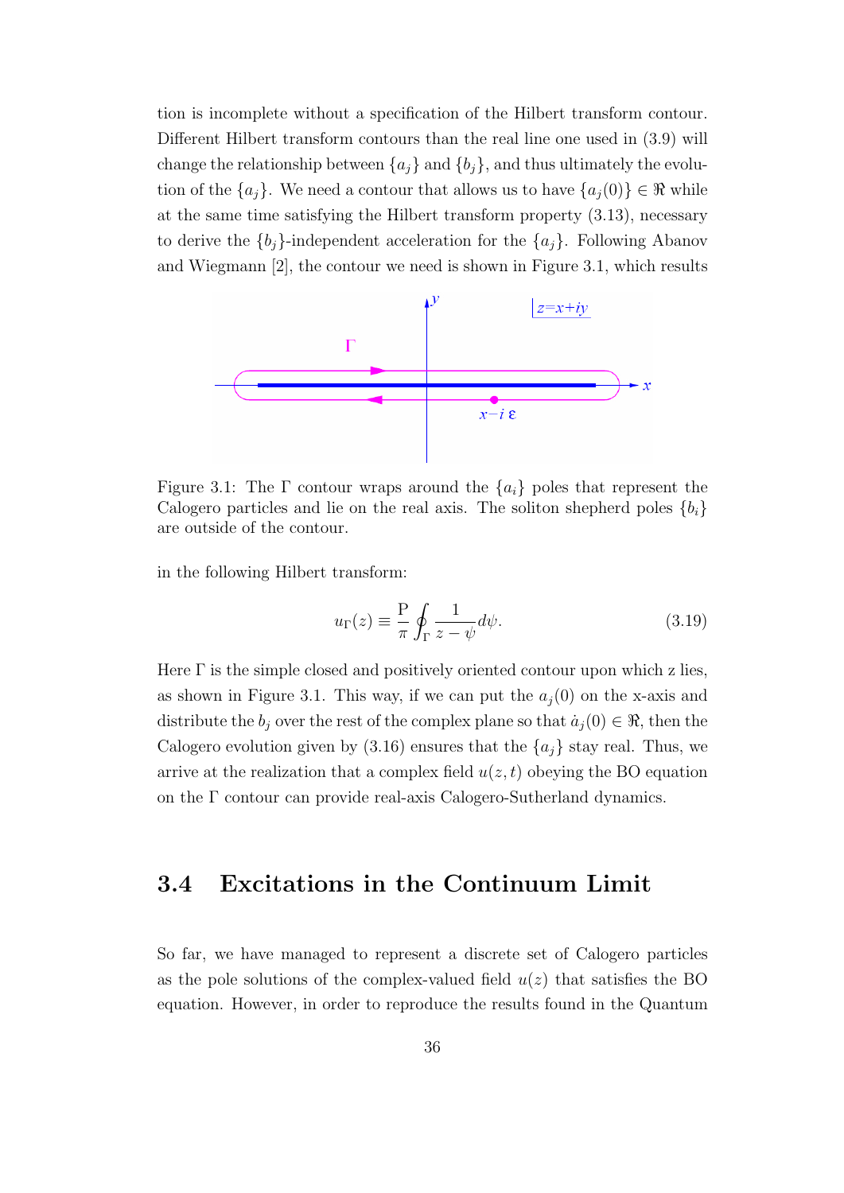tion is incomplete without a specification of the Hilbert transform contour. Different Hilbert transform contours than the real line one used in (3.9) will change the relationship between $\{a_j\}$ and $\{b_j\}$, and thus ultimately the evolution of the $\{a_j\}$. We need a contour that allows us to have $\{a_j(0)\} \in \Re$ while at the same time satisfying the Hilbert transform property (3.13), necessary to derive the $\{b_j\}$-independent acceleration for the $\{a_j\}$. Following Abanov and Wiegmann [2], the contour we need is shown in Figure 3.1, which results

Figure 3.1: The $\Gamma$ contour wraps around the $\{a_i\}$ poles that represent the Calogero particles and lie on the real axis. The soliton shepherd poles $\{b_i\}$ are outside of the contour.

in the following Hilbert transform:

$$u_\Gamma(z) \equiv \frac{\mathrm{P}}{\pi} \oint_\Gamma \frac{1}{z - \psi} d\psi. \tag{3.19}$$

Here $\Gamma$ is the simple closed and positively oriented contour upon which z lies, as shown in Figure 3.1. This way, if we can put the $a_j(0)$ on the x-axis and distribute the $b_j$ over the rest of the complex plane so that $\dot{a}_j(0) \in \Re$, then the Calogero evolution given by (3.16) ensures that the $\{a_j\}$ stay real. Thus, we arrive at the realization that a complex field $u(z, t)$ obeying the BO equation on the $\Gamma$ contour can provide real-axis Calogero-Sutherland dynamics.

## 3.4 Excitations in the Continuum Limit

So far, we have managed to represent a discrete set of Calogero particles as the pole solutions of the complex-valued field $u(z)$ that satisfies the BO equation. However, in order to reproduce the results found in the Quantum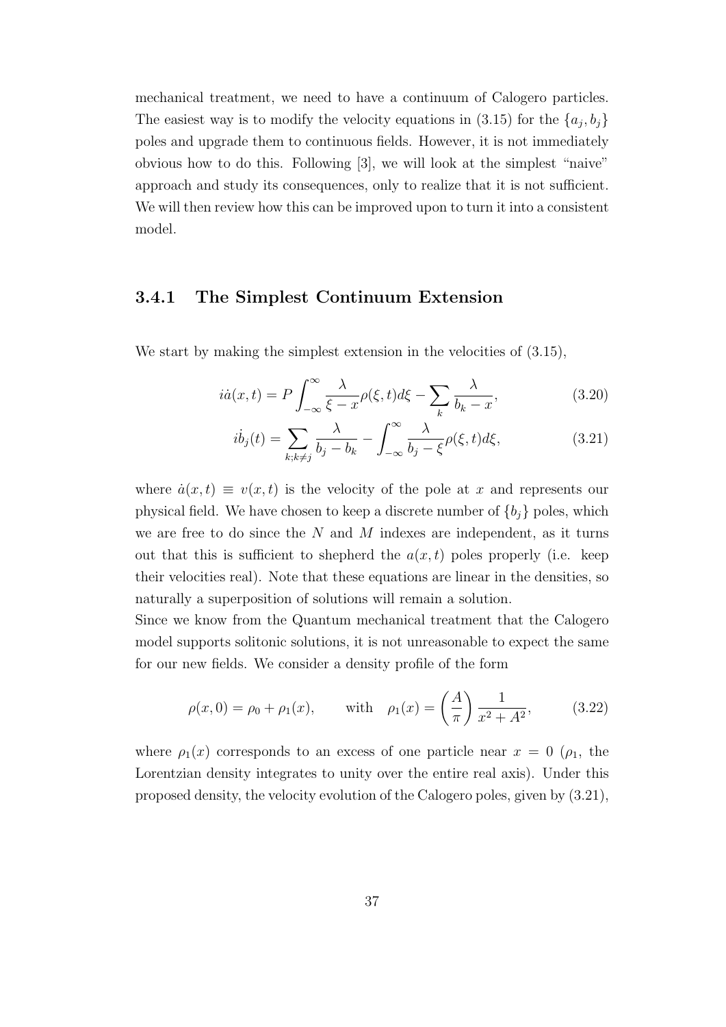mechanical treatment, we need to have a continuum of Calogero particles. The easiest way is to modify the velocity equations in (3.15) for the $\{a_j, b_j\}$ poles and upgrade them to continuous fields. However, it is not immediately obvious how to do this. Following [3], we will look at the simplest "naive" approach and study its consequences, only to realize that it is not sufficient. We will then review how this can be improved upon to turn it into a consistent model.

### 3.4.1 The Simplest Continuum Extension

We start by making the simplest extension in the velocities of (3.15),

$$i\dot{a}(x,t) = P\int_{-\infty}^{\infty} \frac{\lambda}{\xi - x}\rho(\xi,t)d\xi - \sum_k \frac{\lambda}{b_k - x}, \tag{3.20}$$

$$i\dot{b}_j(t) = \sum_{k;k\neq j} \frac{\lambda}{b_j - b_k} - \int_{-\infty}^{\infty} \frac{\lambda}{b_j - \xi}\rho(\xi,t)d\xi, \tag{3.21}$$

where $\dot{a}(x,t) \equiv v(x,t)$ is the velocity of the pole at $x$ and represents our physical field. We have chosen to keep a discrete number of $\{b_j\}$ poles, which we are free to do since the $N$ and $M$ indexes are independent, as it turns out that this is sufficient to shepherd the $a(x,t)$ poles properly (i.e. keep their velocities real). Note that these equations are linear in the densities, so naturally a superposition of solutions will remain a solution.

Since we know from the Quantum mechanical treatment that the Calogero model supports solitonic solutions, it is not unreasonable to expect the same for our new fields. We consider a density profile of the form

$$\rho(x,0) = \rho_0 + \rho_1(x), \qquad \text{with} \quad \rho_1(x) = \left(\frac{A}{\pi}\right)\frac{1}{x^2 + A^2}, \tag{3.22}$$

where $\rho_1(x)$ corresponds to an excess of one particle near $x = 0$ ($\rho_1$, the Lorentzian density integrates to unity over the entire real axis). Under this proposed density, the velocity evolution of the Calogero poles, given by (3.21),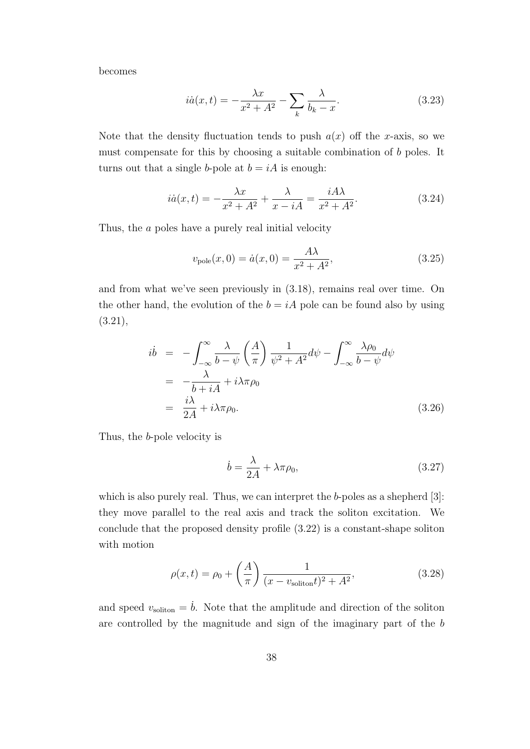becomes

$$i\dot{a}(x,t) = -\frac{\lambda x}{x^2 + A^2} - \sum_k \frac{\lambda}{b_k - x}. \tag{3.23}$$

Note that the density fluctuation tends to push $a(x)$ off the $x$-axis, so we must compensate for this by choosing a suitable combination of $b$ poles. It turns out that a single $b$-pole at $b = iA$ is enough:

$$i\dot{a}(x,t) = -\frac{\lambda x}{x^2 + A^2} + \frac{\lambda}{x - iA} = \frac{iA\lambda}{x^2 + A^2}. \tag{3.24}$$

Thus, the $a$ poles have a purely real initial velocity

$$v_{\text{pole}}(x, 0) = \dot{a}(x, 0) = \frac{A\lambda}{x^2 + A^2}, \tag{3.25}$$

and from what we've seen previously in (3.18), remains real over time. On the other hand, the evolution of the $b = iA$ pole can be found also by using (3.21),

$$\begin{aligned}
i\dot{b} &= -\int_{-\infty}^{\infty} \frac{\lambda}{b - \psi} \left(\frac{A}{\pi}\right) \frac{1}{\psi^2 + A^2} d\psi - \int_{-\infty}^{\infty} \frac{\lambda \rho_0}{b - \psi} d\psi \\
&= -\frac{\lambda}{b + iA} + i\lambda\pi\rho_0 \\
&= \frac{i\lambda}{2A} + i\lambda\pi\rho_0.
\end{aligned} \tag{3.26}$$

Thus, the $b$-pole velocity is

$$\dot{b} = \frac{\lambda}{2A} + \lambda\pi\rho_0, \tag{3.27}$$

which is also purely real. Thus, we can interpret the $b$-poles as a shepherd [3]: they move parallel to the real axis and track the soliton excitation. We conclude that the proposed density profile (3.22) is a constant-shape soliton with motion

$$\rho(x,t) = \rho_0 + \left(\frac{A}{\pi}\right) \frac{1}{(x - v_{\text{soliton}} t)^2 + A^2}, \tag{3.28}$$

and speed $v_{\text{soliton}} = \dot{b}$. Note that the amplitude and direction of the soliton are controlled by the magnitude and sign of the imaginary part of the $b$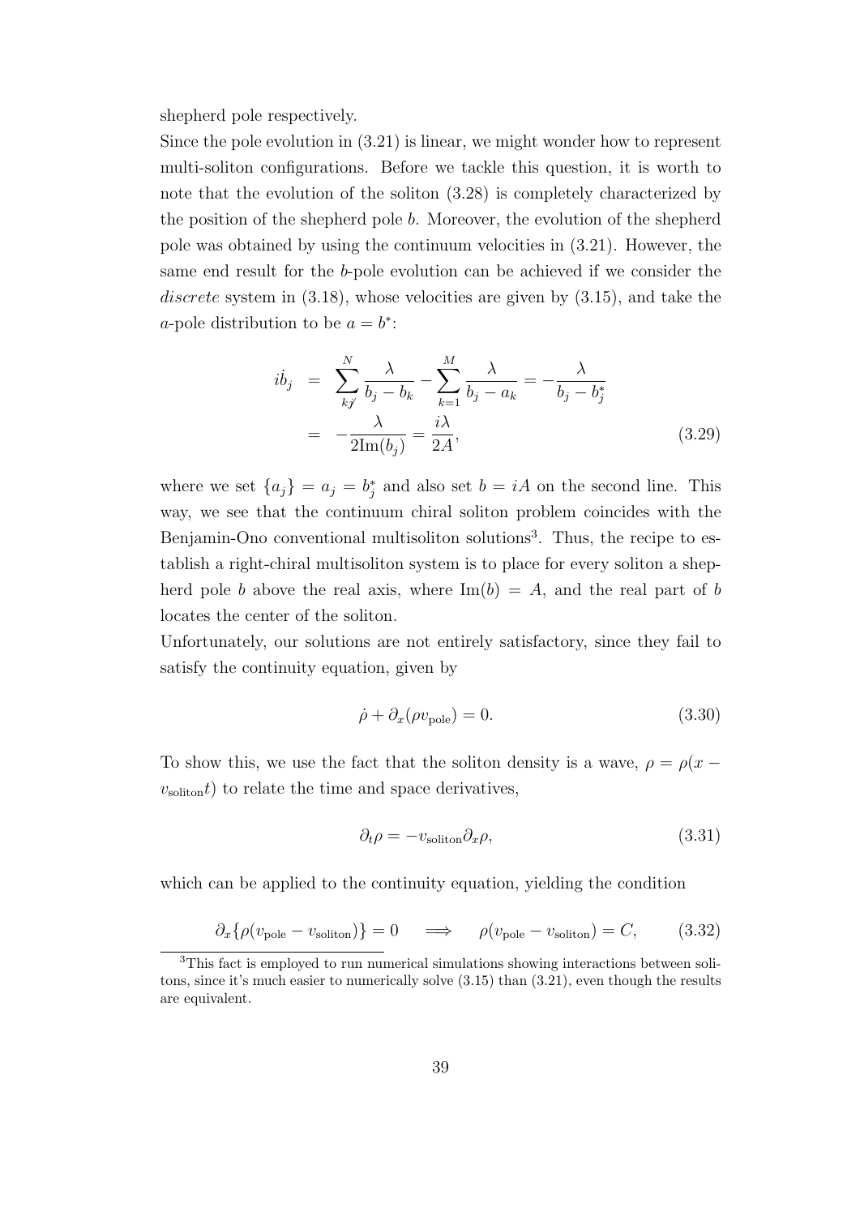shepherd pole respectively.

Since the pole evolution in (3.21) is linear, we might wonder how to represent multi-soliton configurations. Before we tackle this question, it is worth to note that the evolution of the soliton (3.28) is completely characterized by the position of the shepherd pole $b$. Moreover, the evolution of the shepherd pole was obtained by using the continuum velocities in (3.21). However, the same end result for the $b$-pole evolution can be achieved if we consider the *discrete* system in (3.18), whose velocities are given by (3.15), and take the $a$-pole distribution to be $a = b^*$:

$$
\begin{aligned}
i\dot{b}_j &= \sum_{k \neq j}^{N} \frac{\lambda}{b_j - b_k} - \sum_{k=1}^{M} \frac{\lambda}{b_j - a_k} = -\frac{\lambda}{b_j - b_j^*} \\
&= -\frac{\lambda}{2\mathrm{Im}(b_j)} = \frac{i\lambda}{2A},
\end{aligned}
\tag{3.29}
$$

where we set $\{a_j\} = a_j = b_j^*$ and also set $b = iA$ on the second line. This way, we see that the continuum chiral soliton problem coincides with the Benjamin-Ono conventional multisoliton solutions[3]. Thus, the recipe to establish a right-chiral multisoliton system is to place for every soliton a shepherd pole $b$ above the real axis, where $\mathrm{Im}(b) = A$, and the real part of $b$ locates the center of the soliton.

Unfortunately, our solutions are not entirely satisfactory, since they fail to satisfy the continuity equation, given by

$$
\dot{\rho} + \partial_x(\rho v_{\mathrm{pole}}) = 0. \tag{3.30}
$$

To show this, we use the fact that the soliton density is a wave, $\rho = \rho(x - v_{\mathrm{soliton}} t)$ to relate the time and space derivatives,

$$
\partial_t \rho = -v_{\mathrm{soliton}} \partial_x \rho, \tag{3.31}
$$

which can be applied to the continuity equation, yielding the condition

$$
\partial_x\{\rho(v_{\mathrm{pole}} - v_{\mathrm{soliton}})\} = 0 \quad \Longrightarrow \quad \rho(v_{\mathrm{pole}} - v_{\mathrm{soliton}}) = C, \tag{3.32}
$$

[3] This fact is employed to run numerical simulations showing interactions between solitons, since it's much easier to numerically solve (3.15) than (3.21), even though the results are equivalent.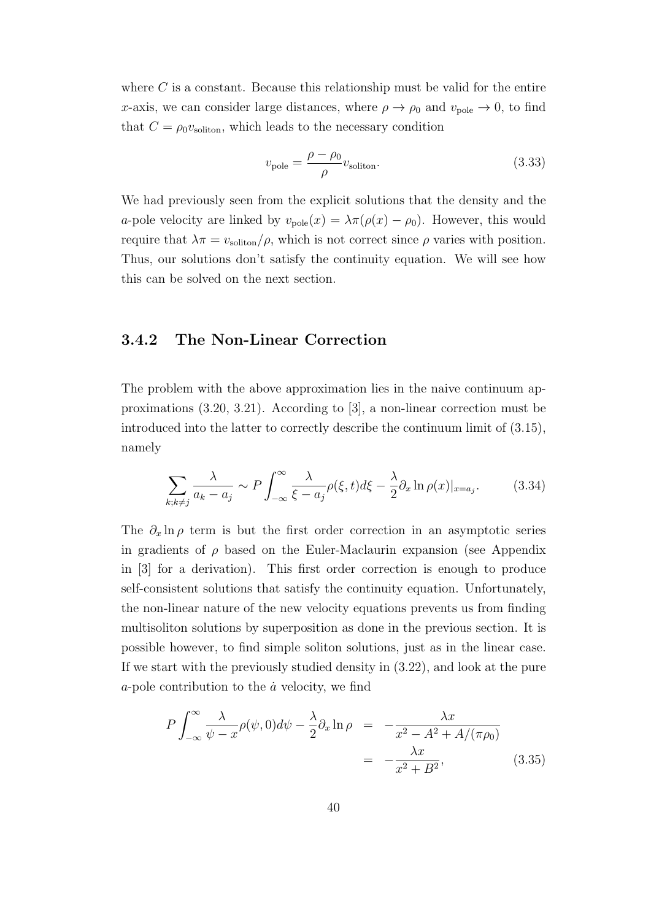where $C$ is a constant. Because this relationship must be valid for the entire $x$-axis, we can consider large distances, where $\rho \to \rho_0$ and $v_{\text{pole}} \to 0$, to find that $C = \rho_0 v_{\text{soliton}}$, which leads to the necessary condition

$$v_{\text{pole}} = \frac{\rho - \rho_0}{\rho} v_{\text{soliton}}. \tag{3.33}$$

We had previously seen from the explicit solutions that the density and the $a$-pole velocity are linked by $v_{\text{pole}}(x) = \lambda\pi(\rho(x) - \rho_0)$. However, this would require that $\lambda\pi = v_{\text{soliton}}/\rho$, which is not correct since $\rho$ varies with position. Thus, our solutions don't satisfy the continuity equation. We will see how this can be solved on the next section.

### 3.4.2 The Non-Linear Correction

The problem with the above approximation lies in the naive continuum approximations (3.20, 3.21). According to [3], a non-linear correction must be introduced into the latter to correctly describe the continuum limit of (3.15), namely

$$\sum_{k;k\neq j} \frac{\lambda}{a_k - a_j} \sim P\int_{-\infty}^{\infty} \frac{\lambda}{\xi - a_j}\rho(\xi, t)d\xi - \frac{\lambda}{2}\partial_x \ln \rho(x)|_{x=a_j}. \tag{3.34}$$

The $\partial_x \ln \rho$ term is but the first order correction in an asymptotic series in gradients of $\rho$ based on the Euler-Maclaurin expansion (see Appendix in [3] for a derivation). This first order correction is enough to produce self-consistent solutions that satisfy the continuity equation. Unfortunately, the non-linear nature of the new velocity equations prevents us from finding multisoliton solutions by superposition as done in the previous section. It is possible however, to find simple soliton solutions, just as in the linear case. If we start with the previously studied density in (3.22), and look at the pure $a$-pole contribution to the $\dot{a}$ velocity, we find

$$\begin{aligned} P\int_{-\infty}^{\infty} \frac{\lambda}{\psi - x}\rho(\psi, 0)d\psi - \frac{\lambda}{2}\partial_x \ln \rho &= -\frac{\lambda x}{x^2 - A^2 + A/(\pi\rho_0)} \\ &= -\frac{\lambda x}{x^2 + B^2}, \end{aligned} \tag{3.35}$$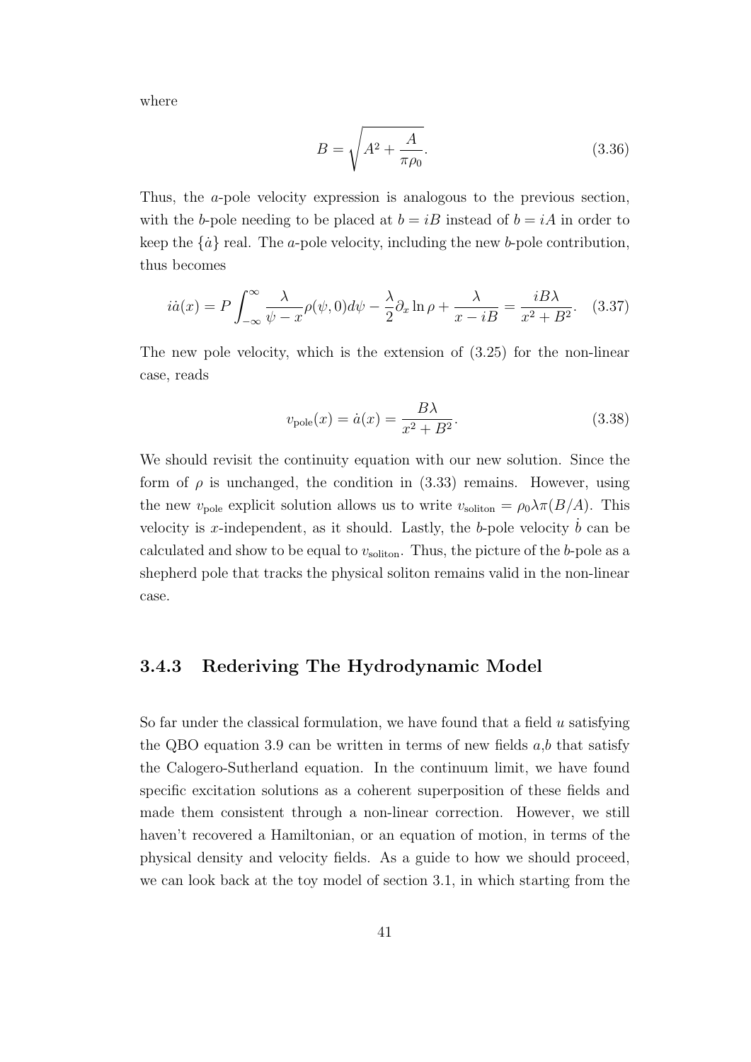where

$$B = \sqrt{A^2 + \frac{A}{\pi \rho_0}}. \tag{3.36}$$

Thus, the $a$-pole velocity expression is analogous to the previous section, with the $b$-pole needing to be placed at $b = iB$ instead of $b = iA$ in order to keep the $\{\dot{a}\}$ real. The $a$-pole velocity, including the new $b$-pole contribution, thus becomes

$$i\dot{a}(x) = P\int_{-\infty}^{\infty} \frac{\lambda}{\psi - x}\rho(\psi, 0)d\psi - \frac{\lambda}{2}\partial_x \ln \rho + \frac{\lambda}{x - iB} = \frac{iB\lambda}{x^2 + B^2}. \tag{3.37}$$

The new pole velocity, which is the extension of (3.25) for the non-linear case, reads

$$v_{\text{pole}}(x) = \dot{a}(x) = \frac{B\lambda}{x^2 + B^2}. \tag{3.38}$$

We should revisit the continuity equation with our new solution. Since the form of $\rho$ is unchanged, the condition in (3.33) remains. However, using the new $v_{\text{pole}}$ explicit solution allows us to write $v_{\text{soliton}} = \rho_0 \lambda \pi (B/A)$. This velocity is $x$-independent, as it should. Lastly, the $b$-pole velocity $\dot{b}$ can be calculated and show to be equal to $v_{\text{soliton}}$. Thus, the picture of the $b$-pole as a shepherd pole that tracks the physical soliton remains valid in the non-linear case.

### 3.4.3 Rederiving The Hydrodynamic Model

So far under the classical formulation, we have found that a field $u$ satisfying the QBO equation 3.9 can be written in terms of new fields $a$,$b$ that satisfy the Calogero-Sutherland equation. In the continuum limit, we have found specific excitation solutions as a coherent superposition of these fields and made them consistent through a non-linear correction. However, we still haven't recovered a Hamiltonian, or an equation of motion, in terms of the physical density and velocity fields. As a guide to how we should proceed, we can look back at the toy model of section 3.1, in which starting from the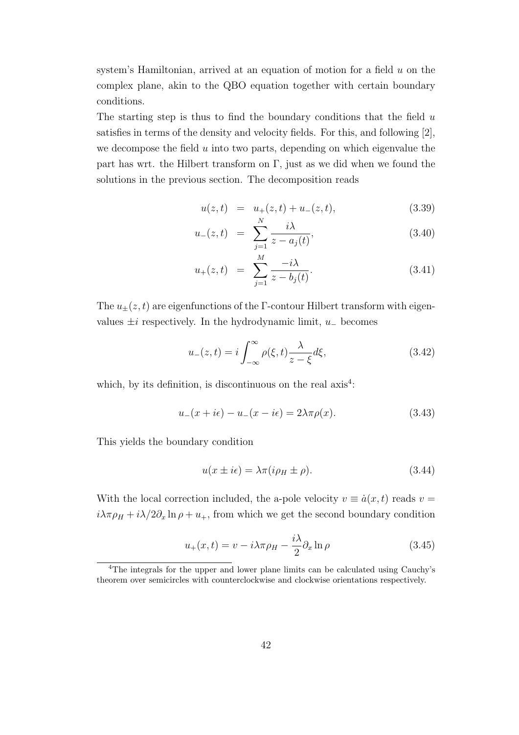system's Hamiltonian, arrived at an equation of motion for a field $u$ on the complex plane, akin to the QBO equation together with certain boundary conditions.

The starting step is thus to find the boundary conditions that the field $u$ satisfies in terms of the density and velocity fields. For this, and following [2], we decompose the field $u$ into two parts, depending on which eigenvalue the part has wrt. the Hilbert transform on $\Gamma$, just as we did when we found the solutions in the previous section. The decomposition reads

$$u(z,t) = u_+(z,t) + u_-(z,t), \tag{3.39}$$

$$u_-(z,t) = \sum_{j=1}^{N} \frac{i\lambda}{z - a_j(t)}, \tag{3.40}$$

$$u_+(z,t) = \sum_{j=1}^{M} \frac{-i\lambda}{z - b_j(t)}. \tag{3.41}$$

The $u_\pm(z,t)$ are eigenfunctions of the $\Gamma$-contour Hilbert transform with eigenvalues $\pm i$ respectively. In the hydrodynamic limit, $u_-$ becomes

$$u_-(z,t) = i \int_{-\infty}^{\infty} \rho(\xi,t) \frac{\lambda}{z - \xi} d\xi, \tag{3.42}$$

which, by its definition, is discontinuous on the real axis[4]:

$$u_-(x + i\epsilon) - u_-(x - i\epsilon) = 2\lambda\pi\rho(x). \tag{3.43}$$

This yields the boundary condition

$$u(x \pm i\epsilon) = \lambda\pi(i\rho_H \pm \rho). \tag{3.44}$$

With the local correction included, the a-pole velocity $v \equiv \dot{a}(x,t)$ reads $v = i\lambda\pi\rho_H + i\lambda/2\partial_x \ln\rho + u_+$, from which we get the second boundary condition

$$u_+(x,t) = v - i\lambda\pi\rho_H - \frac{i\lambda}{2}\partial_x \ln\rho \tag{3.45}$$

[4] The integrals for the upper and lower plane limits can be calculated using Cauchy's theorem over semicircles with counterclockwise and clockwise orientations respectively.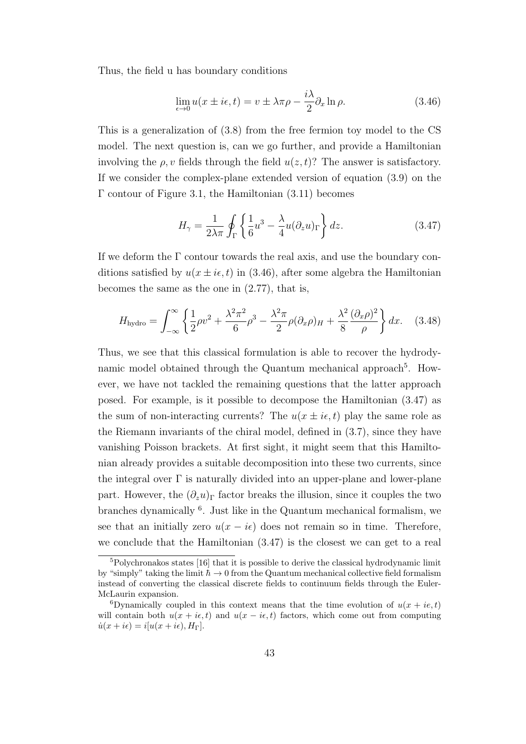Thus, the field u has boundary conditions

$$\lim_{\epsilon \to 0} u(x \pm i\epsilon, t) = v \pm \lambda \pi \rho - \frac{i\lambda}{2} \partial_x \ln \rho. \tag{3.46}$$

This is a generalization of (3.8) from the free fermion toy model to the CS model. The next question is, can we go further, and provide a Hamiltonian involving the $\rho, v$ fields through the field $u(z,t)$? The answer is satisfactory. If we consider the complex-plane extended version of equation (3.9) on the $\Gamma$ contour of Figure 3.1, the Hamiltonian (3.11) becomes

$$H_\gamma = \frac{1}{2\lambda\pi} \oint_\Gamma \left\{ \frac{1}{6} u^3 - \frac{\lambda}{4} u (\partial_z u)_\Gamma \right\} dz. \tag{3.47}$$

If we deform the $\Gamma$ contour towards the real axis, and use the boundary conditions satisfied by $u(x \pm i\epsilon, t)$ in (3.46), after some algebra the Hamiltonian becomes the same as the one in (2.77), that is,

$$H_{\text{hydro}} = \int_{-\infty}^{\infty} \left\{ \frac{1}{2}\rho v^2 + \frac{\lambda^2\pi^2}{6}\rho^3 - \frac{\lambda^2\pi}{2}\rho(\partial_x\rho)_H + \frac{\lambda^2}{8}\frac{(\partial_x\rho)^2}{\rho} \right\} dx. \tag{3.48}$$

Thus, we see that this classical formulation is able to recover the hydrodynamic model obtained through the Quantum mechanical approach[5]. However, we have not tackled the remaining questions that the latter approach posed. For example, is it possible to decompose the Hamiltonian (3.47) as the sum of non-interacting currents? The $u(x \pm i\epsilon, t)$ play the same role as the Riemann invariants of the chiral model, defined in (3.7), since they have vanishing Poisson brackets. At first sight, it might seem that this Hamiltonian already provides a suitable decomposition into these two currents, since the integral over $\Gamma$ is naturally divided into an upper-plane and lower-plane part. However, the $(\partial_z u)_\Gamma$ factor breaks the illusion, since it couples the two branches dynamically [6]. Just like in the Quantum mechanical formalism, we see that an initially zero $u(x - i\epsilon)$ does not remain so in time. Therefore, we conclude that the Hamiltonian (3.47) is the closest we can get to a real

[5] Polychronakos states [16] that it is possible to derive the classical hydrodynamic limit by "simply" taking the limit $\hbar \to 0$ from the Quantum mechanical collective field formalism instead of converting the classical discrete fields to continuum fields through the Euler-McLaurin expansion.

[6] Dynamically coupled in this context means that the time evolution of $u(x + ie, t)$ will contain both $u(x + i\epsilon, t)$ and $u(x - i\epsilon, t)$ factors, which come out from computing $\dot{u}(x + i\epsilon) = i[u(x + i\epsilon), H_\Gamma]$.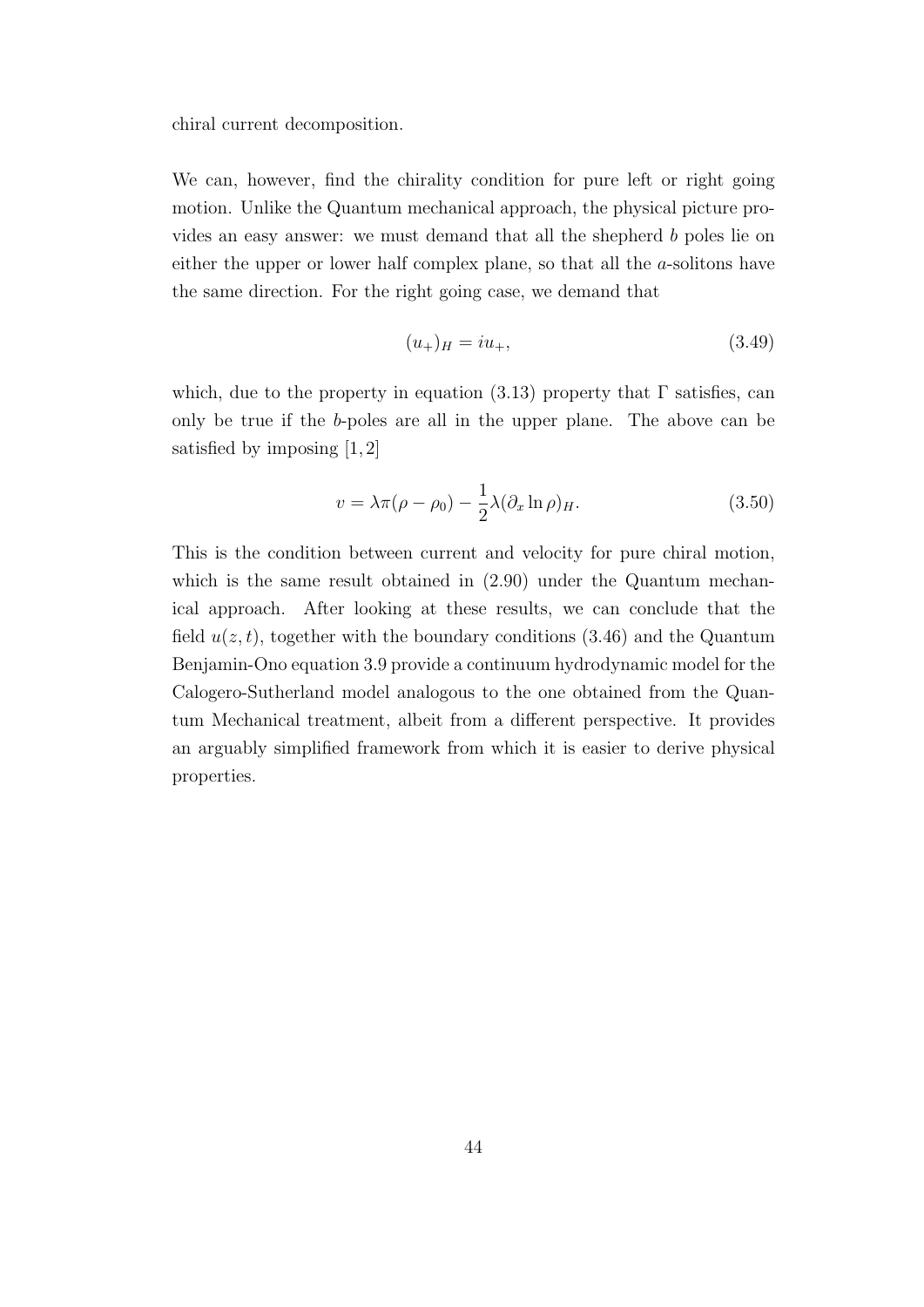chiral current decomposition.

We can, however, find the chirality condition for pure left or right going motion. Unlike the Quantum mechanical approach, the physical picture provides an easy answer: we must demand that all the shepherd $b$ poles lie on either the upper or lower half complex plane, so that all the $a$-solitons have the same direction. For the right going case, we demand that

$$(u_+)_H = iu_+, \tag{3.49}$$

which, due to the property in equation (3.13) property that $\Gamma$ satisfies, can only be true if the $b$-poles are all in the upper plane. The above can be satisfied by imposing [1, 2]

$$v = \lambda\pi(\rho - \rho_0) - \frac{1}{2}\lambda(\partial_x \ln \rho)_H. \tag{3.50}$$

This is the condition between current and velocity for pure chiral motion, which is the same result obtained in (2.90) under the Quantum mechanical approach. After looking at these results, we can conclude that the field $u(z,t)$, together with the boundary conditions (3.46) and the Quantum Benjamin-Ono equation 3.9 provide a continuum hydrodynamic model for the Calogero-Sutherland model analogous to the one obtained from the Quantum Mechanical treatment, albeit from a different perspective. It provides an arguably simplified framework from which it is easier to derive physical properties.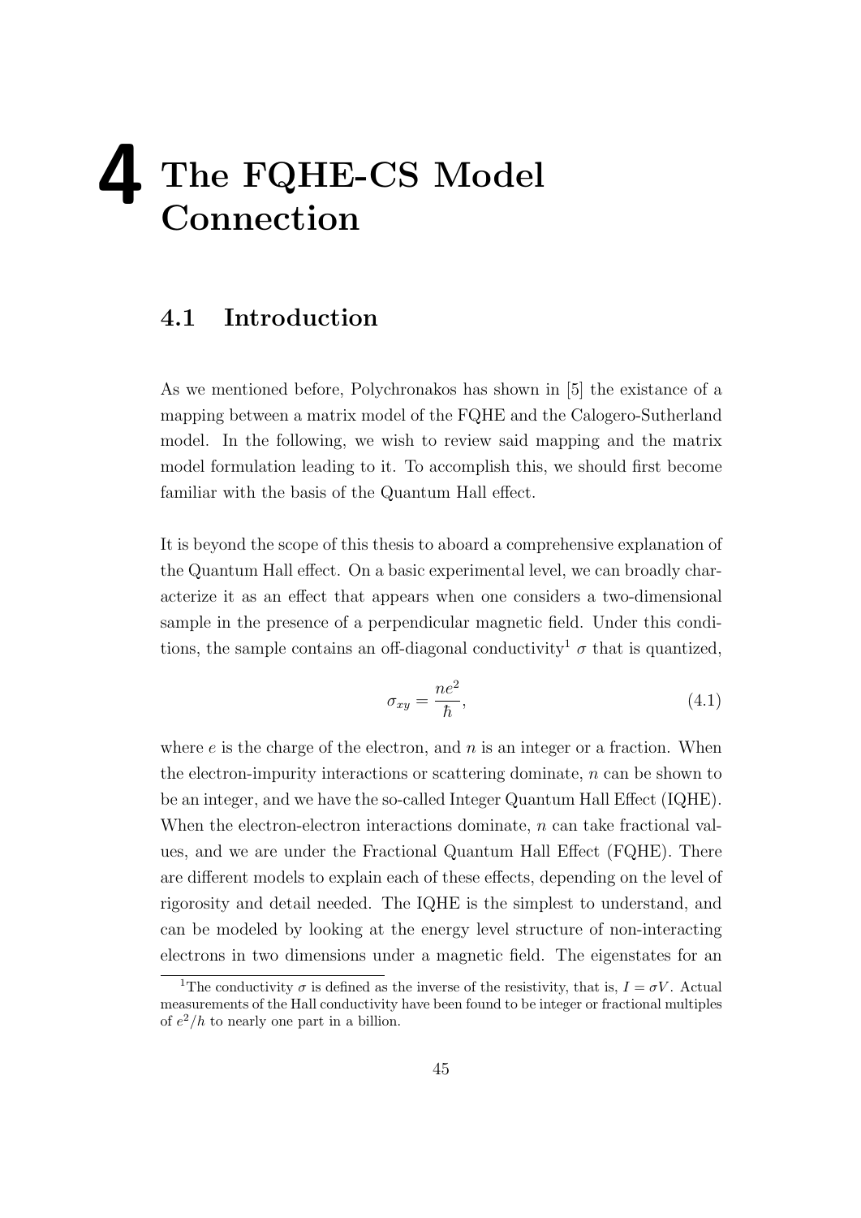# 4 The FQHE-CS Model Connection

## 4.1 Introduction

As we mentioned before, Polychronakos has shown in [5] the existance of a mapping between a matrix model of the FQHE and the Calogero-Sutherland model. In the following, we wish to review said mapping and the matrix model formulation leading to it. To accomplish this, we should first become familiar with the basis of the Quantum Hall effect.

It is beyond the scope of this thesis to aboard a comprehensive explanation of the Quantum Hall effect. On a basic experimental level, we can broadly characterize it as an effect that appears when one considers a two-dimensional sample in the presence of a perpendicular magnetic field. Under this conditions, the sample contains an off-diagonal conductivity[1] $\sigma$ that is quantized,

$$\sigma_{xy} = \frac{ne^2}{\hbar}, \tag{4.1}$$

where $e$ is the charge of the electron, and $n$ is an integer or a fraction. When the electron-impurity interactions or scattering dominate, $n$ can be shown to be an integer, and we have the so-called Integer Quantum Hall Effect (IQHE). When the electron-electron interactions dominate, $n$ can take fractional values, and we are under the Fractional Quantum Hall Effect (FQHE). There are different models to explain each of these effects, depending on the level of rigorosity and detail needed. The IQHE is the simplest to understand, and can be modeled by looking at the energy level structure of non-interacting electrons in two dimensions under a magnetic field. The eigenstates for an

[1] The conductivity $\sigma$ is defined as the inverse of the resistivity, that is, $I = \sigma V$. Actual measurements of the Hall conductivity have been found to be integer or fractional multiples of $e^2/h$ to nearly one part in a billion.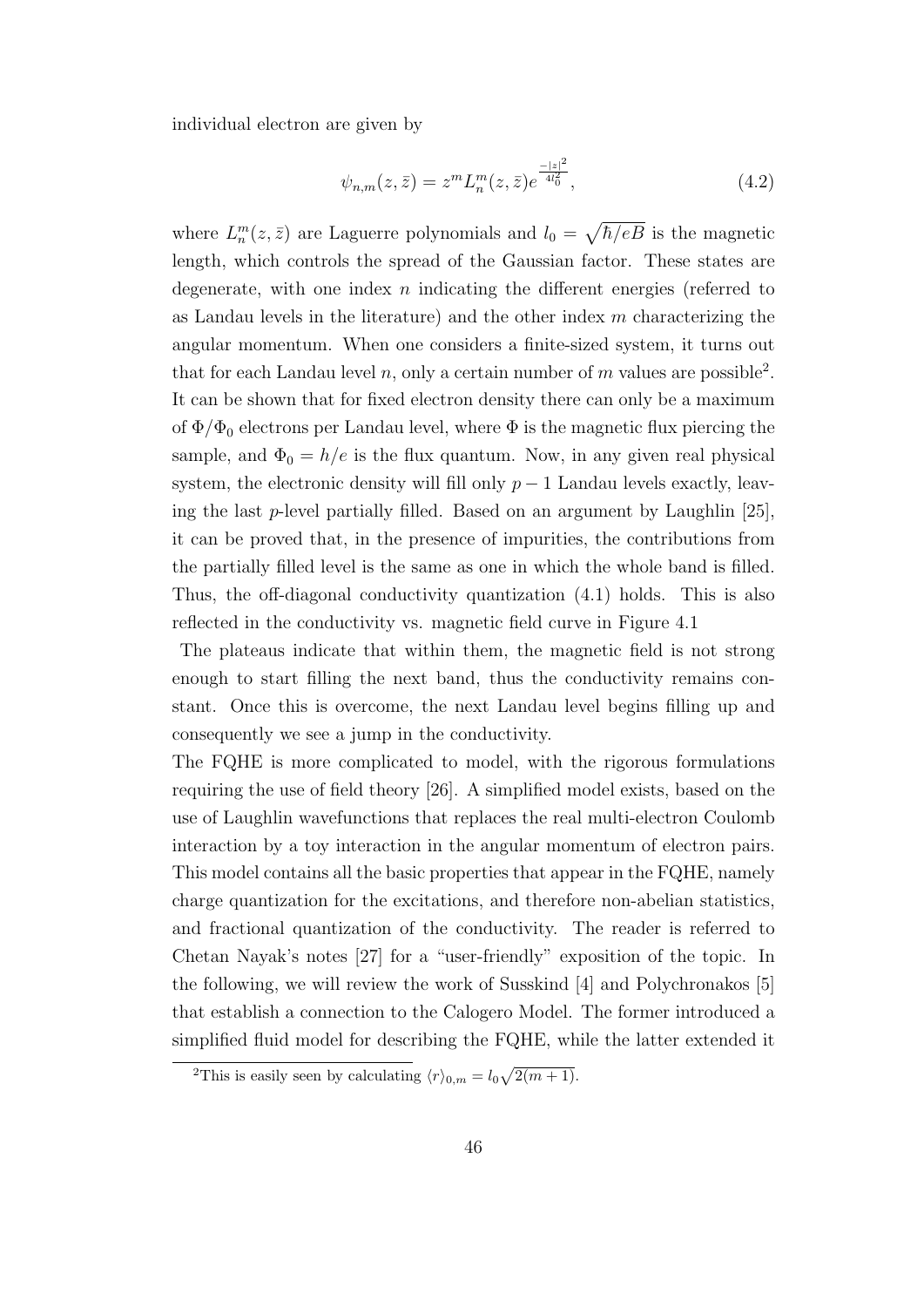individual electron are given by

$$\psi_{n,m}(z,\bar{z}) = z^m L_n^m(z,\bar{z}) e^{\frac{-|z|^2}{4l_0^2}}, \tag{4.2}$$

where $L_n^m(z,\bar{z})$ are Laguerre polynomials and $l_0 = \sqrt{\hbar/eB}$ is the magnetic length, which controls the spread of the Gaussian factor. These states are degenerate, with one index $n$ indicating the different energies (referred to as Landau levels in the literature) and the other index $m$ characterizing the angular momentum. When one considers a finite-sized system, it turns out that for each Landau level $n$, only a certain number of $m$ values are possible[2]. It can be shown that for fixed electron density there can only be a maximum of $\Phi/\Phi_0$ electrons per Landau level, where $\Phi$ is the magnetic flux piercing the sample, and $\Phi_0 = h/e$ is the flux quantum. Now, in any given real physical system, the electronic density will fill only $p-1$ Landau levels exactly, leaving the last $p$-level partially filled. Based on an argument by Laughlin [25], it can be proved that, in the presence of impurities, the contributions from the partially filled level is the same as one in which the whole band is filled. Thus, the off-diagonal conductivity quantization (4.1) holds. This is also reflected in the conductivity vs. magnetic field curve in Figure 4.1

The plateaus indicate that within them, the magnetic field is not strong enough to start filling the next band, thus the conductivity remains constant. Once this is overcome, the next Landau level begins filling up and consequently we see a jump in the conductivity.

The FQHE is more complicated to model, with the rigorous formulations requiring the use of field theory [26]. A simplified model exists, based on the use of Laughlin wavefunctions that replaces the real multi-electron Coulomb interaction by a toy interaction in the angular momentum of electron pairs. This model contains all the basic properties that appear in the FQHE, namely charge quantization for the excitations, and therefore non-abelian statistics, and fractional quantization of the conductivity. The reader is referred to Chetan Nayak's notes [27] for a "user-friendly" exposition of the topic. In the following, we will review the work of Susskind [4] and Polychronakos [5] that establish a connection to the Calogero Model. The former introduced a simplified fluid model for describing the FQHE, while the latter extended it

[2]This is easily seen by calculating $\langle r \rangle_{0,m} = l_0\sqrt{2(m+1)}$.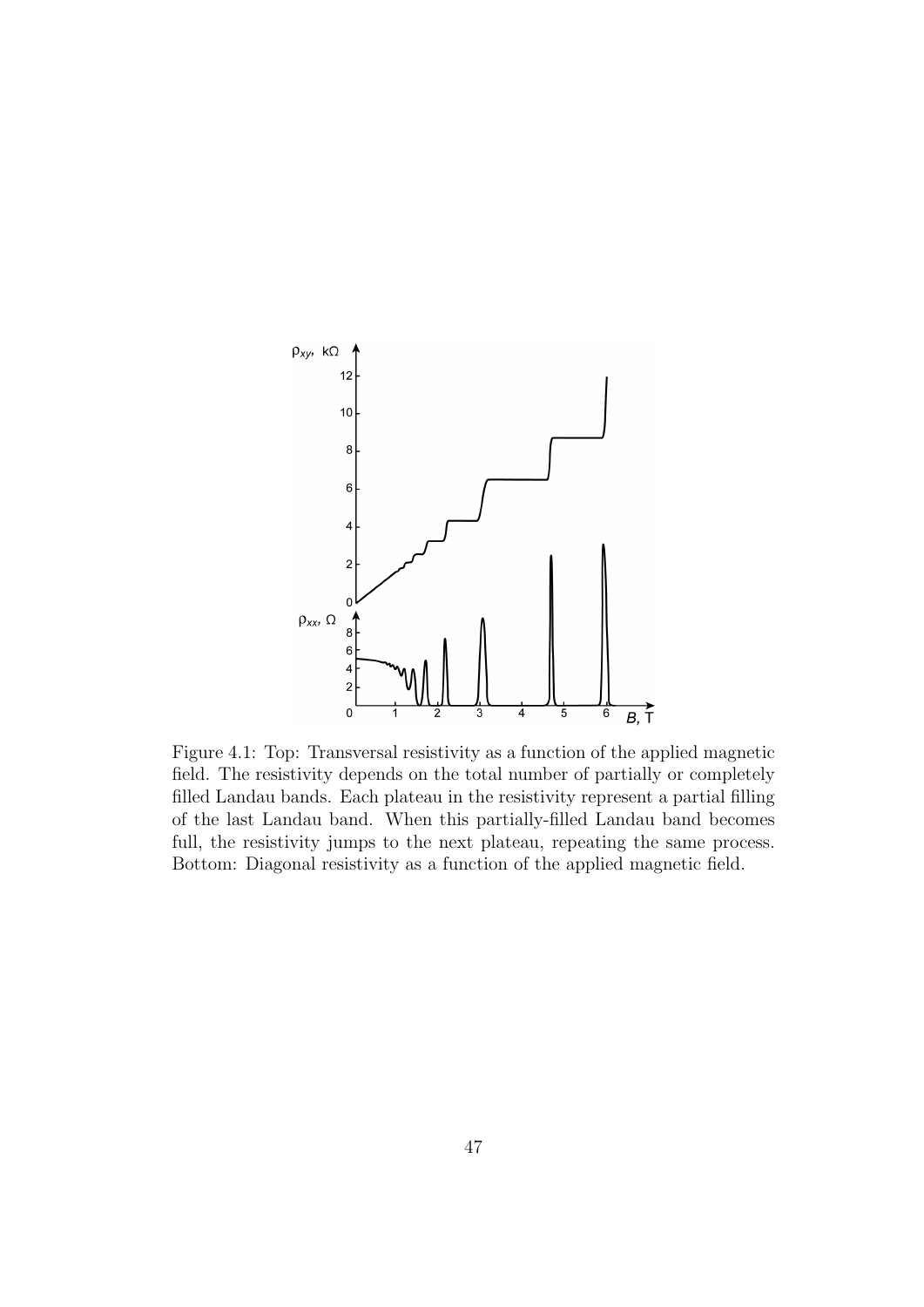Figure 4.1: Top: Transversal resistivity as a function of the applied magnetic field. The resistivity depends on the total number of partially or completely filled Landau bands. Each plateau in the resistivity represent a partial filling of the last Landau band. When this partially-filled Landau band becomes full, the resistivity jumps to the next plateau, repeating the same process. Bottom: Diagonal resistivity as a function of the applied magnetic field.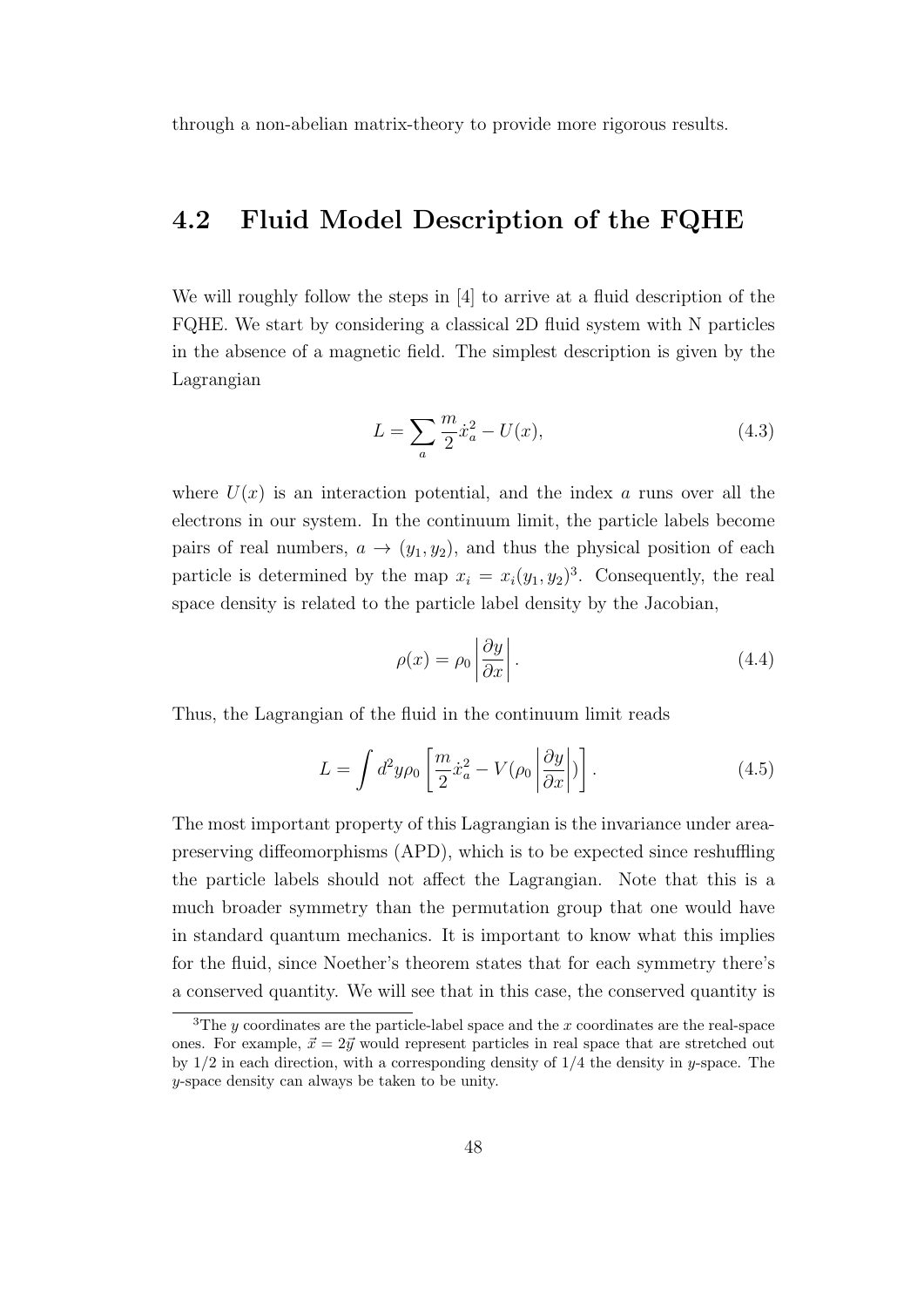through a non-abelian matrix-theory to provide more rigorous results.

## 4.2 Fluid Model Description of the FQHE

We will roughly follow the steps in [4] to arrive at a fluid description of the FQHE. We start by considering a classical 2D fluid system with N particles in the absence of a magnetic field. The simplest description is given by the Lagrangian

$$L = \sum_a \frac{m}{2}\dot{x}_a^2 - U(x), \tag{4.3}$$

where $U(x)$ is an interaction potential, and the index $a$ runs over all the electrons in our system. In the continuum limit, the particle labels become pairs of real numbers, $a \to (y_1, y_2)$, and thus the physical position of each particle is determined by the map $x_i = x_i(y_1, y_2)$[3]. Consequently, the real space density is related to the particle label density by the Jacobian,

$$\rho(x) = \rho_0 \left| \frac{\partial y}{\partial x} \right|. \tag{4.4}$$

Thus, the Lagrangian of the fluid in the continuum limit reads

$$L = \int d^2y \rho_0 \left[ \frac{m}{2}\dot{x}_a^2 - V(\rho_0 \left| \frac{\partial y}{\partial x} \right|) \right]. \tag{4.5}$$

The most important property of this Lagrangian is the invariance under area-preserving diffeomorphisms (APD), which is to be expected since reshuffling the particle labels should not affect the Lagrangian. Note that this is a much broader symmetry than the permutation group that one would have in standard quantum mechanics. It is important to know what this implies for the fluid, since Noether's theorem states that for each symmetry there's a conserved quantity. We will see that in this case, the conserved quantity is

[3] The $y$ coordinates are the particle-label space and the $x$ coordinates are the real-space ones. For example, $\vec{x} = 2\vec{y}$ would represent particles in real space that are stretched out by $1/2$ in each direction, with a corresponding density of $1/4$ the density in $y$-space. The $y$-space density can always be taken to be unity.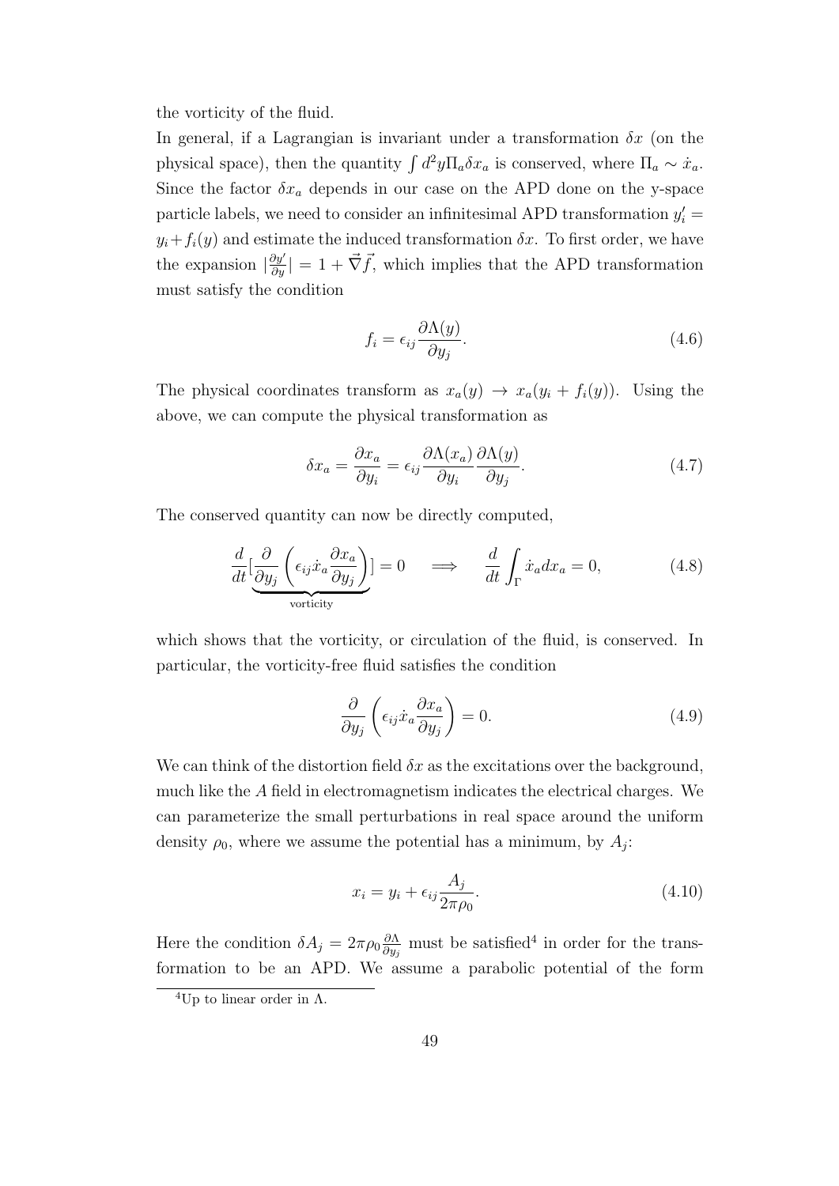the vorticity of the fluid.

In general, if a Lagrangian is invariant under a transformation $\delta x$ (on the physical space), then the quantity $\int d^2 y \Pi_a \delta x_a$ is conserved, where $\Pi_a \sim \dot{x}_a$. Since the factor $\delta x_a$ depends in our case on the APD done on the y-space particle labels, we need to consider an infinitesimal APD transformation $y_i' = y_i + f_i(y)$ and estimate the induced transformation $\delta x$. To first order, we have the expansion $|\frac{\partial y'}{\partial y}| = 1 + \vec{\nabla}\vec{f}$, which implies that the APD transformation must satisfy the condition

$$f_i = \epsilon_{ij} \frac{\partial \Lambda(y)}{\partial y_j}. \tag{4.6}$$

The physical coordinates transform as $x_a(y) \to x_a(y_i + f_i(y))$. Using the above, we can compute the physical transformation as

$$\delta x_a = \frac{\partial x_a}{\partial y_i} = \epsilon_{ij} \frac{\partial \Lambda(x_a)}{\partial y_i} \frac{\partial \Lambda(y)}{\partial y_j}. \tag{4.7}$$

The conserved quantity can now be directly computed,

$$\frac{d}{dt} \underbrace{\left[ \frac{\partial}{\partial y_j} \left( \epsilon_{ij} \dot{x}_a \frac{\partial x_a}{\partial y_j} \right) \right]}_{\text{vorticity}} = 0 \quad \Longrightarrow \quad \frac{d}{dt} \int_\Gamma \dot{x}_a dx_a = 0, \tag{4.8}$$

which shows that the vorticity, or circulation of the fluid, is conserved. In particular, the vorticity-free fluid satisfies the condition

$$\frac{\partial}{\partial y_j} \left( \epsilon_{ij} \dot{x}_a \frac{\partial x_a}{\partial y_j} \right) = 0. \tag{4.9}$$

We can think of the distortion field $\delta x$ as the excitations over the background, much like the $A$ field in electromagnetism indicates the electrical charges. We can parameterize the small perturbations in real space around the uniform density $\rho_0$, where we assume the potential has a minimum, by $A_j$:

$$x_i = y_i + \epsilon_{ij} \frac{A_j}{2\pi\rho_0}. \tag{4.10}$$

Here the condition $\delta A_j = 2\pi\rho_0 \frac{\partial \Lambda}{\partial y_j}$ must be satisfied[4] in order for the transformation to be an APD. We assume a parabolic potential of the form

[4] Up to linear order in $\Lambda$.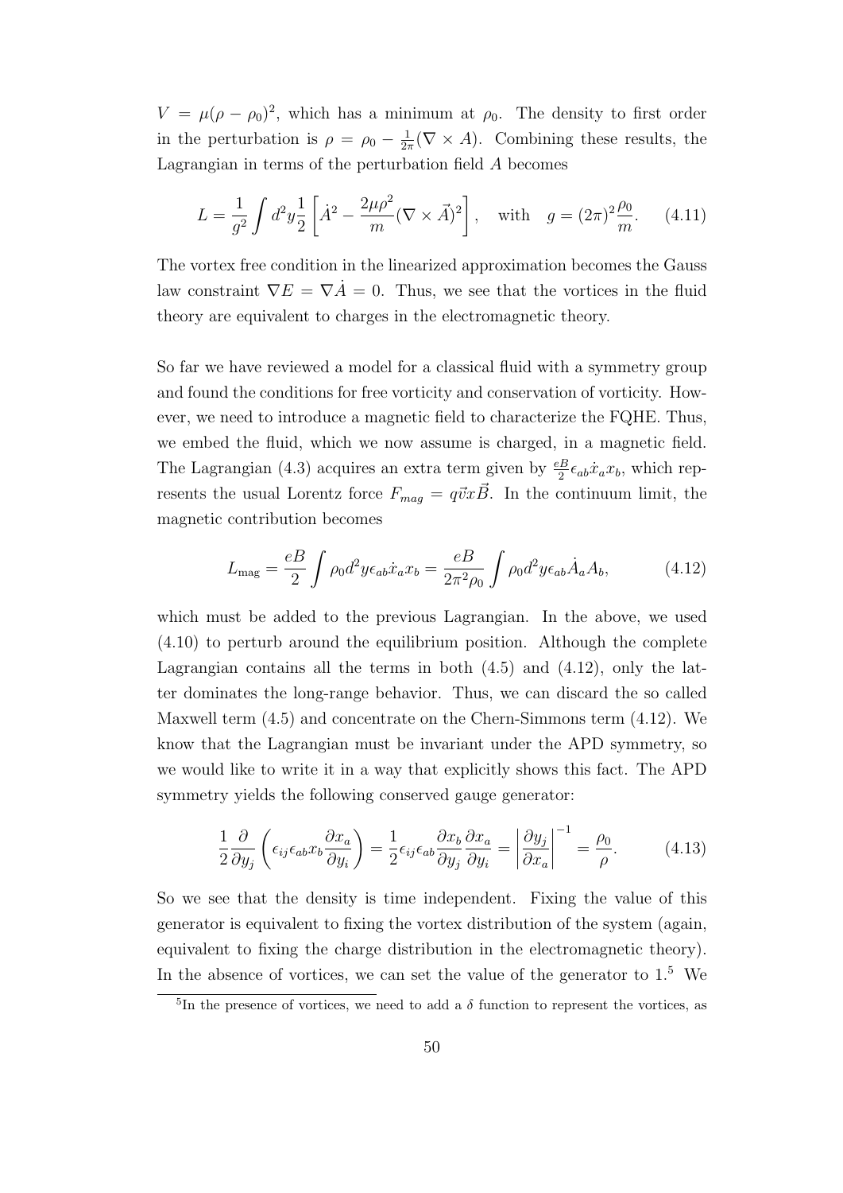$V = \mu(\rho - \rho_0)^2$, which has a minimum at $\rho_0$. The density to first order in the perturbation is $\rho = \rho_0 - \frac{1}{2\pi}(\nabla \times A)$. Combining these results, the Lagrangian in terms of the perturbation field $A$ becomes

$$L = \frac{1}{g^2} \int d^2y \frac{1}{2} \left[ \dot{A}^2 - \frac{2\mu\rho^2}{m}(\nabla \times \vec{A})^2 \right], \quad \text{with} \quad g = (2\pi)^2 \frac{\rho_0}{m}. \qquad (4.11)$$

The vortex free condition in the linearized approximation becomes the Gauss law constraint $\nabla E = \nabla \dot{A} = 0$. Thus, we see that the vortices in the fluid theory are equivalent to charges in the electromagnetic theory.

So far we have reviewed a model for a classical fluid with a symmetry group and found the conditions for free vorticity and conservation of vorticity. However, we need to introduce a magnetic field to characterize the FQHE. Thus, we embed the fluid, which we now assume is charged, in a magnetic field. The Lagrangian (4.3) acquires an extra term given by $\frac{eB}{2}\epsilon_{ab}\dot{x}_a x_b$, which represents the usual Lorentz force $F_{mag} = q\vec{v}x\vec{B}$. In the continuum limit, the magnetic contribution becomes

$$L_{\text{mag}} = \frac{eB}{2} \int \rho_0 d^2y \epsilon_{ab}\dot{x}_a x_b = \frac{eB}{2\pi^2\rho_0} \int \rho_0 d^2y \epsilon_{ab}\dot{A}_a A_b, \qquad (4.12)$$

which must be added to the previous Lagrangian. In the above, we used (4.10) to perturb around the equilibrium position. Although the complete Lagrangian contains all the terms in both (4.5) and (4.12), only the latter dominates the long-range behavior. Thus, we can discard the so called Maxwell term (4.5) and concentrate on the Chern-Simmons term (4.12). We know that the Lagrangian must be invariant under the APD symmetry, so we would like to write it in a way that explicitly shows this fact. The APD symmetry yields the following conserved gauge generator:

$$\frac{1}{2}\frac{\partial}{\partial y_j}\left(\epsilon_{ij}\epsilon_{ab}x_b\frac{\partial x_a}{\partial y_i}\right) = \frac{1}{2}\epsilon_{ij}\epsilon_{ab}\frac{\partial x_b}{\partial y_j}\frac{\partial x_a}{\partial y_i} = \left|\frac{\partial y_j}{\partial x_a}\right|^{-1} = \frac{\rho_0}{\rho}. \qquad (4.13)$$

So we see that the density is time independent. Fixing the value of this generator is equivalent to fixing the vortex distribution of the system (again, equivalent to fixing the charge distribution in the electromagnetic theory). In the absence of vortices, we can set the value of the generator to 1.[5] We

[5]In the presence of vortices, we need to add a $\delta$ function to represent the vortices, as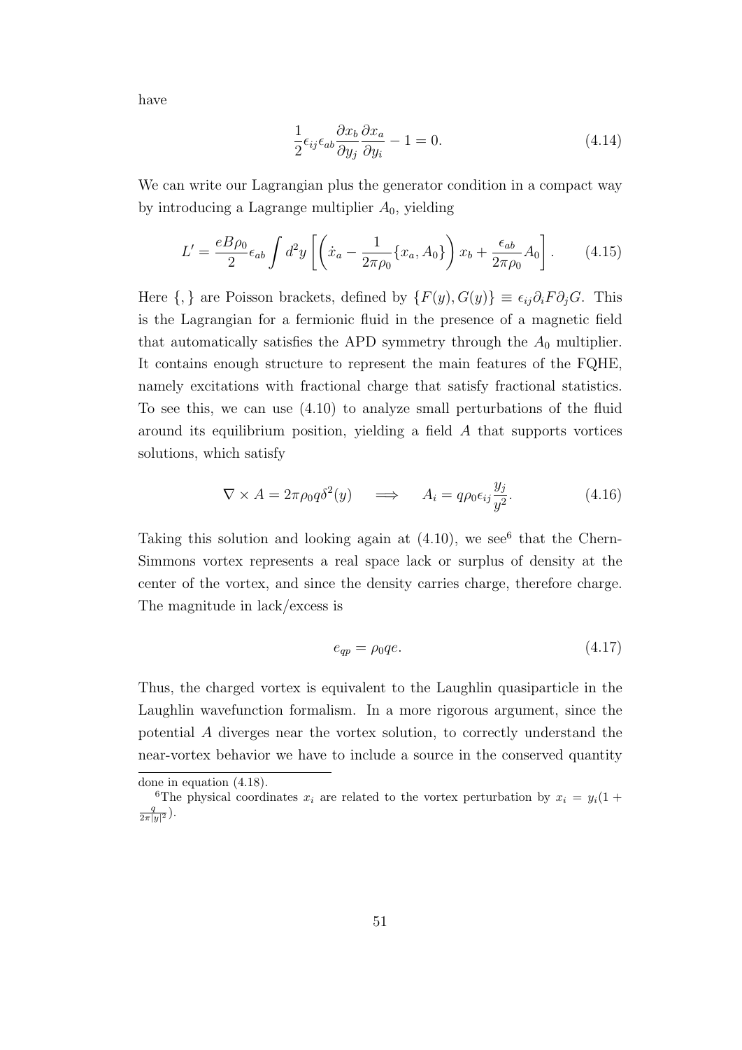have

$$\frac{1}{2}\epsilon_{ij}\epsilon_{ab}\frac{\partial x_b}{\partial y_j}\frac{\partial x_a}{\partial y_i} - 1 = 0. \tag{4.14}$$

We can write our Lagrangian plus the generator condition in a compact way by introducing a Lagrange multiplier $A_0$, yielding

$$L' = \frac{eB\rho_0}{2}\epsilon_{ab}\int d^2y \left[\left(\dot{x}_a - \frac{1}{2\pi\rho_0}\{x_a, A_0\}\right)x_b + \frac{\epsilon_{ab}}{2\pi\rho_0}A_0\right]. \tag{4.15}$$

Here $\{,\}$ are Poisson brackets, defined by $\{F(y), G(y)\} \equiv \epsilon_{ij}\partial_i F \partial_j G$. This is the Lagrangian for a fermionic fluid in the presence of a magnetic field that automatically satisfies the APD symmetry through the $A_0$ multiplier. It contains enough structure to represent the main features of the FQHE, namely excitations with fractional charge that satisfy fractional statistics. To see this, we can use (4.10) to analyze small perturbations of the fluid around its equilibrium position, yielding a field $A$ that supports vortices solutions, which satisfy

$$\nabla \times A = 2\pi\rho_0 q\delta^2(y) \quad \Longrightarrow \quad A_i = q\rho_0\epsilon_{ij}\frac{y_j}{y^2}. \tag{4.16}$$

Taking this solution and looking again at (4.10), we see[6] that the Chern-Simmons vortex represents a real space lack or surplus of density at the center of the vortex, and since the density carries charge, therefore charge. The magnitude in lack/excess is

$$e_{qp} = \rho_0 qe. \tag{4.17}$$

Thus, the charged vortex is equivalent to the Laughlin quasiparticle in the Laughlin wavefunction formalism. In a more rigorous argument, since the potential $A$ diverges near the vortex solution, to correctly understand the near-vortex behavior we have to include a source in the conserved quantity

---

done in equation (4.18).

[6]The physical coordinates $x_i$ are related to the vortex perturbation by $x_i = y_i(1 + \frac{q}{2\pi|y|^2})$.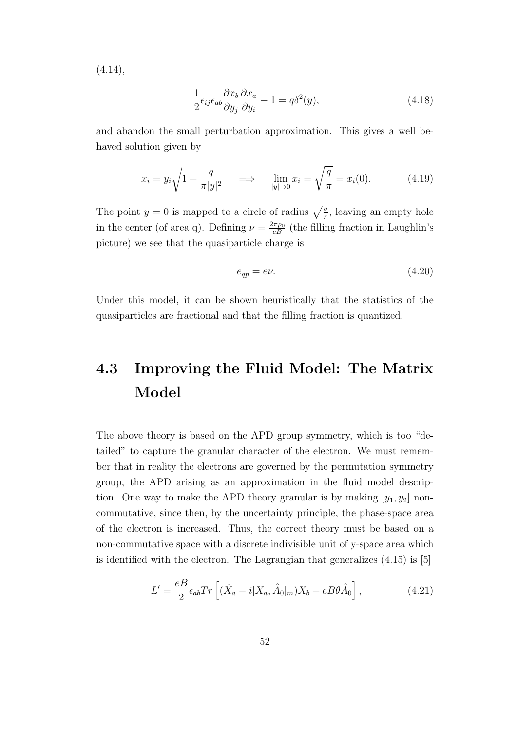(4.14),

$$\frac{1}{2}\epsilon_{ij}\epsilon_{ab}\frac{\partial x_b}{\partial y_j}\frac{\partial x_a}{\partial y_i} - 1 = q\delta^2(y), \tag{4.18}$$

and abandon the small perturbation approximation. This gives a well behaved solution given by

$$x_i = y_i\sqrt{1 + \frac{q}{\pi |y|^2}} \quad \Longrightarrow \quad \lim_{|y|\to 0} x_i = \sqrt{\frac{q}{\pi}} = x_i(0). \tag{4.19}$$

The point $y = 0$ is mapped to a circle of radius $\sqrt{\frac{q}{\pi}}$, leaving an empty hole in the center (of area q). Defining $\nu = \frac{2\pi\rho_0}{eB}$ (the filling fraction in Laughlin's picture) we see that the quasiparticle charge is

$$e_{qp} = e\nu. \tag{4.20}$$

Under this model, it can be shown heuristically that the statistics of the quasiparticles are fractional and that the filling fraction is quantized.

## 4.3 Improving the Fluid Model: The Matrix Model

The above theory is based on the APD group symmetry, which is too "detailed" to capture the granular character of the electron. We must remember that in reality the electrons are governed by the permutation symmetry group, the APD arising as an approximation in the fluid model description. One way to make the APD theory granular is by making $[y_1, y_2]$ non-commutative, since then, by the uncertainty principle, the phase-space area of the electron is increased. Thus, the correct theory must be based on a non-commutative space with a discrete indivisible unit of y-space area which is identified with the electron. The Lagrangian that generalizes (4.15) is [5]

$$L' = \frac{eB}{2}\epsilon_{ab}Tr\left[(\dot{X}_a - i[X_a, \hat{A}_0]_m)X_b + eB\theta\hat{A}_0\right], \tag{4.21}$$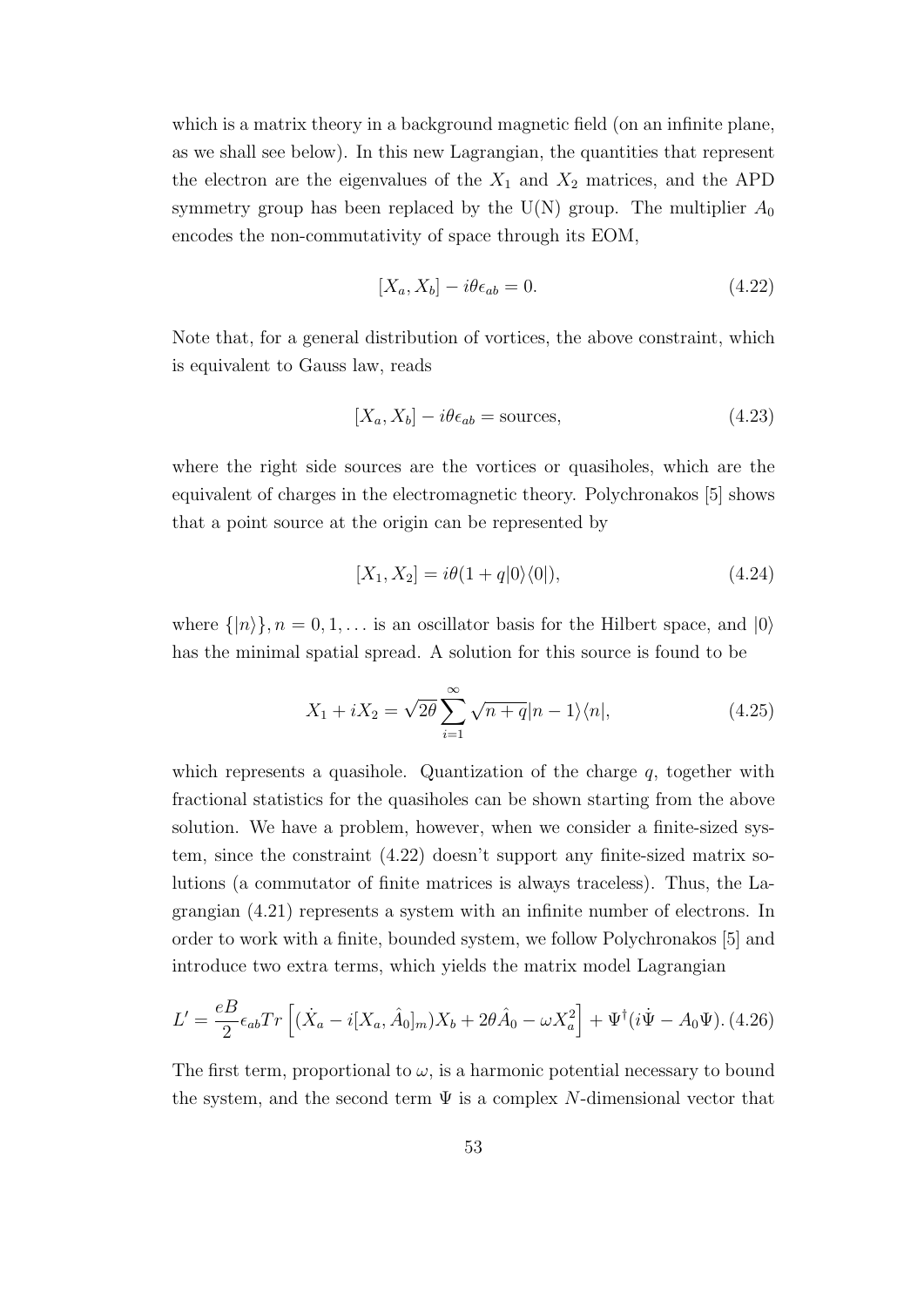which is a matrix theory in a background magnetic field (on an infinite plane, as we shall see below). In this new Lagrangian, the quantities that represent the electron are the eigenvalues of the $X_1$ and $X_2$ matrices, and the APD symmetry group has been replaced by the U(N) group. The multiplier $A_0$ encodes the non-commutativity of space through its EOM,

$$[X_a, X_b] - i\theta\epsilon_{ab} = 0. \tag{4.22}$$

Note that, for a general distribution of vortices, the above constraint, which is equivalent to Gauss law, reads

$$[X_a, X_b] - i\theta\epsilon_{ab} = \text{sources}, \tag{4.23}$$

where the right side sources are the vortices or quasiholes, which are the equivalent of charges in the electromagnetic theory. Polychronakos [5] shows that a point source at the origin can be represented by

$$[X_1, X_2] = i\theta(1 + q|0\rangle\langle 0|), \tag{4.24}$$

where $\{|n\rangle\}, n = 0, 1, \ldots$ is an oscillator basis for the Hilbert space, and $|0\rangle$ has the minimal spatial spread. A solution for this source is found to be

$$X_1 + iX_2 = \sqrt{2\theta}\sum_{i=1}^{\infty}\sqrt{n+q}|n-1\rangle\langle n|, \tag{4.25}$$

which represents a quasihole. Quantization of the charge $q$, together with fractional statistics for the quasiholes can be shown starting from the above solution. We have a problem, however, when we consider a finite-sized system, since the constraint (4.22) doesn't support any finite-sized matrix solutions (a commutator of finite matrices is always traceless). Thus, the Lagrangian (4.21) represents a system with an infinite number of electrons. In order to work with a finite, bounded system, we follow Polychronakos [5] and introduce two extra terms, which yields the matrix model Lagrangian

$$L' = \frac{eB}{2}\epsilon_{ab}Tr\left[(\dot{X}_a - i[X_a, \hat{A}_0]_m)X_b + 2\theta\hat{A}_0 - \omega X_a^2\right] + \Psi^\dagger(i\dot{\Psi} - A_0\Psi). \tag{4.26}$$

The first term, proportional to $\omega$, is a harmonic potential necessary to bound the system, and the second term $\Psi$ is a complex $N$-dimensional vector that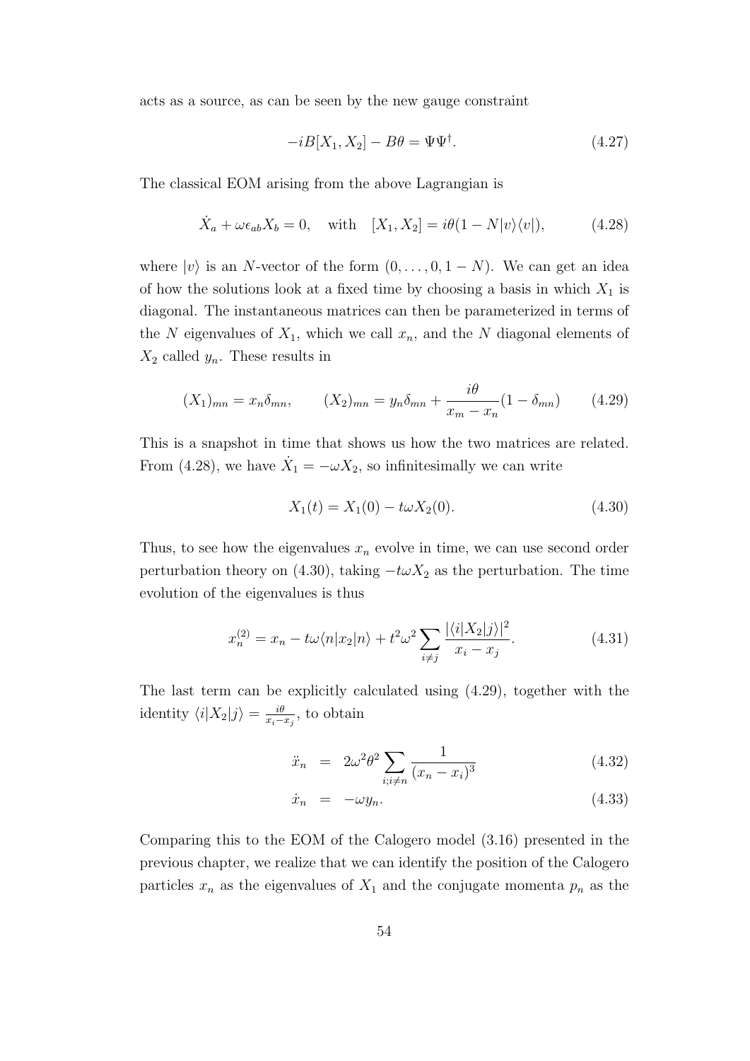acts as a source, as can be seen by the new gauge constraint

$$-iB[X_1, X_2] - B\theta = \Psi\Psi^\dagger. \tag{4.27}$$

The classical EOM arising from the above Lagrangian is

$$\dot{X}_a + \omega\epsilon_{ab}X_b = 0, \quad \text{with} \quad [X_1, X_2] = i\theta(1 - N|v\rangle\langle v|), \tag{4.28}$$

where $|v\rangle$ is an $N$-vector of the form $(0, \ldots, 0, 1-N)$. We can get an idea of how the solutions look at a fixed time by choosing a basis in which $X_1$ is diagonal. The instantaneous matrices can then be parameterized in terms of the $N$ eigenvalues of $X_1$, which we call $x_n$, and the $N$ diagonal elements of $X_2$ called $y_n$. These results in

$$(X_1)_{mn} = x_n\delta_{mn}, \qquad (X_2)_{mn} = y_n\delta_{mn} + \frac{i\theta}{x_m - x_n}(1 - \delta_{mn}) \tag{4.29}$$

This is a snapshot in time that shows us how the two matrices are related. From (4.28), we have $\dot{X}_1 = -\omega X_2$, so infinitesimally we can write

$$X_1(t) = X_1(0) - t\omega X_2(0). \tag{4.30}$$

Thus, to see how the eigenvalues $x_n$ evolve in time, we can use second order perturbation theory on (4.30), taking $-t\omega X_2$ as the perturbation. The time evolution of the eigenvalues is thus

$$x_n^{(2)} = x_n - t\omega\langle n|x_2|n\rangle + t^2\omega^2 \sum_{i \neq j} \frac{|\langle i|X_2|j\rangle|^2}{x_i - x_j}. \tag{4.31}$$

The last term can be explicitly calculated using (4.29), together with the identity $\langle i|X_2|j\rangle = \frac{i\theta}{x_i - x_j}$, to obtain

$$\ddot{x}_n = 2\omega^2\theta^2 \sum_{i; i \neq n} \frac{1}{(x_n - x_i)^3} \tag{4.32}$$

$$\dot{x}_n = -\omega y_n. \tag{4.33}$$

Comparing this to the EOM of the Calogero model (3.16) presented in the previous chapter, we realize that we can identify the position of the Calogero particles $x_n$ as the eigenvalues of $X_1$ and the conjugate momenta $p_n$ as the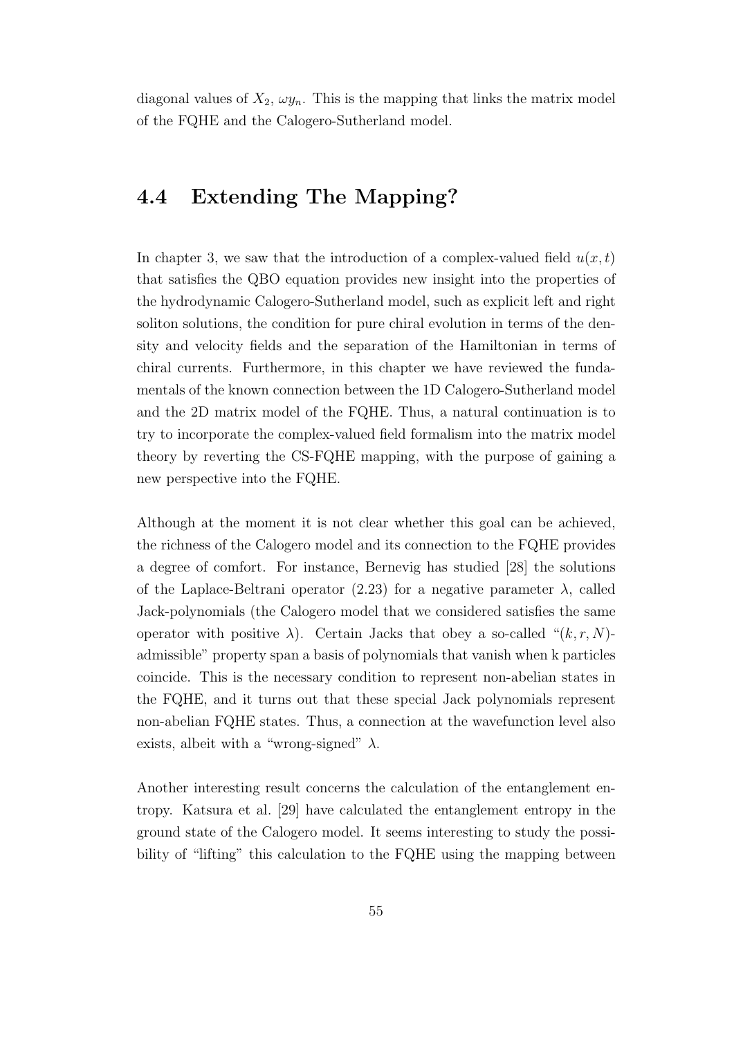diagonal values of $X_2$, $\omega y_n$. This is the mapping that links the matrix model of the FQHE and the Calogero-Sutherland model.

## 4.4 Extending The Mapping?

In chapter 3, we saw that the introduction of a complex-valued field $u(x,t)$ that satisfies the QBO equation provides new insight into the properties of the hydrodynamic Calogero-Sutherland model, such as explicit left and right soliton solutions, the condition for pure chiral evolution in terms of the density and velocity fields and the separation of the Hamiltonian in terms of chiral currents. Furthermore, in this chapter we have reviewed the fundamentals of the known connection between the 1D Calogero-Sutherland model and the 2D matrix model of the FQHE. Thus, a natural continuation is to try to incorporate the complex-valued field formalism into the matrix model theory by reverting the CS-FQHE mapping, with the purpose of gaining a new perspective into the FQHE.

Although at the moment it is not clear whether this goal can be achieved, the richness of the Calogero model and its connection to the FQHE provides a degree of comfort. For instance, Bernevig has studied [28] the solutions of the Laplace-Beltrani operator (2.23) for a negative parameter $\lambda$, called Jack-polynomials (the Calogero model that we considered satisfies the same operator with positive $\lambda$). Certain Jacks that obey a so-called "$(k,r,N)$-admissible" property span a basis of polynomials that vanish when k particles coincide. This is the necessary condition to represent non-abelian states in the FQHE, and it turns out that these special Jack polynomials represent non-abelian FQHE states. Thus, a connection at the wavefunction level also exists, albeit with a "wrong-signed" $\lambda$.

Another interesting result concerns the calculation of the entanglement entropy. Katsura et al. [29] have calculated the entanglement entropy in the ground state of the Calogero model. It seems interesting to study the possibility of "lifting" this calculation to the FQHE using the mapping between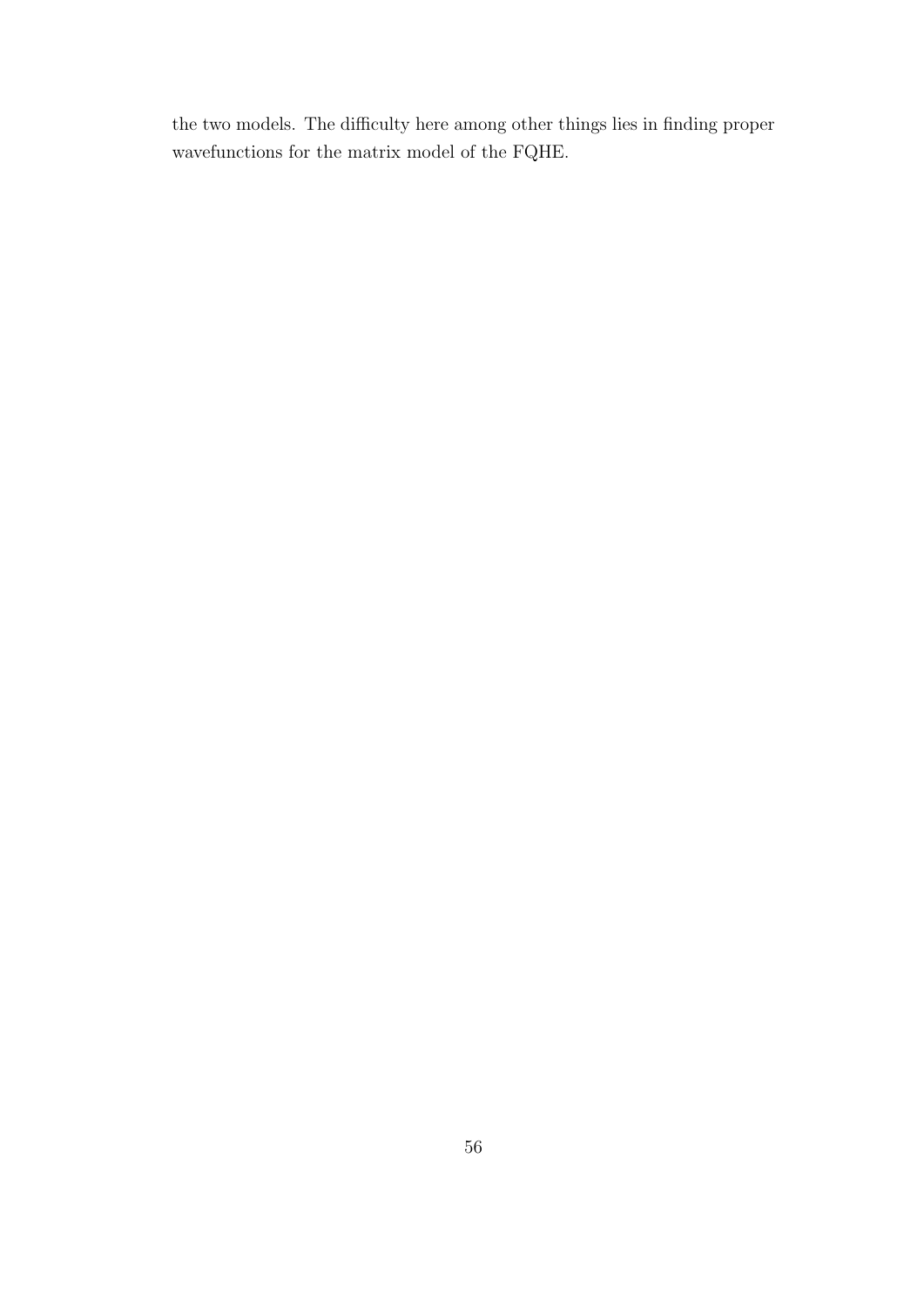the two models. The difficulty here among other things lies in finding proper wavefunctions for the matrix model of the FQHE.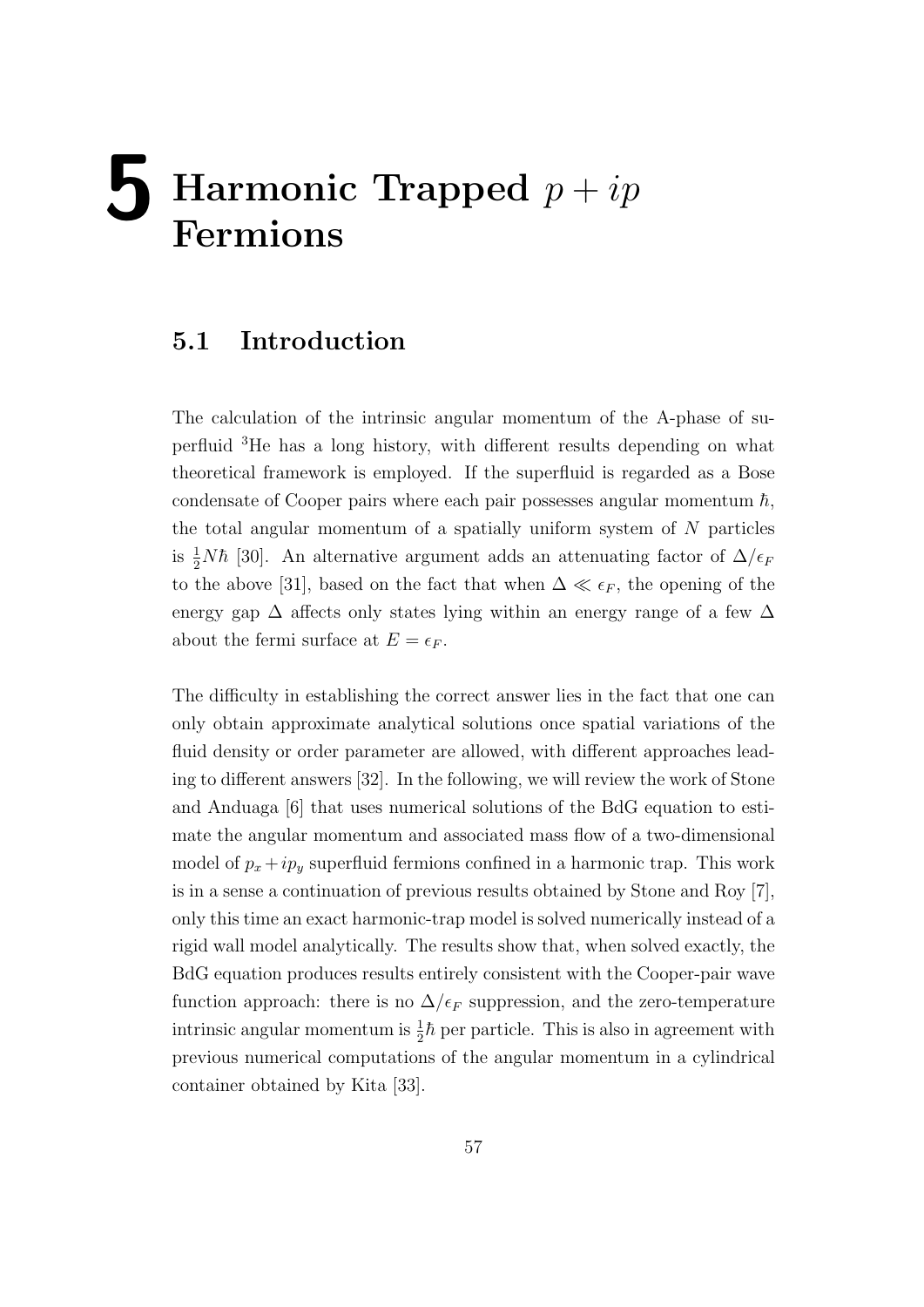# 5 Harmonic Trapped $p + ip$ Fermions

## 5.1 Introduction

The calculation of the intrinsic angular momentum of the A-phase of superfluid $^3$He has a long history, with different results depending on what theoretical framework is employed. If the superfluid is regarded as a Bose condensate of Cooper pairs where each pair possesses angular momentum $\hbar$, the total angular momentum of a spatially uniform system of $N$ particles is $\frac{1}{2}N\hbar$ [30]. An alternative argument adds an attenuating factor of $\Delta/\epsilon_F$ to the above [31], based on the fact that when $\Delta \ll \epsilon_F$, the opening of the energy gap $\Delta$ affects only states lying within an energy range of a few $\Delta$ about the fermi surface at $E = \epsilon_F$.

The difficulty in establishing the correct answer lies in the fact that one can only obtain approximate analytical solutions once spatial variations of the fluid density or order parameter are allowed, with different approaches leading to different answers [32]. In the following, we will review the work of Stone and Anduaga [6] that uses numerical solutions of the BdG equation to estimate the angular momentum and associated mass flow of a two-dimensional model of $p_x + ip_y$ superfluid fermions confined in a harmonic trap. This work is in a sense a continuation of previous results obtained by Stone and Roy [7], only this time an exact harmonic-trap model is solved numerically instead of a rigid wall model analytically. The results show that, when solved exactly, the BdG equation produces results entirely consistent with the Cooper-pair wave function approach: there is no $\Delta/\epsilon_F$ suppression, and the zero-temperature intrinsic angular momentum is $\frac{1}{2}\hbar$ per particle. This is also in agreement with previous numerical computations of the angular momentum in a cylindrical container obtained by Kita [33].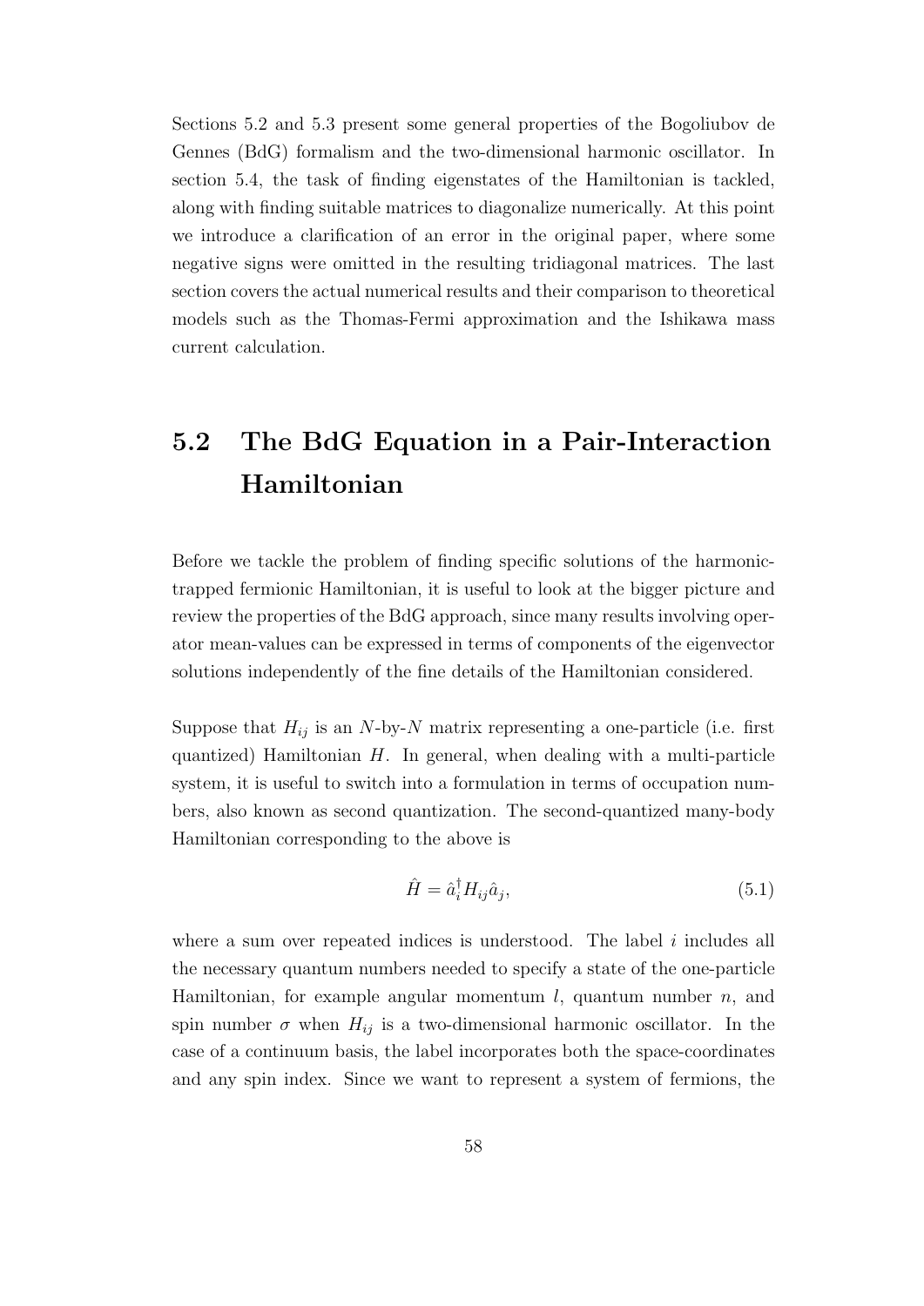Sections 5.2 and 5.3 present some general properties of the Bogoliubov de Gennes (BdG) formalism and the two-dimensional harmonic oscillator. In section 5.4, the task of finding eigenstates of the Hamiltonian is tackled, along with finding suitable matrices to diagonalize numerically. At this point we introduce a clarification of an error in the original paper, where some negative signs were omitted in the resulting tridiagonal matrices. The last section covers the actual numerical results and their comparison to theoretical models such as the Thomas-Fermi approximation and the Ishikawa mass current calculation.

## 5.2 The BdG Equation in a Pair-Interaction Hamiltonian

Before we tackle the problem of finding specific solutions of the harmonic-trapped fermionic Hamiltonian, it is useful to look at the bigger picture and review the properties of the BdG approach, since many results involving operator mean-values can be expressed in terms of components of the eigenvector solutions independently of the fine details of the Hamiltonian considered.

Suppose that $H_{ij}$ is an $N$-by-$N$ matrix representing a one-particle (i.e. first quantized) Hamiltonian $H$. In general, when dealing with a multi-particle system, it is useful to switch into a formulation in terms of occupation numbers, also known as second quantization. The second-quantized many-body Hamiltonian corresponding to the above is

$$\hat{H} = \hat{a}_i^\dagger H_{ij} \hat{a}_j, \tag{5.1}$$

where a sum over repeated indices is understood. The label $i$ includes all the necessary quantum numbers needed to specify a state of the one-particle Hamiltonian, for example angular momentum $l$, quantum number $n$, and spin number $\sigma$ when $H_{ij}$ is a two-dimensional harmonic oscillator. In the case of a continuum basis, the label incorporates both the space-coordinates and any spin index. Since we want to represent a system of fermions, the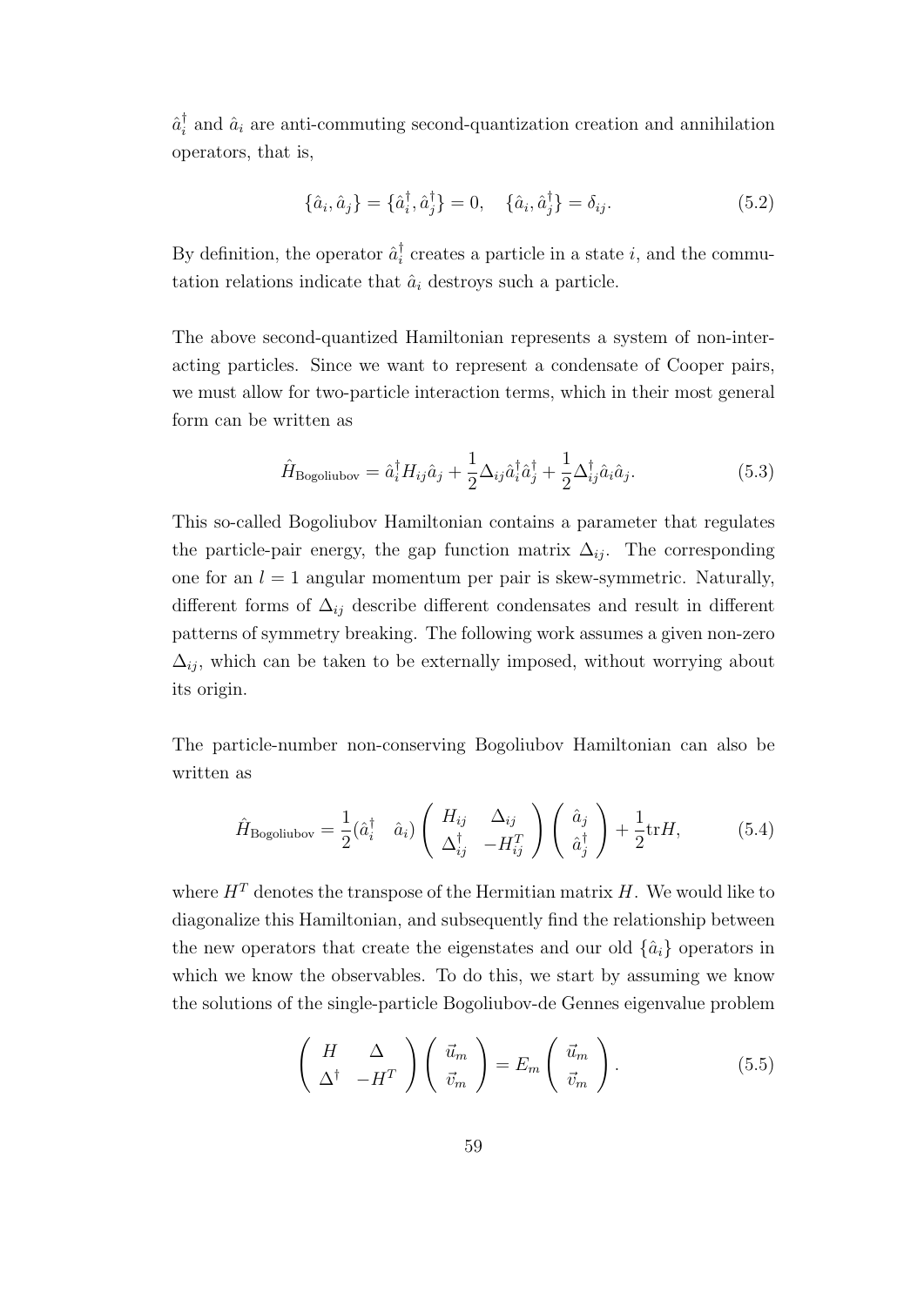$\hat{a}_i^\dagger$ and $\hat{a}_i$ are anti-commuting second-quantization creation and annihilation operators, that is,

$$\{\hat{a}_i, \hat{a}_j\} = \{\hat{a}_i^\dagger, \hat{a}_j^\dagger\} = 0, \quad \{\hat{a}_i, \hat{a}_j^\dagger\} = \delta_{ij}. \tag{5.2}$$

By definition, the operator $\hat{a}_i^\dagger$ creates a particle in a state $i$, and the commutation relations indicate that $\hat{a}_i$ destroys such a particle.

The above second-quantized Hamiltonian represents a system of non-interacting particles. Since we want to represent a condensate of Cooper pairs, we must allow for two-particle interaction terms, which in their most general form can be written as

$$\hat{H}_{\text{Bogoliubov}} = \hat{a}_i^\dagger H_{ij} \hat{a}_j + \frac{1}{2}\Delta_{ij}\hat{a}_i^\dagger \hat{a}_j^\dagger + \frac{1}{2}\Delta_{ij}^\dagger \hat{a}_i \hat{a}_j. \tag{5.3}$$

This so-called Bogoliubov Hamiltonian contains a parameter that regulates the particle-pair energy, the gap function matrix $\Delta_{ij}$. The corresponding one for an $l = 1$ angular momentum per pair is skew-symmetric. Naturally, different forms of $\Delta_{ij}$ describe different condensates and result in different patterns of symmetry breaking. The following work assumes a given non-zero $\Delta_{ij}$, which can be taken to be externally imposed, without worrying about its origin.

The particle-number non-conserving Bogoliubov Hamiltonian can also be written as

$$\hat{H}_{\text{Bogoliubov}} = \frac{1}{2}(\hat{a}_i^\dagger \quad \hat{a}_i) \begin{pmatrix} H_{ij} & \Delta_{ij} \\ \Delta_{ij}^\dagger & -H_{ij}^T \end{pmatrix} \begin{pmatrix} \hat{a}_j \\ \hat{a}_j^\dagger \end{pmatrix} + \frac{1}{2}\text{tr}H, \tag{5.4}$$

where $H^T$ denotes the transpose of the Hermitian matrix $H$. We would like to diagonalize this Hamiltonian, and subsequently find the relationship between the new operators that create the eigenstates and our old $\{\hat{a}_i\}$ operators in which we know the observables. To do this, we start by assuming we know the solutions of the single-particle Bogoliubov-de Gennes eigenvalue problem

$$\begin{pmatrix} H & \Delta \\ \Delta^\dagger & -H^T \end{pmatrix} \begin{pmatrix} \vec{u}_m \\ \vec{v}_m \end{pmatrix} = E_m \begin{pmatrix} \vec{u}_m \\ \vec{v}_m \end{pmatrix}. \tag{5.5}$$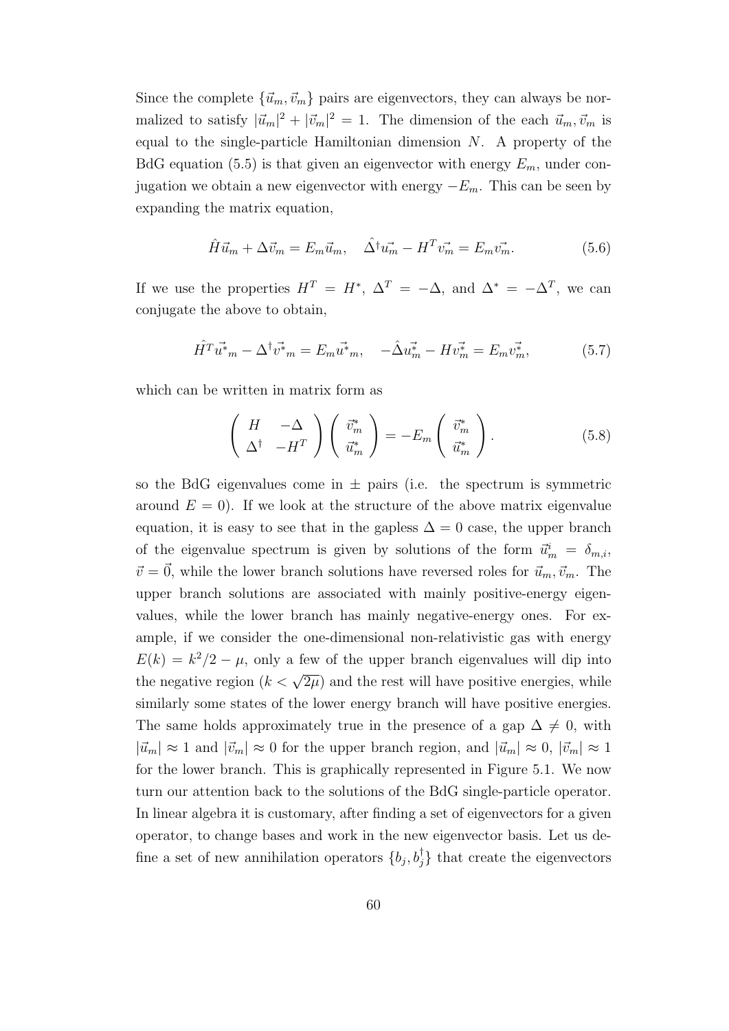Since the complete $\{\vec{u}_m, \vec{v}_m\}$ pairs are eigenvectors, they can always be normalized to satisfy $|\vec{u}_m|^2 + |\vec{v}_m|^2 = 1$. The dimension of the each $\vec{u}_m, \vec{v}_m$ is equal to the single-particle Hamiltonian dimension $N$. A property of the BdG equation (5.5) is that given an eigenvector with energy $E_m$, under conjugation we obtain a new eigenvector with energy $-E_m$. This can be seen by expanding the matrix equation,

$$\hat{H}\vec{u}_m + \Delta\vec{v}_m = E_m\vec{u}_m, \quad \hat{\Delta}^\dagger\vec{u_m} - H^T\vec{v_m} = E_m\vec{v_m}. \tag{5.6}$$

If we use the properties $H^T = H^*$, $\Delta^T = -\Delta$, and $\Delta^* = -\Delta^T$, we can conjugate the above to obtain,

$$\hat{H^T}\vec{u^*}_m - \Delta^\dagger\vec{v^*}_m = E_m\vec{u^*}_m, \quad -\hat{\Delta}\vec{u^*_m} - H\vec{v^*_m} = E_m\vec{v^*_m}, \tag{5.7}$$

which can be written in matrix form as

$$\left(\begin{array}{cc} H & -\Delta \\ \Delta^\dagger & -H^T \end{array}\right)\left(\begin{array}{c} \vec{v}^*_m \\ \vec{u}^*_m \end{array}\right) = -E_m\left(\begin{array}{c} \vec{v}^*_m \\ \vec{u}^*_m \end{array}\right). \tag{5.8}$$

so the BdG eigenvalues come in $\pm$ pairs (i.e. the spectrum is symmetric around $E = 0$). If we look at the structure of the above matrix eigenvalue equation, it is easy to see that in the gapless $\Delta = 0$ case, the upper branch of the eigenvalue spectrum is given by solutions of the form $\vec{u}^i_m = \delta_{m,i}$, $\vec{v} = \vec{0}$, while the lower branch solutions have reversed roles for $\vec{u}_m, \vec{v}_m$. The upper branch solutions are associated with mainly positive-energy eigenvalues, while the lower branch has mainly negative-energy ones. For example, if we consider the one-dimensional non-relativistic gas with energy $E(k) = k^2/2 - \mu$, only a few of the upper branch eigenvalues will dip into the negative region ($k < \sqrt{2\mu}$) and the rest will have positive energies, while similarly some states of the lower energy branch will have positive energies. The same holds approximately true in the presence of a gap $\Delta \neq 0$, with $|\vec{u}_m| \approx 1$ and $|\vec{v}_m| \approx 0$ for the upper branch region, and $|\vec{u}_m| \approx 0$, $|\vec{v}_m| \approx 1$ for the lower branch. This is graphically represented in Figure 5.1. We now turn our attention back to the solutions of the BdG single-particle operator. In linear algebra it is customary, after finding a set of eigenvectors for a given operator, to change bases and work in the new eigenvector basis. Let us define a set of new annihilation operators $\{b_j, b^\dagger_j\}$ that create the eigenvectors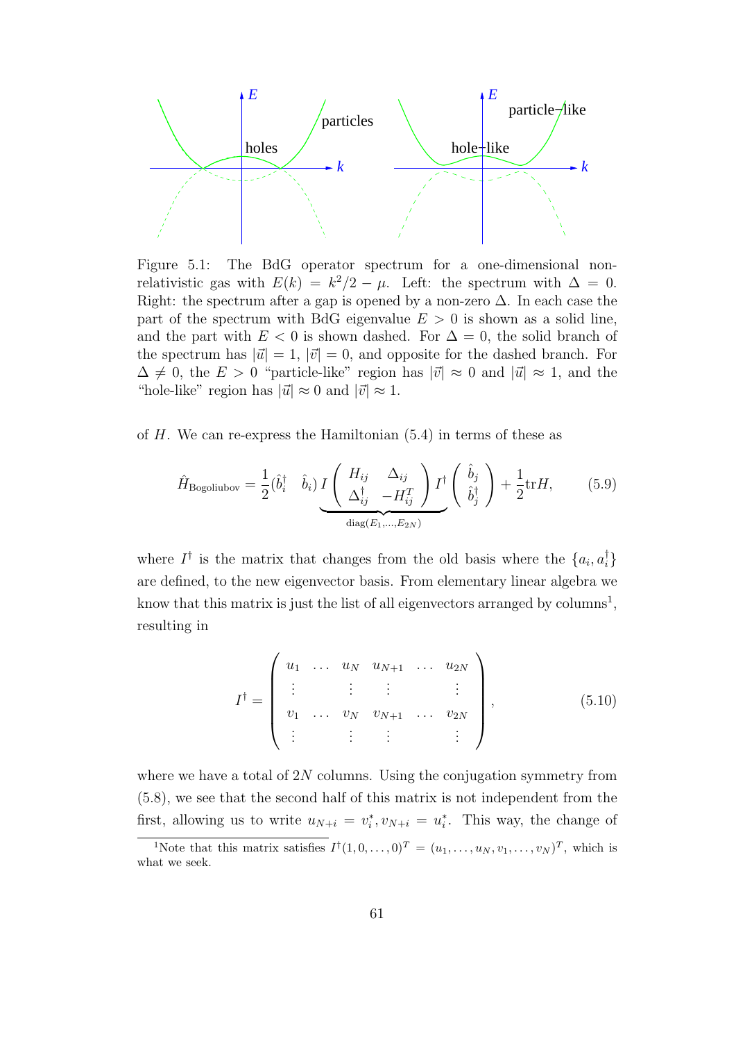Figure 5.1: The BdG operator spectrum for a one-dimensional non-relativistic gas with $E(k) = k^2/2 - \mu$. Left: the spectrum with $\Delta = 0$. Right: the spectrum after a gap is opened by a non-zero $\Delta$. In each case the part of the spectrum with BdG eigenvalue $E > 0$ is shown as a solid line, and the part with $E < 0$ is shown dashed. For $\Delta = 0$, the solid branch of the spectrum has $|\vec{u}| = 1$, $|\vec{v}| = 0$, and opposite for the dashed branch. For $\Delta \neq 0$, the $E > 0$ "particle-like" region has $|\vec{v}| \approx 0$ and $|\vec{u}| \approx 1$, and the "hole-like" region has $|\vec{u}| \approx 0$ and $|\vec{v}| \approx 1$.

of $H$. We can re-express the Hamiltonian (5.4) in terms of these as

$$\hat{H}_{\text{Bogoliubov}} = \frac{1}{2}(\hat{b}_i^\dagger \quad \hat{b}_i) \underbrace{I \begin{pmatrix} H_{ij} & \Delta_{ij} \\ \Delta_{ij}^\dagger & -H_{ij}^T \end{pmatrix} I^\dagger}_{\text{diag}(E_1,\ldots,E_{2N})} \begin{pmatrix} \hat{b}_j \\ \hat{b}_j^\dagger \end{pmatrix} + \frac{1}{2}\text{tr}H, \tag{5.9}$$

where $I^\dagger$ is the matrix that changes from the old basis where the $\{a_i, a_i^\dagger\}$ are defined, to the new eigenvector basis. From elementary linear algebra we know that this matrix is just the list of all eigenvectors arranged by columns[1], resulting in

$$I^\dagger = \begin{pmatrix} u_1 & \ldots & u_N & u_{N+1} & \ldots & u_{2N} \\ \vdots & & \vdots & \vdots & & \vdots \\ v_1 & \ldots & v_N & v_{N+1} & \ldots & v_{2N} \\ \vdots & & \vdots & \vdots & & \vdots \end{pmatrix}, \tag{5.10}$$

where we have a total of $2N$ columns. Using the conjugation symmetry from (5.8), we see that the second half of this matrix is not independent from the first, allowing us to write $u_{N+i} = v_i^*, v_{N+i} = u_i^*$. This way, the change of

[1] Note that this matrix satisfies $I^\dagger(1, 0, \ldots, 0)^T = (u_1, \ldots, u_N, v_1, \ldots, v_N)^T$, which is what we seek.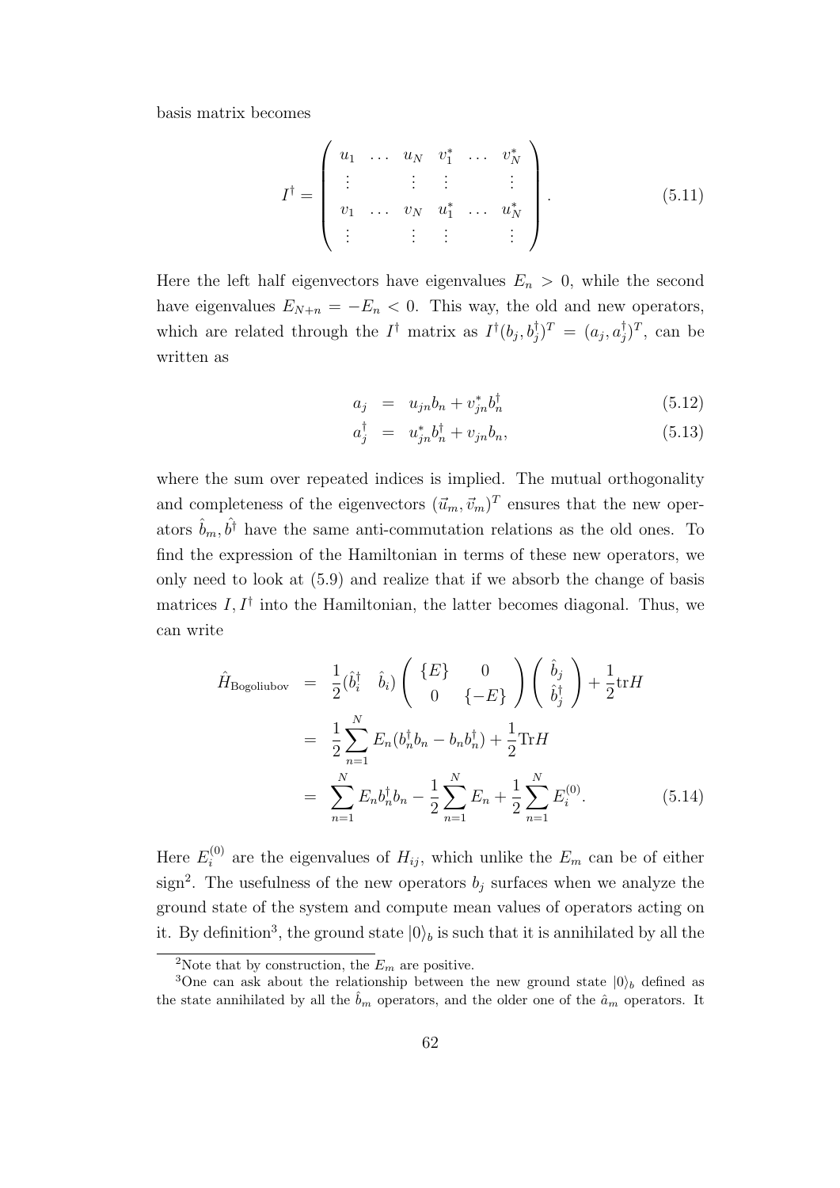basis matrix becomes

$$
I^\dagger = \left( \begin{array}{cccccc} u_1 & \dots & u_N & v_1^* & \dots & v_N^* \\ \vdots & & \vdots & \vdots & & \vdots \\ v_1 & \dots & v_N & u_1^* & \dots & u_N^* \\ \vdots & & \vdots & \vdots & & \vdots \end{array} \right). \tag{5.11}
$$

Here the left half eigenvectors have eigenvalues $E_n > 0$, while the second have eigenvalues $E_{N+n} = -E_n < 0$. This way, the old and new operators, which are related through the $I^\dagger$ matrix as $I^\dagger(b_j, b_j^\dagger)^T = (a_j, a_j^\dagger)^T$, can be written as

$$
\begin{aligned}
a_j &= u_{jn} b_n + v_{jn}^* b_n^\dagger & (5.12) \\
a_j^\dagger &= u_{jn}^* b_n^\dagger + v_{jn} b_n, & (5.13)
\end{aligned}
$$

where the sum over repeated indices is implied. The mutual orthogonality and completeness of the eigenvectors $(\vec{u}_m, \vec{v}_m)^T$ ensures that the new operators $\hat{b}_m, \hat{b}^\dagger$ have the same anti-commutation relations as the old ones. To find the expression of the Hamiltonian in terms of these new operators, we only need to look at (5.9) and realize that if we absorb the change of basis matrices $I, I^\dagger$ into the Hamiltonian, the latter becomes diagonal. Thus, we can write

$$
\begin{aligned}
\hat{H}_{\text{Bogoliubov}} &= \frac{1}{2}(\hat{b}_i^\dagger \quad \hat{b}_i) \left( \begin{array}{cc} \{E\} & 0 \\ 0 & \{-E\} \end{array} \right) \left( \begin{array}{c} \hat{b}_j \\ \hat{b}_j^\dagger \end{array} \right) + \frac{1}{2}\text{tr}H \\
&= \frac{1}{2}\sum_{n=1}^{N} E_n (b_n^\dagger b_n - b_n b_n^\dagger) + \frac{1}{2}\text{Tr}H \\
&= \sum_{n=1}^{N} E_n b_n^\dagger b_n - \frac{1}{2}\sum_{n=1}^{N} E_n + \frac{1}{2}\sum_{n=1}^{N} E_i^{(0)}. & (5.14)
\end{aligned}
$$

Here $E_i^{(0)}$ are the eigenvalues of $H_{ij}$, which unlike the $E_m$ can be of either sign[2]. The usefulness of the new operators $b_j$ surfaces when we analyze the ground state of the system and compute mean values of operators acting on it. By definition[3], the ground state $|0\rangle_b$ is such that it is annihilated by all the

---

[2] Note that by construction, the $E_m$ are positive.

[3] One can ask about the relationship between the new ground state $|0\rangle_b$ defined as the state annihilated by all the $\hat{b}_m$ operators, and the older one of the $\hat{a}_m$ operators. It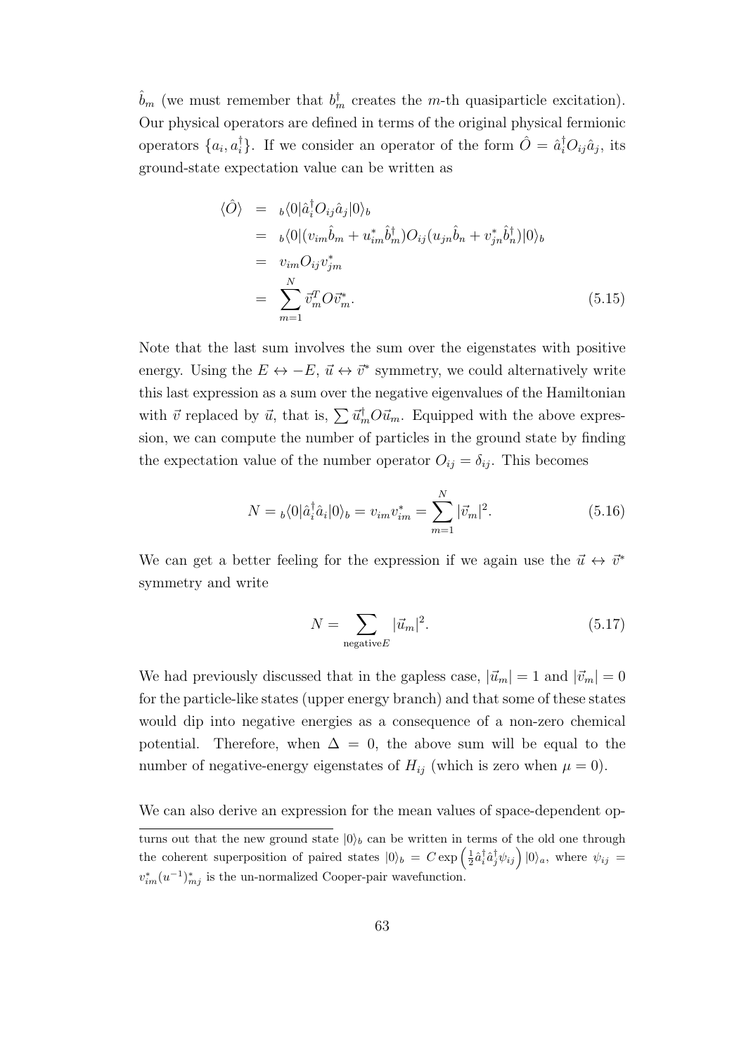$\hat{b}_m$ (we must remember that $b_m^\dagger$ creates the $m$-th quasiparticle excitation). Our physical operators are defined in terms of the original physical fermionic operators $\{a_i, a_i^\dagger\}$. If we consider an operator of the form $\hat{O} = \hat{a}_i^\dagger O_{ij} \hat{a}_j$, its ground-state expectation value can be written as

$$
\begin{aligned}
\langle \hat{O} \rangle &= {}_b\langle 0|\hat{a}_i^\dagger O_{ij} \hat{a}_j|0\rangle_b \\
&= {}_b\langle 0|(v_{im}\hat{b}_m + u_{im}^* \hat{b}_m^\dagger) O_{ij} (u_{jn}\hat{b}_n + v_{jn}^* \hat{b}_n^\dagger)|0\rangle_b \\
&= v_{im} O_{ij} v_{jm}^* \\
&= \sum_{m=1}^{N} \vec{v}_m^T O \vec{v}_m^*. \qquad (5.15)
\end{aligned}
$$

Note that the last sum involves the sum over the eigenstates with positive energy. Using the $E \leftrightarrow -E$, $\vec{u} \leftrightarrow \vec{v}^*$ symmetry, we could alternatively write this last expression as a sum over the negative eigenvalues of the Hamiltonian with $\vec{v}$ replaced by $\vec{u}$, that is, $\sum \vec{u}_m^\dagger O \vec{u}_m$. Equipped with the above expression, we can compute the number of particles in the ground state by finding the expectation value of the number operator $O_{ij} = \delta_{ij}$. This becomes

$$
N = {}_b\langle 0|\hat{a}_i^\dagger \hat{a}_i|0\rangle_b = v_{im} v_{im}^* = \sum_{m=1}^{N} |\vec{v}_m|^2. \qquad (5.16)
$$

We can get a better feeling for the expression if we again use the $\vec{u} \leftrightarrow \vec{v}^*$ symmetry and write

$$
N = \sum_{\text{negative}E} |\vec{u}_m|^2. \qquad (5.17)
$$

We had previously discussed that in the gapless case, $|\vec{u}_m| = 1$ and $|\vec{v}_m| = 0$ for the particle-like states (upper energy branch) and that some of these states would dip into negative energies as a consequence of a non-zero chemical potential. Therefore, when $\Delta = 0$, the above sum will be equal to the number of negative-energy eigenstates of $H_{ij}$ (which is zero when $\mu = 0$).

We can also derive an expression for the mean values of space-dependent op-

---

turns out that the new ground state $|0\rangle_b$ can be written in terms of the old one through the coherent superposition of paired states $|0\rangle_b = C \exp\left(\frac{1}{2}\hat{a}_i^\dagger \hat{a}_j^\dagger \psi_{ij}\right)|0\rangle_a$, where $\psi_{ij} = v_{im}^*(u^{-1})_{mj}^*$ is the un-normalized Cooper-pair wavefunction.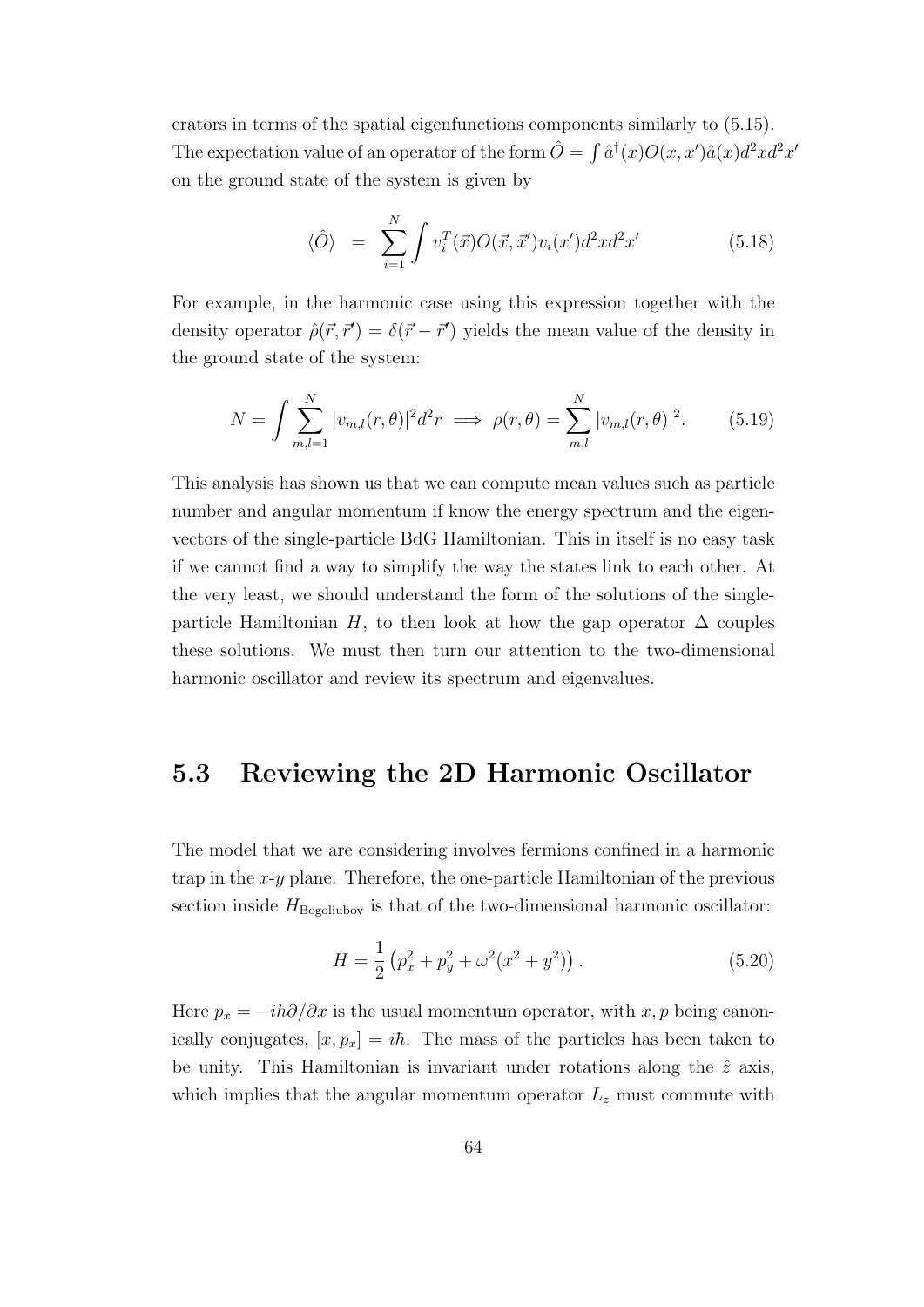erators in terms of the spatial eigenfunctions components similarly to (5.15). The expectation value of an operator of the form $\hat{O} = \int \hat{a}^\dagger(x) O(x,x') \hat{a}(x) d^2x d^2x'$ on the ground state of the system is given by

$$\langle \hat{O} \rangle \;\; = \;\; \sum_{i=1}^{N} \int v_i^T(\vec{x}) O(\vec{x}, \vec{x}') v_i(x') d^2x d^2x' \tag{5.18}$$

For example, in the harmonic case using this expression together with the density operator $\hat{\rho}(\vec{r}, \vec{r}') = \delta(\vec{r} - \vec{r}')$ yields the mean value of the density in the ground state of the system:

$$N = \int \sum_{m,l=1}^{N} |v_{m,l}(r,\theta)|^2 d^2r \implies \rho(r,\theta) = \sum_{m,l}^{N} |v_{m,l}(r,\theta)|^2. \tag{5.19}$$

This analysis has shown us that we can compute mean values such as particle number and angular momentum if know the energy spectrum and the eigenvectors of the single-particle BdG Hamiltonian. This in itself is no easy task if we cannot find a way to simplify the way the states link to each other. At the very least, we should understand the form of the solutions of the single-particle Hamiltonian $H$, to then look at how the gap operator $\Delta$ couples these solutions. We must then turn our attention to the two-dimensional harmonic oscillator and review its spectrum and eigenvalues.

## 5.3 Reviewing the 2D Harmonic Oscillator

The model that we are considering involves fermions confined in a harmonic trap in the $x$-$y$ plane. Therefore, the one-particle Hamiltonian of the previous section inside $H_{\text{Bogoliubov}}$ is that of the two-dimensional harmonic oscillator:

$$H = \frac{1}{2}\left(p_x^2 + p_y^2 + \omega^2(x^2 + y^2)\right). \tag{5.20}$$

Here $p_x = -i\hbar\partial/\partial x$ is the usual momentum operator, with $x, p$ being canonically conjugates, $[x, p_x] = i\hbar$. The mass of the particles has been taken to be unity. This Hamiltonian is invariant under rotations along the $\hat{z}$ axis, which implies that the angular momentum operator $L_z$ must commute with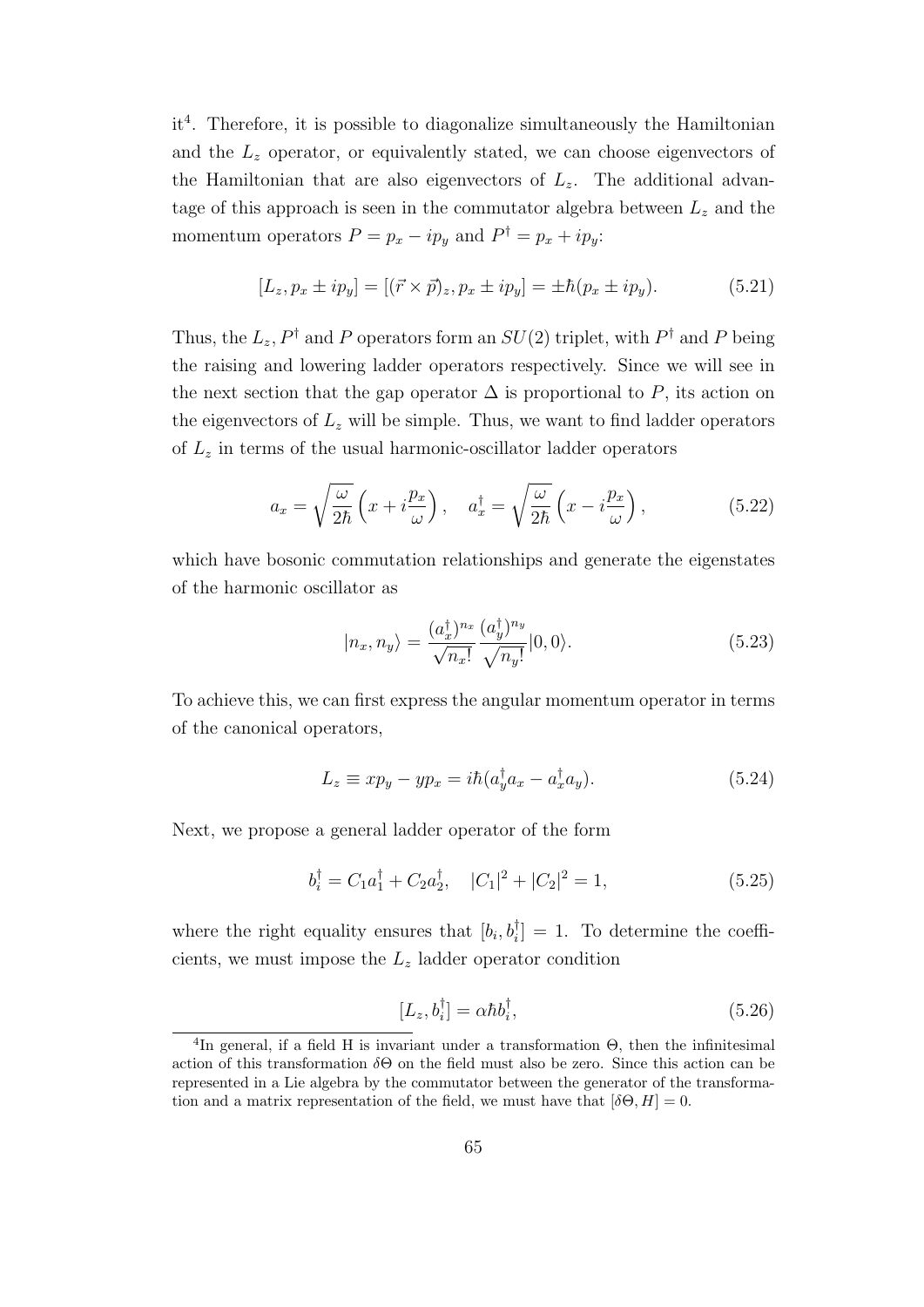it[4]. Therefore, it is possible to diagonalize simultaneously the Hamiltonian and the $L_z$ operator, or equivalently stated, we can choose eigenvectors of the Hamiltonian that are also eigenvectors of $L_z$. The additional advantage of this approach is seen in the commutator algebra between $L_z$ and the momentum operators $P = p_x - ip_y$ and $P^\dagger = p_x + ip_y$:

$$[L_z, p_x \pm ip_y] = [(\vec{r} \times \vec{p})_z, p_x \pm ip_y] = \pm\hbar(p_x \pm ip_y). \tag{5.21}$$

Thus, the $L_z$, $P^\dagger$ and $P$ operators form an $SU(2)$ triplet, with $P^\dagger$ and $P$ being the raising and lowering ladder operators respectively. Since we will see in the next section that the gap operator $\Delta$ is proportional to $P$, its action on the eigenvectors of $L_z$ will be simple. Thus, we want to find ladder operators of $L_z$ in terms of the usual harmonic-oscillator ladder operators

$$a_x = \sqrt{\frac{\omega}{2\hbar}}\left(x + i\frac{p_x}{\omega}\right), \quad a_x^\dagger = \sqrt{\frac{\omega}{2\hbar}}\left(x - i\frac{p_x}{\omega}\right), \tag{5.22}$$

which have bosonic commutation relationships and generate the eigenstates of the harmonic oscillator as

$$|n_x, n_y\rangle = \frac{(a_x^\dagger)^{n_x}}{\sqrt{n_x!}}\frac{(a_y^\dagger)^{n_y}}{\sqrt{n_y!}}|0,0\rangle. \tag{5.23}$$

To achieve this, we can first express the angular momentum operator in terms of the canonical operators,

$$L_z \equiv xp_y - yp_x = i\hbar(a_y^\dagger a_x - a_x^\dagger a_y). \tag{5.24}$$

Next, we propose a general ladder operator of the form

$$b_i^\dagger = C_1 a_1^\dagger + C_2 a_2^\dagger, \quad |C_1|^2 + |C_2|^2 = 1, \tag{5.25}$$

where the right equality ensures that $[b_i, b_i^\dagger] = 1$. To determine the coefficients, we must impose the $L_z$ ladder operator condition

$$[L_z, b_i^\dagger] = \alpha\hbar b_i^\dagger, \tag{5.26}$$

[4] In general, if a field H is invariant under a transformation $\Theta$, then the infinitesimal action of this transformation $\delta\Theta$ on the field must also be zero. Since this action can be represented in a Lie algebra by the commutator between the generator of the transformation and a matrix representation of the field, we must have that $[\delta\Theta, H] = 0$.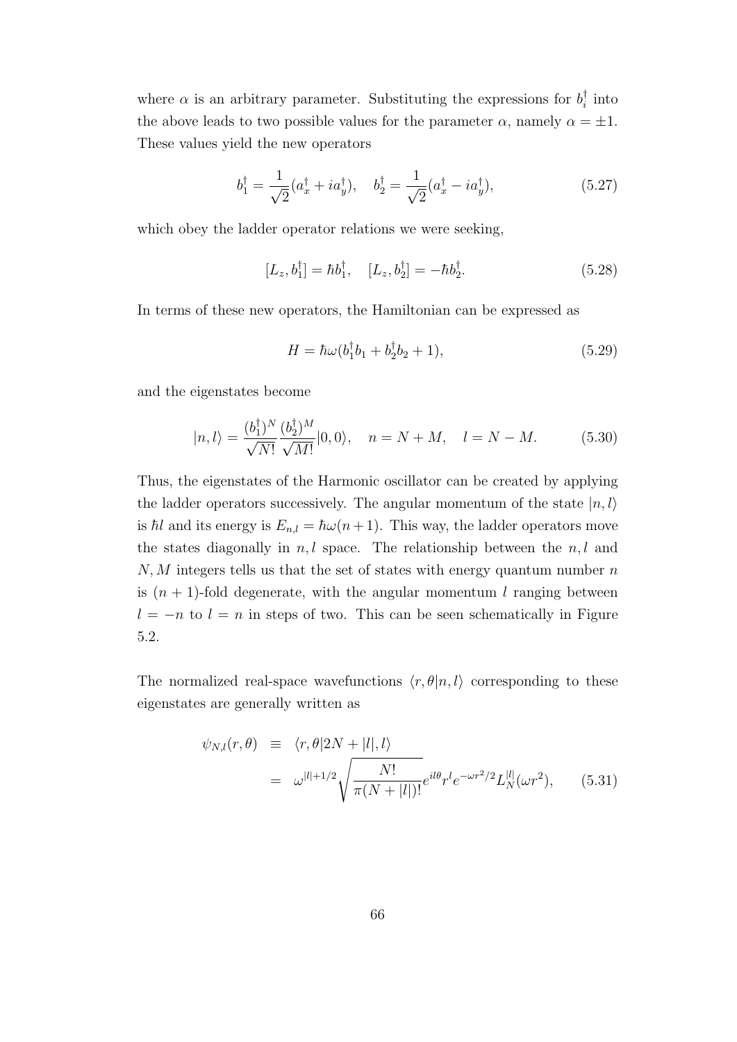where $\alpha$ is an arbitrary parameter. Substituting the expressions for $b_i^\dagger$ into the above leads to two possible values for the parameter $\alpha$, namely $\alpha = \pm 1$. These values yield the new operators

$$b_1^\dagger = \frac{1}{\sqrt{2}}(a_x^\dagger + i a_y^\dagger), \quad b_2^\dagger = \frac{1}{\sqrt{2}}(a_x^\dagger - i a_y^\dagger), \tag{5.27}$$

which obey the ladder operator relations we were seeking,

$$[L_z, b_1^\dagger] = \hbar b_1^\dagger, \quad [L_z, b_2^\dagger] = -\hbar b_2^\dagger. \tag{5.28}$$

In terms of these new operators, the Hamiltonian can be expressed as

$$H = \hbar\omega(b_1^\dagger b_1 + b_2^\dagger b_2 + 1), \tag{5.29}$$

and the eigenstates become

$$|n, l\rangle = \frac{(b_1^\dagger)^N}{\sqrt{N!}} \frac{(b_2^\dagger)^M}{\sqrt{M!}} |0, 0\rangle, \quad n = N + M, \quad l = N - M. \tag{5.30}$$

Thus, the eigenstates of the Harmonic oscillator can be created by applying the ladder operators successively. The angular momentum of the state $|n, l\rangle$ is $\hbar l$ and its energy is $E_{n,l} = \hbar\omega(n+1)$. This way, the ladder operators move the states diagonally in $n, l$ space. The relationship between the $n, l$ and $N, M$ integers tells us that the set of states with energy quantum number $n$ is $(n+1)$-fold degenerate, with the angular momentum $l$ ranging between $l = -n$ to $l = n$ in steps of two. This can be seen schematically in Figure 5.2.

The normalized real-space wavefunctions $\langle r, \theta | n, l\rangle$ corresponding to these eigenstates are generally written as

$$\begin{aligned} \psi_{N,l}(r,\theta) &\equiv \langle r, \theta | 2N + |l|, l\rangle \\ &= \omega^{|l|+1/2} \sqrt{\frac{N!}{\pi(N+|l|)!}} e^{il\theta} r^l e^{-\omega r^2/2} L_N^{|l|}(\omega r^2), \end{aligned} \tag{5.31}$$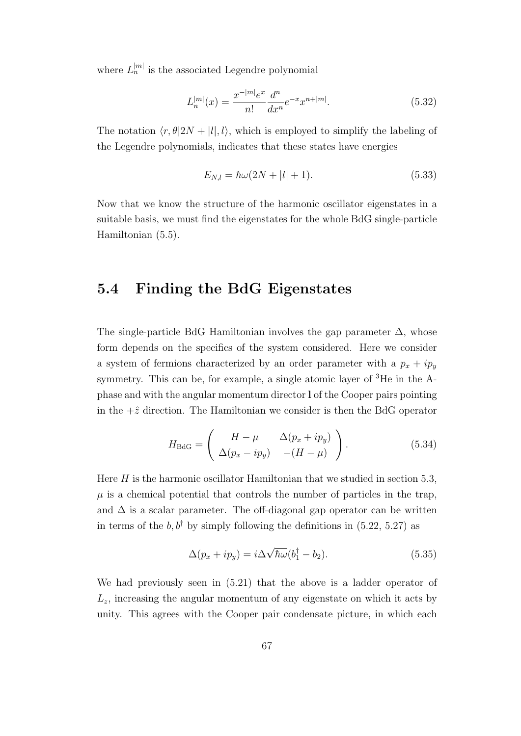where $L_n^{|m|}$ is the associated Legendre polynomial

$$L_n^{|m|}(x) = \frac{x^{-|m|}e^x}{n!}\frac{d^n}{dx^n}e^{-x}x^{n+|m|}. \tag{5.32}$$

The notation $\langle r, \theta | 2N + |l|, l \rangle$, which is employed to simplify the labeling of the Legendre polynomials, indicates that these states have energies

$$E_{N,l} = \hbar\omega(2N + |l| + 1). \tag{5.33}$$

Now that we know the structure of the harmonic oscillator eigenstates in a suitable basis, we must find the eigenstates for the whole BdG single-particle Hamiltonian (5.5).

## 5.4 Finding the BdG Eigenstates

The single-particle BdG Hamiltonian involves the gap parameter $\Delta$, whose form depends on the specifics of the system considered. Here we consider a system of fermions characterized by an order parameter with a $p_x + ip_y$ symmetry. This can be, for example, a single atomic layer of $^3$He in the A-phase and with the angular momentum director $\mathbf{l}$ of the Cooper pairs pointing in the $+\hat{z}$ direction. The Hamiltonian we consider is then the BdG operator

$$H_{\text{BdG}} = \begin{pmatrix} H - \mu & \Delta(p_x + ip_y) \\ \Delta(p_x - ip_y) & -(H - \mu) \end{pmatrix}. \tag{5.34}$$

Here $H$ is the harmonic oscillator Hamiltonian that we studied in section 5.3, $\mu$ is a chemical potential that controls the number of particles in the trap, and $\Delta$ is a scalar parameter. The off-diagonal gap operator can be written in terms of the $b, b^\dagger$ by simply following the definitions in (5.22, 5.27) as

$$\Delta(p_x + ip_y) = i\Delta\sqrt{\hbar\omega}(b_1^\dagger - b_2). \tag{5.35}$$

We had previously seen in (5.21) that the above is a ladder operator of $L_z$, increasing the angular momentum of any eigenstate on which it acts by unity. This agrees with the Cooper pair condensate picture, in which each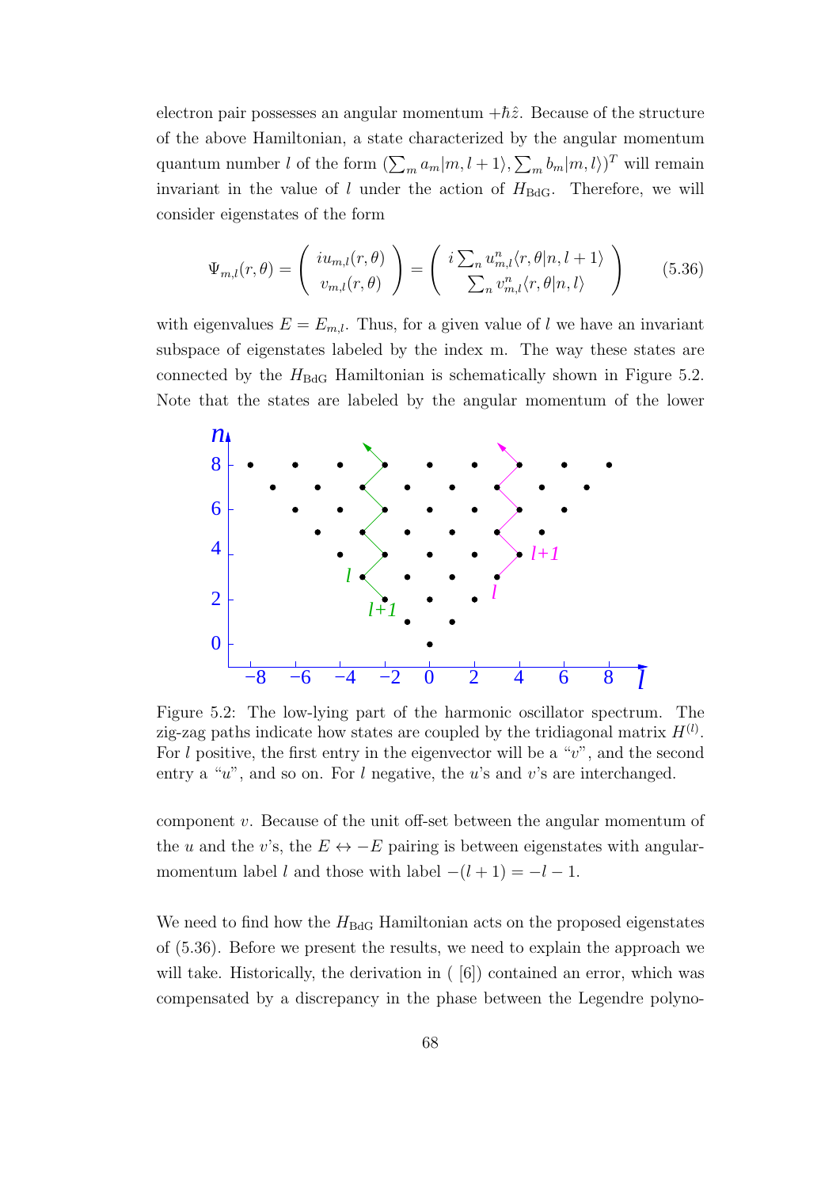electron pair possesses an angular momentum $+\hbar\hat{z}$. Because of the structure of the above Hamiltonian, a state characterized by the angular momentum quantum number $l$ of the form $(\sum_m a_m|m, l+1\rangle, \sum_m b_m|m, l\rangle)^T$ will remain invariant in the value of $l$ under the action of $H_{\rm BdG}$. Therefore, we will consider eigenstates of the form

$$\Psi_{m,l}(r,\theta) = \begin{pmatrix} iu_{m,l}(r,\theta) \\ v_{m,l}(r,\theta) \end{pmatrix} = \begin{pmatrix} i\sum_n u^n_{m,l}\langle r,\theta|n,l+1\rangle \\ \sum_n v^n_{m,l}\langle r,\theta|n,l\rangle \end{pmatrix} \tag{5.36}$$

with eigenvalues $E = E_{m,l}$. Thus, for a given value of $l$ we have an invariant subspace of eigenstates labeled by the index m. The way these states are connected by the $H_{\rm BdG}$ Hamiltonian is schematically shown in Figure 5.2. Note that the states are labeled by the angular momentum of the lower component $v$. Because of the unit off-set between the angular momentum of the $u$ and the $v$'s, the $E \leftrightarrow -E$ pairing is between eigenstates with angular-momentum label $l$ and those with label $-(l+1) = -l-1$.

Figure 5.2: The low-lying part of the harmonic oscillator spectrum. The zig-zag paths indicate how states are coupled by the tridiagonal matrix $H^{(l)}$. For $l$ positive, the first entry in the eigenvector will be a "$v$", and the second entry a "$u$", and so on. For $l$ negative, the $u$'s and $v$'s are interchanged.

We need to find how the $H_{\rm BdG}$ Hamiltonian acts on the proposed eigenstates of (5.36). Before we present the results, we need to explain the approach we will take. Historically, the derivation in ( [6]) contained an error, which was compensated by a discrepancy in the phase between the Legendre polyno-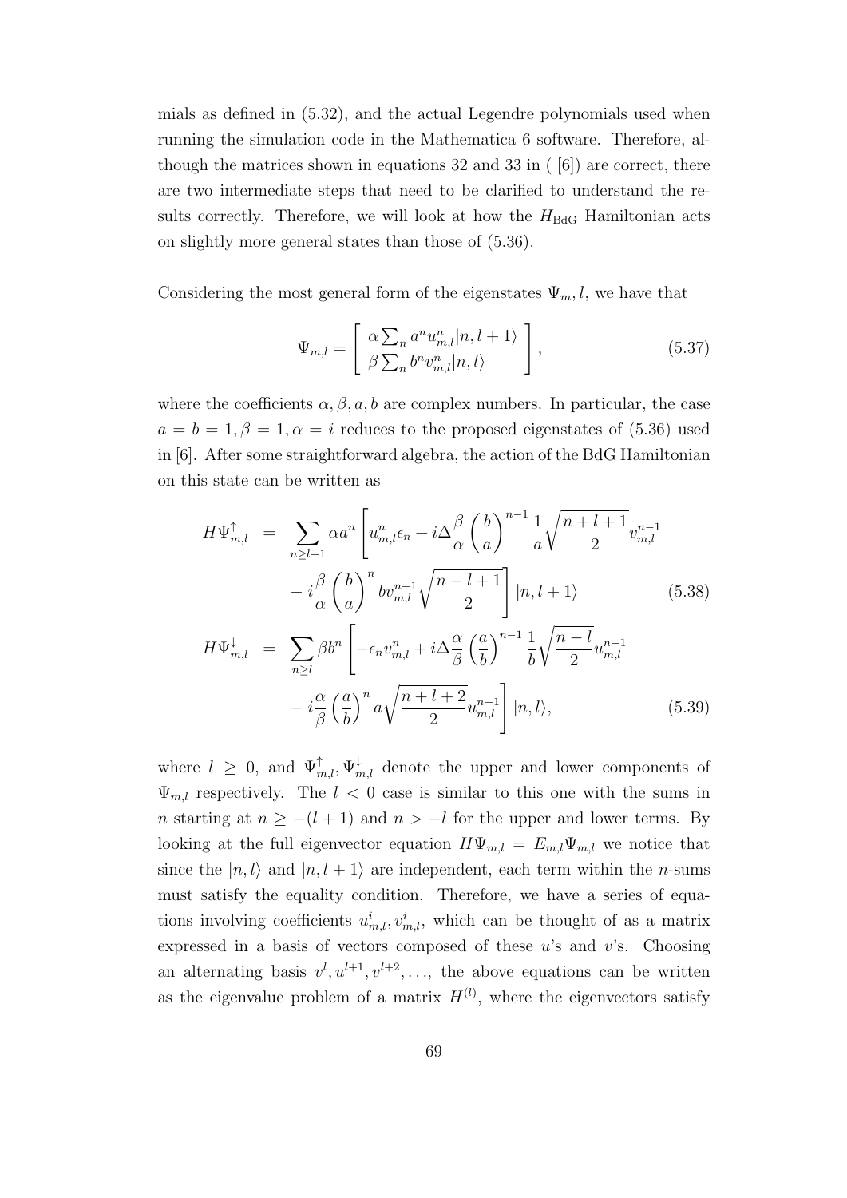mials as defined in (5.32), and the actual Legendre polynomials used when running the simulation code in the Mathematica 6 software. Therefore, although the matrices shown in equations 32 and 33 in ( [6]) are correct, there are two intermediate steps that need to be clarified to understand the results correctly. Therefore, we will look at how the $H_{\text{BdG}}$ Hamiltonian acts on slightly more general states than those of (5.36).

Considering the most general form of the eigenstates $\Psi_m, l$, we have that

$$\Psi_{m,l} = \left[ \begin{array}{c} \alpha \sum_n a^n u^n_{m,l} |n, l+1\rangle \\ \beta \sum_n b^n v^n_{m,l} |n, l\rangle \end{array} \right], \tag{5.37}$$

where the coefficients $\alpha, \beta, a, b$ are complex numbers. In particular, the case $a = b = 1, \beta = 1, \alpha = i$ reduces to the proposed eigenstates of (5.36) used in [6]. After some straightforward algebra, the action of the BdG Hamiltonian on this state can be written as

$$\begin{aligned} H\Psi^{\uparrow}_{m,l} &= \sum_{n \geq l+1} \alpha a^n \left[ u^n_{m,l} \epsilon_n + i\Delta \frac{\beta}{\alpha} \left( \frac{b}{a} \right)^{n-1} \frac{1}{a} \sqrt{\frac{n+l+1}{2}} v^{n-1}_{m,l} \right. \\ &\quad \left. - i\frac{\beta}{\alpha} \left( \frac{b}{a} \right)^n b v^{n+1}_{m,l} \sqrt{\frac{n-l+1}{2}} \right] |n, l+1\rangle \end{aligned} \tag{5.38}$$

$$\begin{aligned} H\Psi^{\downarrow}_{m,l} &= \sum_{n \geq l} \beta b^n \left[ -\epsilon_n v^n_{m,l} + i\Delta \frac{\alpha}{\beta} \left( \frac{a}{b} \right)^{n-1} \frac{1}{b} \sqrt{\frac{n-l}{2}} u^{n-1}_{m,l} \right. \\ &\quad \left. - i\frac{\alpha}{\beta} \left( \frac{a}{b} \right)^n a \sqrt{\frac{n+l+2}{2}} u^{n+1}_{m,l} \right] |n, l\rangle, \end{aligned} \tag{5.39}$$

where $l \geq 0$, and $\Psi^{\uparrow}_{m,l}, \Psi^{\downarrow}_{m,l}$ denote the upper and lower components of $\Psi_{m,l}$ respectively. The $l < 0$ case is similar to this one with the sums in $n$ starting at $n \geq -(l+1)$ and $n > -l$ for the upper and lower terms. By looking at the full eigenvector equation $H\Psi_{m,l} = E_{m,l}\Psi_{m,l}$ we notice that since the $|n, l\rangle$ and $|n, l+1\rangle$ are independent, each term within the $n$-sums must satisfy the equality condition. Therefore, we have a series of equations involving coefficients $u^i_{m,l}, v^i_{m,l}$, which can be thought of as a matrix expressed in a basis of vectors composed of these $u$'s and $v$'s. Choosing an alternating basis $v^l, u^{l+1}, v^{l+2}, \ldots$, the above equations can be written as the eigenvalue problem of a matrix $H^{(l)}$, where the eigenvectors satisfy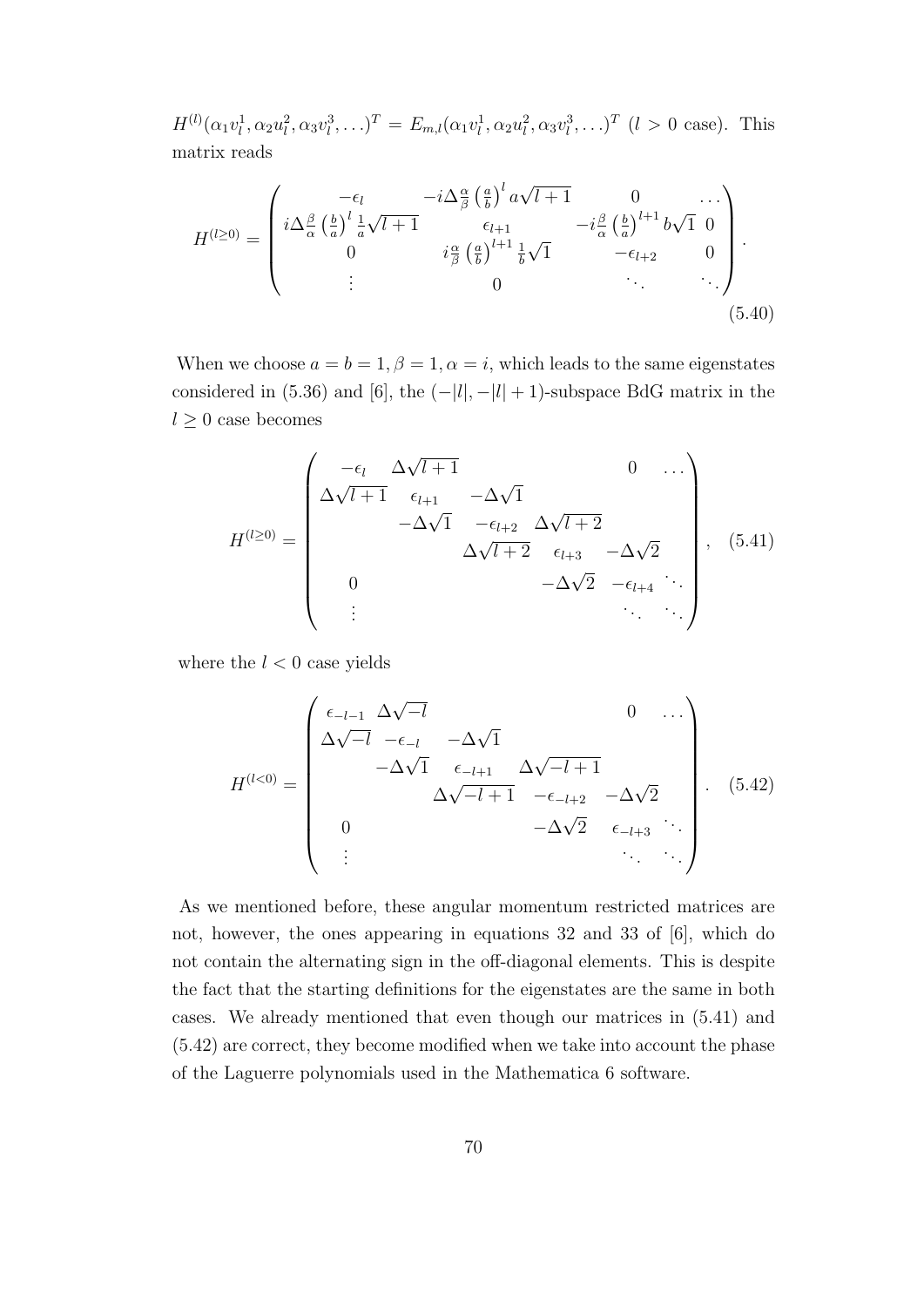$H^{(l)}(\alpha_1 v_l^1, \alpha_2 u_l^2, \alpha_3 v_l^3, \ldots)^T = E_{m,l}(\alpha_1 v_l^1, \alpha_2 u_l^2, \alpha_3 v_l^3, \ldots)^T$ ($l > 0$ case). This matrix reads

$$
H^{(l\geq 0)} = \begin{pmatrix} -\epsilon_l & -i\Delta \frac{\alpha}{\beta} \left(\frac{a}{b}\right)^l a\sqrt{l+1} & 0 & \ldots \\ i\Delta \frac{\beta}{\alpha} \left(\frac{b}{a}\right)^l \frac{1}{a}\sqrt{l+1} & \epsilon_{l+1} & -i\frac{\beta}{\alpha}\left(\frac{b}{a}\right)^{l+1} b\sqrt{1} & 0 \\ 0 & i\frac{\alpha}{\beta}\left(\frac{a}{b}\right)^{l+1}\frac{1}{b}\sqrt{1} & -\epsilon_{l+2} & 0 \\ \vdots & 0 & \ddots & \ddots \end{pmatrix}. \tag{5.40}
$$

When we choose $a = b = 1, \beta = 1, \alpha = i$, which leads to the same eigenstates considered in (5.36) and [6], the $(-|l|, -|l|+1)$-subspace BdG matrix in the $l \geq 0$ case becomes

$$
H^{(l\geq 0)} = \begin{pmatrix} -\epsilon_l & \Delta\sqrt{l+1} & & & 0 & \ldots \\ \Delta\sqrt{l+1} & \epsilon_{l+1} & -\Delta\sqrt{1} & & & \\ & -\Delta\sqrt{1} & -\epsilon_{l+2} & \Delta\sqrt{l+2} & & \\ & & \Delta\sqrt{l+2} & \epsilon_{l+3} & -\Delta\sqrt{2} & \\ 0 & & & -\Delta\sqrt{2} & -\epsilon_{l+4} & \ddots \\ \vdots & & & & \ddots & \ddots \end{pmatrix}, \tag{5.41}
$$

where the $l < 0$ case yields

$$
H^{(l<0)} = \begin{pmatrix} \epsilon_{-l-1} & \Delta\sqrt{-l} & & & 0 & \ldots \\ \Delta\sqrt{-l} & -\epsilon_{-l} & -\Delta\sqrt{1} & & & \\ & -\Delta\sqrt{1} & \epsilon_{-l+1} & \Delta\sqrt{-l+1} & & \\ & & \Delta\sqrt{-l+1} & -\epsilon_{-l+2} & -\Delta\sqrt{2} & \\ 0 & & & -\Delta\sqrt{2} & \epsilon_{-l+3} & \ddots \\ \vdots & & & & \ddots & \ddots \end{pmatrix}. \tag{5.42}
$$

As we mentioned before, these angular momentum restricted matrices are not, however, the ones appearing in equations 32 and 33 of [6], which do not contain the alternating sign in the off-diagonal elements. This is despite the fact that the starting definitions for the eigenstates are the same in both cases. We already mentioned that even though our matrices in (5.41) and (5.42) are correct, they become modified when we take into account the phase of the Laguerre polynomials used in the Mathematica 6 software.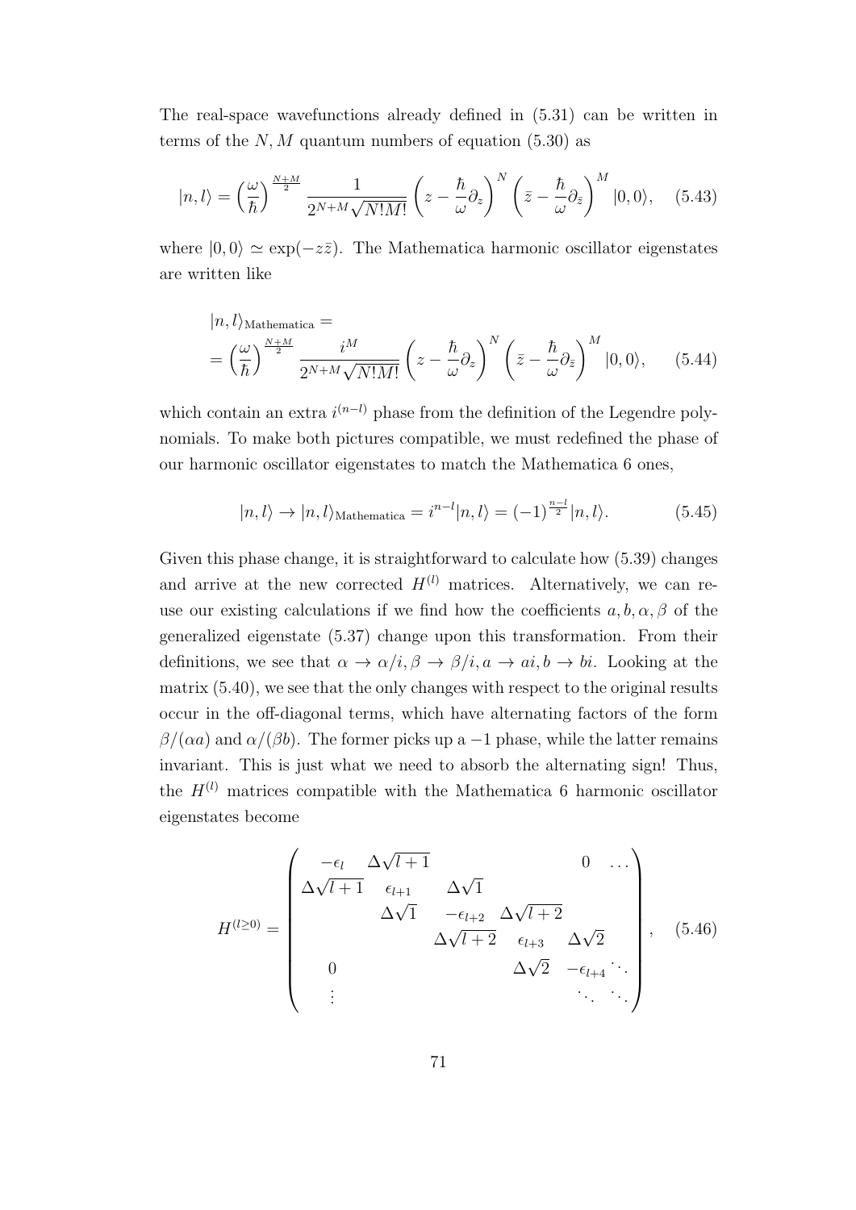The real-space wavefunctions already defined in (5.31) can be written in terms of the $N, M$ quantum numbers of equation (5.30) as

$$|n,l\rangle = \left(\frac{\omega}{\hbar}\right)^{\frac{N+M}{2}} \frac{1}{2^{N+M}\sqrt{N!M!}} \left(z - \frac{\hbar}{\omega}\partial_z\right)^N \left(\bar{z} - \frac{\hbar}{\omega}\partial_{\bar{z}}\right)^M |0,0\rangle, \quad (5.43)$$

where $|0,0\rangle \simeq \exp(-z\bar{z})$. The Mathematica harmonic oscillator eigenstates are written like

$$\begin{aligned} &|n,l\rangle_{\text{Mathematica}} = \\ &= \left(\frac{\omega}{\hbar}\right)^{\frac{N+M}{2}} \frac{i^M}{2^{N+M}\sqrt{N!M!}} \left(z - \frac{\hbar}{\omega}\partial_z\right)^N \left(\bar{z} - \frac{\hbar}{\omega}\partial_{\bar{z}}\right)^M |0,0\rangle, \end{aligned} \quad (5.44)$$

which contain an extra $i^{(n-l)}$ phase from the definition of the Legendre polynomials. To make both pictures compatible, we must redefined the phase of our harmonic oscillator eigenstates to match the Mathematica 6 ones,

$$|n,l\rangle \to |n,l\rangle_{\text{Mathematica}} = i^{n-l}|n,l\rangle = (-1)^{\frac{n-l}{2}}|n,l\rangle. \quad (5.45)$$

Given this phase change, it is straightforward to calculate how (5.39) changes and arrive at the new corrected $H^{(l)}$ matrices. Alternatively, we can reuse our existing calculations if we find how the coefficients $a, b, \alpha, \beta$ of the generalized eigenstate (5.37) change upon this transformation. From their definitions, we see that $\alpha \to \alpha/i, \beta \to \beta/i, a \to ai, b \to bi$. Looking at the matrix (5.40), we see that the only changes with respect to the original results occur in the off-diagonal terms, which have alternating factors of the form $\beta/(\alpha a)$ and $\alpha/(\beta b)$. The former picks up a $-1$ phase, while the latter remains invariant. This is just what we need to absorb the alternating sign! Thus, the $H^{(l)}$ matrices compatible with the Mathematica 6 harmonic oscillator eigenstates become

$$H^{(l\geq 0)} = \begin{pmatrix} -\epsilon_l & \Delta\sqrt{l+1} & & & 0 & \dots \\ \Delta\sqrt{l+1} & \epsilon_{l+1} & \Delta\sqrt{1} & & & \\ & \Delta\sqrt{1} & -\epsilon_{l+2} & \Delta\sqrt{l+2} & & \\ & & \Delta\sqrt{l+2} & \epsilon_{l+3} & \Delta\sqrt{2} & \\ 0 & & & \Delta\sqrt{2} & -\epsilon_{l+4} & \ddots \\ \vdots & & & & \ddots & \ddots \end{pmatrix}, \quad (5.46)$$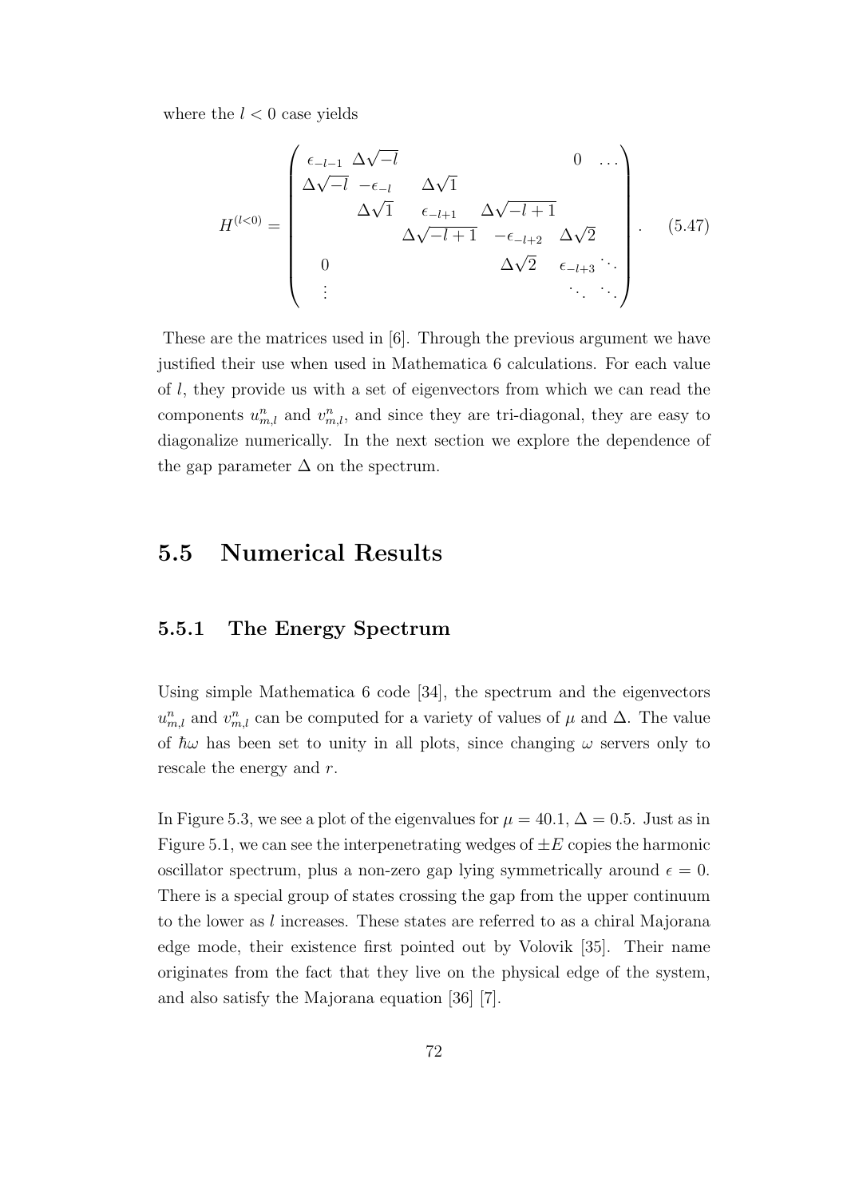where the $l < 0$ case yields

$$H^{(l<0)} = \begin{pmatrix} \epsilon_{-l-1} & \Delta\sqrt{-l} & & & & 0 & \dots \\ \Delta\sqrt{-l} & -\epsilon_{-l} & \Delta\sqrt{1} & & & & \\ & \Delta\sqrt{1} & \epsilon_{-l+1} & \Delta\sqrt{-l+1} & & & \\ & & \Delta\sqrt{-l+1} & -\epsilon_{-l+2} & \Delta\sqrt{2} & & \\ 0 & & & \Delta\sqrt{2} & \epsilon_{-l+3} & \ddots & \\ \vdots & & & & \ddots & \ddots & \end{pmatrix}. \tag{5.47}$$

These are the matrices used in [6]. Through the previous argument we have justified their use when used in Mathematica 6 calculations. For each value of $l$, they provide us with a set of eigenvectors from which we can read the components $u^n_{m,l}$ and $v^n_{m,l}$, and since they are tri-diagonal, they are easy to diagonalize numerically. In the next section we explore the dependence of the gap parameter $\Delta$ on the spectrum.

## 5.5 Numerical Results

### 5.5.1 The Energy Spectrum

Using simple Mathematica 6 code [34], the spectrum and the eigenvectors $u^n_{m,l}$ and $v^n_{m,l}$ can be computed for a variety of values of $\mu$ and $\Delta$. The value of $\hbar\omega$ has been set to unity in all plots, since changing $\omega$ servers only to rescale the energy and $r$.

In Figure 5.3, we see a plot of the eigenvalues for $\mu = 40.1$, $\Delta = 0.5$. Just as in Figure 5.1, we can see the interpenetrating wedges of $\pm E$ copies the harmonic oscillator spectrum, plus a non-zero gap lying symmetrically around $\epsilon = 0$. There is a special group of states crossing the gap from the upper continuum to the lower as $l$ increases. These states are referred to as a chiral Majorana edge mode, their existence first pointed out by Volovik [35]. Their name originates from the fact that they live on the physical edge of the system, and also satisfy the Majorana equation [36] [7].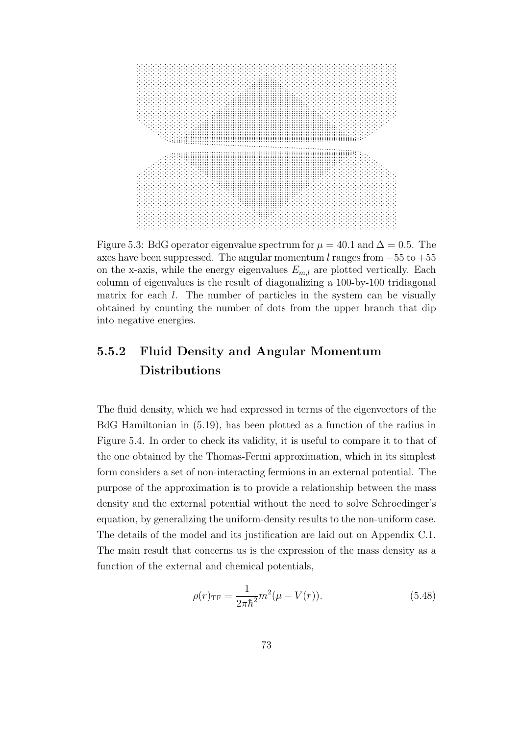Figure 5.3: BdG operator eigenvalue spectrum for $\mu = 40.1$ and $\Delta = 0.5$. The axes have been suppressed. The angular momentum $l$ ranges from $-55$ to $+55$ on the x-axis, while the energy eigenvalues $E_{m,l}$ are plotted vertically. Each column of eigenvalues is the result of diagonalizing a 100-by-100 tridiagonal matrix for each $l$. The number of particles in the system can be visually obtained by counting the number of dots from the upper branch that dip into negative energies.

### 5.5.2 Fluid Density and Angular Momentum Distributions

The fluid density, which we had expressed in terms of the eigenvectors of the BdG Hamiltonian in (5.19), has been plotted as a function of the radius in Figure 5.4. In order to check its validity, it is useful to compare it to that of the one obtained by the Thomas-Fermi approximation, which in its simplest form considers a set of non-interacting fermions in an external potential. The purpose of the approximation is to provide a relationship between the mass density and the external potential without the need to solve Schroedinger's equation, by generalizing the uniform-density results to the non-uniform case. The details of the model and its justification are laid out on Appendix C.1. The main result that concerns us is the expression of the mass density as a function of the external and chemical potentials,

$$\rho(r)_{\text{TF}} = \frac{1}{2\pi\hbar^2} m^2(\mu - V(r)). \tag{5.48}$$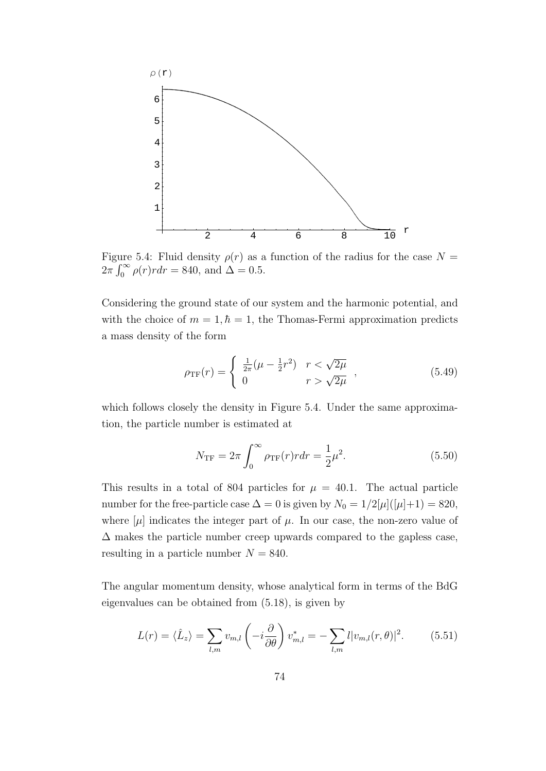Figure 5.4: Fluid density $\rho(r)$ as a function of the radius for the case $N = 2\pi \int_0^\infty \rho(r) r dr = 840$, and $\Delta = 0.5$.

Considering the ground state of our system and the harmonic potential, and with the choice of $m = 1, \hbar = 1$, the Thomas-Fermi approximation predicts a mass density of the form

$$\rho_{\rm TF}(r) = \left\{ \begin{array}{ll} \frac{1}{2\pi}(\mu - \frac{1}{2}r^2) & r < \sqrt{2\mu} \\ 0 & r > \sqrt{2\mu} \end{array} \right. , \tag{5.49}$$

which follows closely the density in Figure 5.4. Under the same approximation, the particle number is estimated at

$$N_{\rm TF} = 2\pi \int_0^\infty \rho_{\rm TF}(r) r dr = \frac{1}{2}\mu^2. \tag{5.50}$$

This results in a total of 804 particles for $\mu = 40.1$. The actual particle number for the free-particle case $\Delta = 0$ is given by $N_0 = 1/2[\mu]([\mu]+1) = 820$, where $[\mu]$ indicates the integer part of $\mu$. In our case, the non-zero value of $\Delta$ makes the particle number creep upwards compared to the gapless case, resulting in a particle number $N = 840$.

The angular momentum density, whose analytical form in terms of the BdG eigenvalues can be obtained from (5.18), is given by

$$L(r) = \langle \hat{L}_z \rangle = \sum_{l,m} v_{m,l} \left( -i \frac{\partial}{\partial \theta} \right) v_{m,l}^* = -\sum_{l,m} l |v_{m,l}(r, \theta)|^2. \tag{5.51}$$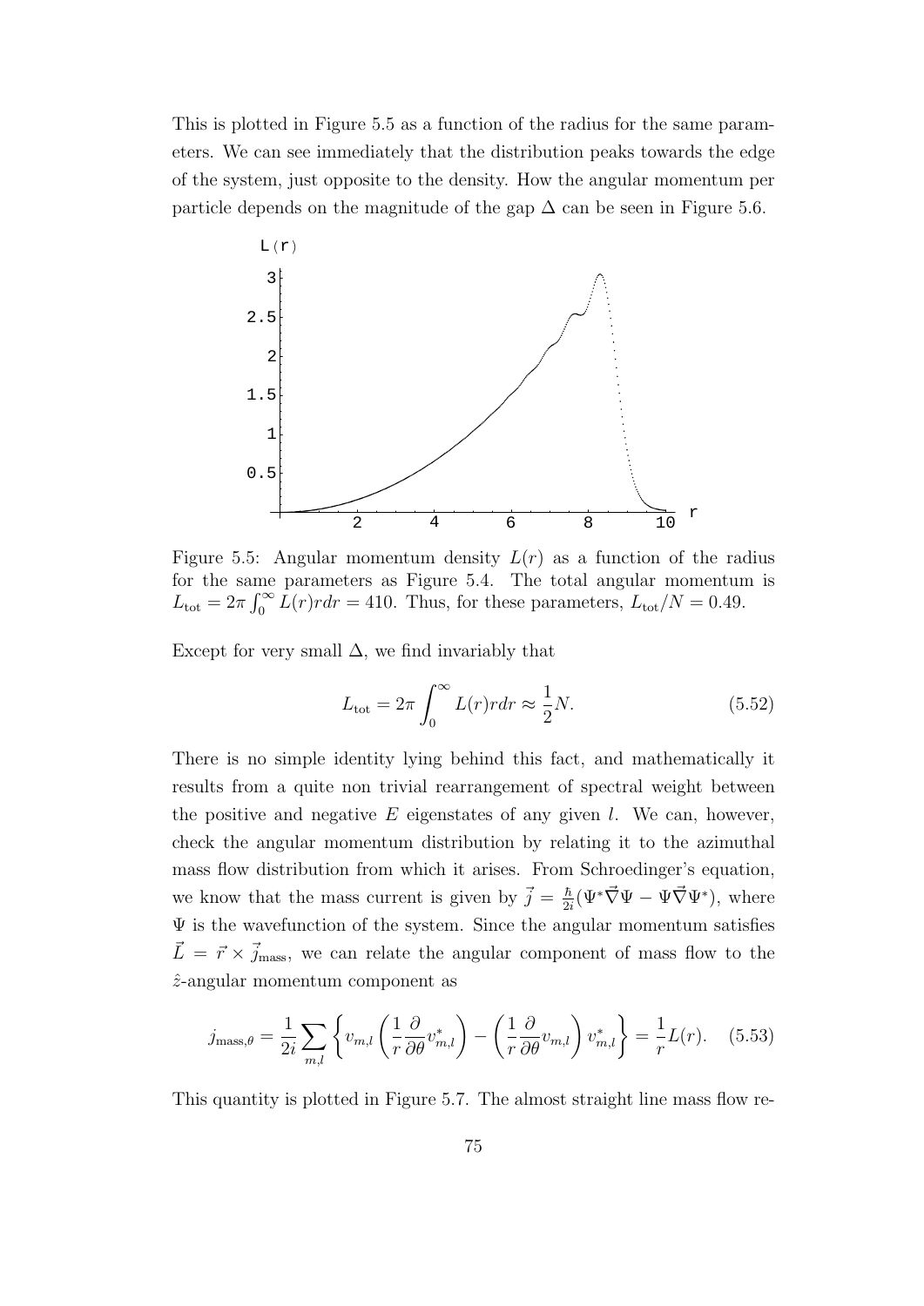This is plotted in Figure 5.5 as a function of the radius for the same parameters. We can see immediately that the distribution peaks towards the edge of the system, just opposite to the density. How the angular momentum per particle depends on the magnitude of the gap $\Delta$ can be seen in Figure 5.6.

Figure 5.5: Angular momentum density $L(r)$ as a function of the radius for the same parameters as Figure 5.4. The total angular momentum is $L_{\text{tot}} = 2\pi \int_0^\infty L(r) r dr = 410$. Thus, for these parameters, $L_{\text{tot}}/N = 0.49$.

Except for very small $\Delta$, we find invariably that

$$L_{\text{tot}} = 2\pi \int_0^\infty L(r) r dr \approx \frac{1}{2} N. \tag{5.52}$$

There is no simple identity lying behind this fact, and mathematically it results from a quite non trivial rearrangement of spectral weight between the positive and negative $E$ eigenstates of any given $l$. We can, however, check the angular momentum distribution by relating it to the azimuthal mass flow distribution from which it arises. From Schroedinger's equation, we know that the mass current is given by $\vec{j} = \frac{\hbar}{2i}(\Psi^* \vec{\nabla} \Psi - \Psi \vec{\nabla} \Psi^*)$, where $\Psi$ is the wavefunction of the system. Since the angular momentum satisfies $\vec{L} = \vec{r} \times \vec{j}_{\text{mass}}$, we can relate the angular component of mass flow to the $\hat{z}$-angular momentum component as

$$j_{\text{mass},\theta} = \frac{1}{2i} \sum_{m,l} \left\{ v_{m,l} \left( \frac{1}{r} \frac{\partial}{\partial \theta} v_{m,l}^* \right) - \left( \frac{1}{r} \frac{\partial}{\partial \theta} v_{m,l} \right) v_{m,l}^* \right\} = \frac{1}{r} L(r). \tag{5.53}$$

This quantity is plotted in Figure 5.7. The almost straight line mass flow re-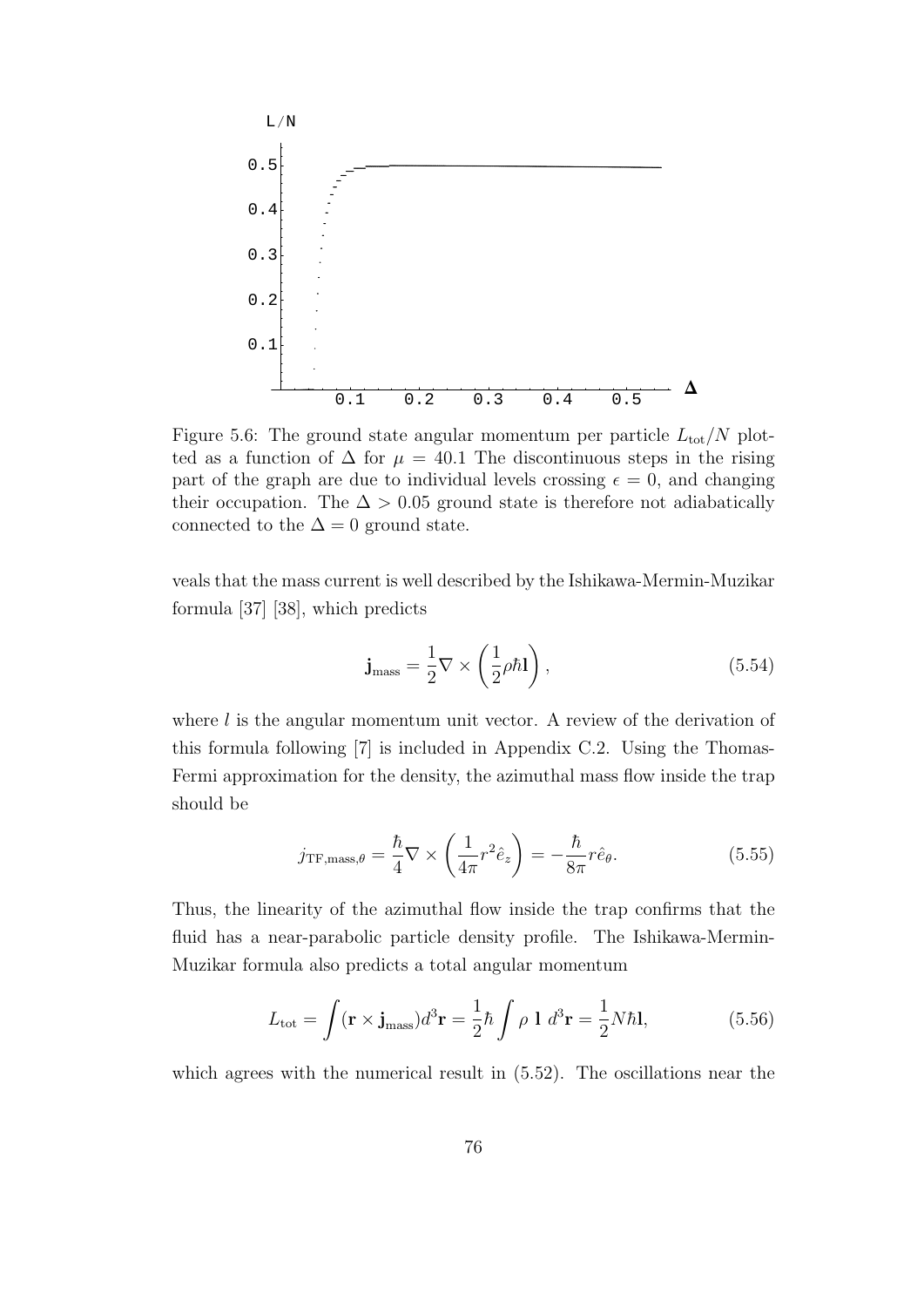Figure 5.6: The ground state angular momentum per particle $L_{\text{tot}}/N$ plotted as a function of $\Delta$ for $\mu = 40.1$ The discontinuous steps in the rising part of the graph are due to individual levels crossing $\epsilon = 0$, and changing their occupation. The $\Delta > 0.05$ ground state is therefore not adiabatically connected to the $\Delta = 0$ ground state.

veals that the mass current is well described by the Ishikawa-Mermin-Muzikar formula [37] [38], which predicts

$$\mathbf{j}_{\text{mass}} = \frac{1}{2}\nabla \times \left(\frac{1}{2}\rho\hbar\mathbf{l}\right), \tag{5.54}$$

where $l$ is the angular momentum unit vector. A review of the derivation of this formula following [7] is included in Appendix C.2. Using the Thomas-Fermi approximation for the density, the azimuthal mass flow inside the trap should be

$$j_{\text{TF,mass},\theta} = \frac{\hbar}{4}\nabla \times \left(\frac{1}{4\pi}r^2\hat{e}_z\right) = -\frac{\hbar}{8\pi}r\hat{e}_\theta. \tag{5.55}$$

Thus, the linearity of the azimuthal flow inside the trap confirms that the fluid has a near-parabolic particle density profile. The Ishikawa-Mermin-Muzikar formula also predicts a total angular momentum

$$L_{\text{tot}} = \int (\mathbf{r} \times \mathbf{j}_{\text{mass}})d^3\mathbf{r} = \frac{1}{2}\hbar\int \rho\ \mathbf{l}\ d^3\mathbf{r} = \frac{1}{2}N\hbar\mathbf{l}, \tag{5.56}$$

which agrees with the numerical result in (5.52). The oscillations near the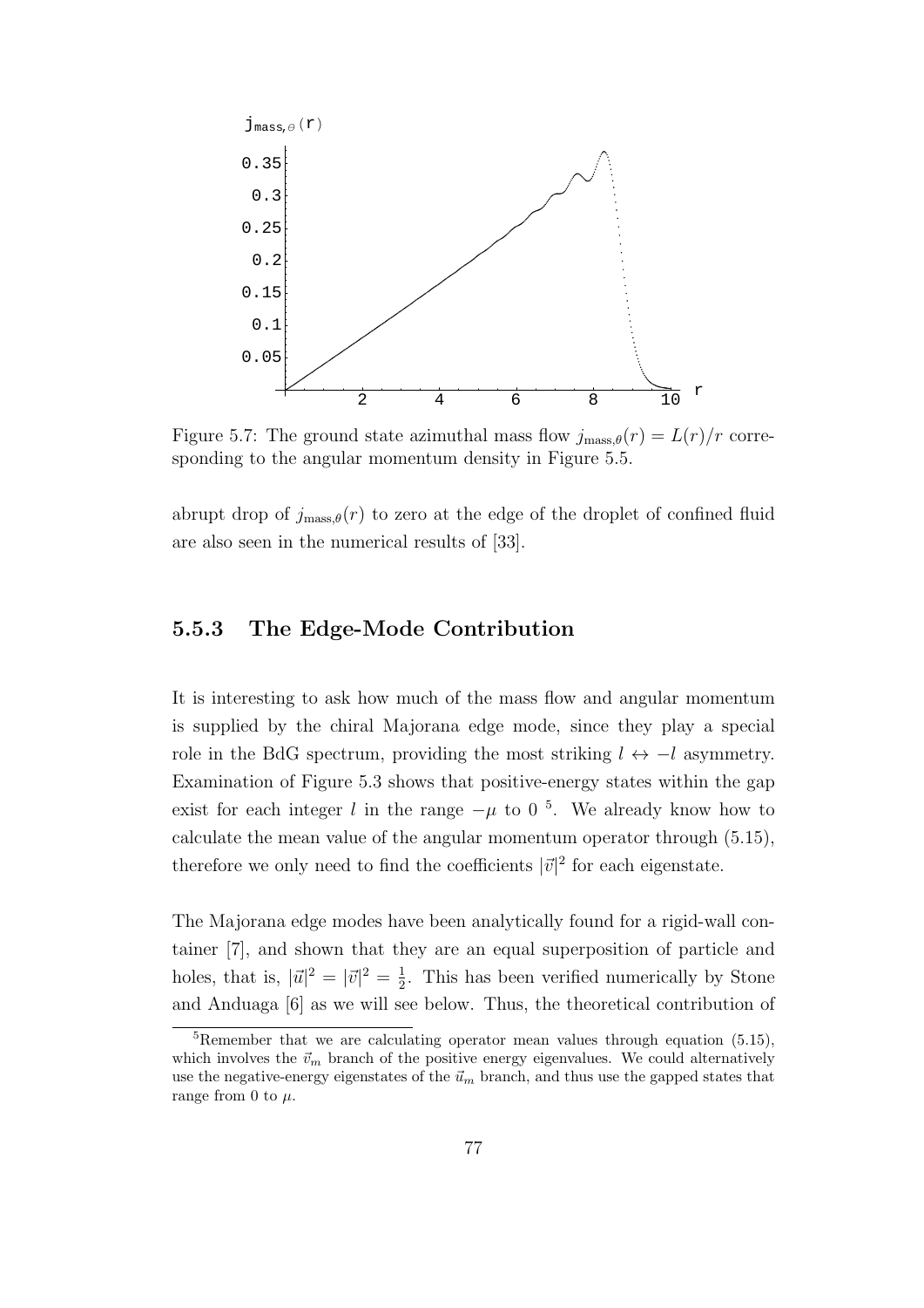Figure 5.7: The ground state azimuthal mass flow $j_{\text{mass},\theta}(r) = L(r)/r$ corresponding to the angular momentum density in Figure 5.5.

abrupt drop of $j_{\text{mass},\theta}(r)$ to zero at the edge of the droplet of confined fluid are also seen in the numerical results of [33].

### 5.5.3 The Edge-Mode Contribution

It is interesting to ask how much of the mass flow and angular momentum is supplied by the chiral Majorana edge mode, since they play a special role in the BdG spectrum, providing the most striking $l \leftrightarrow -l$ asymmetry. Examination of Figure 5.3 shows that positive-energy states within the gap exist for each integer $l$ in the range $-\mu$ to 0 [5]. We already know how to calculate the mean value of the angular momentum operator through (5.15), therefore we only need to find the coefficients $|\vec{v}|^2$ for each eigenstate.

The Majorana edge modes have been analytically found for a rigid-wall container [7], and shown that they are an equal superposition of particle and holes, that is, $|\vec{u}|^2 = |\vec{v}|^2 = \frac{1}{2}$. This has been verified numerically by Stone and Anduaga [6] as we will see below. Thus, the theoretical contribution of

[5] Remember that we are calculating operator mean values through equation (5.15), which involves the $\vec{v}_m$ branch of the positive energy eigenvalues. We could alternatively use the negative-energy eigenstates of the $\vec{u}_m$ branch, and thus use the gapped states that range from 0 to $\mu$.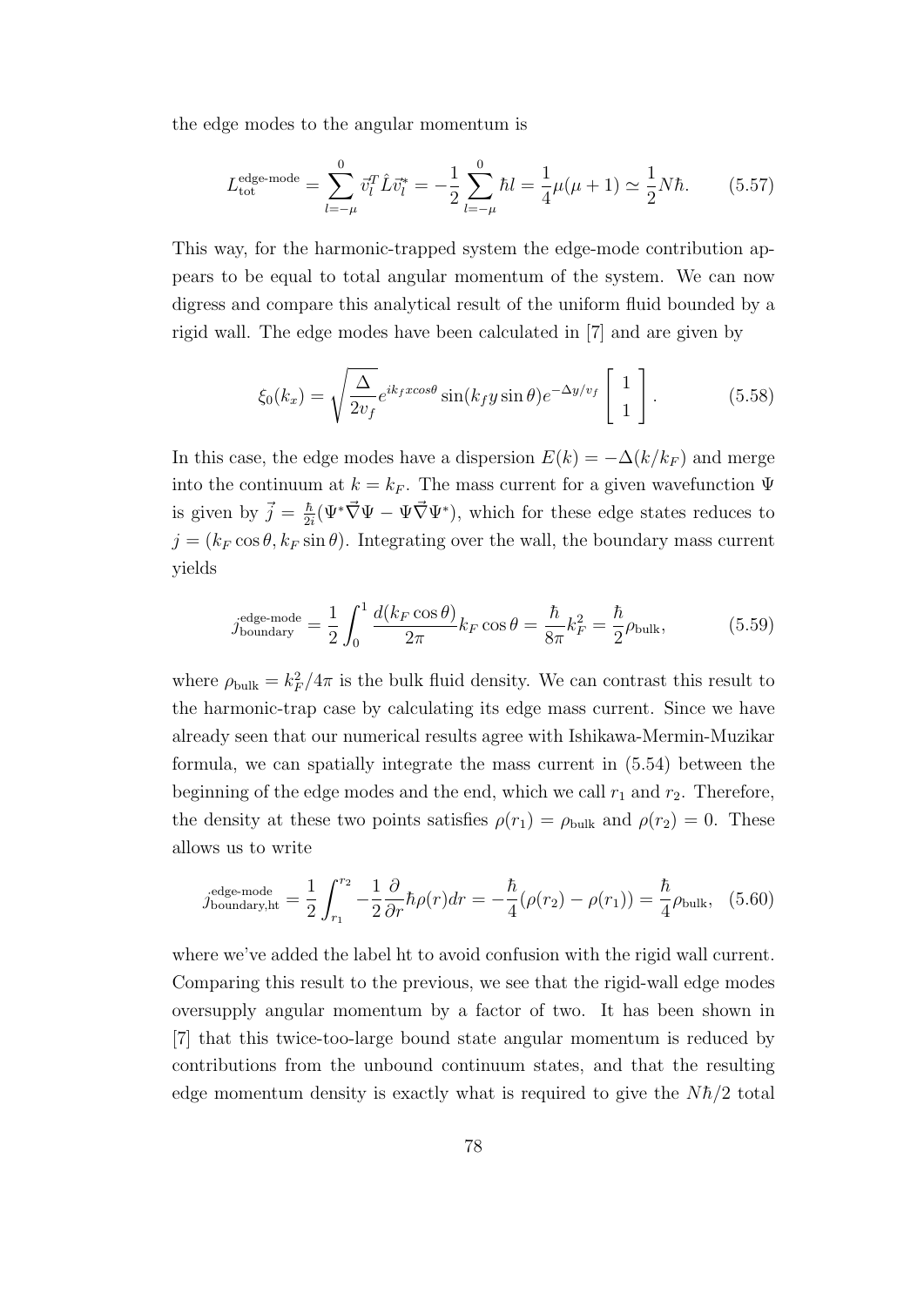the edge modes to the angular momentum is

$$L_{\text{tot}}^{\text{edge-mode}} = \sum_{l=-\mu}^{0} \vec{v}_l^T \hat{L} \vec{v}_l^* = -\frac{1}{2} \sum_{l=-\mu}^{0} \hbar l = \frac{1}{4}\mu(\mu+1) \simeq \frac{1}{2}N\hbar. \tag{5.57}$$

This way, for the harmonic-trapped system the edge-mode contribution appears to be equal to total angular momentum of the system. We can now digress and compare this analytical result of the uniform fluid bounded by a rigid wall. The edge modes have been calculated in [7] and are given by

$$\xi_0(k_x) = \sqrt{\frac{\Delta}{2v_f}} e^{ik_f x cos\theta} \sin(k_f y \sin\theta) e^{-\Delta y/v_f} \begin{bmatrix} 1 \\ 1 \end{bmatrix}. \tag{5.58}$$

In this case, the edge modes have a dispersion $E(k) = -\Delta(k/k_F)$ and merge into the continuum at $k = k_F$. The mass current for a given wavefunction $\Psi$ is given by $\vec{j} = \frac{\hbar}{2i}(\Psi^* \vec{\nabla} \Psi - \Psi \vec{\nabla} \Psi^*)$, which for these edge states reduces to $j = (k_F \cos\theta, k_F \sin\theta)$. Integrating over the wall, the boundary mass current yields

$$j_{\text{boundary}}^{\text{edge-mode}} = \frac{1}{2} \int_0^1 \frac{d(k_F \cos\theta)}{2\pi} k_F \cos\theta = \frac{\hbar}{8\pi} k_F^2 = \frac{\hbar}{2} \rho_{\text{bulk}}, \tag{5.59}$$

where $\rho_{\text{bulk}} = k_F^2/4\pi$ is the bulk fluid density. We can contrast this result to the harmonic-trap case by calculating its edge mass current. Since we have already seen that our numerical results agree with Ishikawa-Mermin-Muzikar formula, we can spatially integrate the mass current in (5.54) between the beginning of the edge modes and the end, which we call $r_1$ and $r_2$. Therefore, the density at these two points satisfies $\rho(r_1) = \rho_{\text{bulk}}$ and $\rho(r_2) = 0$. These allows us to write

$$j_{\text{boundary,ht}}^{\text{edge-mode}} = \frac{1}{2} \int_{r_1}^{r_2} -\frac{1}{2} \frac{\partial}{\partial r} \hbar \rho(r) dr = -\frac{\hbar}{4}(\rho(r_2) - \rho(r_1)) = \frac{\hbar}{4} \rho_{\text{bulk}}, \tag{5.60}$$

where we've added the label ht to avoid confusion with the rigid wall current. Comparing this result to the previous, we see that the rigid-wall edge modes oversupply angular momentum by a factor of two. It has been shown in [7] that this twice-too-large bound state angular momentum is reduced by contributions from the unbound continuum states, and that the resulting edge momentum density is exactly what is required to give the $N\hbar/2$ total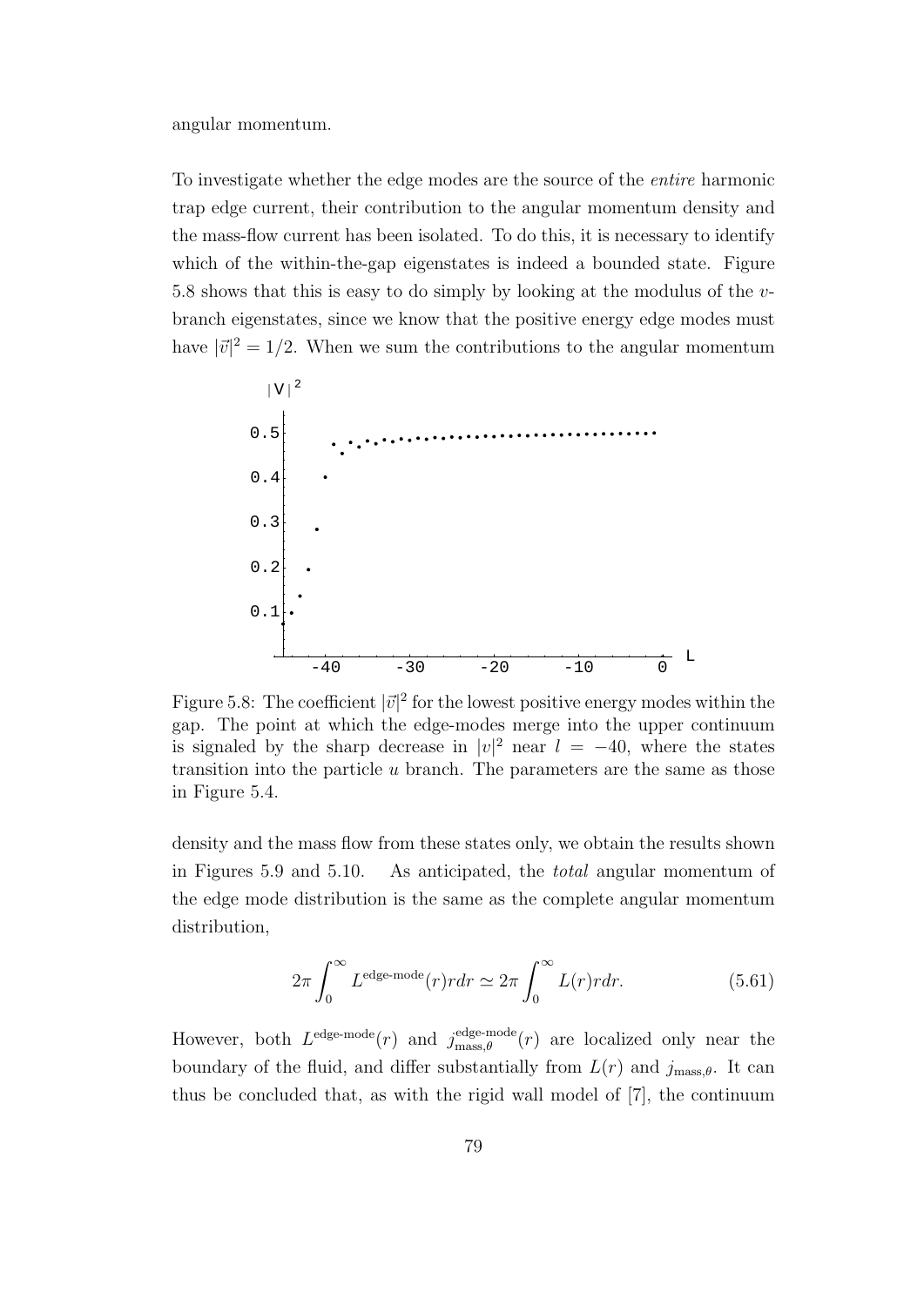angular momentum.

To investigate whether the edge modes are the source of the *entire* harmonic trap edge current, their contribution to the angular momentum density and the mass-flow current has been isolated. To do this, it is necessary to identify which of the within-the-gap eigenstates is indeed a bounded state. Figure 5.8 shows that this is easy to do simply by looking at the modulus of the $v$-branch eigenstates, since we know that the positive energy edge modes must have $|\vec{v}|^2 = 1/2$. When we sum the contributions to the angular momentum

Figure 5.8: The coefficient $|\vec{v}|^2$ for the lowest positive energy modes within the gap. The point at which the edge-modes merge into the upper continuum is signaled by the sharp decrease in $|v|^2$ near $l = -40$, where the states transition into the particle $u$ branch. The parameters are the same as those in Figure 5.4.

density and the mass flow from these states only, we obtain the results shown in Figures 5.9 and 5.10. As anticipated, the *total* angular momentum of the edge mode distribution is the same as the complete angular momentum distribution,

$$2\pi \int_0^\infty L^{\text{edge-mode}}(r) r dr \simeq 2\pi \int_0^\infty L(r) r dr. \tag{5.61}$$

However, both $L^{\text{edge-mode}}(r)$ and $j^{\text{edge-mode}}_{\text{mass},\theta}(r)$ are localized only near the boundary of the fluid, and differ substantially from $L(r)$ and $j_{\text{mass},\theta}$. It can thus be concluded that, as with the rigid wall model of [7], the continuum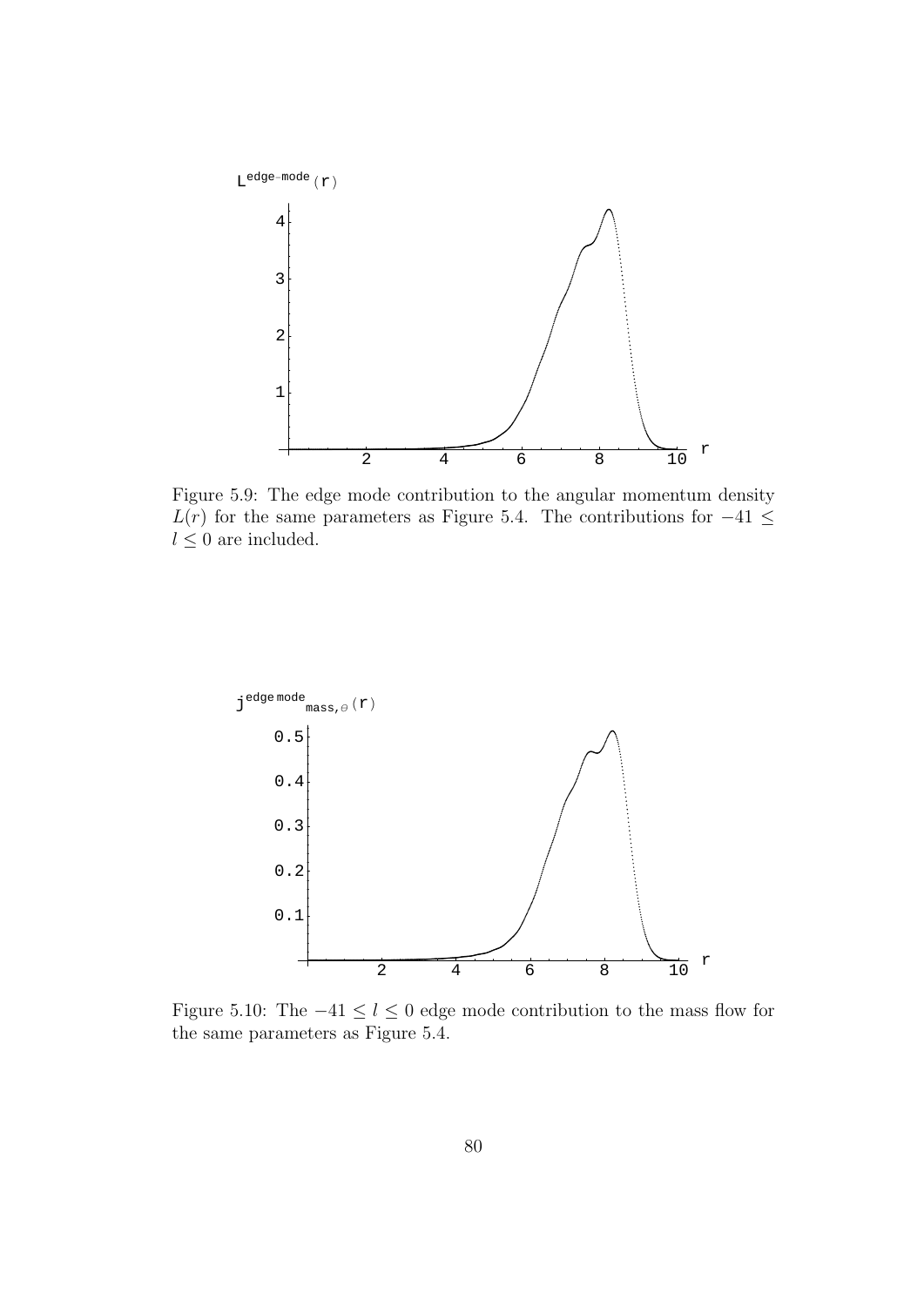Figure 5.9: The edge mode contribution to the angular momentum density $L(r)$ for the same parameters as Figure 5.4. The contributions for $-41 \leq l \leq 0$ are included.

Figure 5.10: The $-41 \leq l \leq 0$ edge mode contribution to the mass flow for the same parameters as Figure 5.4.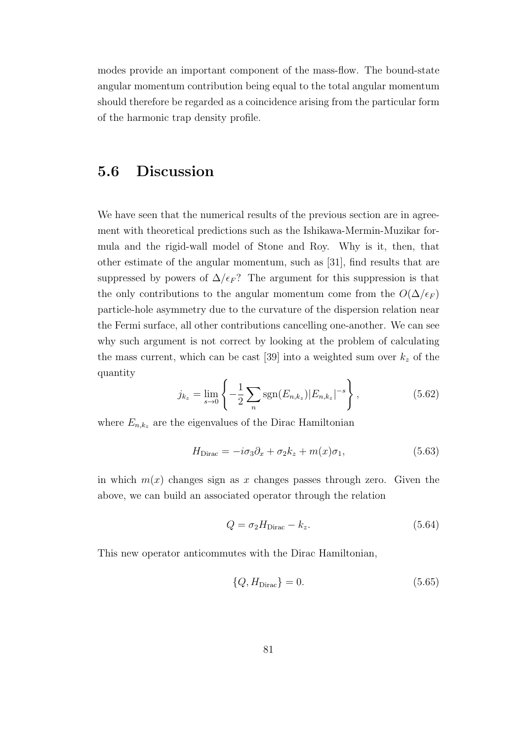modes provide an important component of the mass-flow. The bound-state angular momentum contribution being equal to the total angular momentum should therefore be regarded as a coincidence arising from the particular form of the harmonic trap density profile.

## 5.6 Discussion

We have seen that the numerical results of the previous section are in agreement with theoretical predictions such as the Ishikawa-Mermin-Muzikar formula and the rigid-wall model of Stone and Roy. Why is it, then, that other estimate of the angular momentum, such as [31], find results that are suppressed by powers of $\Delta/\epsilon_F$? The argument for this suppression is that the only contributions to the angular momentum come from the $O(\Delta/\epsilon_F)$ particle-hole asymmetry due to the curvature of the dispersion relation near the Fermi surface, all other contributions cancelling one-another. We can see why such argument is not correct by looking at the problem of calculating the mass current, which can be cast [39] into a weighted sum over $k_z$ of the quantity

$$j_{k_z} = \lim_{s \to 0} \left\{ -\frac{1}{2} \sum_n \text{sgn}(E_{n,k_z}) |E_{n,k_z}|^{-s} \right\}, \tag{5.62}$$

where $E_{n,k_z}$ are the eigenvalues of the Dirac Hamiltonian

$$H_{\text{Dirac}} = -i\sigma_3 \partial_x + \sigma_2 k_z + m(x)\sigma_1, \tag{5.63}$$

in which $m(x)$ changes sign as $x$ changes passes through zero. Given the above, we can build an associated operator through the relation

$$Q = \sigma_2 H_{\text{Dirac}} - k_z. \tag{5.64}$$

This new operator anticommutes with the Dirac Hamiltonian,

$$\{Q, H_{\text{Dirac}}\} = 0. \tag{5.65}$$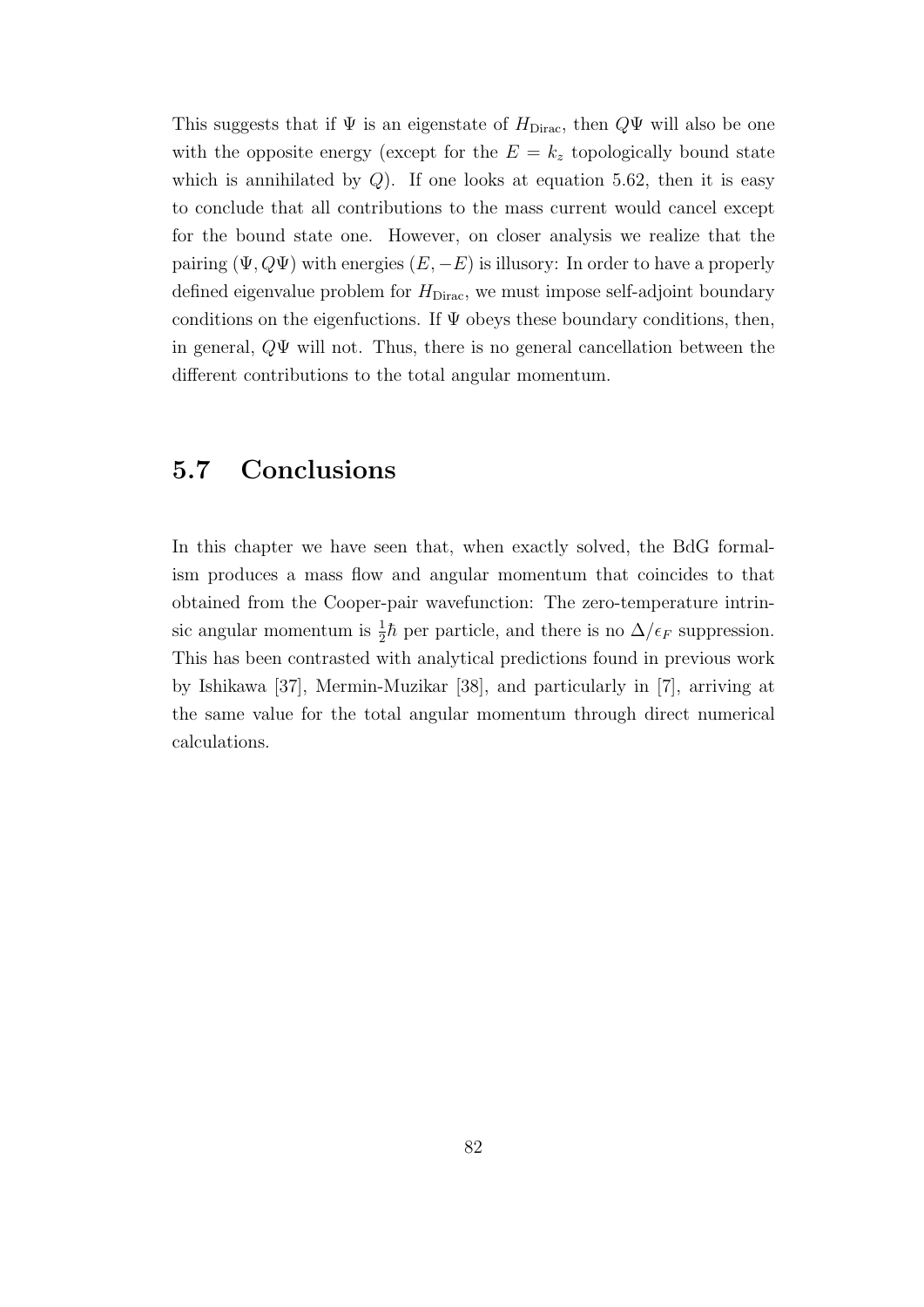This suggests that if $\Psi$ is an eigenstate of $H_{\text{Dirac}}$, then $Q\Psi$ will also be one with the opposite energy (except for the $E = k_z$ topologically bound state which is annihilated by $Q$). If one looks at equation 5.62, then it is easy to conclude that all contributions to the mass current would cancel except for the bound state one. However, on closer analysis we realize that the pairing $(\Psi, Q\Psi)$ with energies $(E, -E)$ is illusory: In order to have a properly defined eigenvalue problem for $H_{\text{Dirac}}$, we must impose self-adjoint boundary conditions on the eigenfuctions. If $\Psi$ obeys these boundary conditions, then, in general, $Q\Psi$ will not. Thus, there is no general cancellation between the different contributions to the total angular momentum.

## 5.7 Conclusions

In this chapter we have seen that, when exactly solved, the BdG formalism produces a mass flow and angular momentum that coincides to that obtained from the Cooper-pair wavefunction: The zero-temperature intrinsic angular momentum is $\frac{1}{2}\hbar$ per particle, and there is no $\Delta/\epsilon_F$ suppression. This has been contrasted with analytical predictions found in previous work by Ishikawa [37], Mermin-Muzikar [38], and particularly in [7], arriving at the same value for the total angular momentum through direct numerical calculations.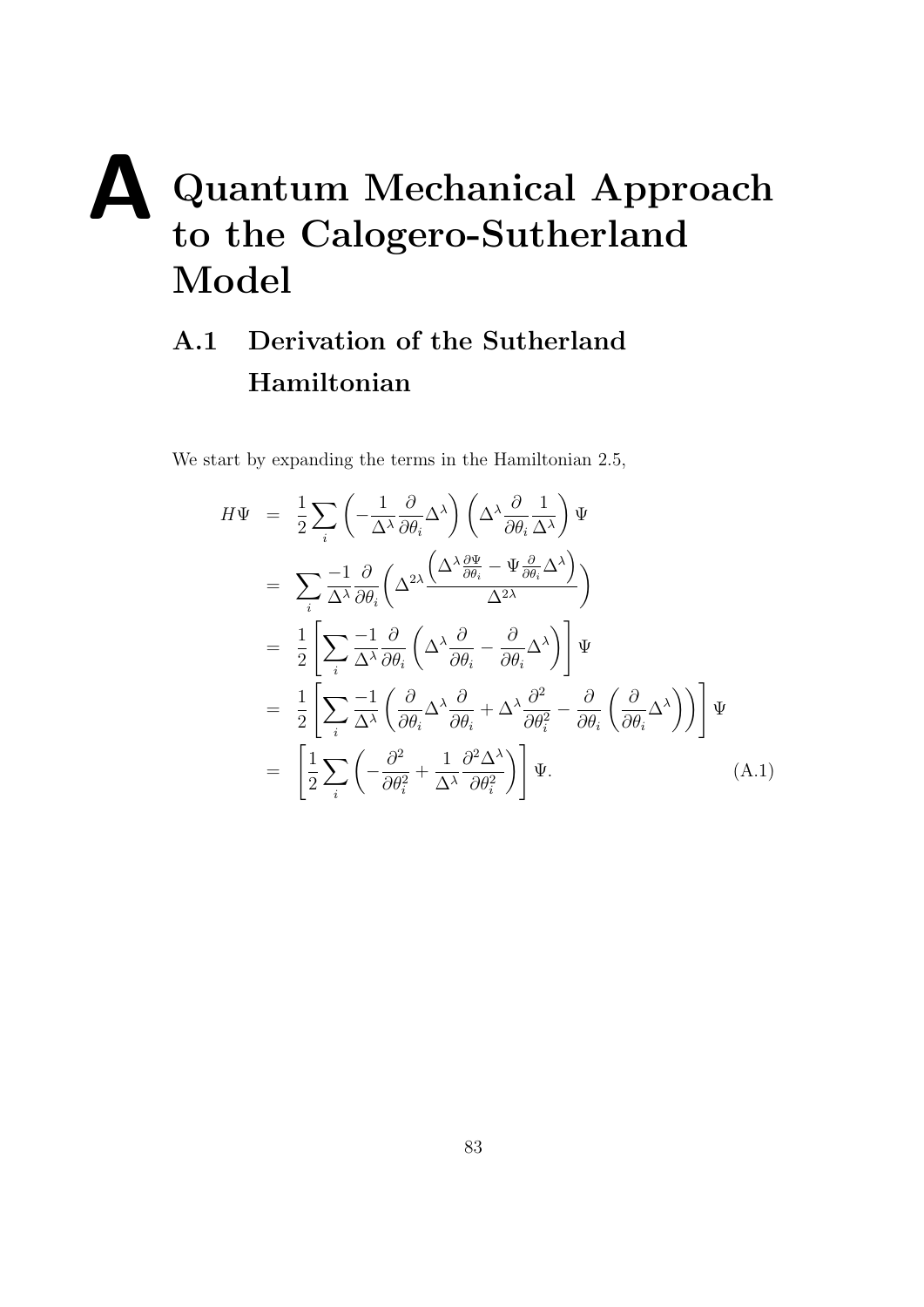// Appendix A

# A Quantum Mechanical Approach to the Calogero-Sutherland Model

## A.1 Derivation of the Sutherland Hamiltonian

We start by expanding the terms in the Hamiltonian 2.5,

$$
\begin{aligned}
H\Psi &= \frac{1}{2}\sum_i \left(-\frac{1}{\Delta^\lambda}\frac{\partial}{\partial\theta_i}\Delta^\lambda\right)\left(\Delta^\lambda\frac{\partial}{\partial\theta_i}\frac{1}{\Delta^\lambda}\right)\Psi \\
&= \sum_i \frac{-1}{\Delta^\lambda}\frac{\partial}{\partial\theta_i}\left(\Delta^{2\lambda}\frac{\left(\Delta^\lambda\frac{\partial\Psi}{\partial\theta_i} - \Psi\frac{\partial}{\partial\theta_i}\Delta^\lambda\right)}{\Delta^{2\lambda}}\right) \\
&= \frac{1}{2}\left[\sum_i \frac{-1}{\Delta^\lambda}\frac{\partial}{\partial\theta_i}\left(\Delta^\lambda\frac{\partial}{\partial\theta_i} - \frac{\partial}{\partial\theta_i}\Delta^\lambda\right)\right]\Psi \\
&= \frac{1}{2}\left[\sum_i \frac{-1}{\Delta^\lambda}\left(\frac{\partial}{\partial\theta_i}\Delta^\lambda\frac{\partial}{\partial\theta_i} + \Delta^\lambda\frac{\partial^2}{\partial\theta_i^2} - \frac{\partial}{\partial\theta_i}\left(\frac{\partial}{\partial\theta_i}\Delta^\lambda\right)\right)\right]\Psi \\
&= \left[\frac{1}{2}\sum_i\left(-\frac{\partial^2}{\partial\theta_i^2} + \frac{1}{\Delta^\lambda}\frac{\partial^2\Delta^\lambda}{\partial\theta_i^2}\right)\right]\Psi. \qquad \text{(A.1)}
\end{aligned}
$$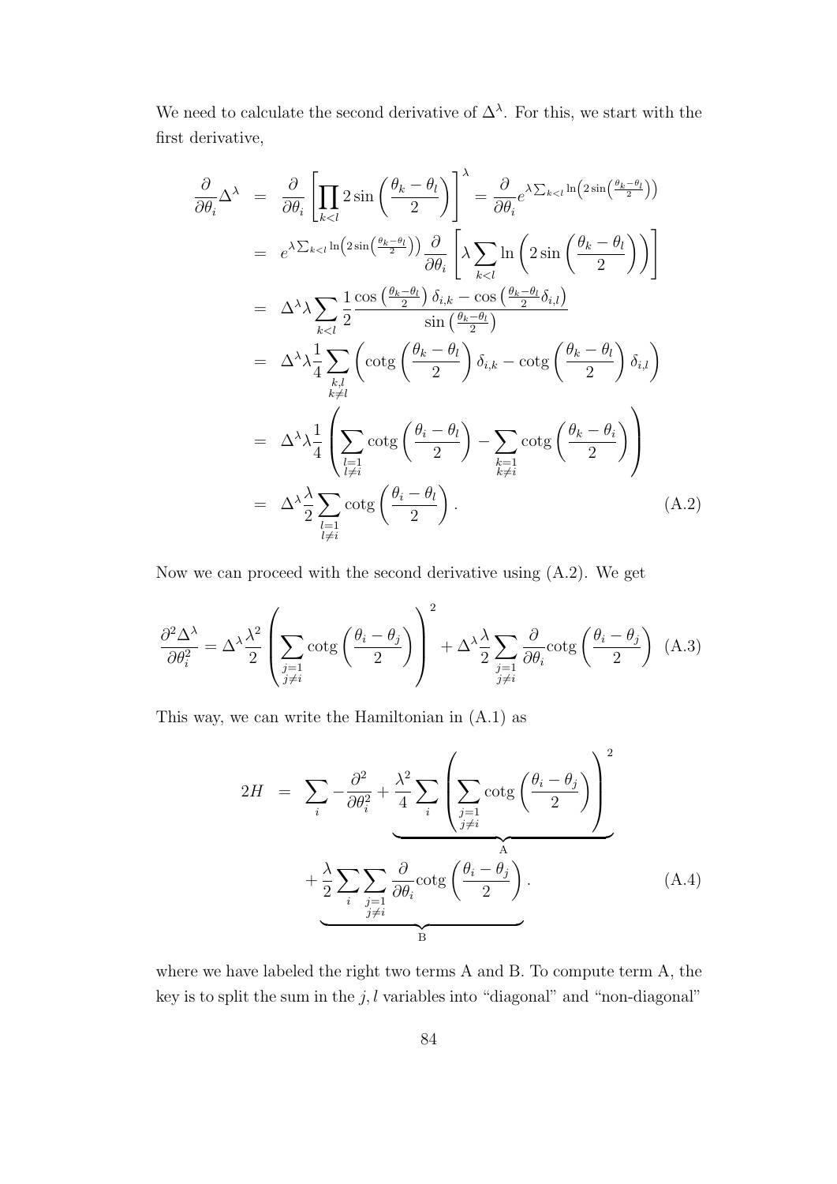We need to calculate the second derivative of $\Delta^\lambda$. For this, we start with the first derivative,

$$
\begin{aligned}
\frac{\partial}{\partial \theta_i}\Delta^\lambda &= \frac{\partial}{\partial \theta_i}\left[\prod_{k<l} 2\sin\left(\frac{\theta_k-\theta_l}{2}\right)\right]^\lambda = \frac{\partial}{\partial \theta_i} e^{\lambda \sum_{k<l}\ln\left(2\sin\left(\frac{\theta_k-\theta_l}{2}\right)\right)} \\
&= e^{\lambda \sum_{k<l}\ln\left(2\sin\left(\frac{\theta_k-\theta_l}{2}\right)\right)} \frac{\partial}{\partial \theta_i}\left[\lambda \sum_{k<l} \ln\left(2\sin\left(\frac{\theta_k-\theta_l}{2}\right)\right)\right] \\
&= \Delta^\lambda \lambda \sum_{k<l} \frac{1}{2}\frac{\cos\left(\frac{\theta_k-\theta_l}{2}\right)\delta_{i,k} - \cos\left(\frac{\theta_k-\theta_l}{2}\delta_{i,l}\right)}{\sin\left(\frac{\theta_k-\theta_l}{2}\right)} \\
&= \Delta^\lambda \lambda \frac{1}{4}\sum_{\substack{k,l \\ k\neq l}}\left(\mathrm{cotg}\left(\frac{\theta_k-\theta_l}{2}\right)\delta_{i,k} - \mathrm{cotg}\left(\frac{\theta_k-\theta_l}{2}\right)\delta_{i,l}\right) \\
&= \Delta^\lambda \lambda \frac{1}{4}\left(\sum_{\substack{l=1 \\ l\neq i}}\mathrm{cotg}\left(\frac{\theta_i-\theta_l}{2}\right) - \sum_{\substack{k=1 \\ k\neq i}}\mathrm{cotg}\left(\frac{\theta_k-\theta_i}{2}\right)\right) \\
&= \Delta^\lambda \frac{\lambda}{2}\sum_{\substack{l=1 \\ l\neq i}}\mathrm{cotg}\left(\frac{\theta_i-\theta_l}{2}\right). \qquad \text{(A.2)}
\end{aligned}
$$

Now we can proceed with the second derivative using (A.2). We get

$$
\frac{\partial^2 \Delta^\lambda}{\partial \theta_i^2} = \Delta^\lambda \frac{\lambda^2}{2}\left(\sum_{\substack{j=1 \\ j\neq i}}\mathrm{cotg}\left(\frac{\theta_i-\theta_j}{2}\right)\right)^2 + \Delta^\lambda \frac{\lambda}{2}\sum_{\substack{j=1 \\ j\neq i}}\frac{\partial}{\partial \theta_i}\mathrm{cotg}\left(\frac{\theta_i-\theta_j}{2}\right) \quad \text{(A.3)}
$$

This way, we can write the Hamiltonian in (A.1) as

$$
\begin{aligned}
2H &= \sum_i -\frac{\partial^2}{\partial \theta_i^2} + \underbrace{\frac{\lambda^2}{4}\sum_i\left(\sum_{\substack{j=1 \\ j\neq i}}\mathrm{cotg}\left(\frac{\theta_i-\theta_j}{2}\right)\right)^2}_{\text{A}} \\
&\quad + \underbrace{\frac{\lambda}{2}\sum_i\sum_{\substack{j=1 \\ j\neq i}}\frac{\partial}{\partial \theta_i}\mathrm{cotg}\left(\frac{\theta_i-\theta_j}{2}\right)}_{\text{B}}. \qquad \text{(A.4)}
\end{aligned}
$$

where we have labeled the right two terms A and B. To compute term A, the key is to split the sum in the $j, l$ variables into "diagonal" and "non-diagonal"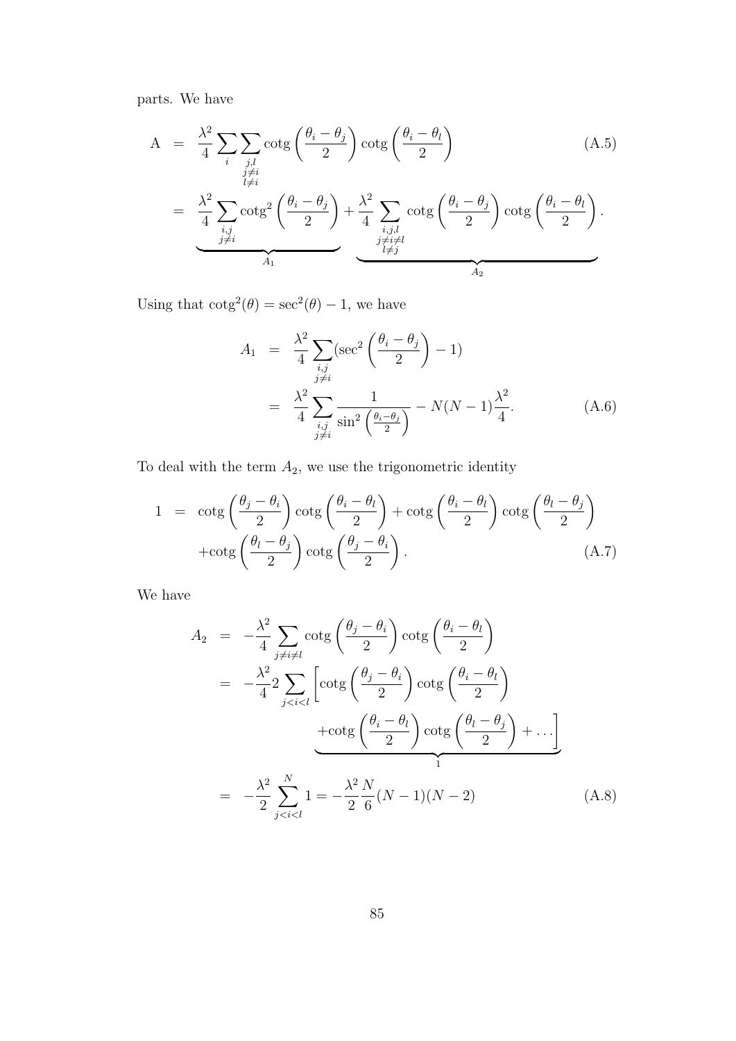parts. We have

$$
\begin{aligned}
\mathrm{A} &= \frac{\lambda^2}{4} \sum_i \sum_{\substack{j,l \\ j \neq i \\ l \neq i}} \operatorname{cotg}\left(\frac{\theta_i - \theta_j}{2}\right) \operatorname{cotg}\left(\frac{\theta_i - \theta_l}{2}\right) \\
&= \underbrace{\frac{\lambda^2}{4} \sum_{\substack{i,j \\ j \neq i}} \operatorname{cotg}^2\left(\frac{\theta_i - \theta_j}{2}\right)}_{A_1} + \underbrace{\frac{\lambda^2}{4} \sum_{\substack{i,j,l \\ j \neq i \neq l \\ l \neq j}} \operatorname{cotg}\left(\frac{\theta_i - \theta_j}{2}\right) \operatorname{cotg}\left(\frac{\theta_i - \theta_l}{2}\right)}_{A_2}.
\end{aligned}
\tag{A.5}
$$

Using that $\operatorname{cotg}^2(\theta) = \sec^2(\theta) - 1$, we have

$$
\begin{aligned}
A_1 &= \frac{\lambda^2}{4} \sum_{\substack{i,j \\ j \neq i}} (\sec^2\left(\frac{\theta_i - \theta_j}{2}\right) - 1) \\
&= \frac{\lambda^2}{4} \sum_{\substack{i,j \\ j \neq i}} \frac{1}{\sin^2\left(\frac{\theta_i - \theta_j}{2}\right)} - N(N-1)\frac{\lambda^2}{4}.
\end{aligned}
\tag{A.6}
$$

To deal with the term $A_2$, we use the trigonometric identity

$$
\begin{aligned}
1 &= \operatorname{cotg}\left(\frac{\theta_j - \theta_i}{2}\right) \operatorname{cotg}\left(\frac{\theta_i - \theta_l}{2}\right) + \operatorname{cotg}\left(\frac{\theta_i - \theta_l}{2}\right) \operatorname{cotg}\left(\frac{\theta_l - \theta_j}{2}\right) \\
&\quad + \operatorname{cotg}\left(\frac{\theta_l - \theta_j}{2}\right) \operatorname{cotg}\left(\frac{\theta_j - \theta_i}{2}\right).
\end{aligned}
\tag{A.7}
$$

We have

$$
\begin{aligned}
A_2 &= -\frac{\lambda^2}{4} \sum_{j \neq i \neq l} \operatorname{cotg}\left(\frac{\theta_j - \theta_i}{2}\right) \operatorname{cotg}\left(\frac{\theta_i - \theta_l}{2}\right) \\
&= -\frac{\lambda^2}{4} 2 \sum_{j < i < l} \underbrace{\left[\operatorname{cotg}\left(\frac{\theta_j - \theta_i}{2}\right) \operatorname{cotg}\left(\frac{\theta_i - \theta_l}{2}\right) + \operatorname{cotg}\left(\frac{\theta_i - \theta_l}{2}\right) \operatorname{cotg}\left(\frac{\theta_l - \theta_j}{2}\right) + \ldots\right]}_{1} \\
&= -\frac{\lambda^2}{2} \sum_{j < i < l}^{N} 1 = -\frac{\lambda^2}{2} \frac{N}{6}(N-1)(N-2)
\end{aligned}
\tag{A.8}
$$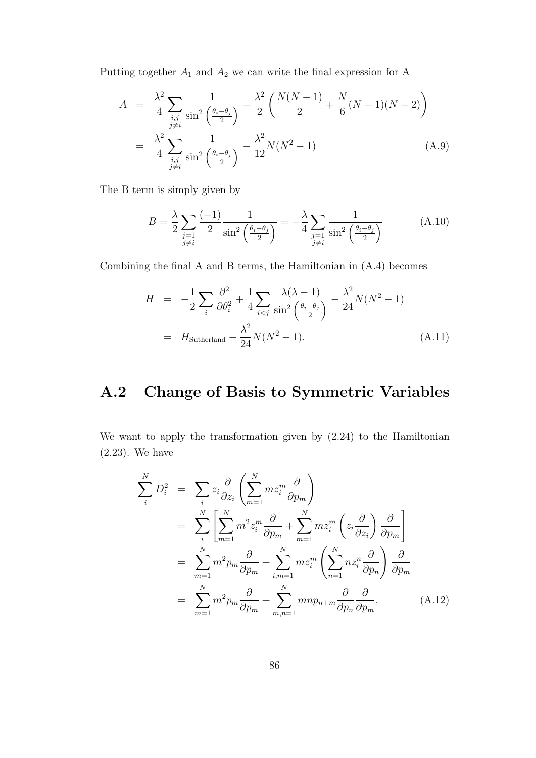Putting together $A_1$ and $A_2$ we can write the final expression for A

$$
\begin{aligned}
A &= \frac{\lambda^2}{4}\sum_{\substack{i,j \\ j\neq i}} \frac{1}{\sin^2\left(\frac{\theta_i-\theta_j}{2}\right)} - \frac{\lambda^2}{2}\left(\frac{N(N-1)}{2} + \frac{N}{6}(N-1)(N-2)\right) \\
&= \frac{\lambda^2}{4}\sum_{\substack{i,j \\ j\neq i}} \frac{1}{\sin^2\left(\frac{\theta_i-\theta_j}{2}\right)} - \frac{\lambda^2}{12}N(N^2-1) \qquad \text{(A.9)}
\end{aligned}
$$

The B term is simply given by

$$
B = \frac{\lambda}{2}\sum_{\substack{j=1 \\ j\neq i}} \frac{(-1)}{2}\frac{1}{\sin^2\left(\frac{\theta_i-\theta_j}{2}\right)} = -\frac{\lambda}{4}\sum_{\substack{j=1 \\ j\neq i}} \frac{1}{\sin^2\left(\frac{\theta_i-\theta_j}{2}\right)} \qquad \text{(A.10)}
$$

Combining the final A and B terms, the Hamiltonian in (A.4) becomes

$$
\begin{aligned}
H &= -\frac{1}{2}\sum_i \frac{\partial^2}{\partial\theta_i^2} + \frac{1}{4}\sum_{i<j} \frac{\lambda(\lambda-1)}{\sin^2\left(\frac{\theta_i-\theta_j}{2}\right)} - \frac{\lambda^2}{24}N(N^2-1) \\
&= H_{\text{Sutherland}} - \frac{\lambda^2}{24}N(N^2-1). \qquad \text{(A.11)}
\end{aligned}
$$

## A.2 Change of Basis to Symmetric Variables

We want to apply the transformation given by (2.24) to the Hamiltonian (2.23). We have

$$
\begin{aligned}
\sum_i^N D_i^2 &= \sum_i z_i \frac{\partial}{\partial z_i}\left(\sum_{m=1}^N m z_i^m \frac{\partial}{\partial p_m}\right) \\
&= \sum_i^N \left[\sum_{m=1}^N m^2 z_i^m \frac{\partial}{\partial p_m} + \sum_{m=1}^N m z_i^m \left(z_i \frac{\partial}{\partial z_i}\right)\frac{\partial}{\partial p_m}\right] \\
&= \sum_{m=1}^N m^2 p_m \frac{\partial}{\partial p_m} + \sum_{i,m=1}^N m z_i^m \left(\sum_{n=1}^N n z_i^n \frac{\partial}{\partial p_n}\right)\frac{\partial}{\partial p_m} \\
&= \sum_{m=1}^N m^2 p_m \frac{\partial}{\partial p_m} + \sum_{m,n=1}^N mn p_{n+m} \frac{\partial}{\partial p_n}\frac{\partial}{\partial p_m}. \qquad \text{(A.12)}
\end{aligned}
$$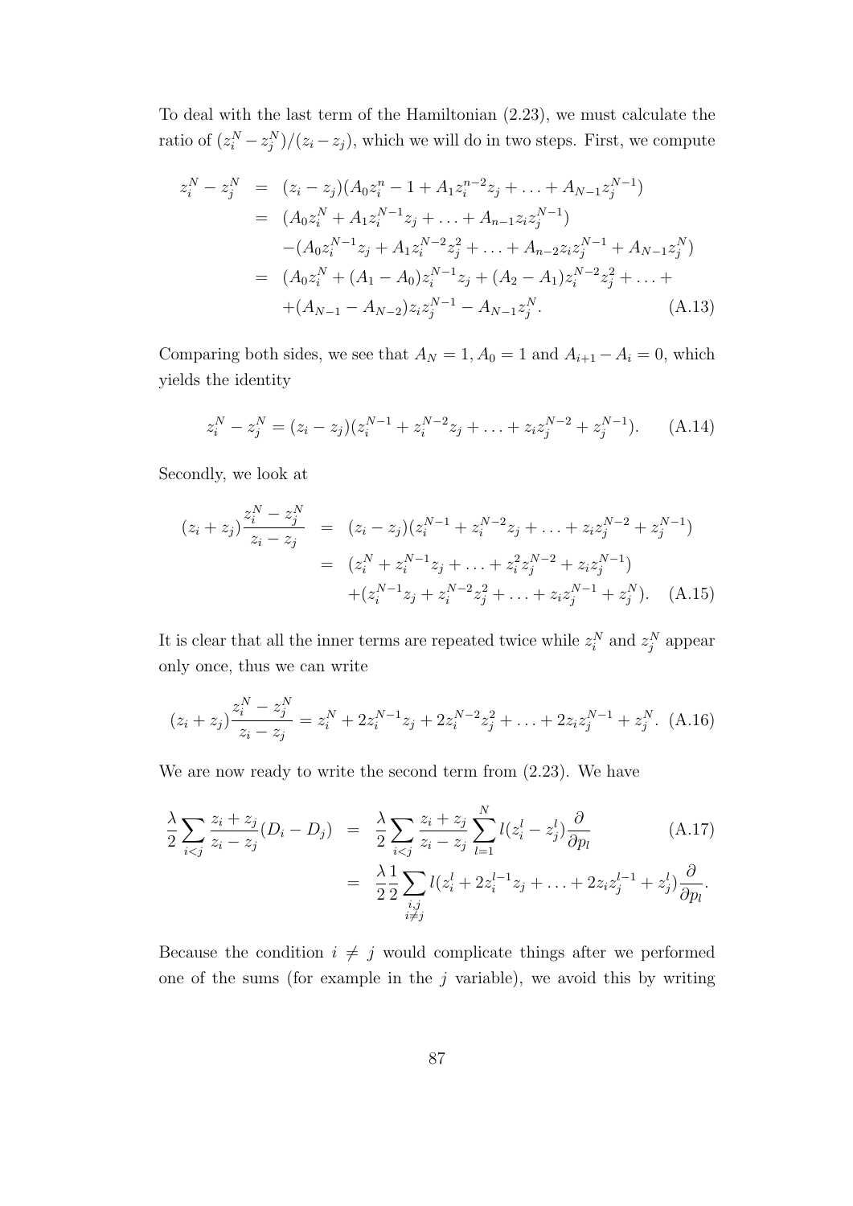To deal with the last term of the Hamiltonian (2.23), we must calculate the ratio of $(z_i^N - z_j^N)/(z_i - z_j)$, which we will do in two steps. First, we compute

$$
\begin{aligned}
z_i^N - z_j^N &= (z_i - z_j)(A_0 z_i^n - 1 + A_1 z_i^{n-2} z_j + \ldots + A_{N-1} z_j^{N-1}) \\
&= (A_0 z_i^N + A_1 z_i^{N-1} z_j + \ldots + A_{n-1} z_i z_j^{N-1}) \\
&\quad -(A_0 z_i^{N-1} z_j + A_1 z_i^{N-2} z_j^2 + \ldots + A_{n-2} z_i z_j^{N-1} + A_{N-1} z_j^N) \\
&= (A_0 z_i^N + (A_1 - A_0) z_i^{N-1} z_j + (A_2 - A_1) z_i^{N-2} z_j^2 + \ldots + \\
&\quad +(A_{N-1} - A_{N-2}) z_i z_j^{N-1} - A_{N-1} z_j^N. \qquad \text{(A.13)}
\end{aligned}
$$

Comparing both sides, we see that $A_N = 1, A_0 = 1$ and $A_{i+1} - A_i = 0$, which yields the identity

$$
z_i^N - z_j^N = (z_i - z_j)(z_i^{N-1} + z_i^{N-2} z_j + \ldots + z_i z_j^{N-2} + z_j^{N-1}). \qquad \text{(A.14)}
$$

Secondly, we look at

$$
\begin{aligned}
(z_i + z_j)\frac{z_i^N - z_j^N}{z_i - z_j} &= (z_i - z_j)(z_i^{N-1} + z_i^{N-2} z_j + \ldots + z_i z_j^{N-2} + z_j^{N-1}) \\
&= (z_i^N + z_i^{N-1} z_j + \ldots + z_i^2 z_j^{N-2} + z_i z_j^{N-1}) \\
&\quad +(z_i^{N-1} z_j + z_i^{N-2} z_j^2 + \ldots + z_i z_j^{N-1} + z_j^N). \qquad \text{(A.15)}
\end{aligned}
$$

It is clear that all the inner terms are repeated twice while $z_i^N$ and $z_j^N$ appear only once, thus we can write

$$
(z_i + z_j)\frac{z_i^N - z_j^N}{z_i - z_j} = z_i^N + 2 z_i^{N-1} z_j + 2 z_i^{N-2} z_j^2 + \ldots + 2 z_i z_j^{N-1} + z_j^N. \qquad \text{(A.16)}
$$

We are now ready to write the second term from (2.23). We have

$$
\begin{aligned}
\frac{\lambda}{2}\sum_{i<j}\frac{z_i + z_j}{z_i - z_j}(D_i - D_j) &= \frac{\lambda}{2}\sum_{i<j}\frac{z_i + z_j}{z_i - z_j}\sum_{l=1}^{N} l(z_i^l - z_j^l)\frac{\partial}{\partial p_l} \qquad \text{(A.17)} \\
&= \frac{\lambda}{2}\frac{1}{2}\sum_{\substack{i,j \\ i \neq j}} l(z_i^l + 2 z_i^{l-1} z_j + \ldots + 2 z_i z_j^{l-1} + z_j^l)\frac{\partial}{\partial p_l}.
\end{aligned}
$$

Because the condition $i \neq j$ would complicate things after we performed one of the sums (for example in the $j$ variable), we avoid this by writing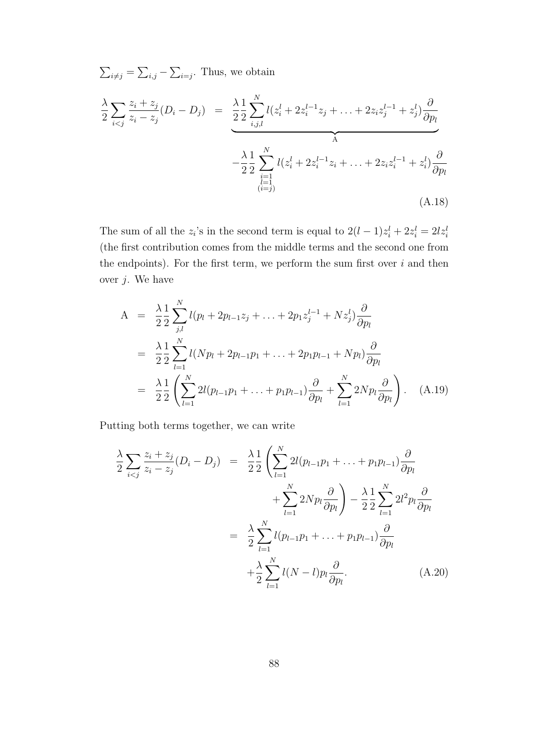$\sum_{i \neq j} = \sum_{i,j} - \sum_{i=j}$. Thus, we obtain

$$
\begin{aligned}
\frac{\lambda}{2} \sum_{i<j} \frac{z_i + z_j}{z_i - z_j}(D_i - D_j) &= \underbrace{\frac{\lambda}{2} \frac{1}{2} \sum_{i,j,l}^{N} l(z_i^l + 2z_i^{l-1}z_j + \ldots + 2z_i z_j^{l-1} + z_j^l) \frac{\partial}{\partial p_l}}_{\text{A}} \\
&\quad - \frac{\lambda}{2} \frac{1}{2} \sum_{\substack{i=1 \\ l=1 \\ (i=j)}}^{N} l(z_i^l + 2z_i^{l-1}z_i + \ldots + 2z_i z_i^{l-1} + z_i^l) \frac{\partial}{\partial p_l}
\end{aligned}
\tag{A.18}
$$

The sum of all the $z_i$'s in the second term is equal to $2(l-1)z_i^l + 2z_i^l = 2lz_i^l$ (the first contribution comes from the middle terms and the second one from the endpoints). For the first term, we perform the sum first over $i$ and then over $j$. We have

$$
\begin{aligned}
\text{A} &= \frac{\lambda}{2} \frac{1}{2} \sum_{j,l}^{N} l(p_l + 2p_{l-1}z_j + \ldots + 2p_1 z_j^{l-1} + N z_j^l) \frac{\partial}{\partial p_l} \\
&= \frac{\lambda}{2} \frac{1}{2} \sum_{l=1}^{N} l(Np_l + 2p_{l-1}p_1 + \ldots + 2p_1 p_{l-1} + Np_l) \frac{\partial}{\partial p_l} \\
&= \frac{\lambda}{2} \frac{1}{2} \left( \sum_{l=1}^{N} 2l(p_{l-1}p_1 + \ldots + p_1 p_{l-1}) \frac{\partial}{\partial p_l} + \sum_{l=1}^{N} 2Np_l \frac{\partial}{\partial p_l} \right).
\end{aligned}
\tag{A.19}
$$

Putting both terms together, we can write

$$
\begin{aligned}
\frac{\lambda}{2} \sum_{i<j} \frac{z_i + z_j}{z_i - z_j}(D_i - D_j) &= \frac{\lambda}{2} \frac{1}{2} \left( \sum_{l=1}^{N} 2l(p_{l-1}p_1 + \ldots + p_1 p_{l-1}) \frac{\partial}{\partial p_l} \right. \\
&\qquad \left. + \sum_{l=1}^{N} 2Np_l \frac{\partial}{\partial p_l} \right) - \frac{\lambda}{2} \frac{1}{2} \sum_{l=1}^{N} 2l^2 p_l \frac{\partial}{\partial p_l} \\
&= \frac{\lambda}{2} \sum_{l=1}^{N} l(p_{l-1}p_1 + \ldots + p_1 p_{l-1}) \frac{\partial}{\partial p_l} \\
&\quad + \frac{\lambda}{2} \sum_{l=1}^{N} l(N-l) p_l \frac{\partial}{\partial p_l}.
\end{aligned}
\tag{A.20}
$$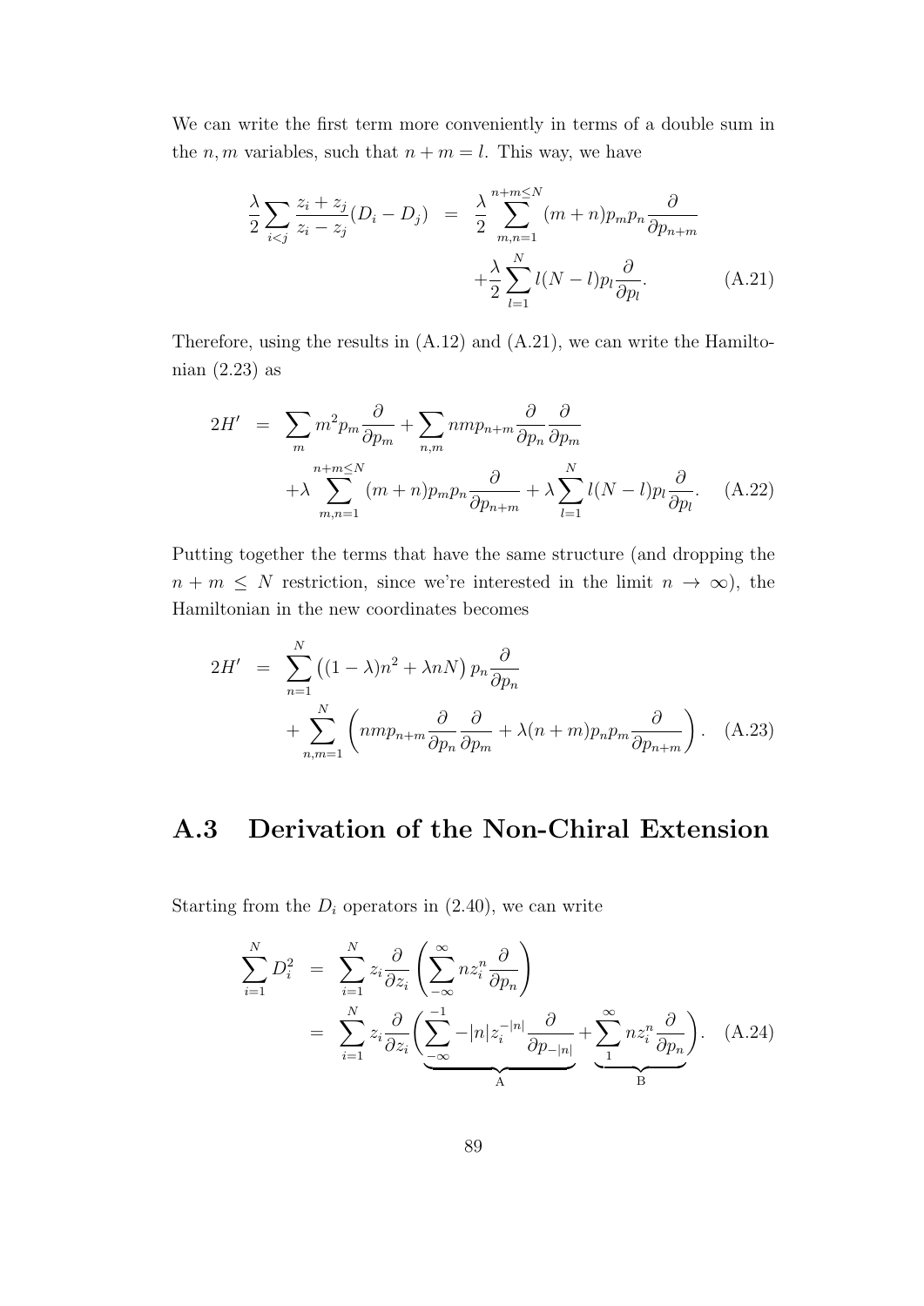We can write the first term more conveniently in terms of a double sum in the $n, m$ variables, such that $n + m = l$. This way, we have

$$\frac{\lambda}{2}\sum_{i<j}\frac{z_i+z_j}{z_i-z_j}(D_i-D_j) = \frac{\lambda}{2}\sum_{m,n=1}^{n+m\leq N}(m+n)p_m p_n\frac{\partial}{\partial p_{n+m}} + \frac{\lambda}{2}\sum_{l=1}^{N} l(N-l)p_l\frac{\partial}{\partial p_l}. \tag{A.21}$$

Therefore, using the results in (A.12) and (A.21), we can write the Hamiltonian (2.23) as

$$2H' = \sum_m m^2 p_m \frac{\partial}{\partial p_m} + \sum_{n,m} nm p_{n+m}\frac{\partial}{\partial p_n}\frac{\partial}{\partial p_m} + \lambda\sum_{m,n=1}^{n+m\leq N}(m+n)p_m p_n\frac{\partial}{\partial p_{n+m}} + \lambda\sum_{l=1}^{N} l(N-l)p_l\frac{\partial}{\partial p_l}. \tag{A.22}$$

Putting together the terms that have the same structure (and dropping the $n + m \leq N$ restriction, since we're interested in the limit $n \to \infty$), the Hamiltonian in the new coordinates becomes

$$2H' = \sum_{n=1}^{N}\left((1-\lambda)n^2 + \lambda n N\right)p_n\frac{\partial}{\partial p_n} + \sum_{n,m=1}^{N}\left(nm p_{n+m}\frac{\partial}{\partial p_n}\frac{\partial}{\partial p_m} + \lambda(n+m)p_n p_m\frac{\partial}{\partial p_{n+m}}\right). \tag{A.23}$$

## A.3 Derivation of the Non-Chiral Extension

Starting from the $D_i$ operators in (2.40), we can write

$$\sum_{i=1}^{N} D_i^2 = \sum_{i=1}^{N} z_i\frac{\partial}{\partial z_i}\left(\sum_{-\infty}^{\infty} n z_i^n \frac{\partial}{\partial p_n}\right) = \sum_{i=1}^{N} z_i\frac{\partial}{\partial z_i}\Bigg(\underbrace{\sum_{-\infty}^{-1} -|n| z_i^{-|n|}\frac{\partial}{\partial p_{-|n|}}}_{\text{A}} + \underbrace{\sum_{1}^{\infty} n z_i^n\frac{\partial}{\partial p_n}}_{\text{B}}\Bigg). \tag{A.24}$$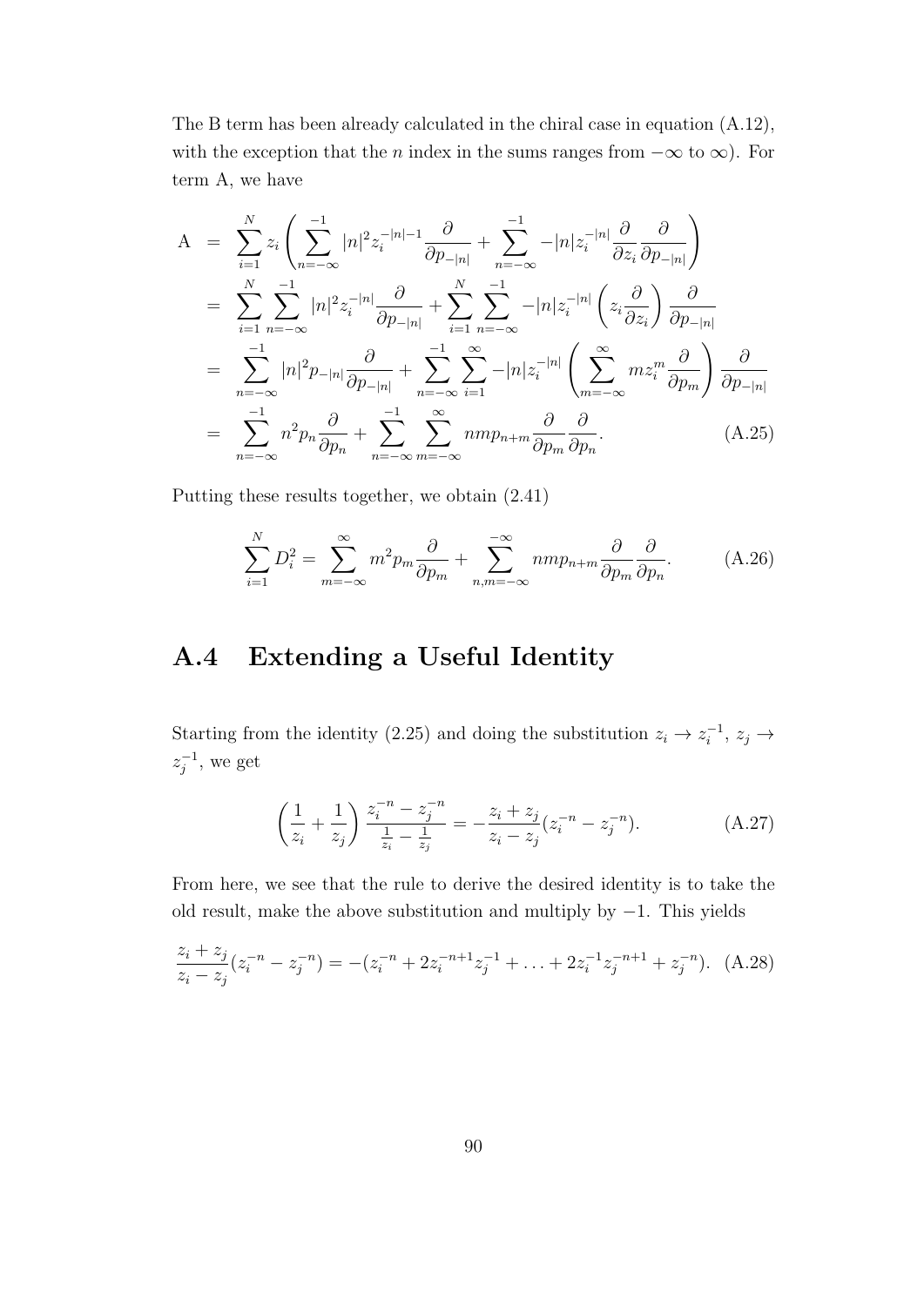The B term has been already calculated in the chiral case in equation (A.12), with the exception that the $n$ index in the sums ranges from $-\infty$ to $\infty$). For term A, we have

$$
\begin{aligned}
\mathrm{A} &= \sum_{i=1}^{N} z_i \left( \sum_{n=-\infty}^{-1} |n|^2 z_i^{-|n|-1} \frac{\partial}{\partial p_{-|n|}} + \sum_{n=-\infty}^{-1} -|n| z_i^{-|n|} \frac{\partial}{\partial z_i} \frac{\partial}{\partial p_{-|n|}} \right) \\
&= \sum_{i=1}^{N} \sum_{n=-\infty}^{-1} |n|^2 z_i^{-|n|} \frac{\partial}{\partial p_{-|n|}} + \sum_{i=1}^{N} \sum_{n=-\infty}^{-1} -|n| z_i^{-|n|} \left( z_i \frac{\partial}{\partial z_i} \right) \frac{\partial}{\partial p_{-|n|}} \\
&= \sum_{n=-\infty}^{-1} |n|^2 p_{-|n|} \frac{\partial}{\partial p_{-|n|}} + \sum_{n=-\infty}^{-1} \sum_{i=1}^{\infty} -|n| z_i^{-|n|} \left( \sum_{m=-\infty}^{\infty} m z_i^m \frac{\partial}{\partial p_m} \right) \frac{\partial}{\partial p_{-|n|}} \\
&= \sum_{n=-\infty}^{-1} n^2 p_n \frac{\partial}{\partial p_n} + \sum_{n=-\infty}^{-1} \sum_{m=-\infty}^{\infty} nm p_{n+m} \frac{\partial}{\partial p_m} \frac{\partial}{\partial p_n}.
\end{aligned}
\tag{A.25}
$$

Putting these results together, we obtain (2.41)

$$
\sum_{i=1}^{N} D_i^2 = \sum_{m=-\infty}^{\infty} m^2 p_m \frac{\partial}{\partial p_m} + \sum_{n,m=-\infty}^{-\infty} nm p_{n+m} \frac{\partial}{\partial p_m} \frac{\partial}{\partial p_n}. \tag{A.26}
$$

## A.4 Extending a Useful Identity

Starting from the identity (2.25) and doing the substitution $z_i \to z_i^{-1}$, $z_j \to z_j^{-1}$, we get

$$
\left( \frac{1}{z_i} + \frac{1}{z_j} \right) \frac{z_i^{-n} - z_j^{-n}}{\frac{1}{z_i} - \frac{1}{z_j}} = -\frac{z_i + z_j}{z_i - z_j} (z_i^{-n} - z_j^{-n}). \tag{A.27}
$$

From here, we see that the rule to derive the desired identity is to take the old result, make the above substitution and multiply by $-1$. This yields

$$
\frac{z_i + z_j}{z_i - z_j} (z_i^{-n} - z_j^{-n}) = -(z_i^{-n} + 2 z_i^{-n+1} z_j^{-1} + \ldots + 2 z_i^{-1} z_j^{-n+1} + z_j^{-n}). \tag{A.28}
$$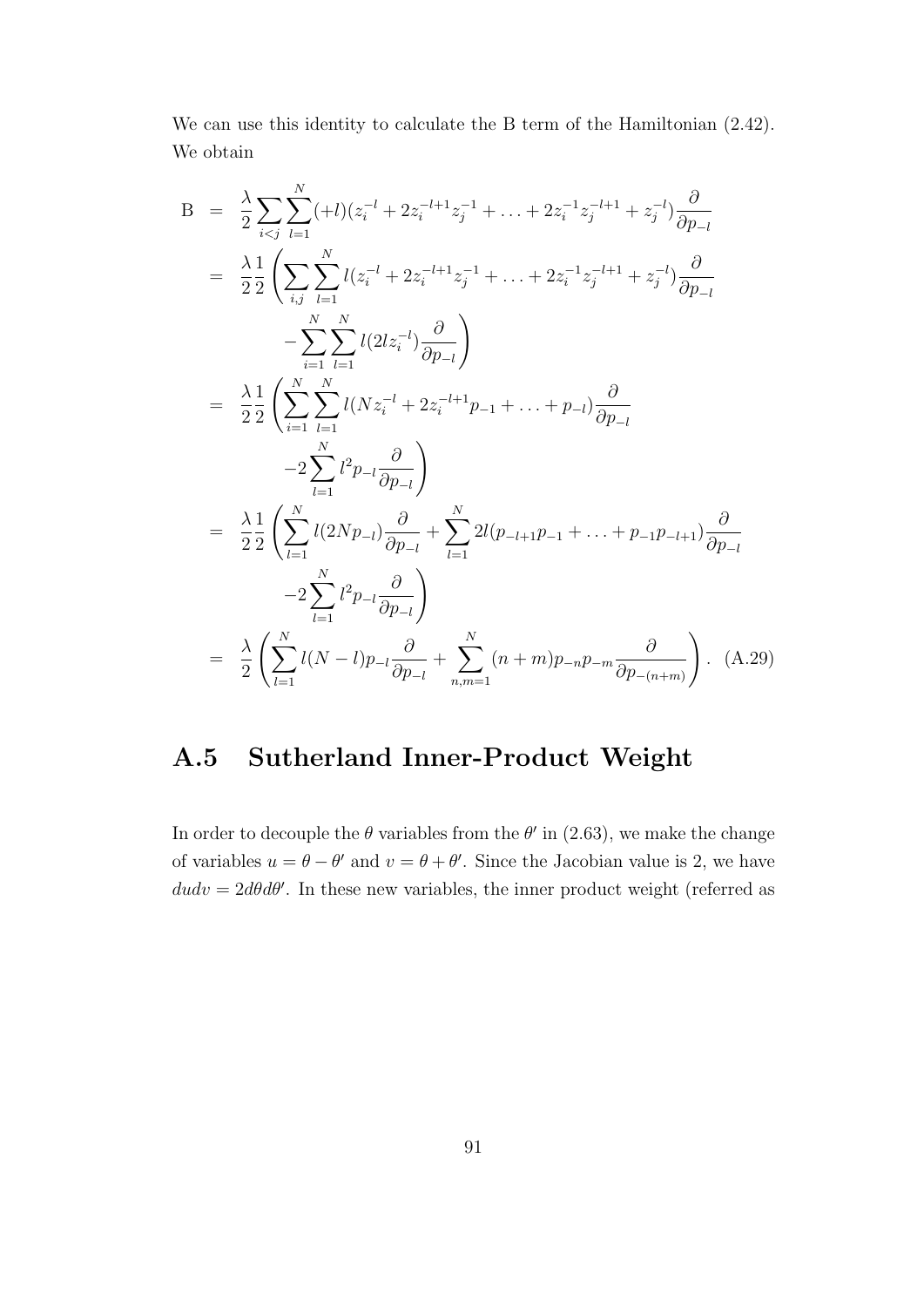We can use this identity to calculate the B term of the Hamiltonian (2.42). We obtain

$$
\begin{aligned}
\mathrm{B} &= \frac{\lambda}{2}\sum_{i<j}\sum_{l=1}^{N}(+l)(z_i^{-l}+2z_i^{-l+1}z_j^{-1}+\ldots+2z_i^{-1}z_j^{-l+1}+z_j^{-l})\frac{\partial}{\partial p_{-l}} \\
&= \frac{\lambda}{2}\frac{1}{2}\left(\sum_{i,j}\sum_{l=1}^{N}l(z_i^{-l}+2z_i^{-l+1}z_j^{-1}+\ldots+2z_i^{-1}z_j^{-l+1}+z_j^{-l})\frac{\partial}{\partial p_{-l}}\right. \\
&\qquad \left. -\sum_{i=1}^{N}\sum_{l=1}^{N}l(2lz_i^{-l})\frac{\partial}{\partial p_{-l}}\right) \\
&= \frac{\lambda}{2}\frac{1}{2}\left(\sum_{i=1}^{N}\sum_{l=1}^{N}l(Nz_i^{-l}+2z_i^{-l+1}p_{-1}+\ldots+p_{-l})\frac{\partial}{\partial p_{-l}}\right. \\
&\qquad \left. -2\sum_{l=1}^{N}l^2p_{-l}\frac{\partial}{\partial p_{-l}}\right) \\
&= \frac{\lambda}{2}\frac{1}{2}\left(\sum_{l=1}^{N}l(2Np_{-l})\frac{\partial}{\partial p_{-l}}+\sum_{l=1}^{N}2l(p_{-l+1}p_{-1}+\ldots+p_{-1}p_{-l+1})\frac{\partial}{\partial p_{-l}}\right. \\
&\qquad \left. -2\sum_{l=1}^{N}l^2p_{-l}\frac{\partial}{\partial p_{-l}}\right) \\
&= \frac{\lambda}{2}\left(\sum_{l=1}^{N}l(N-l)p_{-l}\frac{\partial}{\partial p_{-l}}+\sum_{n,m=1}^{N}(n+m)p_{-n}p_{-m}\frac{\partial}{\partial p_{-(n+m)}}\right). \qquad \text{(A.29)}
\end{aligned}
$$

## A.5 Sutherland Inner-Product Weight

In order to decouple the $\theta$ variables from the $\theta'$ in (2.63), we make the change of variables $u = \theta - \theta'$ and $v = \theta + \theta'$. Since the Jacobian value is 2, we have $dudv = 2d\theta d\theta'$. In these new variables, the inner product weight (referred as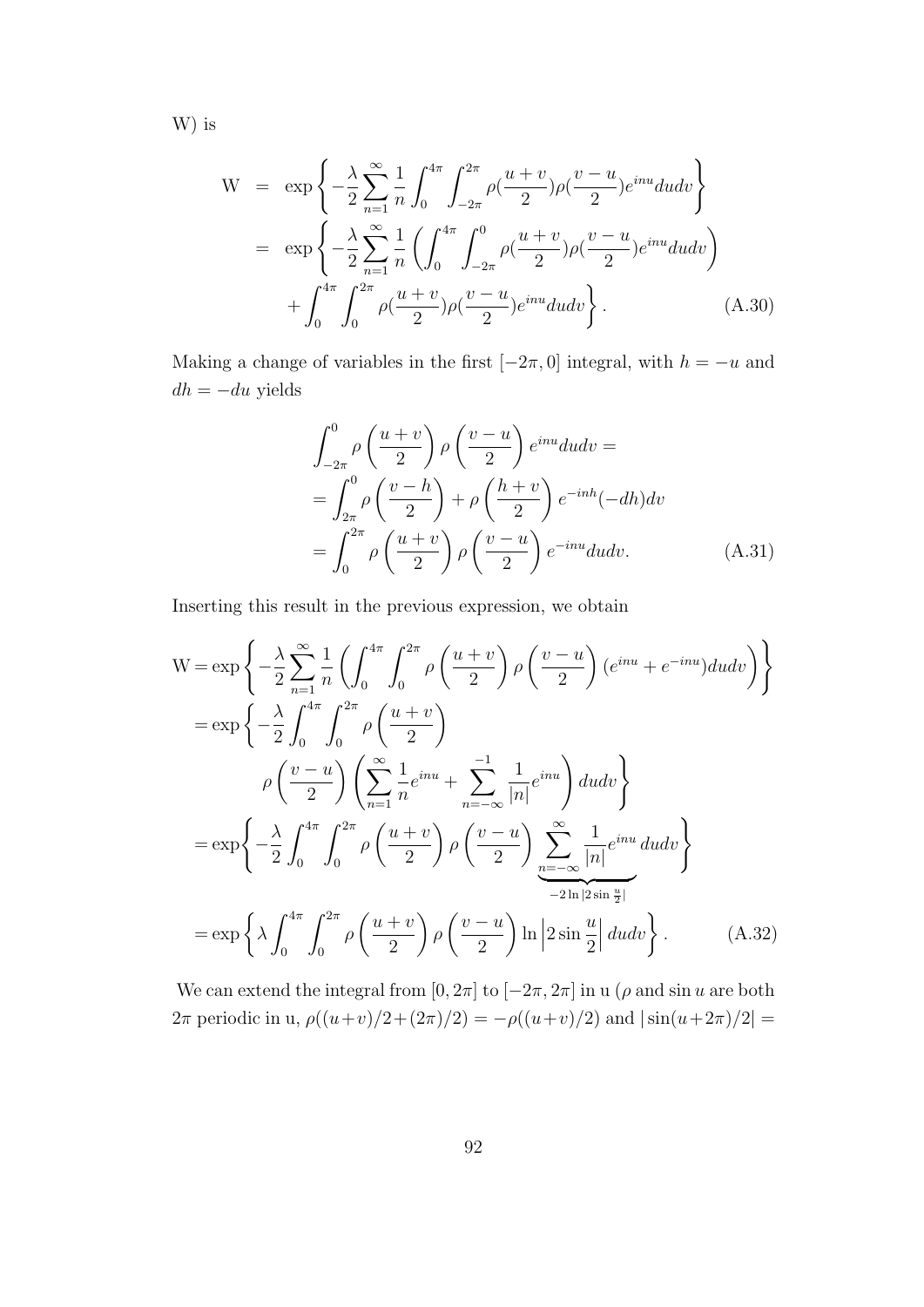W) is

$$
\begin{aligned}
\mathrm{W} &= \exp\left\{-\frac{\lambda}{2}\sum_{n=1}^{\infty}\frac{1}{n}\int_0^{4\pi}\int_{-2\pi}^{2\pi}\rho(\frac{u+v}{2})\rho(\frac{v-u}{2})e^{inu}dudv\right\} \\
&= \exp\left\{-\frac{\lambda}{2}\sum_{n=1}^{\infty}\frac{1}{n}\left(\int_0^{4\pi}\int_{-2\pi}^{0}\rho(\frac{u+v}{2})\rho(\frac{v-u}{2})e^{inu}dudv\right)\right. \\
&\quad \left. +\int_0^{4\pi}\int_{0}^{2\pi}\rho(\frac{u+v}{2})\rho(\frac{v-u}{2})e^{inu}dudv\right\}. \qquad (A.30)
\end{aligned}
$$

Making a change of variables in the first $[-2\pi, 0]$ integral, with $h = -u$ and $dh = -du$ yields

$$
\begin{aligned}
&\int_{-2\pi}^{0}\rho\left(\frac{u+v}{2}\right)\rho\left(\frac{v-u}{2}\right)e^{inu}dudv = \\
&= \int_{2\pi}^{0}\rho\left(\frac{v-h}{2}\right)+\rho\left(\frac{h+v}{2}\right)e^{-inh}(-dh)dv \\
&= \int_{0}^{2\pi}\rho\left(\frac{u+v}{2}\right)\rho\left(\frac{v-u}{2}\right)e^{-inu}dudv. \qquad (A.31)
\end{aligned}
$$

Inserting this result in the previous expression, we obtain

$$
\begin{aligned}
\mathrm{W} &= \exp\left\{-\frac{\lambda}{2}\sum_{n=1}^{\infty}\frac{1}{n}\left(\int_0^{4\pi}\int_0^{2\pi}\rho\left(\frac{u+v}{2}\right)\rho\left(\frac{v-u}{2}\right)(e^{inu}+e^{-inu})dudv\right)\right\} \\
&= \exp\left\{-\frac{\lambda}{2}\int_0^{4\pi}\int_0^{2\pi}\rho\left(\frac{u+v}{2}\right)\right. \\
&\quad \left.\rho\left(\frac{v-u}{2}\right)\left(\sum_{n=1}^{\infty}\frac{1}{n}e^{inu}+\sum_{n=-\infty}^{-1}\frac{1}{|n|}e^{inu}\right)dudv\right\} \\
&= \exp\left\{-\frac{\lambda}{2}\int_0^{4\pi}\int_0^{2\pi}\rho\left(\frac{u+v}{2}\right)\rho\left(\frac{v-u}{2}\right)\underbrace{\sum_{n=-\infty}^{\infty}\frac{1}{|n|}e^{inu}}_{-2\ln|2\sin\frac{u}{2}|}dudv\right\} \\
&= \exp\left\{\lambda\int_0^{4\pi}\int_0^{2\pi}\rho\left(\frac{u+v}{2}\right)\rho\left(\frac{v-u}{2}\right)\ln\left|2\sin\frac{u}{2}\right|dudv\right\}. \qquad (A.32)
\end{aligned}
$$

We can extend the integral from $[0, 2\pi]$ to $[-2\pi, 2\pi]$ in u ($\rho$ and $\sin u$ are both $2\pi$ periodic in u, $\rho((u+v)/2+(2\pi)/2) = -\rho((u+v)/2)$ and $|\sin(u+2\pi)/2| =$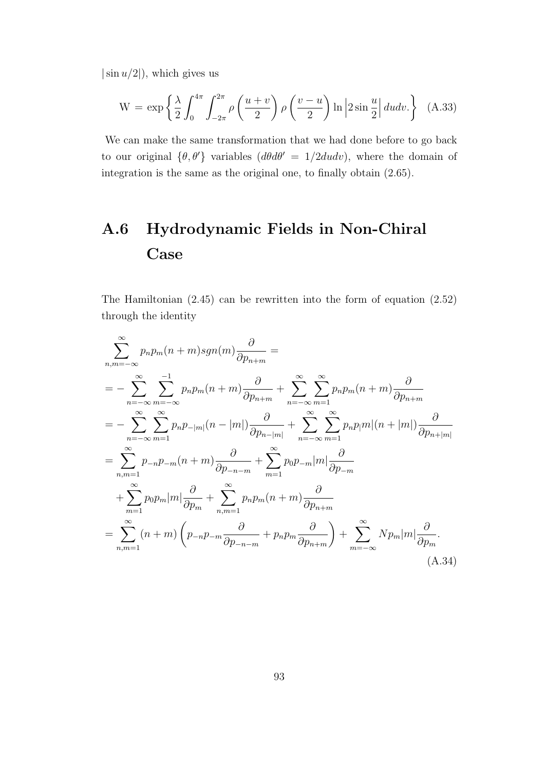$|\sin u/2|$), which gives us

$$\mathrm{W} = \exp\left\{\frac{\lambda}{2}\int_0^{4\pi}\int_{-2\pi}^{2\pi}\rho\left(\frac{u+v}{2}\right)\rho\left(\frac{v-u}{2}\right)\ln\left|2\sin\frac{u}{2}\right|dudv.\right\} \quad \text{(A.33)}$$

We can make the same transformation that we had done before to go back to our original $\{\theta, \theta'\}$ variables ($d\theta d\theta' = 1/2dudv$), where the domain of integration is the same as the original one, to finally obtain (2.65).

## A.6 Hydrodynamic Fields in Non-Chiral Case

The Hamiltonian (2.45) can be rewritten into the form of equation (2.52) through the identity

$$\begin{aligned}
&\sum_{n,m=-\infty}^{\infty} p_n p_m (n+m) sgn(m) \frac{\partial}{\partial p_{n+m}} = \\
&= -\sum_{n=-\infty}^{\infty}\sum_{m=-\infty}^{-1} p_n p_m (n+m)\frac{\partial}{\partial p_{n+m}} + \sum_{n=-\infty}^{\infty}\sum_{m=1}^{\infty} p_n p_m (n+m)\frac{\partial}{\partial p_{n+m}} \\
&= -\sum_{n=-\infty}^{\infty}\sum_{m=1}^{\infty} p_n p_{-|m|}(n-|m|)\frac{\partial}{\partial p_{n-|m|}} + \sum_{n=-\infty}^{\infty}\sum_{m=1}^{\infty} p_n p_{|}m|(n+|m|)\frac{\partial}{\partial p_{n+|m|}} \\
&= \sum_{n,m=1}^{\infty} p_{-n}p_{-m}(n+m)\frac{\partial}{\partial p_{-n-m}} + \sum_{m=1}^{\infty} p_0 p_{-m}|m|\frac{\partial}{\partial p_{-m}} \\
&\quad + \sum_{m=1}^{\infty} p_0 p_m |m| \frac{\partial}{\partial p_m} + \sum_{n,m=1}^{\infty} p_n p_m (n+m)\frac{\partial}{\partial p_{n+m}} \\
&= \sum_{n,m=1}^{\infty}(n+m)\left(p_{-n}p_{-m}\frac{\partial}{\partial p_{-n-m}} + p_n p_m \frac{\partial}{\partial p_{n+m}}\right) + \sum_{m=-\infty}^{\infty} N p_m |m| \frac{\partial}{\partial p_m}.
\end{aligned} \quad \text{(A.34)}$$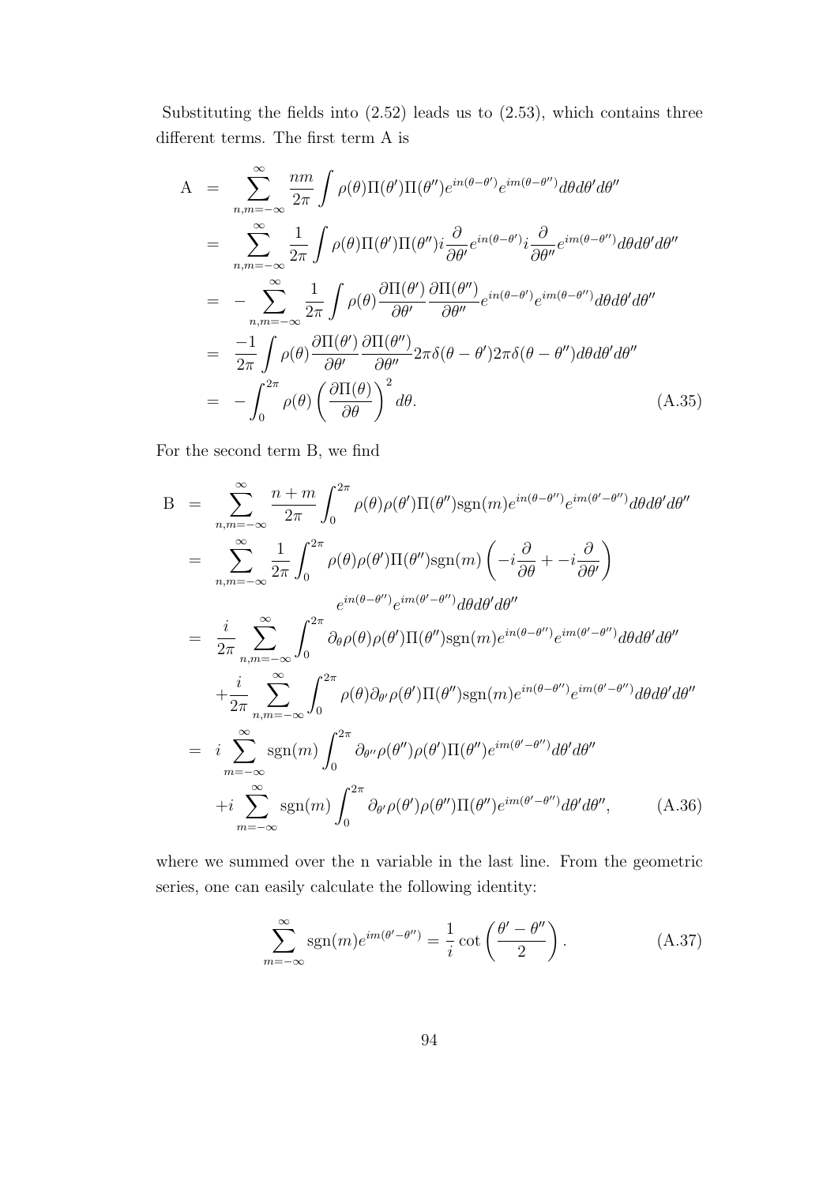Substituting the fields into (2.52) leads us to (2.53), which contains three different terms. The first term A is

$$
\begin{aligned}
\mathrm{A} &= \sum_{n,m=-\infty}^{\infty} \frac{nm}{2\pi} \int \rho(\theta)\Pi(\theta')\Pi(\theta'') e^{in(\theta-\theta')} e^{im(\theta-\theta'')} d\theta d\theta' d\theta'' \\
&= \sum_{n,m=-\infty}^{\infty} \frac{1}{2\pi} \int \rho(\theta)\Pi(\theta')\Pi(\theta'') i\frac{\partial}{\partial\theta'} e^{in(\theta-\theta')} i\frac{\partial}{\partial\theta''} e^{im(\theta-\theta'')} d\theta d\theta' d\theta'' \\
&= -\sum_{n,m=-\infty}^{\infty} \frac{1}{2\pi} \int \rho(\theta) \frac{\partial\Pi(\theta')}{\partial\theta'} \frac{\partial\Pi(\theta'')}{\partial\theta''} e^{in(\theta-\theta')} e^{im(\theta-\theta'')} d\theta d\theta' d\theta'' \\
&= \frac{-1}{2\pi} \int \rho(\theta) \frac{\partial\Pi(\theta')}{\partial\theta'} \frac{\partial\Pi(\theta'')}{\partial\theta''} 2\pi\delta(\theta-\theta') 2\pi\delta(\theta-\theta'') d\theta d\theta' d\theta'' \\
&= -\int_0^{2\pi} \rho(\theta) \left(\frac{\partial\Pi(\theta)}{\partial\theta}\right)^2 d\theta. \qquad \text{(A.35)}
\end{aligned}
$$

For the second term B, we find

$$
\begin{aligned}
\mathrm{B} &= \sum_{n,m=-\infty}^{\infty} \frac{n+m}{2\pi} \int_0^{2\pi} \rho(\theta)\rho(\theta')\Pi(\theta'')\mathrm{sgn}(m) e^{in(\theta-\theta'')} e^{im(\theta'-\theta'')} d\theta d\theta' d\theta'' \\
&= \sum_{n,m=-\infty}^{\infty} \frac{1}{2\pi} \int_0^{2\pi} \rho(\theta)\rho(\theta')\Pi(\theta'')\mathrm{sgn}(m) \left(-i\frac{\partial}{\partial\theta} + -i\frac{\partial}{\partial\theta'}\right) \\
&\qquad e^{in(\theta-\theta'')} e^{im(\theta'-\theta'')} d\theta d\theta' d\theta'' \\
&= \frac{i}{2\pi} \sum_{n,m=-\infty}^{\infty} \int_0^{2\pi} \partial_\theta \rho(\theta)\rho(\theta')\Pi(\theta'')\mathrm{sgn}(m) e^{in(\theta-\theta'')} e^{im(\theta'-\theta'')} d\theta d\theta' d\theta'' \\
&\quad + \frac{i}{2\pi} \sum_{n,m=-\infty}^{\infty} \int_0^{2\pi} \rho(\theta)\partial_{\theta'}\rho(\theta')\Pi(\theta'')\mathrm{sgn}(m) e^{in(\theta-\theta'')} e^{im(\theta'-\theta'')} d\theta d\theta' d\theta'' \\
&= i\sum_{m=-\infty}^{\infty} \mathrm{sgn}(m) \int_0^{2\pi} \partial_{\theta''}\rho(\theta'')\rho(\theta')\Pi(\theta'') e^{im(\theta'-\theta'')} d\theta' d\theta'' \\
&\quad + i\sum_{m=-\infty}^{\infty} \mathrm{sgn}(m) \int_0^{2\pi} \partial_{\theta'}\rho(\theta')\rho(\theta'')\Pi(\theta'') e^{im(\theta'-\theta'')} d\theta' d\theta'', \qquad \text{(A.36)}
\end{aligned}
$$

where we summed over the n variable in the last line. From the geometric series, one can easily calculate the following identity:

$$
\sum_{m=-\infty}^{\infty} \mathrm{sgn}(m) e^{im(\theta'-\theta'')} = \frac{1}{i}\cot\left(\frac{\theta'-\theta''}{2}\right). \qquad \text{(A.37)}
$$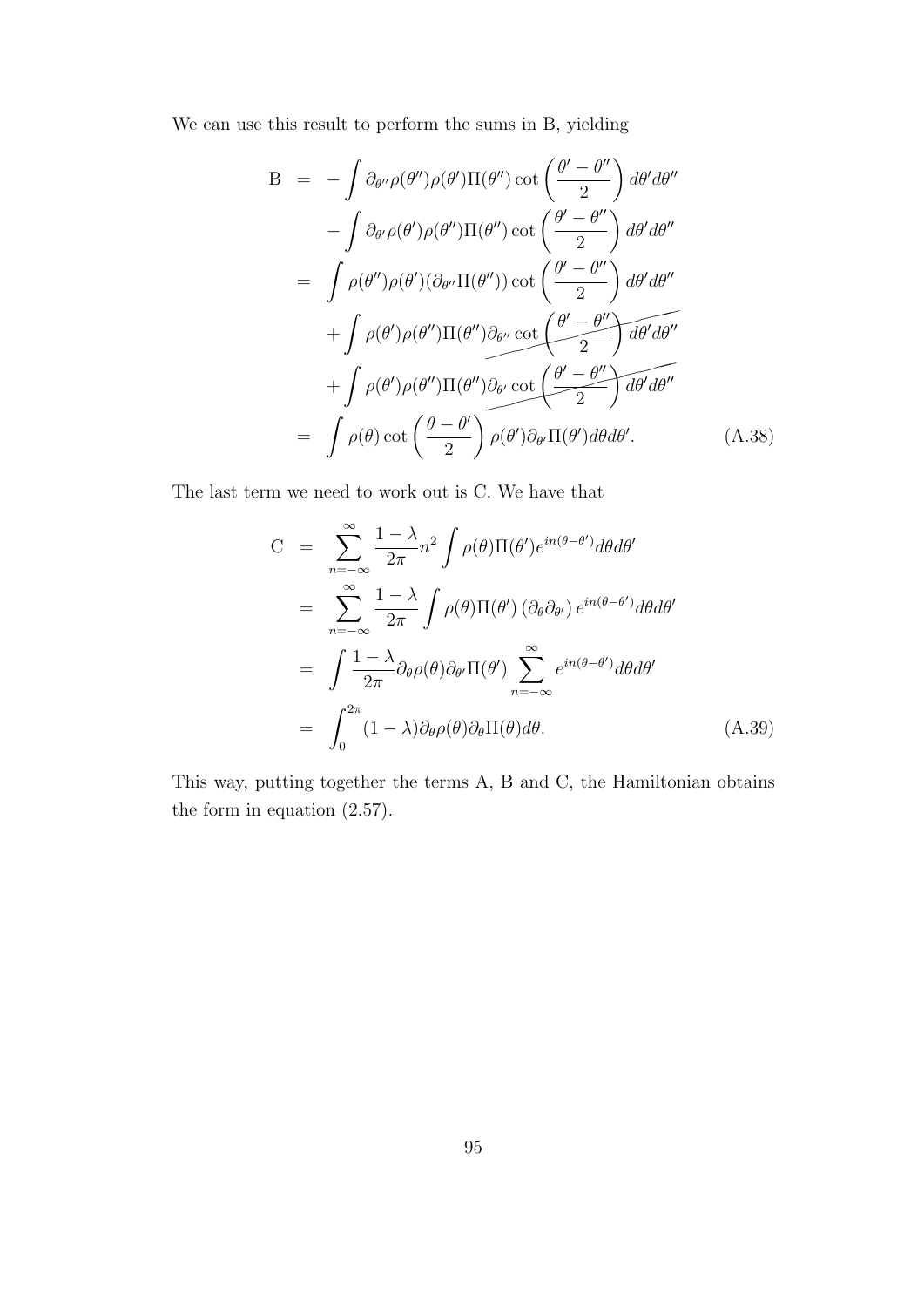We can use this result to perform the sums in B, yielding

$$
\begin{aligned}
\mathrm{B} &= -\int \partial_{\theta''}\rho(\theta'')\rho(\theta')\Pi(\theta'')\cot\left(\frac{\theta'-\theta''}{2}\right)d\theta' d\theta'' \\
&\quad -\int \partial_{\theta'}\rho(\theta')\rho(\theta'')\Pi(\theta'')\cot\left(\frac{\theta'-\theta''}{2}\right)d\theta' d\theta'' \\
&= \int \rho(\theta'')\rho(\theta')(\partial_{\theta''}\Pi(\theta''))\cot\left(\frac{\theta'-\theta''}{2}\right)d\theta' d\theta'' \\
&\quad +\cancel{\int \rho(\theta')\rho(\theta'')\Pi(\theta'')\partial_{\theta''}\cot\left(\frac{\theta'-\theta''}{2}\right)d\theta' d\theta''} \\
&\quad +\cancel{\int \rho(\theta')\rho(\theta'')\Pi(\theta'')\partial_{\theta'}\cot\left(\frac{\theta'-\theta''}{2}\right)d\theta' d\theta''} \\
&= \int \rho(\theta)\cot\left(\frac{\theta-\theta'}{2}\right)\rho(\theta')\partial_{\theta'}\Pi(\theta')d\theta d\theta'. \qquad \text{(A.38)}
\end{aligned}
$$

The last term we need to work out is C. We have that

$$
\begin{aligned}
\mathrm{C} &= \sum_{n=-\infty}^{\infty}\frac{1-\lambda}{2\pi}n^2\int \rho(\theta)\Pi(\theta')e^{in(\theta-\theta')}d\theta d\theta' \\
&= \sum_{n=-\infty}^{\infty}\frac{1-\lambda}{2\pi}\int \rho(\theta)\Pi(\theta')\left(\partial_\theta\partial_{\theta'}\right)e^{in(\theta-\theta')}d\theta d\theta' \\
&= \int \frac{1-\lambda}{2\pi}\partial_\theta\rho(\theta)\partial_{\theta'}\Pi(\theta')\sum_{n=-\infty}^{\infty}e^{in(\theta-\theta')}d\theta d\theta' \\
&= \int_0^{2\pi}(1-\lambda)\partial_\theta\rho(\theta)\partial_\theta\Pi(\theta)d\theta. \qquad \text{(A.39)}
\end{aligned}
$$

This way, putting together the terms A, B and C, the Hamiltonian obtains the form in equation (2.57).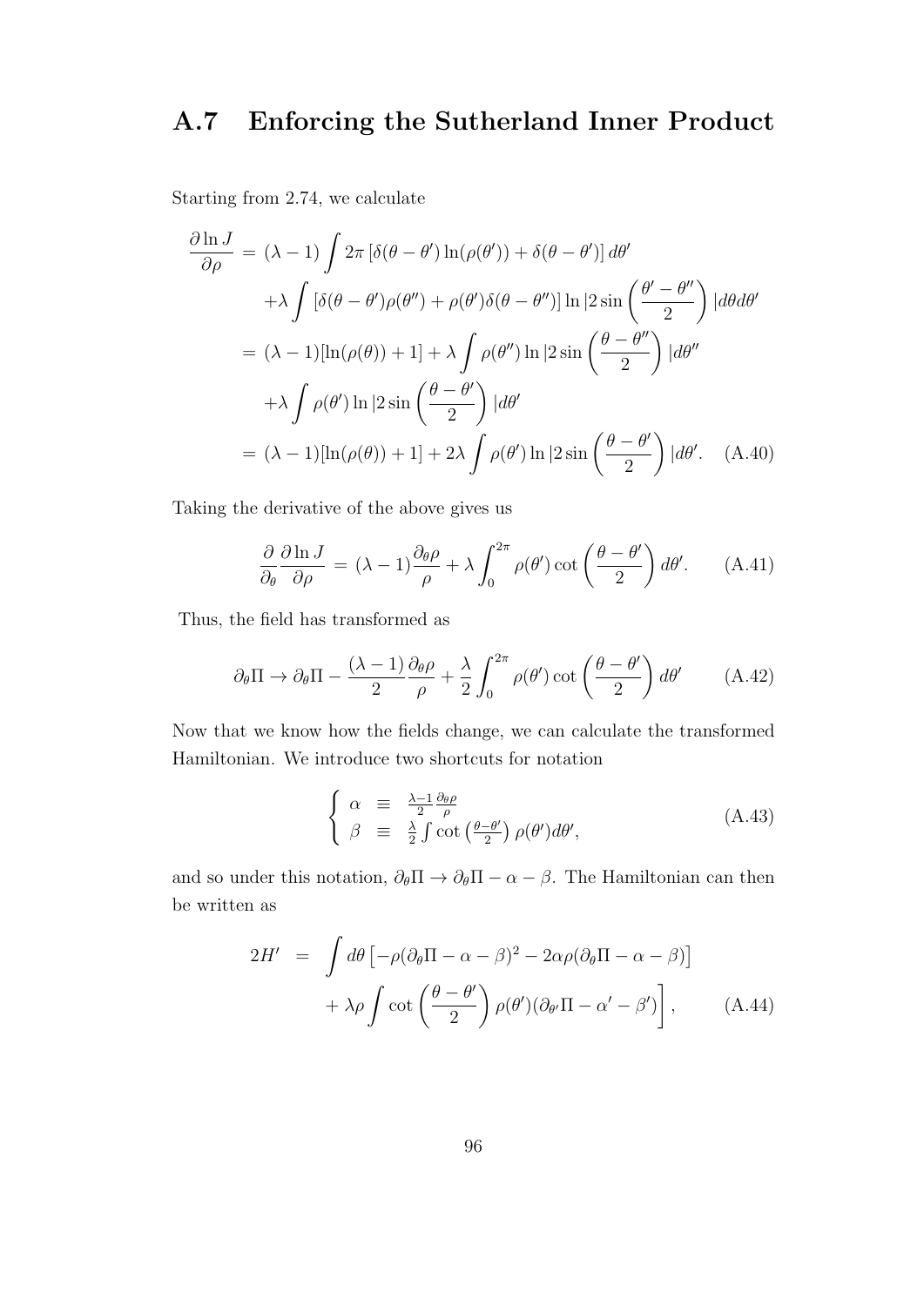## A.7 Enforcing the Sutherland Inner Product

Starting from 2.74, we calculate

$$
\begin{aligned}
\frac{\partial \ln J}{\partial \rho} &= (\lambda - 1) \int 2\pi \left[ \delta(\theta - \theta') \ln(\rho(\theta')) + \delta(\theta - \theta') \right] d\theta' \\
&\quad + \lambda \int \left[ \delta(\theta - \theta')\rho(\theta'') + \rho(\theta')\delta(\theta - \theta'') \right] \ln |2 \sin\left(\frac{\theta' - \theta''}{2}\right)| d\theta d\theta' \\
&= (\lambda - 1)[\ln(\rho(\theta)) + 1] + \lambda \int \rho(\theta'') \ln |2 \sin\left(\frac{\theta - \theta''}{2}\right)| d\theta'' \\
&\quad + \lambda \int \rho(\theta') \ln |2 \sin\left(\frac{\theta - \theta'}{2}\right)| d\theta' \\
&= (\lambda - 1)[\ln(\rho(\theta)) + 1] + 2\lambda \int \rho(\theta') \ln |2 \sin\left(\frac{\theta - \theta'}{2}\right)| d\theta'. \quad \text{(A.40)}
\end{aligned}
$$

Taking the derivative of the above gives us

$$
\frac{\partial}{\partial_\theta} \frac{\partial \ln J}{\partial \rho} = (\lambda - 1) \frac{\partial_\theta \rho}{\rho} + \lambda \int_0^{2\pi} \rho(\theta') \cot\left(\frac{\theta - \theta'}{2}\right) d\theta'. \quad \text{(A.41)}
$$

Thus, the field has transformed as

$$
\partial_\theta \Pi \to \partial_\theta \Pi - \frac{(\lambda - 1)}{2} \frac{\partial_\theta \rho}{\rho} + \frac{\lambda}{2} \int_0^{2\pi} \rho(\theta') \cot\left(\frac{\theta - \theta'}{2}\right) d\theta' \quad \text{(A.42)}
$$

Now that we know how the fields change, we can calculate the transformed Hamiltonian. We introduce two shortcuts for notation

$$
\begin{cases}
\alpha \equiv \frac{\lambda - 1}{2} \frac{\partial_\theta \rho}{\rho} \\
\beta \equiv \frac{\lambda}{2} \int \cot\left(\frac{\theta - \theta'}{2}\right) \rho(\theta') d\theta',
\end{cases} \quad \text{(A.43)}
$$

and so under this notation, $\partial_\theta \Pi \to \partial_\theta \Pi - \alpha - \beta$. The Hamiltonian can then be written as

$$
\begin{aligned}
2H' &= \int d\theta \left[ -\rho(\partial_\theta \Pi - \alpha - \beta)^2 - 2\alpha\rho(\partial_\theta \Pi - \alpha - \beta) \right. \\
&\quad \left. + \lambda\rho \int \cot\left(\frac{\theta - \theta'}{2}\right) \rho(\theta')(\partial_{\theta'} \Pi - \alpha' - \beta') \right], \quad \text{(A.44)}
\end{aligned}
$$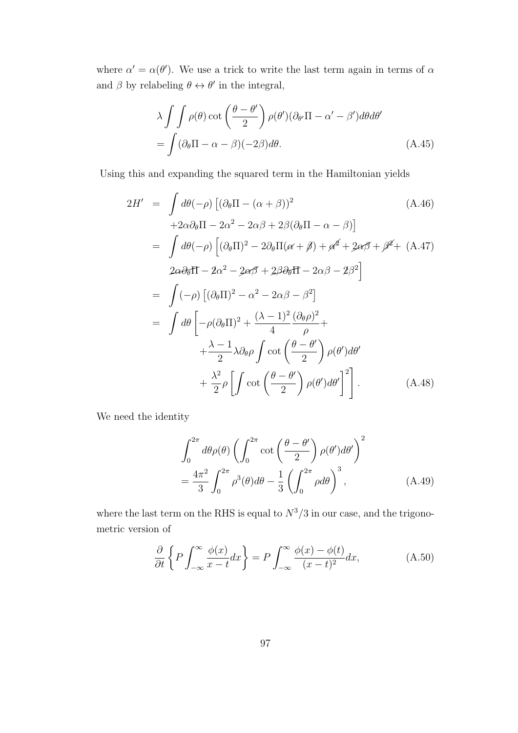where $\alpha' = \alpha(\theta')$. We use a trick to write the last term again in terms of $\alpha$ and $\beta$ by relabeling $\theta \leftrightarrow \theta'$ in the integral,

$$
\begin{aligned}
&\lambda \int\int \rho(\theta) \cot\left(\frac{\theta - \theta'}{2}\right) \rho(\theta')(\partial_{\theta'}\Pi - \alpha' - \beta') d\theta d\theta' \\
&= \int (\partial_\theta \Pi - \alpha - \beta)(-2\beta) d\theta. \qquad \text{(A.45)}
\end{aligned}
$$

Using this and expanding the squared term in the Hamiltonian yields

$$
\begin{aligned}
2H' &= \int d\theta(-\rho)\left[(\partial_\theta \Pi - (\alpha + \beta))^2 \right. \qquad \text{(A.46)} \\
&\quad \left. + 2\alpha\partial_\theta\Pi - 2\alpha^2 - 2\alpha\beta + 2\beta(\partial_\theta\Pi - \alpha - \beta)\right] \\
&= \int d\theta(-\rho)\left[(\partial_\theta\Pi)^2 - 2\partial_\theta\Pi(\cancel{\alpha} + \cancel{\beta}) + \cancel{\alpha^2} + \cancel{2\alpha\beta} + \cancel{\beta^2} + \right. \qquad \text{(A.47)} \\
&\quad \left. \cancel{2\alpha\partial_\theta\Pi} - \cancel{2}\alpha^2 - \cancel{2\alpha\beta} + \cancel{2\beta\partial_\theta\Pi} - 2\alpha\beta - \cancel{2}\beta^2\right] \\
&= \int (-\rho)\left[(\partial_\theta\Pi)^2 - \alpha^2 - 2\alpha\beta - \beta^2\right] \\
&= \int d\theta \left[-\rho(\partial_\theta\Pi)^2 + \frac{(\lambda-1)^2}{4}\frac{(\partial_\theta\rho)^2}{\rho} + \right. \\
&\quad + \frac{\lambda - 1}{2}\lambda\partial_\theta\rho \int \cot\left(\frac{\theta-\theta'}{2}\right)\rho(\theta')d\theta' \\
&\quad \left. + \frac{\lambda^2}{2}\rho\left[\int \cot\left(\frac{\theta - \theta'}{2}\right)\rho(\theta')d\theta'\right]^2\right]. \qquad \text{(A.48)}
\end{aligned}
$$

We need the identity

$$
\begin{aligned}
&\int_0^{2\pi} d\theta \rho(\theta)\left(\int_0^{2\pi} \cot\left(\frac{\theta - \theta'}{2}\right)\rho(\theta')d\theta'\right)^2 \\
&= \frac{4\pi^2}{3}\int_0^{2\pi}\rho^3(\theta)d\theta - \frac{1}{3}\left(\int_0^{2\pi}\rho d\theta\right)^3, \qquad \text{(A.49)}
\end{aligned}
$$

where the last term on the RHS is equal to $N^3/3$ in our case, and the trigonometric version of

$$
\frac{\partial}{\partial t}\left\{P\int_{-\infty}^{\infty}\frac{\phi(x)}{x-t}dx\right\} = P\int_{-\infty}^{\infty}\frac{\phi(x) - \phi(t)}{(x-t)^2}dx, \qquad \text{(A.50)}
$$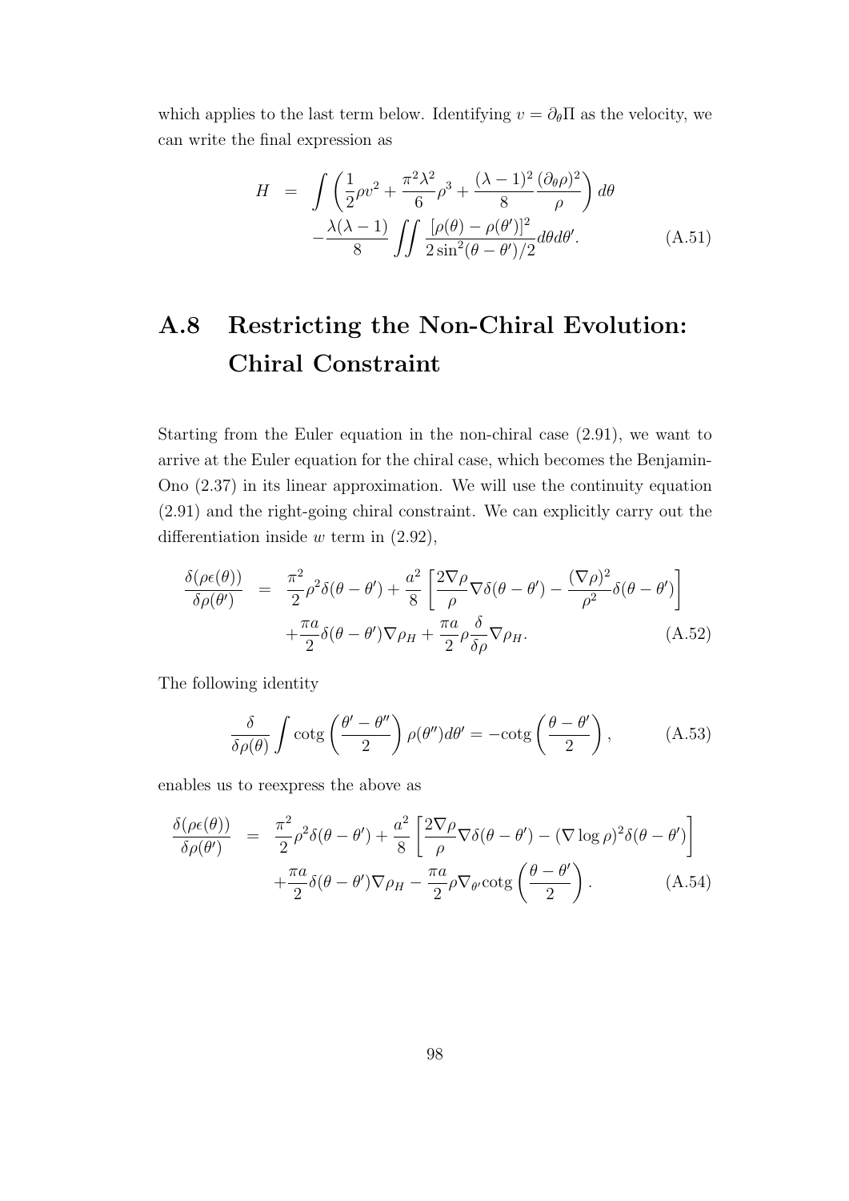which applies to the last term below. Identifying $v = \partial_\theta \Pi$ as the velocity, we can write the final expression as

$$
\begin{aligned}
H &= \int \left( \frac{1}{2}\rho v^2 + \frac{\pi^2 \lambda^2}{6}\rho^3 + \frac{(\lambda-1)^2}{8}\frac{(\partial_\theta \rho)^2}{\rho} \right) d\theta \\
&\quad - \frac{\lambda(\lambda-1)}{8} \iint \frac{[\rho(\theta) - \rho(\theta')]^2}{2\sin^2(\theta-\theta')/2} d\theta d\theta'. \qquad \text{(A.51)}
\end{aligned}
$$

## A.8 Restricting the Non-Chiral Evolution: Chiral Constraint

Starting from the Euler equation in the non-chiral case (2.91), we want to arrive at the Euler equation for the chiral case, which becomes the Benjamin-Ono (2.37) in its linear approximation. We will use the continuity equation (2.91) and the right-going chiral constraint. We can explicitly carry out the differentiation inside $w$ term in (2.92),

$$
\begin{aligned}
\frac{\delta(\rho\epsilon(\theta))}{\delta\rho(\theta')} &= \frac{\pi^2}{2}\rho^2 \delta(\theta-\theta') + \frac{a^2}{8}\left[ \frac{2\nabla\rho}{\rho}\nabla\delta(\theta-\theta') - \frac{(\nabla\rho)^2}{\rho^2}\delta(\theta-\theta') \right] \\
&\quad + \frac{\pi a}{2}\delta(\theta-\theta')\nabla\rho_H + \frac{\pi a}{2}\rho\frac{\delta}{\delta\rho}\nabla\rho_H. \qquad \text{(A.52)}
\end{aligned}
$$

The following identity

$$
\frac{\delta}{\delta\rho(\theta)} \int \text{cotg}\left( \frac{\theta' - \theta''}{2} \right) \rho(\theta'') d\theta' = -\text{cotg}\left( \frac{\theta-\theta'}{2} \right), \qquad \text{(A.53)}
$$

enables us to reexpress the above as

$$
\begin{aligned}
\frac{\delta(\rho\epsilon(\theta))}{\delta\rho(\theta')} &= \frac{\pi^2}{2}\rho^2 \delta(\theta-\theta') + \frac{a^2}{8}\left[ \frac{2\nabla\rho}{\rho}\nabla\delta(\theta-\theta') - (\nabla\log\rho)^2\delta(\theta-\theta') \right] \\
&\quad + \frac{\pi a}{2}\delta(\theta-\theta')\nabla\rho_H - \frac{\pi a}{2}\rho\nabla_{\theta'}\text{cotg}\left( \frac{\theta-\theta'}{2} \right). \qquad \text{(A.54)}
\end{aligned}
$$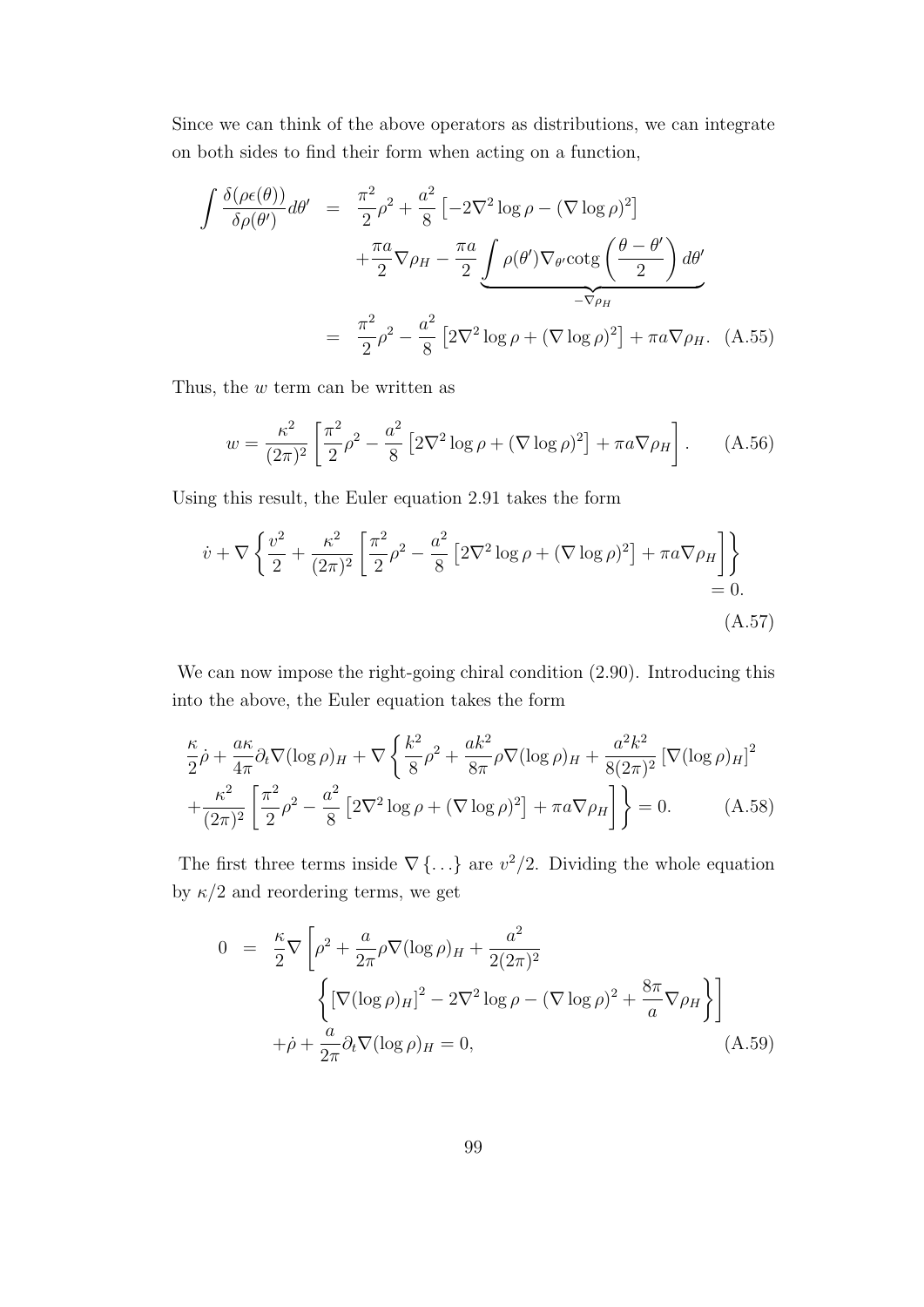Since we can think of the above operators as distributions, we can integrate on both sides to find their form when acting on a function,

$$
\begin{aligned}
\int \frac{\delta(\rho\epsilon(\theta))}{\delta\rho(\theta')} d\theta' &= \frac{\pi^2}{2}\rho^2 + \frac{a^2}{8}\left[-2\nabla^2 \log\rho - (\nabla \log\rho)^2\right] \\
&\quad + \frac{\pi a}{2}\nabla\rho_H - \frac{\pi a}{2}\underbrace{\int \rho(\theta')\nabla_{\theta'}\mathrm{cotg}\left(\frac{\theta-\theta'}{2}\right)d\theta'}_{-\nabla\rho_H} \\
&= \frac{\pi^2}{2}\rho^2 - \frac{a^2}{8}\left[2\nabla^2\log\rho + (\nabla\log\rho)^2\right] + \pi a \nabla\rho_H. \quad \text{(A.55)}
\end{aligned}
$$

Thus, the $w$ term can be written as

$$
w = \frac{\kappa^2}{(2\pi)^2}\left[\frac{\pi^2}{2}\rho^2 - \frac{a^2}{8}\left[2\nabla^2\log\rho + (\nabla\log\rho)^2\right] + \pi a\nabla\rho_H\right]. \quad \text{(A.56)}
$$

Using this result, the Euler equation 2.91 takes the form

$$
\dot{v} + \nabla\left\{\frac{v^2}{2} + \frac{\kappa^2}{(2\pi)^2}\left[\frac{\pi^2}{2}\rho^2 - \frac{a^2}{8}\left[2\nabla^2\log\rho + (\nabla\log\rho)^2\right] + \pi a\nabla\rho_H\right]\right\} = 0. \quad \text{(A.57)}
$$

We can now impose the right-going chiral condition (2.90). Introducing this into the above, the Euler equation takes the form

$$
\begin{aligned}
&\frac{\kappa}{2}\dot{\rho} + \frac{a\kappa}{4\pi}\partial_t\nabla(\log\rho)_H + \nabla\left\{\frac{k^2}{8}\rho^2 + \frac{ak^2}{8\pi}\rho\nabla(\log\rho)_H + \frac{a^2k^2}{8(2\pi)^2}\left[\nabla(\log\rho)_H\right]^2\right. \\
&\left. + \frac{\kappa^2}{(2\pi)^2}\left[\frac{\pi^2}{2}\rho^2 - \frac{a^2}{8}\left[2\nabla^2\log\rho + (\nabla\log\rho)^2\right] + \pi a\nabla\rho_H\right]\right\} = 0. \quad \text{(A.58)}
\end{aligned}
$$

The first three terms inside $\nabla\{\ldots\}$ are $v^2/2$. Dividing the whole equation by $\kappa/2$ and reordering terms, we get

$$
\begin{aligned}
0 &= \frac{\kappa}{2}\nabla\left[\rho^2 + \frac{a}{2\pi}\rho\nabla(\log\rho)_H + \frac{a^2}{2(2\pi)^2}\right. \\
&\quad \left.\left\{\left[\nabla(\log\rho)_H\right]^2 - 2\nabla^2\log\rho - (\nabla\log\rho)^2 + \frac{8\pi}{a}\nabla\rho_H\right\}\right] \\
&\quad + \dot{\rho} + \frac{a}{2\pi}\partial_t\nabla(\log\rho)_H = 0, \quad \text{(A.59)}
\end{aligned}
$$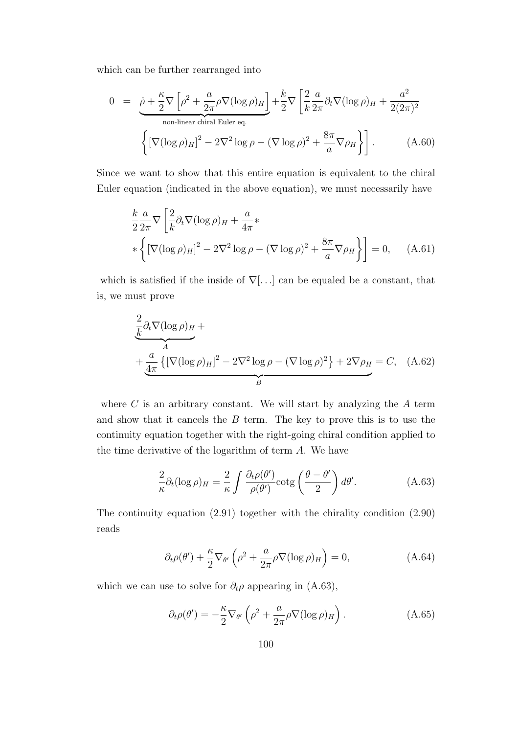which can be further rearranged into

$$
\begin{aligned}
0 \;=\; & \underbrace{\dot{\rho} + \frac{\kappa}{2}\nabla\left[\rho^2 + \frac{a}{2\pi}\rho\nabla(\log\rho)_H\right]}_{\text{non-linear chiral Euler eq.}} + \frac{k}{2}\nabla\left[\frac{2}{k}\frac{a}{2\pi}\partial_t\nabla(\log\rho)_H + \frac{a^2}{2(2\pi)^2}\right. \\
& \left.\left\{\left[\nabla(\log\rho)_H\right]^2 - 2\nabla^2\log\rho - (\nabla\log\rho)^2 + \frac{8\pi}{a}\nabla\rho_H\right\}\right]. \qquad \text{(A.60)}
\end{aligned}
$$

Since we want to show that this entire equation is equivalent to the chiral Euler equation (indicated in the above equation), we must necessarily have

$$
\begin{aligned}
& \frac{k}{2}\frac{a}{2\pi}\nabla\left[\frac{2}{k}\partial_t\nabla(\log\rho)_H + \frac{a}{4\pi}*\right. \\
& \left. *\left\{\left[\nabla(\log\rho)_H\right]^2 - 2\nabla^2\log\rho - (\nabla\log\rho)^2 + \frac{8\pi}{a}\nabla\rho_H\right\}\right] = 0, \qquad \text{(A.61)}
\end{aligned}
$$

which is satisfied if the inside of $\nabla[\ldots]$ can be equaled be a constant, that is, we must prove

$$
\begin{aligned}
& \underbrace{\frac{2}{k}\partial_t\nabla(\log\rho)_H}_{A} + \\
& + \underbrace{\frac{a}{4\pi}\left\{\left[\nabla(\log\rho)_H\right]^2 - 2\nabla^2\log\rho - (\nabla\log\rho)^2\right\} + 2\nabla\rho_H}_{B} = C, \qquad \text{(A.62)}
\end{aligned}
$$

where $C$ is an arbitrary constant. We will start by analyzing the $A$ term and show that it cancels the $B$ term. The key to prove this is to use the continuity equation together with the right-going chiral condition applied to the time derivative of the logarithm of term $A$. We have

$$
\frac{2}{\kappa}\partial_t(\log\rho)_H = \frac{2}{\kappa}\int\frac{\partial_t\rho(\theta')}{\rho(\theta')}\text{cotg}\left(\frac{\theta-\theta'}{2}\right)d\theta'. \qquad \text{(A.63)}
$$

The continuity equation (2.91) together with the chirality condition (2.90) reads

$$
\partial_t\rho(\theta') + \frac{\kappa}{2}\nabla_{\theta'}\left(\rho^2 + \frac{a}{2\pi}\rho\nabla(\log\rho)_H\right) = 0, \qquad \text{(A.64)}
$$

which we can use to solve for $\partial_t\rho$ appearing in (A.63),

$$
\partial_t\rho(\theta') = -\frac{\kappa}{2}\nabla_{\theta'}\left(\rho^2 + \frac{a}{2\pi}\rho\nabla(\log\rho)_H\right). \qquad \text{(A.65)}
$$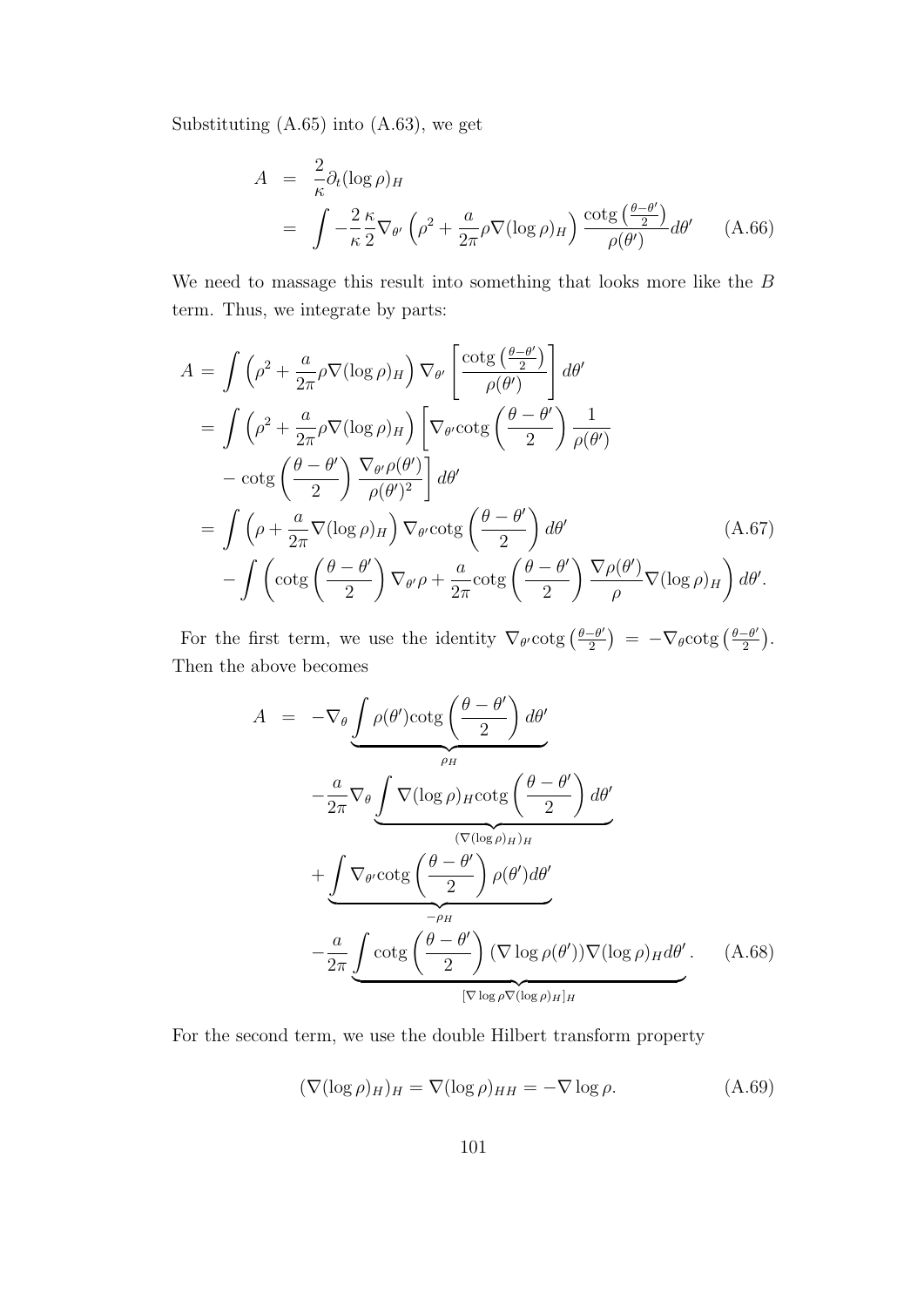Substituting (A.65) into (A.63), we get

$$
\begin{aligned}
A &= \frac{2}{\kappa}\partial_t(\log\rho)_H \\
&= \int -\frac{2}{\kappa}\frac{\kappa}{2}\nabla_{\theta'}\left(\rho^2 + \frac{a}{2\pi}\rho\nabla(\log\rho)_H\right)\frac{\text{cotg}\left(\frac{\theta-\theta'}{2}\right)}{\rho(\theta')}d\theta' \qquad (A.66)
\end{aligned}
$$

We need to massage this result into something that looks more like the $B$ term. Thus, we integrate by parts:

$$
\begin{aligned}
A &= \int\left(\rho^2 + \frac{a}{2\pi}\rho\nabla(\log\rho)_H\right)\nabla_{\theta'}\left[\frac{\text{cotg}\left(\frac{\theta-\theta'}{2}\right)}{\rho(\theta')}\right]d\theta' \\
&= \int\left(\rho^2 + \frac{a}{2\pi}\rho\nabla(\log\rho)_H\right)\left[\nabla_{\theta'}\text{cotg}\left(\frac{\theta-\theta'}{2}\right)\frac{1}{\rho(\theta')}\right. \\
&\quad \left. - \,\text{cotg}\left(\frac{\theta-\theta'}{2}\right)\frac{\nabla_{\theta'}\rho(\theta')}{\rho(\theta')^2}\right]d\theta' \\
&= \int\left(\rho + \frac{a}{2\pi}\nabla(\log\rho)_H\right)\nabla_{\theta'}\text{cotg}\left(\frac{\theta-\theta'}{2}\right)d\theta' \qquad (A.67) \\
&\quad - \int\left(\text{cotg}\left(\frac{\theta-\theta'}{2}\right)\nabla_{\theta'}\rho + \frac{a}{2\pi}\text{cotg}\left(\frac{\theta-\theta'}{2}\right)\frac{\nabla\rho(\theta')}{\rho}\nabla(\log\rho)_H\right)d\theta'.
\end{aligned}
$$

For the first term, we use the identity $\nabla_{\theta'}\text{cotg}\left(\frac{\theta-\theta'}{2}\right) = -\nabla_{\theta}\text{cotg}\left(\frac{\theta-\theta'}{2}\right)$. Then the above becomes

$$
\begin{aligned}
A &= -\nabla_\theta\underbrace{\int\rho(\theta')\text{cotg}\left(\frac{\theta-\theta'}{2}\right)d\theta'}_{\rho_H} \\
&\quad -\frac{a}{2\pi}\nabla_\theta\underbrace{\int\nabla(\log\rho)_H\text{cotg}\left(\frac{\theta-\theta'}{2}\right)d\theta'}_{(\nabla(\log\rho)_H)_H} \\
&\quad +\underbrace{\int\nabla_{\theta'}\text{cotg}\left(\frac{\theta-\theta'}{2}\right)\rho(\theta')d\theta'}_{-\rho_H} \\
&\quad -\frac{a}{2\pi}\underbrace{\int\text{cotg}\left(\frac{\theta-\theta'}{2}\right)(\nabla\log\rho(\theta'))\nabla(\log\rho)_H d\theta'}_{[\nabla\log\rho\nabla(\log\rho)_H]_H}. \qquad (A.68)
\end{aligned}
$$

For the second term, we use the double Hilbert transform property

$$
(\nabla(\log\rho)_H)_H = \nabla(\log\rho)_{HH} = -\nabla\log\rho. \qquad (A.69)
$$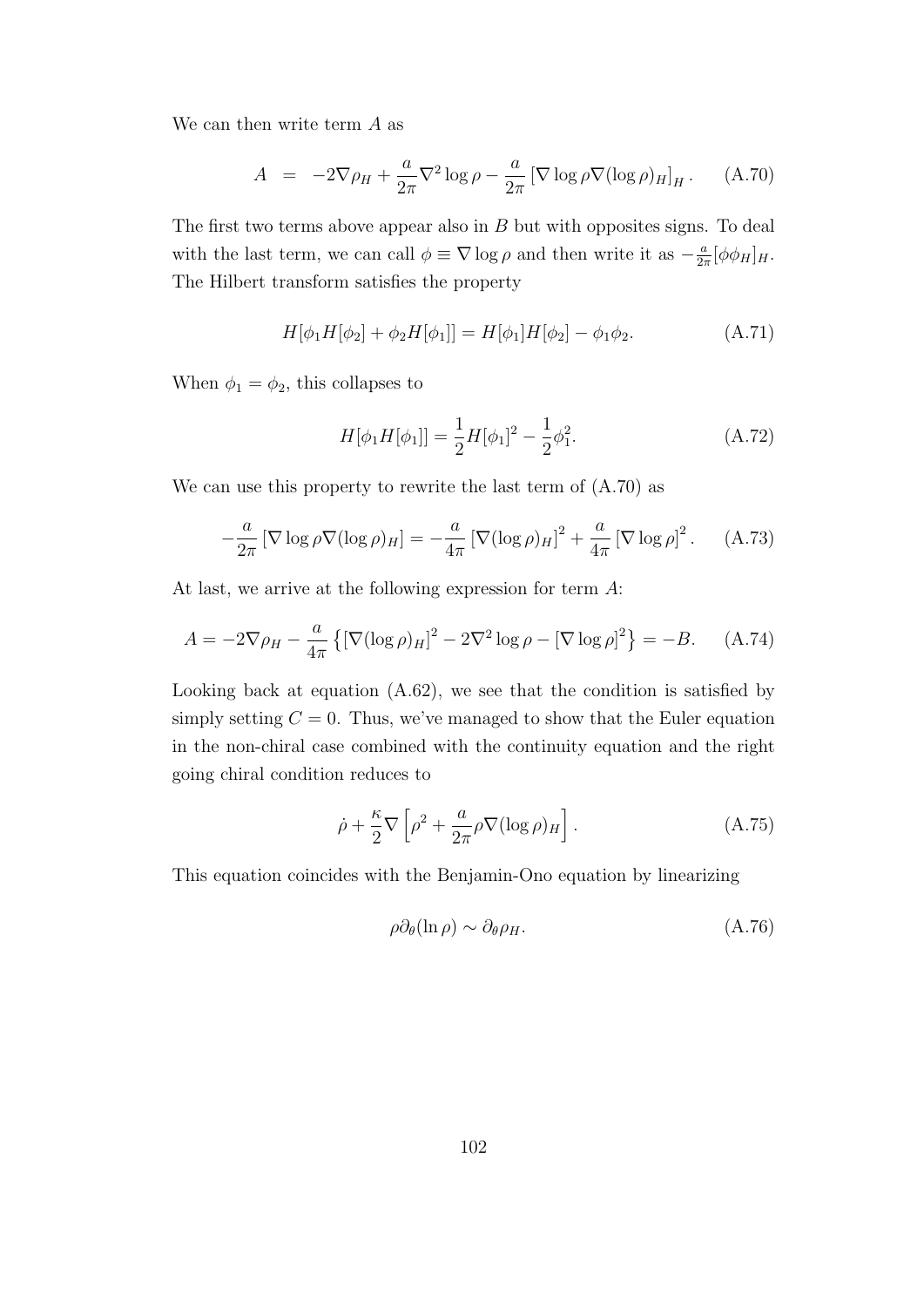We can then write term $A$ as

$$A \;\; = \;\; -2\nabla\rho_H + \frac{a}{2\pi}\nabla^2\log\rho - \frac{a}{2\pi}\left[\nabla\log\rho\nabla(\log\rho)_H\right]_H . \qquad \text{(A.70)}$$

The first two terms above appear also in $B$ but with opposites signs. To deal with the last term, we can call $\phi \equiv \nabla \log \rho$ and then write it as $-\frac{a}{2\pi}[\phi\phi_H]_H$. The Hilbert transform satisfies the property

$$H[\phi_1 H[\phi_2] + \phi_2 H[\phi_1]] = H[\phi_1]H[\phi_2] - \phi_1\phi_2. \qquad \text{(A.71)}$$

When $\phi_1 = \phi_2$, this collapses to

$$H[\phi_1 H[\phi_1]] = \frac{1}{2}H[\phi_1]^2 - \frac{1}{2}\phi_1^2. \qquad \text{(A.72)}$$

We can use this property to rewrite the last term of (A.70) as

$$-\frac{a}{2\pi}\left[\nabla\log\rho\nabla(\log\rho)_H\right] = -\frac{a}{4\pi}\left[\nabla(\log\rho)_H\right]^2 + \frac{a}{4\pi}\left[\nabla\log\rho\right]^2 . \qquad \text{(A.73)}$$

At last, we arrive at the following expression for term $A$:

$$A = -2\nabla\rho_H - \frac{a}{4\pi}\left\{\left[\nabla(\log\rho)_H\right]^2 - 2\nabla^2\log\rho - \left[\nabla\log\rho\right]^2\right\} = -B. \qquad \text{(A.74)}$$

Looking back at equation (A.62), we see that the condition is satisfied by simply setting $C = 0$. Thus, we've managed to show that the Euler equation in the non-chiral case combined with the continuity equation and the right going chiral condition reduces to

$$\dot{\rho} + \frac{\kappa}{2}\nabla\left[\rho^2 + \frac{a}{2\pi}\rho\nabla(\log\rho)_H\right]. \qquad \text{(A.75)}$$

This equation coincides with the Benjamin-Ono equation by linearizing

$$\rho\partial_\theta(\ln\rho) \sim \partial_\theta\rho_H. \qquad \text{(A.76)}$$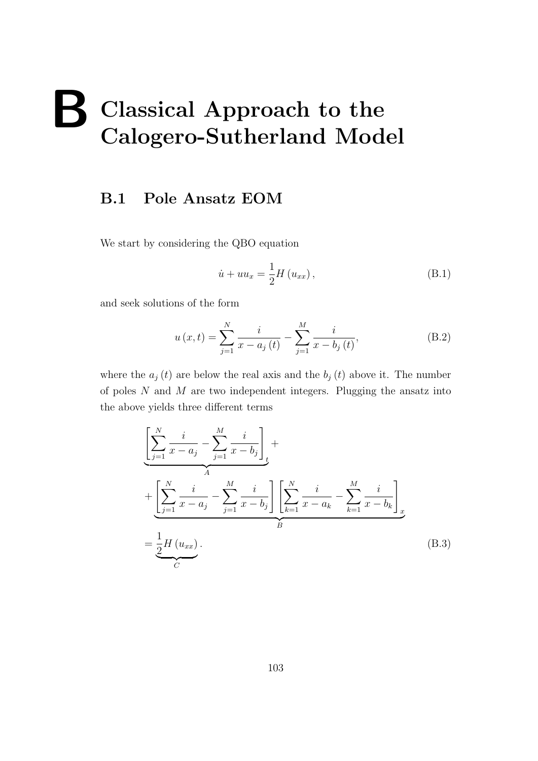// Appendix B

# B Classical Approach to the Calogero-Sutherland Model

## B.1 Pole Ansatz EOM

We start by considering the QBO equation

$$\dot{u} + uu_x = \frac{1}{2} H\left(u_{xx}\right), \tag{B.1}$$

and seek solutions of the form

$$u\left(x,t\right) = \sum_{j=1}^{N} \frac{i}{x - a_j\left(t\right)} - \sum_{j=1}^{M} \frac{i}{x - b_j\left(t\right)}, \tag{B.2}$$

where the $a_j\left(t\right)$ are below the real axis and the $b_j\left(t\right)$ above it. The number of poles $N$ and $M$ are two independent integers. Plugging the ansatz into the above yields three different terms

$$\begin{aligned}
&\underbrace{\left[\sum_{j=1}^{N} \frac{i}{x - a_j} - \sum_{j=1}^{M} \frac{i}{x - b_j}\right]_t}_{A} + \\
&+ \underbrace{\left[\sum_{j=1}^{N} \frac{i}{x - a_j} - \sum_{j=1}^{M} \frac{i}{x - b_j}\right]\left[\sum_{k=1}^{N} \frac{i}{x - a_k} - \sum_{k=1}^{M} \frac{i}{x - b_k}\right]_x}_{B} \\
&= \underbrace{\frac{1}{2} H\left(u_{xx}\right)}_{C}.
\end{aligned} \tag{B.3}$$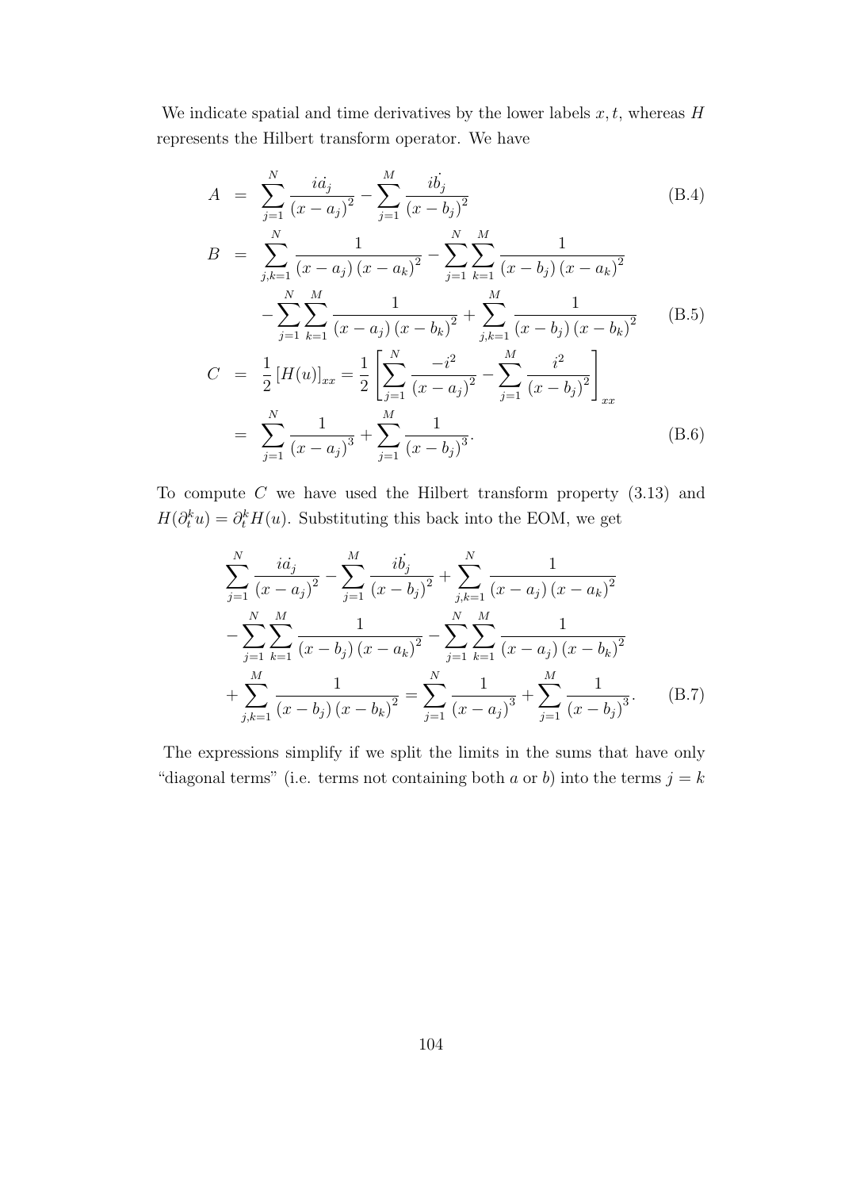We indicate spatial and time derivatives by the lower labels $x, t$, whereas $H$ represents the Hilbert transform operator. We have

$$
\begin{aligned}
A &= \sum_{j=1}^{N} \frac{i\dot{a}_j}{\left(x-a_j\right)^2} - \sum_{j=1}^{M} \frac{i\dot{b}_j}{\left(x-b_j\right)^2} &\text{(B.4)}\\
B &= \sum_{j,k=1}^{N} \frac{1}{\left(x-a_j\right)\left(x-a_k\right)^2} - \sum_{j=1}^{N}\sum_{k=1}^{M} \frac{1}{\left(x-b_j\right)\left(x-a_k\right)^2} \\
&\quad - \sum_{j=1}^{N}\sum_{k=1}^{M} \frac{1}{\left(x-a_j\right)\left(x-b_k\right)^2} + \sum_{j,k=1}^{M} \frac{1}{\left(x-b_j\right)\left(x-b_k\right)^2} &\text{(B.5)}\\
C &= \frac{1}{2}\left[H(u)\right]_{xx} = \frac{1}{2}\left[\sum_{j=1}^{N} \frac{-i^2}{\left(x-a_j\right)^2} - \sum_{j=1}^{M} \frac{i^2}{\left(x-b_j\right)^2}\right]_{xx} \\
&= \sum_{j=1}^{N} \frac{1}{\left(x-a_j\right)^3} + \sum_{j=1}^{M} \frac{1}{\left(x-b_j\right)^3}. &\text{(B.6)}
\end{aligned}
$$

To compute $C$ we have used the Hilbert transform property (3.13) and $H(\partial_t^k u) = \partial_t^k H(u)$. Substituting this back into the EOM, we get

$$
\begin{aligned}
&\sum_{j=1}^{N} \frac{i\dot{a}_j}{\left(x-a_j\right)^2} - \sum_{j=1}^{M} \frac{i\dot{b}_j}{\left(x-b_j\right)^2} + \sum_{j,k=1}^{N} \frac{1}{\left(x-a_j\right)\left(x-a_k\right)^2} \\
&- \sum_{j=1}^{N}\sum_{k=1}^{M} \frac{1}{\left(x-b_j\right)\left(x-a_k\right)^2} - \sum_{j=1}^{N}\sum_{k=1}^{M} \frac{1}{\left(x-a_j\right)\left(x-b_k\right)^2} \\
&+ \sum_{j,k=1}^{M} \frac{1}{\left(x-b_j\right)\left(x-b_k\right)^2} = \sum_{j=1}^{N} \frac{1}{\left(x-a_j\right)^3} + \sum_{j=1}^{M} \frac{1}{\left(x-b_j\right)^3}. \qquad \text{(B.7)}
\end{aligned}
$$

The expressions simplify if we split the limits in the sums that have only "diagonal terms" (i.e. terms not containing both $a$ or $b$) into the terms $j = k$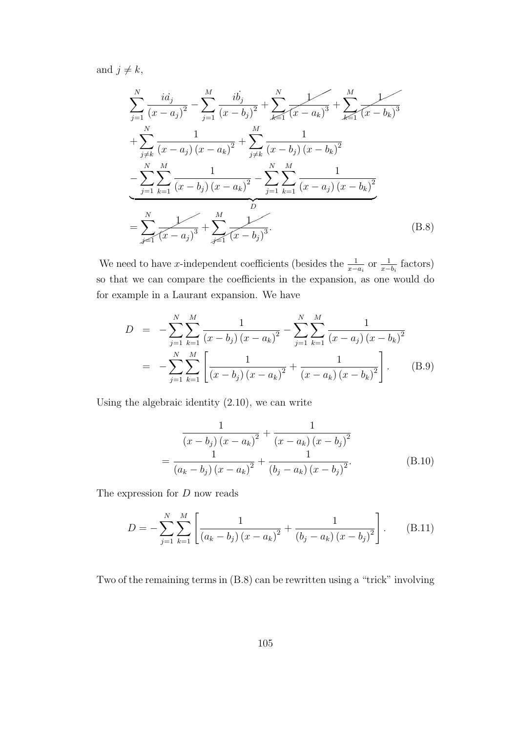and $j \neq k$,

$$
\begin{aligned}
&\sum_{j=1}^{N} \frac{i\dot{a}_j}{\left(x-a_j\right)^2} - \sum_{j=1}^{M} \frac{i\dot{b}_j}{\left(x-b_j\right)^2} + \cancel{\sum_{k=1}^{N} \frac{1}{\left(x-a_k\right)^3}} + \cancel{\sum_{k=1}^{M} \frac{1}{\left(x-b_k\right)^3}} \\
&+ \sum_{j\neq k}^{N} \frac{1}{\left(x-a_j\right)\left(x-a_k\right)^2} + \sum_{j\neq k}^{M} \frac{1}{\left(x-b_j\right)\left(x-b_k\right)^2} \\
&\underbrace{- \sum_{j=1}^{N}\sum_{k=1}^{M} \frac{1}{\left(x-b_j\right)\left(x-a_k\right)^2} - \sum_{j=1}^{N}\sum_{k=1}^{M} \frac{1}{\left(x-a_j\right)\left(x-b_k\right)^2}}_{D} \\
&= \cancel{\sum_{j=1}^{N} \frac{1}{\left(x-a_j\right)^3}} + \cancel{\sum_{j=1}^{M} \frac{1}{\left(x-b_j\right)^3}}.
\end{aligned}
\tag{B.8}
$$

We need to have $x$-independent coefficients (besides the $\frac{1}{x-a_i}$ or $\frac{1}{x-b_i}$ factors) so that we can compare the coefficients in the expansion, as one would do for example in a Laurant expansion. We have

$$
\begin{aligned}
D &= -\sum_{j=1}^{N}\sum_{k=1}^{M} \frac{1}{\left(x-b_j\right)\left(x-a_k\right)^2} - \sum_{j=1}^{N}\sum_{k=1}^{M} \frac{1}{\left(x-a_j\right)\left(x-b_k\right)^2} \\
&= -\sum_{j=1}^{N}\sum_{k=1}^{M} \left[\frac{1}{\left(x-b_j\right)\left(x-a_k\right)^2} + \frac{1}{\left(x-a_k\right)\left(x-b_k\right)^2}\right].
\end{aligned}
\tag{B.9}
$$

Using the algebraic identity (2.10), we can write

$$
\begin{aligned}
&\frac{1}{\left(x-b_j\right)\left(x-a_k\right)^2} + \frac{1}{\left(x-a_k\right)\left(x-b_j\right)^2} \\
&= \frac{1}{\left(a_k-b_j\right)\left(x-a_k\right)^2} + \frac{1}{\left(b_j-a_k\right)\left(x-b_j\right)^2}.
\end{aligned}
\tag{B.10}
$$

The expression for $D$ now reads

$$
D = -\sum_{j=1}^{N}\sum_{k=1}^{M} \left[\frac{1}{\left(a_k-b_j\right)\left(x-a_k\right)^2} + \frac{1}{\left(b_j-a_k\right)\left(x-b_j\right)^2}\right].
\tag{B.11}
$$

Two of the remaining terms in (B.8) can be rewritten using a "trick" involving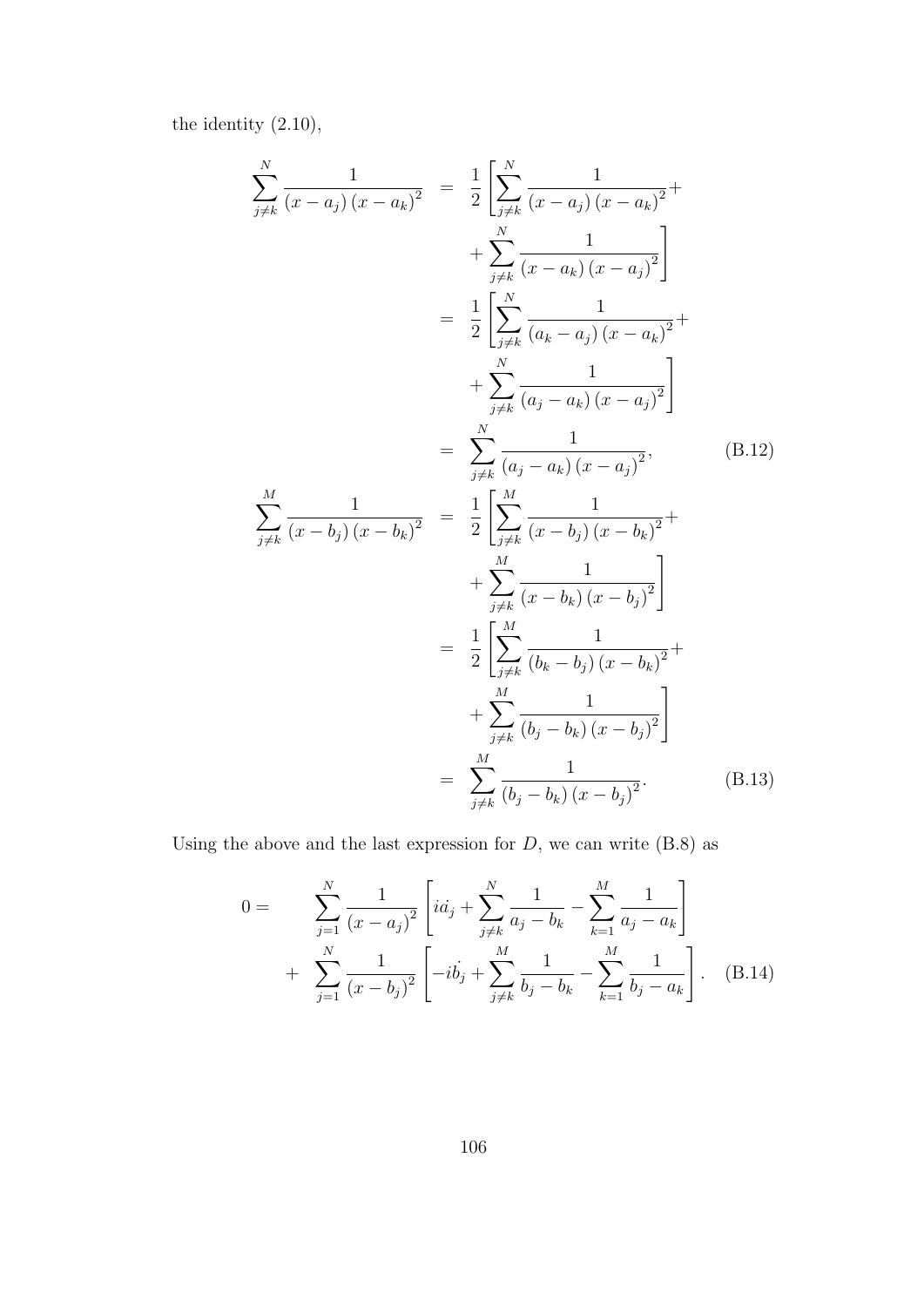the identity (2.10),

$$
\begin{aligned}
\sum_{j\neq k}^{N} \frac{1}{(x-a_j)(x-a_k)^2} &= \frac{1}{2}\left[\sum_{j\neq k}^{N} \frac{1}{(x-a_j)(x-a_k)^2} + \right. \\
&\quad \left. + \sum_{j\neq k}^{N} \frac{1}{(x-a_k)(x-a_j)^2}\right] \\
&= \frac{1}{2}\left[\sum_{j\neq k}^{N} \frac{1}{(a_k-a_j)(x-a_k)^2} + \right. \\
&\quad \left. + \sum_{j\neq k}^{N} \frac{1}{(a_j-a_k)(x-a_j)^2}\right] \\
&= \sum_{j\neq k}^{N} \frac{1}{(a_j-a_k)(x-a_j)^2}, \qquad \text{(B.12)}
\end{aligned}
$$

$$
\begin{aligned}
\sum_{j\neq k}^{M} \frac{1}{(x-b_j)(x-b_k)^2} &= \frac{1}{2}\left[\sum_{j\neq k}^{M} \frac{1}{(x-b_j)(x-b_k)^2} + \right. \\
&\quad \left. + \sum_{j\neq k}^{M} \frac{1}{(x-b_k)(x-b_j)^2}\right] \\
&= \frac{1}{2}\left[\sum_{j\neq k}^{M} \frac{1}{(b_k-b_j)(x-b_k)^2} + \right. \\
&\quad \left. + \sum_{j\neq k}^{M} \frac{1}{(b_j-b_k)(x-b_j)^2}\right] \\
&= \sum_{j\neq k}^{M} \frac{1}{(b_j-b_k)(x-b_j)^2}. \qquad \text{(B.13)}
\end{aligned}
$$

Using the above and the last expression for $D$, we can write (B.8) as

$$
\begin{aligned}
0 = \quad & \sum_{j=1}^{N} \frac{1}{(x-a_j)^2}\left[i\dot{a}_j + \sum_{j\neq k}^{N} \frac{1}{a_j-b_k} - \sum_{k=1}^{M} \frac{1}{a_j-a_k}\right] \\
+ \quad & \sum_{j=1}^{N} \frac{1}{(x-b_j)^2}\left[-i\dot{b}_j + \sum_{j\neq k}^{M} \frac{1}{b_j-b_k} - \sum_{k=1}^{M} \frac{1}{b_j-a_k}\right]. \qquad \text{(B.14)}
\end{aligned}
$$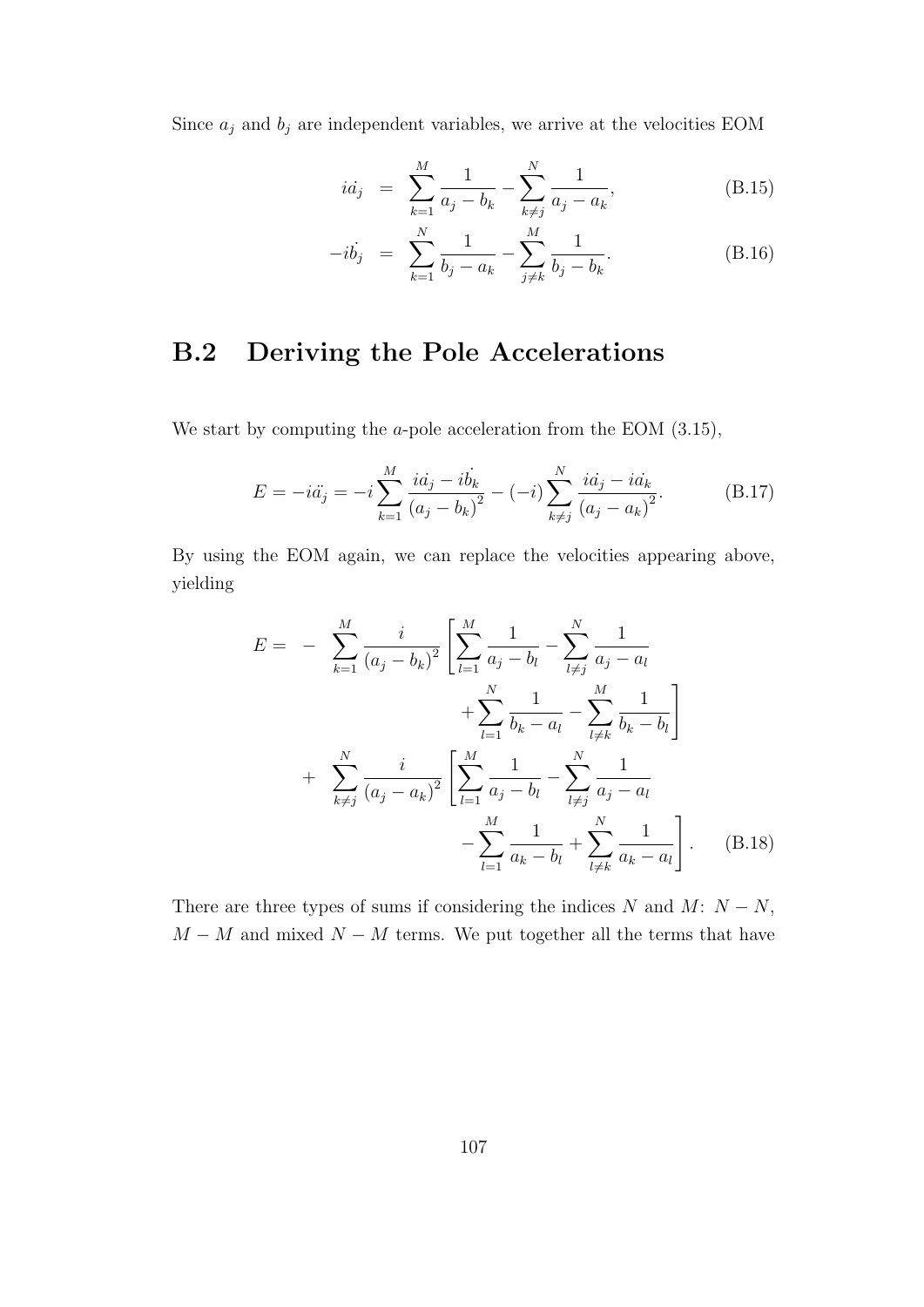Since $a_j$ and $b_j$ are independent variables, we arrive at the velocities EOM

$$
\begin{aligned}
i\dot{a_j} &= \sum_{k=1}^{M} \frac{1}{a_j - b_k} - \sum_{k \neq j}^{N} \frac{1}{a_j - a_k}, &\text{(B.15)}\\
-i\dot{b_j} &= \sum_{k=1}^{N} \frac{1}{b_j - a_k} - \sum_{j \neq k}^{M} \frac{1}{b_j - b_k}. &\text{(B.16)}
\end{aligned}
$$

## B.2 Deriving the Pole Accelerations

We start by computing the $a$-pole acceleration from the EOM (3.15),

$$
E = -i\ddot{a_j} = -i \sum_{k=1}^{M} \frac{i\dot{a_j} - i\dot{b_k}}{\left(a_j - b_k\right)^2} - (-i) \sum_{k \neq j}^{N} \frac{i\dot{a_j} - i\dot{a_k}}{\left(a_j - a_k\right)^2}. \qquad \text{(B.17)}
$$

By using the EOM again, we can replace the velocities appearing above, yielding

$$
\begin{aligned}
E = &- \sum_{k=1}^{M} \frac{i}{\left(a_j - b_k\right)^2} \left[ \sum_{l=1}^{M} \frac{1}{a_j - b_l} - \sum_{l \neq j}^{N} \frac{1}{a_j - a_l} \right.\\
&\qquad\qquad \left. + \sum_{l=1}^{N} \frac{1}{b_k - a_l} - \sum_{l \neq k}^{M} \frac{1}{b_k - b_l} \right]\\
&+ \sum_{k \neq j}^{N} \frac{i}{\left(a_j - a_k\right)^2} \left[ \sum_{l=1}^{M} \frac{1}{a_j - b_l} - \sum_{l \neq j}^{N} \frac{1}{a_j - a_l} \right.\\
&\qquad\qquad \left. - \sum_{l=1}^{M} \frac{1}{a_k - b_l} + \sum_{l \neq k}^{N} \frac{1}{a_k - a_l} \right]. \qquad \text{(B.18)}
\end{aligned}
$$

There are three types of sums if considering the indices $N$ and $M$: $N-N$, $M-M$ and mixed $N-M$ terms. We put together all the terms that have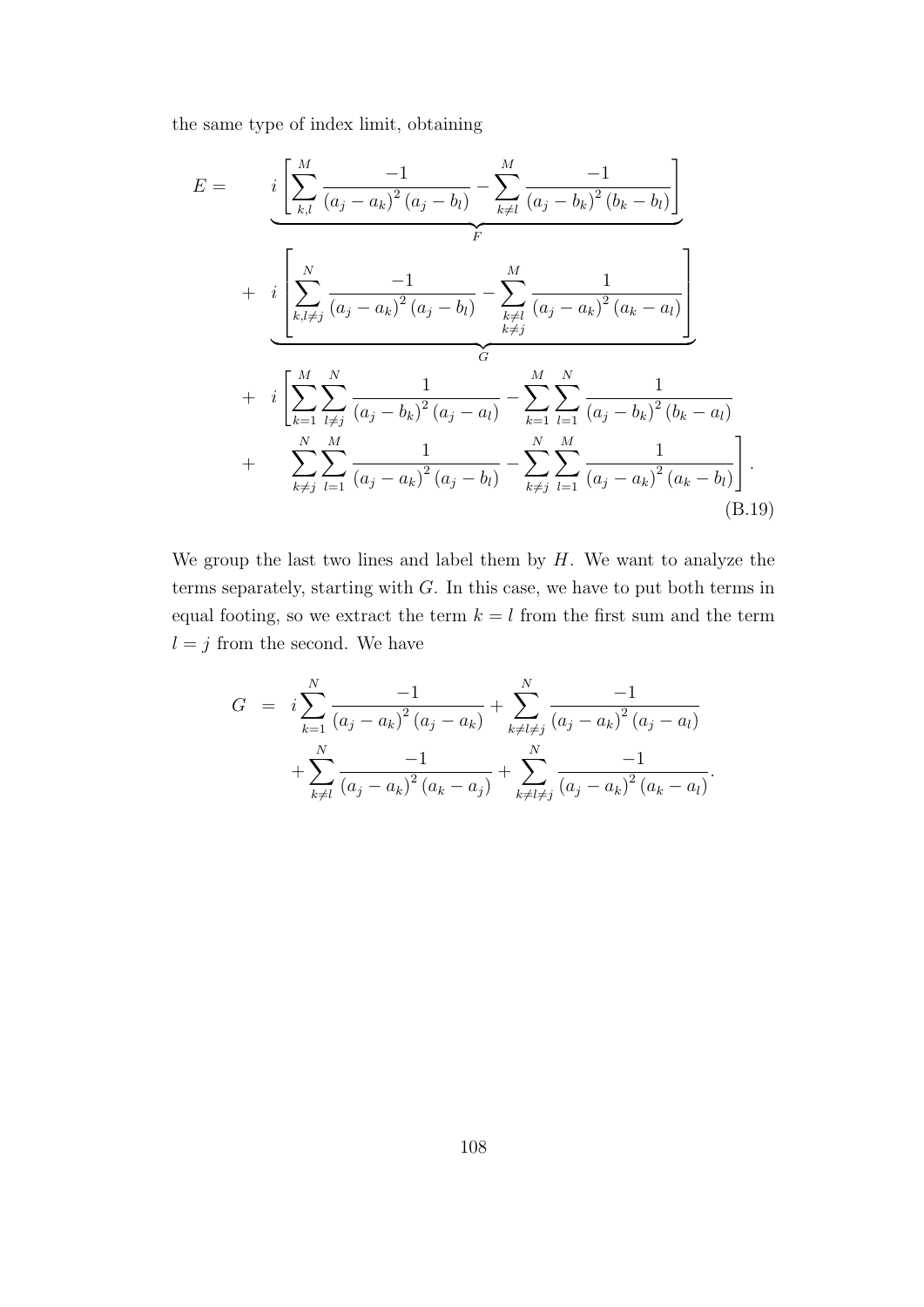the same type of index limit, obtaining

$$
\begin{aligned}
E = \quad & \underbrace{i\left[\sum_{k,l}^{M}\frac{-1}{\left(a_j-a_k\right)^2\left(a_j-b_l\right)}-\sum_{k\neq l}^{M}\frac{-1}{\left(a_j-b_k\right)^2\left(b_k-b_l\right)}\right]}_{F} \\
+ \quad & \underbrace{i\left[\sum_{k,l\neq j}^{N}\frac{-1}{\left(a_j-a_k\right)^2\left(a_j-b_l\right)}-\sum_{\substack{k\neq l\\k\neq j}}^{M}\frac{1}{\left(a_j-a_k\right)^2\left(a_k-a_l\right)}\right]}_{G} \\
+ \quad & i\left[\sum_{k=1}^{M}\sum_{l\neq j}^{N}\frac{1}{\left(a_j-b_k\right)^2\left(a_j-a_l\right)}-\sum_{k=1}^{M}\sum_{l=1}^{N}\frac{1}{\left(a_j-b_k\right)^2\left(b_k-a_l\right)}\right. \\
+ \quad & \left.\sum_{k\neq j}^{N}\sum_{l=1}^{M}\frac{1}{\left(a_j-a_k\right)^2\left(a_j-b_l\right)}-\sum_{k\neq j}^{N}\sum_{l=1}^{M}\frac{1}{\left(a_j-a_k\right)^2\left(a_k-b_l\right)}\right].
\end{aligned}
\tag{B.19}
$$

We group the last two lines and label them by $H$. We want to analyze the terms separately, starting with $G$. In this case, we have to put both terms in equal footing, so we extract the term $k = l$ from the first sum and the term $l = j$ from the second. We have

$$
\begin{aligned}
G \quad = \quad & i\sum_{k=1}^{N}\frac{-1}{\left(a_j-a_k\right)^2\left(a_j-a_k\right)}+\sum_{k\neq l\neq j}^{N}\frac{-1}{\left(a_j-a_k\right)^2\left(a_j-a_l\right)} \\
& +\sum_{k\neq l}^{N}\frac{-1}{\left(a_j-a_k\right)^2\left(a_k-a_j\right)}+\sum_{k\neq l\neq j}^{N}\frac{-1}{\left(a_j-a_k\right)^2\left(a_k-a_l\right)}.
\end{aligned}
$$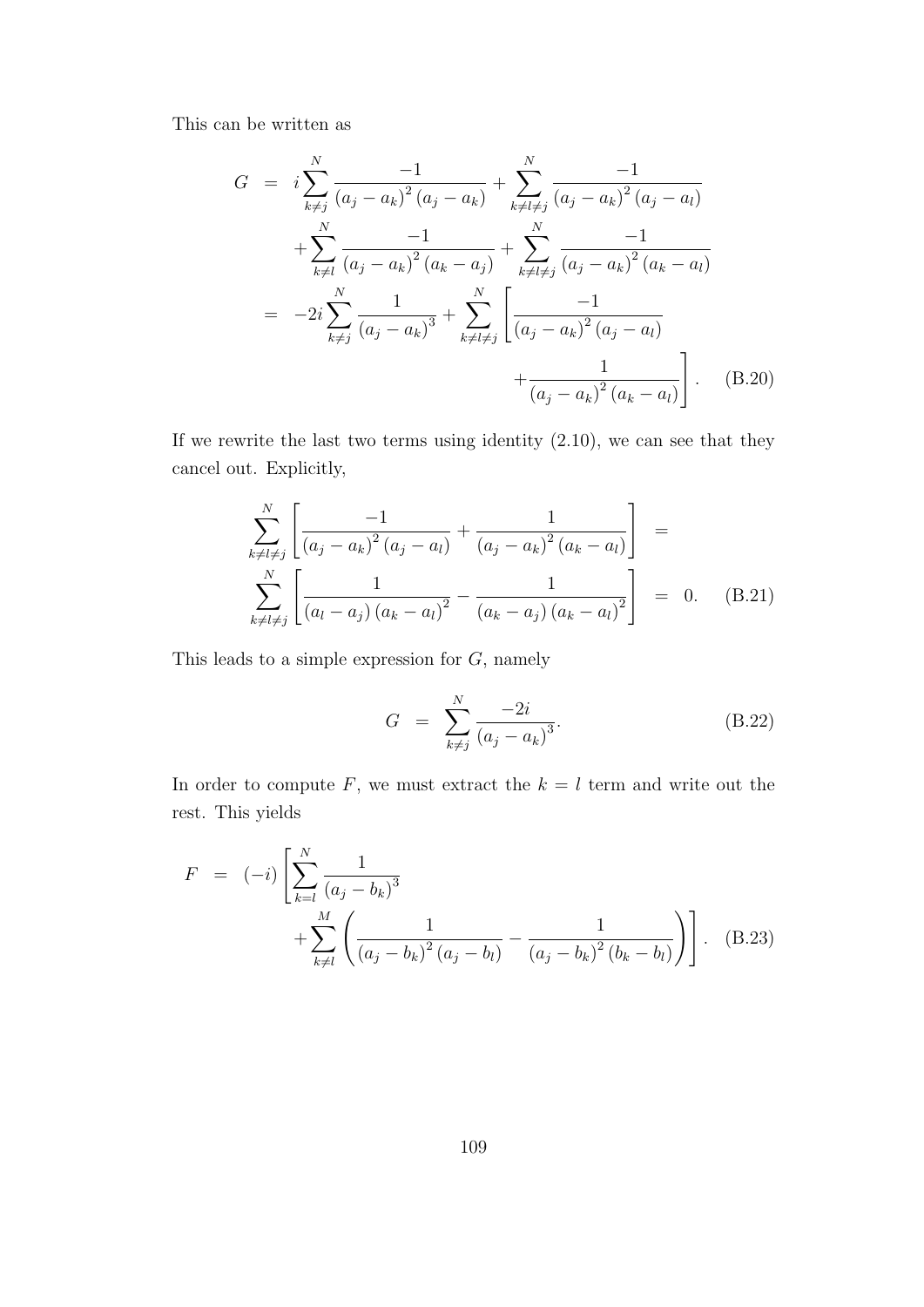This can be written as

$$
\begin{aligned}
G &= i\sum_{k\neq j}^{N} \frac{-1}{\left(a_j - a_k\right)^2 \left(a_j - a_k\right)} + \sum_{k\neq l\neq j}^{N} \frac{-1}{\left(a_j - a_k\right)^2 \left(a_j - a_l\right)} \\
&\quad + \sum_{k\neq l}^{N} \frac{-1}{\left(a_j - a_k\right)^2 \left(a_k - a_j\right)} + \sum_{k\neq l\neq j}^{N} \frac{-1}{\left(a_j - a_k\right)^2 \left(a_k - a_l\right)} \\
&= -2i\sum_{k\neq j}^{N} \frac{1}{\left(a_j - a_k\right)^3} + \sum_{k\neq l\neq j}^{N} \left[ \frac{-1}{\left(a_j - a_k\right)^2 \left(a_j - a_l\right)} \right. \\
&\quad \left. + \frac{1}{\left(a_j - a_k\right)^2 \left(a_k - a_l\right)} \right]. \qquad \text{(B.20)}
\end{aligned}
$$

If we rewrite the last two terms using identity (2.10), we can see that they cancel out. Explicitly,

$$
\begin{aligned}
&\sum_{k\neq l\neq j}^{N} \left[ \frac{-1}{\left(a_j - a_k\right)^2 \left(a_j - a_l\right)} + \frac{1}{\left(a_j - a_k\right)^2 \left(a_k - a_l\right)} \right] = \\
&\sum_{k\neq l\neq j}^{N} \left[ \frac{1}{\left(a_l - a_j\right) \left(a_k - a_l\right)^2} - \frac{1}{\left(a_k - a_j\right) \left(a_k - a_l\right)^2} \right] = 0. \qquad \text{(B.21)}
\end{aligned}
$$

This leads to a simple expression for $G$, namely

$$
G = \sum_{k\neq j}^{N} \frac{-2i}{\left(a_j - a_k\right)^3}. \qquad \text{(B.22)}
$$

In order to compute $F$, we must extract the $k = l$ term and write out the rest. This yields

$$
\begin{aligned}
F &= (-i) \left[ \sum_{k=l}^{N} \frac{1}{\left(a_j - b_k\right)^3} \right. \\
&\quad \left. + \sum_{k\neq l}^{M} \left( \frac{1}{\left(a_j - b_k\right)^2 \left(a_j - b_l\right)} - \frac{1}{\left(a_j - b_k\right)^2 \left(b_k - b_l\right)} \right) \right]. \qquad \text{(B.23)}
\end{aligned}
$$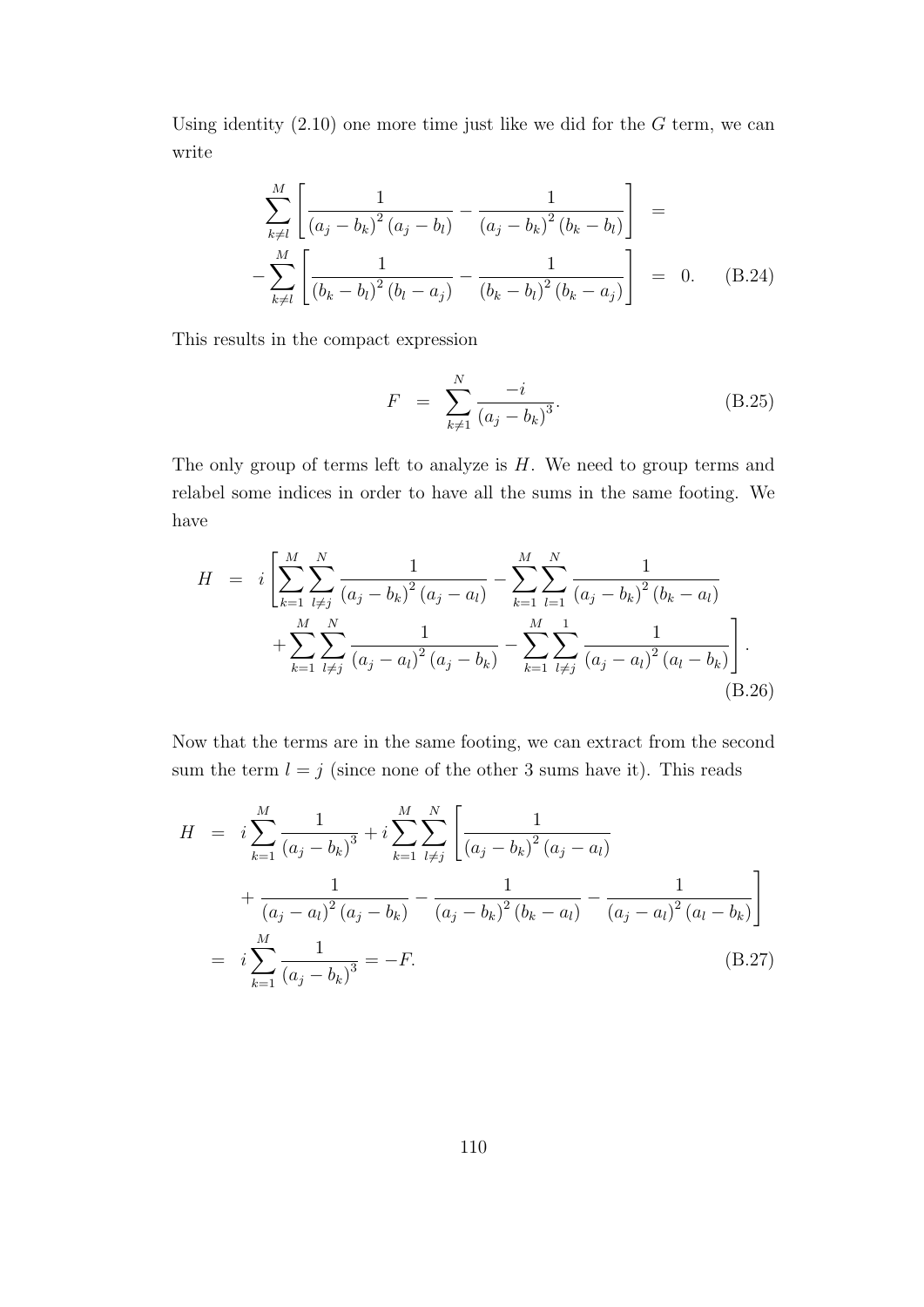Using identity (2.10) one more time just like we did for the $G$ term, we can write

$$
\begin{aligned}
\sum_{k\neq l}^{M}\left[\frac{1}{\left(a_j-b_k\right)^2\left(a_j-b_l\right)}-\frac{1}{\left(a_j-b_k\right)^2\left(b_k-b_l\right)}\right] &= \\
-\sum_{k\neq l}^{M}\left[\frac{1}{\left(b_k-b_l\right)^2\left(b_l-a_j\right)}-\frac{1}{\left(b_k-b_l\right)^2\left(b_k-a_j\right)}\right] &= 0. \qquad \text{(B.24)}
\end{aligned}
$$

This results in the compact expression

$$
F = \sum_{k\neq 1}^{N}\frac{-i}{\left(a_j-b_k\right)^3}. \qquad \text{(B.25)}
$$

The only group of terms left to analyze is $H$. We need to group terms and relabel some indices in order to have all the sums in the same footing. We have

$$
\begin{aligned}
H &= i\left[\sum_{k=1}^{M}\sum_{l\neq j}^{N}\frac{1}{\left(a_j-b_k\right)^2\left(a_j-a_l\right)}-\sum_{k=1}^{M}\sum_{l=1}^{N}\frac{1}{\left(a_j-b_k\right)^2\left(b_k-a_l\right)}\right. \\
&\left.+\sum_{k=1}^{M}\sum_{l\neq j}^{N}\frac{1}{\left(a_j-a_l\right)^2\left(a_j-b_k\right)}-\sum_{k=1}^{M}\sum_{l\neq j}^{1}\frac{1}{\left(a_j-a_l\right)^2\left(a_l-b_k\right)}\right]. \qquad \text{(B.26)}
\end{aligned}
$$

Now that the terms are in the same footing, we can extract from the second sum the term $l=j$ (since none of the other 3 sums have it). This reads

$$
\begin{aligned}
H &= i\sum_{k=1}^{M}\frac{1}{\left(a_j-b_k\right)^3}+i\sum_{k=1}^{M}\sum_{l\neq j}^{N}\left[\frac{1}{\left(a_j-b_k\right)^2\left(a_j-a_l\right)}\right. \\
&\left.+\frac{1}{\left(a_j-a_l\right)^2\left(a_j-b_k\right)}-\frac{1}{\left(a_j-b_k\right)^2\left(b_k-a_l\right)}-\frac{1}{\left(a_j-a_l\right)^2\left(a_l-b_k\right)}\right] \\
&= i\sum_{k=1}^{M}\frac{1}{\left(a_j-b_k\right)^3}=-F. \qquad \text{(B.27)}
\end{aligned}
$$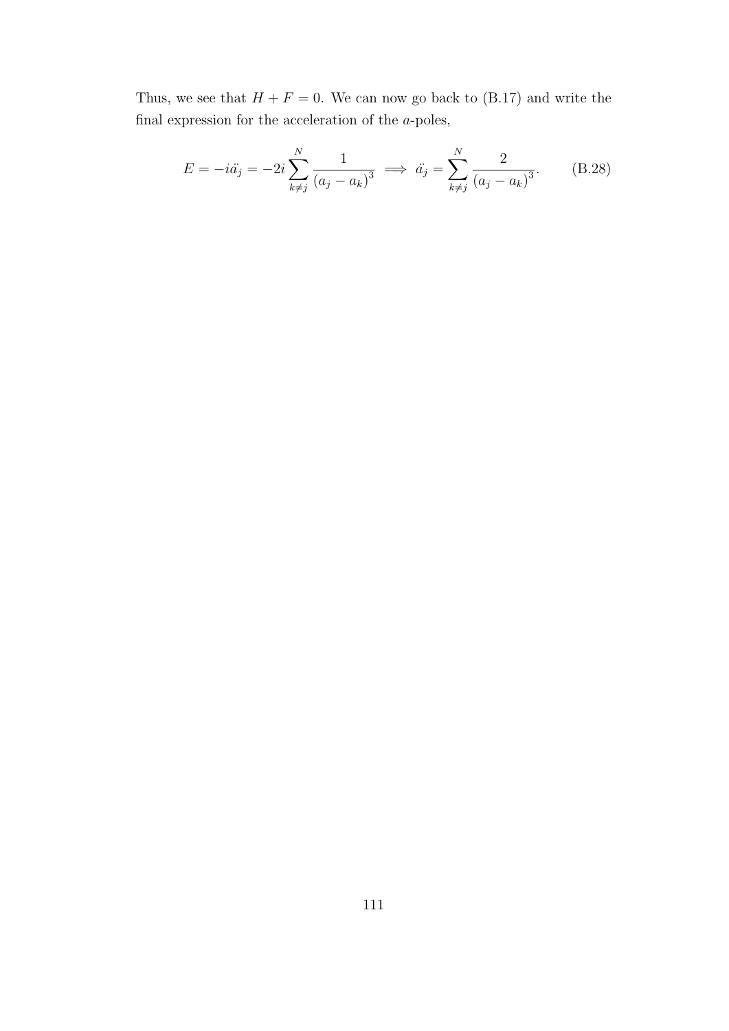Thus, we see that $H + F = 0$. We can now go back to (B.17) and write the final expression for the acceleration of the $a$-poles,

$$E = -i\ddot{a}_j = -2i \sum_{k \neq j}^{N} \frac{1}{\left(a_j - a_k\right)^3} \implies \ddot{a}_j = \sum_{k \neq j}^{N} \frac{2}{\left(a_j - a_k\right)^3}. \tag{B.28}$$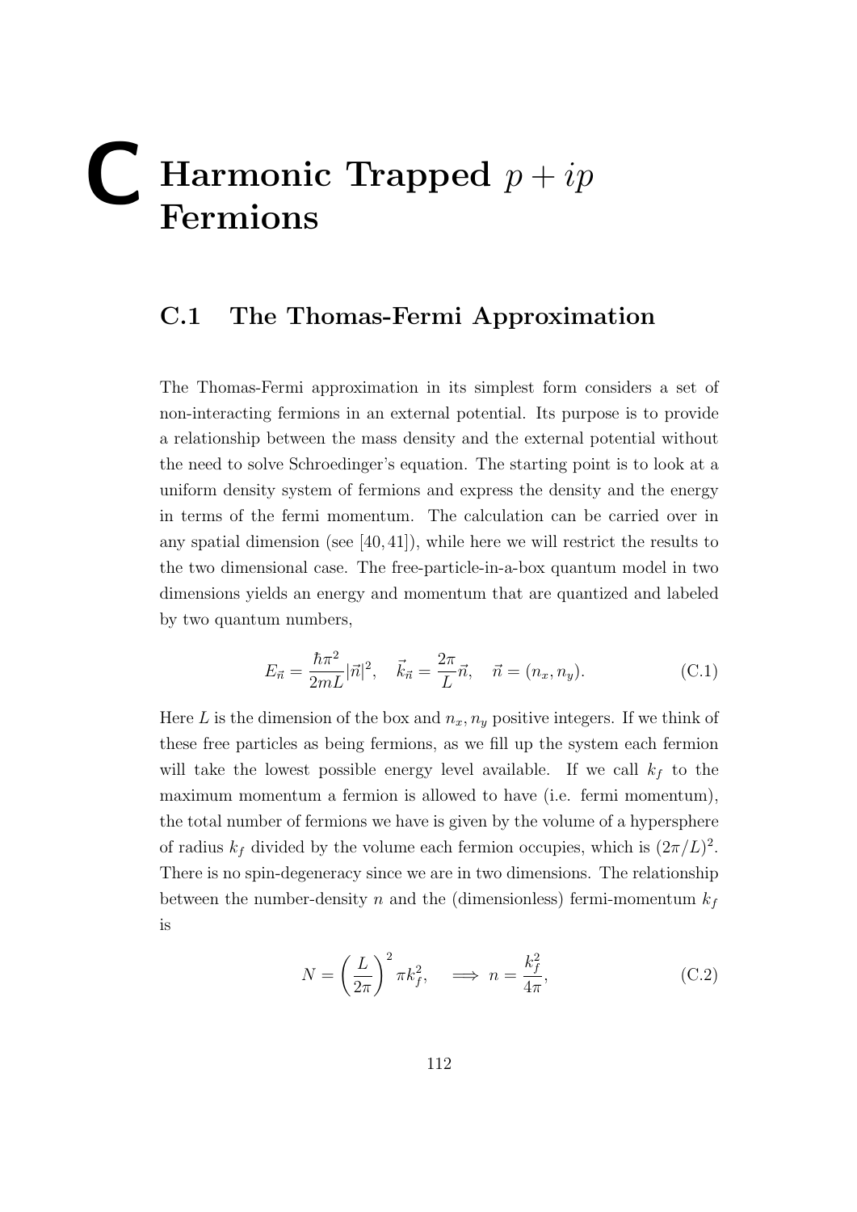# C Harmonic Trapped $p + ip$ Fermions

## C.1 The Thomas-Fermi Approximation

The Thomas-Fermi approximation in its simplest form considers a set of non-interacting fermions in an external potential. Its purpose is to provide a relationship between the mass density and the external potential without the need to solve Schroedinger's equation. The starting point is to look at a uniform density system of fermions and express the density and the energy in terms of the fermi momentum. The calculation can be carried over in any spatial dimension (see [40, 41]), while here we will restrict the results to the two dimensional case. The free-particle-in-a-box quantum model in two dimensions yields an energy and momentum that are quantized and labeled by two quantum numbers,

$$E_{\vec{n}} = \frac{\hbar \pi^2}{2mL}|\vec{n}|^2, \quad \vec{k}_{\vec{n}} = \frac{2\pi}{L}\vec{n}, \quad \vec{n} = (n_x, n_y). \tag{C.1}$$

Here $L$ is the dimension of the box and $n_x, n_y$ positive integers. If we think of these free particles as being fermions, as we fill up the system each fermion will take the lowest possible energy level available. If we call $k_f$ to the maximum momentum a fermion is allowed to have (i.e. fermi momentum), the total number of fermions we have is given by the volume of a hypersphere of radius $k_f$ divided by the volume each fermion occupies, which is $(2\pi/L)^2$. There is no spin-degeneracy since we are in two dimensions. The relationship between the number-density $n$ and the (dimensionless) fermi-momentum $k_f$ is

$$N = \left(\frac{L}{2\pi}\right)^2 \pi k_f^2, \quad \Longrightarrow \; n = \frac{k_f^2}{4\pi}, \tag{C.2}$$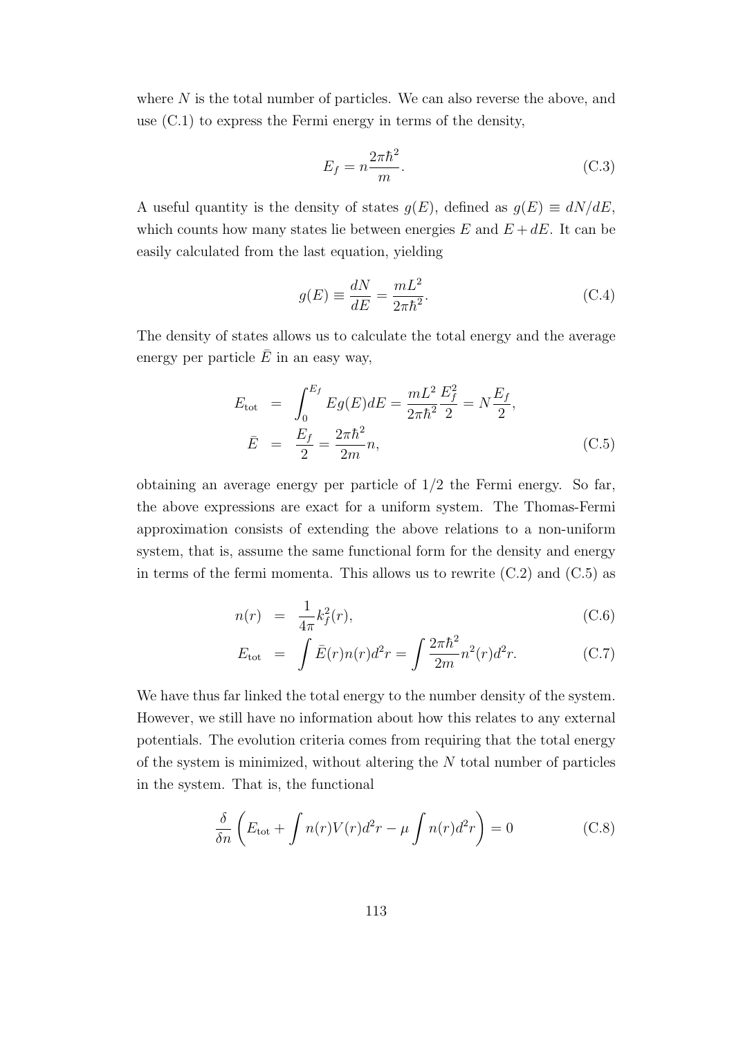where $N$ is the total number of particles. We can also reverse the above, and use (C.1) to express the Fermi energy in terms of the density,

$$E_f = n\frac{2\pi\hbar^2}{m}. \tag{C.3}$$

A useful quantity is the density of states $g(E)$, defined as $g(E) \equiv dN/dE$, which counts how many states lie between energies $E$ and $E + dE$. It can be easily calculated from the last equation, yielding

$$g(E) \equiv \frac{dN}{dE} = \frac{mL^2}{2\pi\hbar^2}. \tag{C.4}$$

The density of states allows us to calculate the total energy and the average energy per particle $\bar{E}$ in an easy way,

$$\begin{aligned} E_{\text{tot}} &= \int_0^{E_f} Eg(E)dE = \frac{mL^2}{2\pi\hbar^2}\frac{E_f^2}{2} = N\frac{E_f}{2}, \\ \bar{E} &= \frac{E_f}{2} = \frac{2\pi\hbar^2}{2m}n, \end{aligned} \tag{C.5}$$

obtaining an average energy per particle of 1/2 the Fermi energy. So far, the above expressions are exact for a uniform system. The Thomas-Fermi approximation consists of extending the above relations to a non-uniform system, that is, assume the same functional form for the density and energy in terms of the fermi momenta. This allows us to rewrite (C.2) and (C.5) as

$$n(r) = \frac{1}{4\pi}k_f^2(r), \tag{C.6}$$

$$E_{\text{tot}} = \int \bar{E}(r)n(r)d^2r = \int \frac{2\pi\hbar^2}{2m}n^2(r)d^2r. \tag{C.7}$$

We have thus far linked the total energy to the number density of the system. However, we still have no information about how this relates to any external potentials. The evolution criteria comes from requiring that the total energy of the system is minimized, without altering the $N$ total number of particles in the system. That is, the functional

$$\frac{\delta}{\delta n}\left(E_{\text{tot}} + \int n(r)V(r)d^2r - \mu\int n(r)d^2r\right) = 0 \tag{C.8}$$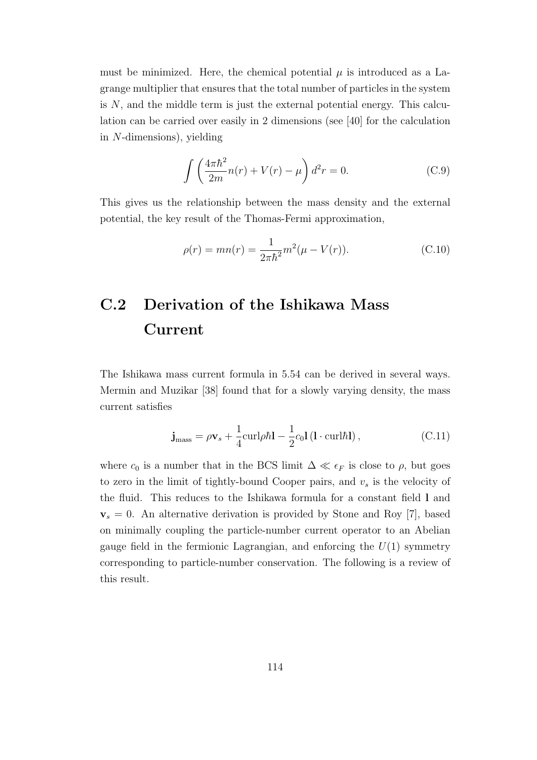must be minimized. Here, the chemical potential $\mu$ is introduced as a Lagrange multiplier that ensures that the total number of particles in the system is $N$, and the middle term is just the external potential energy. This calculation can be carried over easily in 2 dimensions (see [40] for the calculation in $N$-dimensions), yielding

$$\int \left( \frac{4\pi\hbar^2}{2m} n(r) + V(r) - \mu \right) d^2r = 0. \tag{C.9}$$

This gives us the relationship between the mass density and the external potential, the key result of the Thomas-Fermi approximation,

$$\rho(r) = mn(r) = \frac{1}{2\pi\hbar^2} m^2(\mu - V(r)). \tag{C.10}$$

## C.2 Derivation of the Ishikawa Mass Current

The Ishikawa mass current formula in 5.54 can be derived in several ways. Mermin and Muzikar [38] found that for a slowly varying density, the mass current satisfies

$$\mathbf{j}_{\text{mass}} = \rho \mathbf{v}_s + \frac{1}{4} \text{curl} \rho \hbar \mathbf{l} - \frac{1}{2} c_0 \mathbf{l} \left( \mathbf{l} \cdot \text{curl} \hbar \mathbf{l} \right), \tag{C.11}$$

where $c_0$ is a number that in the BCS limit $\Delta \ll \epsilon_F$ is close to $\rho$, but goes to zero in the limit of tightly-bound Cooper pairs, and $v_s$ is the velocity of the fluid. This reduces to the Ishikawa formula for a constant field $\mathbf{l}$ and $\mathbf{v}_s = 0$. An alternative derivation is provided by Stone and Roy [7], based on minimally coupling the particle-number current operator to an Abelian gauge field in the fermionic Lagrangian, and enforcing the $U(1)$ symmetry corresponding to particle-number conservation. The following is a review of this result.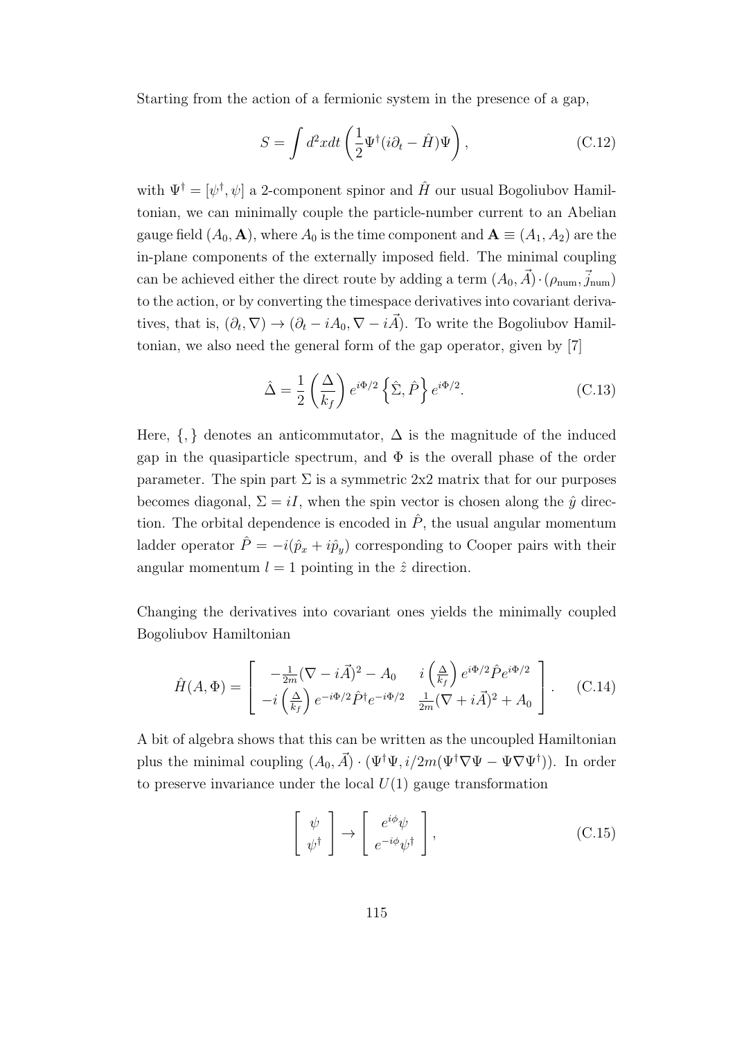Starting from the action of a fermionic system in the presence of a gap,

$$S = \int d^2x dt \left( \frac{1}{2} \Psi^\dagger (i\partial_t - \hat{H}) \Psi \right), \tag{C.12}$$

with $\Psi^\dagger = [\psi^\dagger, \psi]$ a 2-component spinor and $\hat{H}$ our usual Bogoliubov Hamiltonian, we can minimally couple the particle-number current to an Abelian gauge field $(A_0, \mathbf{A})$, where $A_0$ is the time component and $\mathbf{A} \equiv (A_1, A_2)$ are the in-plane components of the externally imposed field. The minimal coupling can be achieved either the direct route by adding a term $(A_0, \vec{A}) \cdot (\rho_{\text{num}}, \vec{j}_{\text{num}})$ to the action, or by converting the timespace derivatives into covariant derivatives, that is, $(\partial_t, \nabla) \to (\partial_t - iA_0, \nabla - i\vec{A})$. To write the Bogoliubov Hamiltonian, we also need the general form of the gap operator, given by [7]

$$\hat{\Delta} = \frac{1}{2} \left( \frac{\Delta}{k_f} \right) e^{i\Phi/2} \left\{ \hat{\Sigma}, \hat{P} \right\} e^{i\Phi/2}. \tag{C.13}$$

Here, $\{,\}$ denotes an anticommutator, $\Delta$ is the magnitude of the induced gap in the quasiparticle spectrum, and $\Phi$ is the overall phase of the order parameter. The spin part $\Sigma$ is a symmetric 2x2 matrix that for our purposes becomes diagonal, $\Sigma = iI$, when the spin vector is chosen along the $\hat{y}$ direction. The orbital dependence is encoded in $\hat{P}$, the usual angular momentum ladder operator $\hat{P} = -i(\hat{p}_x + i\hat{p}_y)$ corresponding to Cooper pairs with their angular momentum $l = 1$ pointing in the $\hat{z}$ direction.

Changing the derivatives into covariant ones yields the minimally coupled Bogoliubov Hamiltonian

$$\hat{H}(A, \Phi) = \begin{bmatrix} -\frac{1}{2m}(\nabla - i\vec{A})^2 - A_0 & i\left(\frac{\Delta}{k_f}\right) e^{i\Phi/2} \hat{P} e^{i\Phi/2} \\ -i\left(\frac{\Delta}{k_f}\right) e^{-i\Phi/2} \hat{P}^\dagger e^{-i\Phi/2} & \frac{1}{2m}(\nabla + i\vec{A})^2 + A_0 \end{bmatrix}. \tag{C.14}$$

A bit of algebra shows that this can be written as the uncoupled Hamiltonian plus the minimal coupling $(A_0, \vec{A}) \cdot (\Psi^\dagger \Psi, i/2m(\Psi^\dagger \nabla \Psi - \Psi \nabla \Psi^\dagger))$. In order to preserve invariance under the local $U(1)$ gauge transformation

$$\begin{bmatrix} \psi \\ \psi^\dagger \end{bmatrix} \to \begin{bmatrix} e^{i\phi}\psi \\ e^{-i\phi}\psi^\dagger \end{bmatrix}, \tag{C.15}$$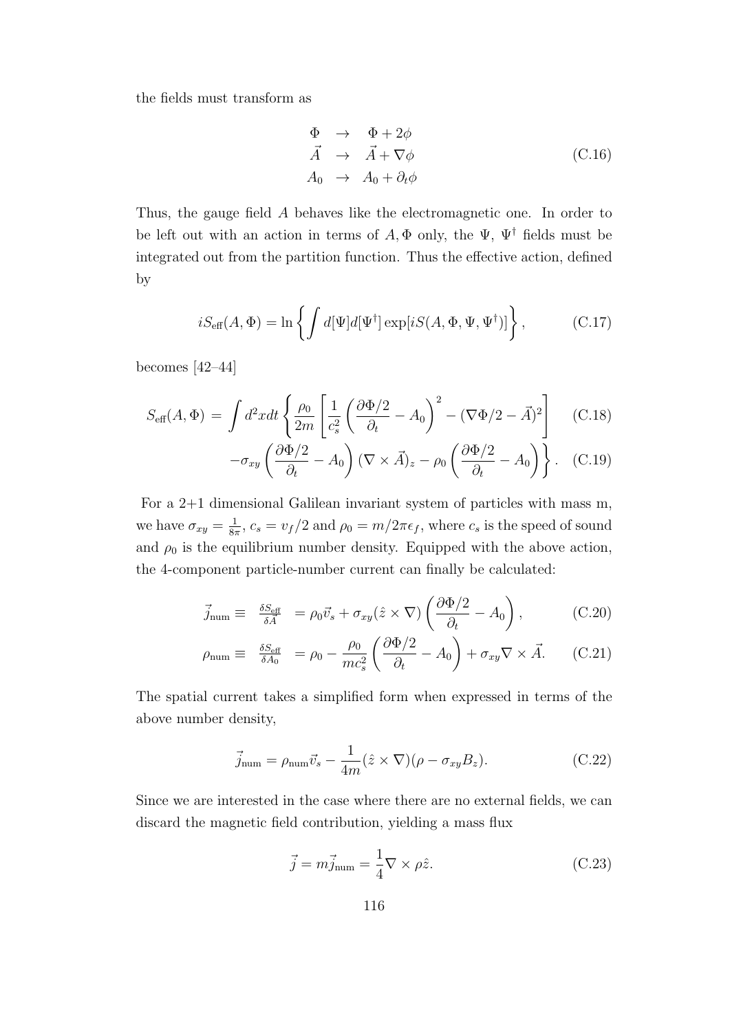the fields must transform as

$$
\begin{array}{rcl}
\Phi & \rightarrow & \Phi + 2\phi \\
\vec{A} & \rightarrow & \vec{A} + \nabla\phi \\
A_0 & \rightarrow & A_0 + \partial_t \phi
\end{array}
\tag{C.16}
$$

Thus, the gauge field $A$ behaves like the electromagnetic one. In order to be left out with an action in terms of $A, \Phi$ only, the $\Psi$, $\Psi^\dagger$ fields must be integrated out from the partition function. Thus the effective action, defined by

$$
iS_{\text{eff}}(A, \Phi) = \ln \left\{ \int d[\Psi] d[\Psi^\dagger] \exp[iS(A, \Phi, \Psi, \Psi^\dagger)] \right\}, \tag{C.17}
$$

becomes [42–44]

$$
S_{\text{eff}}(A, \Phi) = \int d^2x dt \left\{ \frac{\rho_0}{2m} \left[ \frac{1}{c_s^2} \left( \frac{\partial \Phi/2}{\partial_t} - A_0 \right)^2 - (\nabla\Phi/2 - \vec{A})^2 \right] \right. \tag{C.18}
$$

$$
\left. -\sigma_{xy} \left( \frac{\partial \Phi/2}{\partial_t} - A_0 \right) (\nabla \times \vec{A})_z - \rho_0 \left( \frac{\partial \Phi/2}{\partial_t} - A_0 \right) \right\}. \tag{C.19}
$$

For a 2+1 dimensional Galilean invariant system of particles with mass m, we have $\sigma_{xy} = \frac{1}{8\pi}$, $c_s = v_f/2$ and $\rho_0 = m/2\pi\epsilon_f$, where $c_s$ is the speed of sound and $\rho_0$ is the equilibrium number density. Equipped with the above action, the 4-component particle-number current can finally be calculated:

$$
\vec{j}_{\text{num}} \equiv \frac{\delta S_{\text{eff}}}{\delta \vec{A}} = \rho_0 \vec{v}_s + \sigma_{xy} (\hat{z} \times \nabla) \left( \frac{\partial \Phi/2}{\partial_t} - A_0 \right), \tag{C.20}
$$

$$
\rho_{\text{num}} \equiv \frac{\delta S_{\text{eff}}}{\delta A_0} = \rho_0 - \frac{\rho_0}{mc_s^2} \left( \frac{\partial \Phi/2}{\partial_t} - A_0 \right) + \sigma_{xy} \nabla \times \vec{A}. \tag{C.21}
$$

The spatial current takes a simplified form when expressed in terms of the above number density,

$$
\vec{j}_{\text{num}} = \rho_{\text{num}} \vec{v}_s - \frac{1}{4m} (\hat{z} \times \nabla)(\rho - \sigma_{xy} B_z). \tag{C.22}
$$

Since we are interested in the case where there are no external fields, we can discard the magnetic field contribution, yielding a mass flux

$$
\vec{j} = m \vec{j}_{\text{num}} = \frac{1}{4} \nabla \times \rho \hat{z}. \tag{C.23}
$$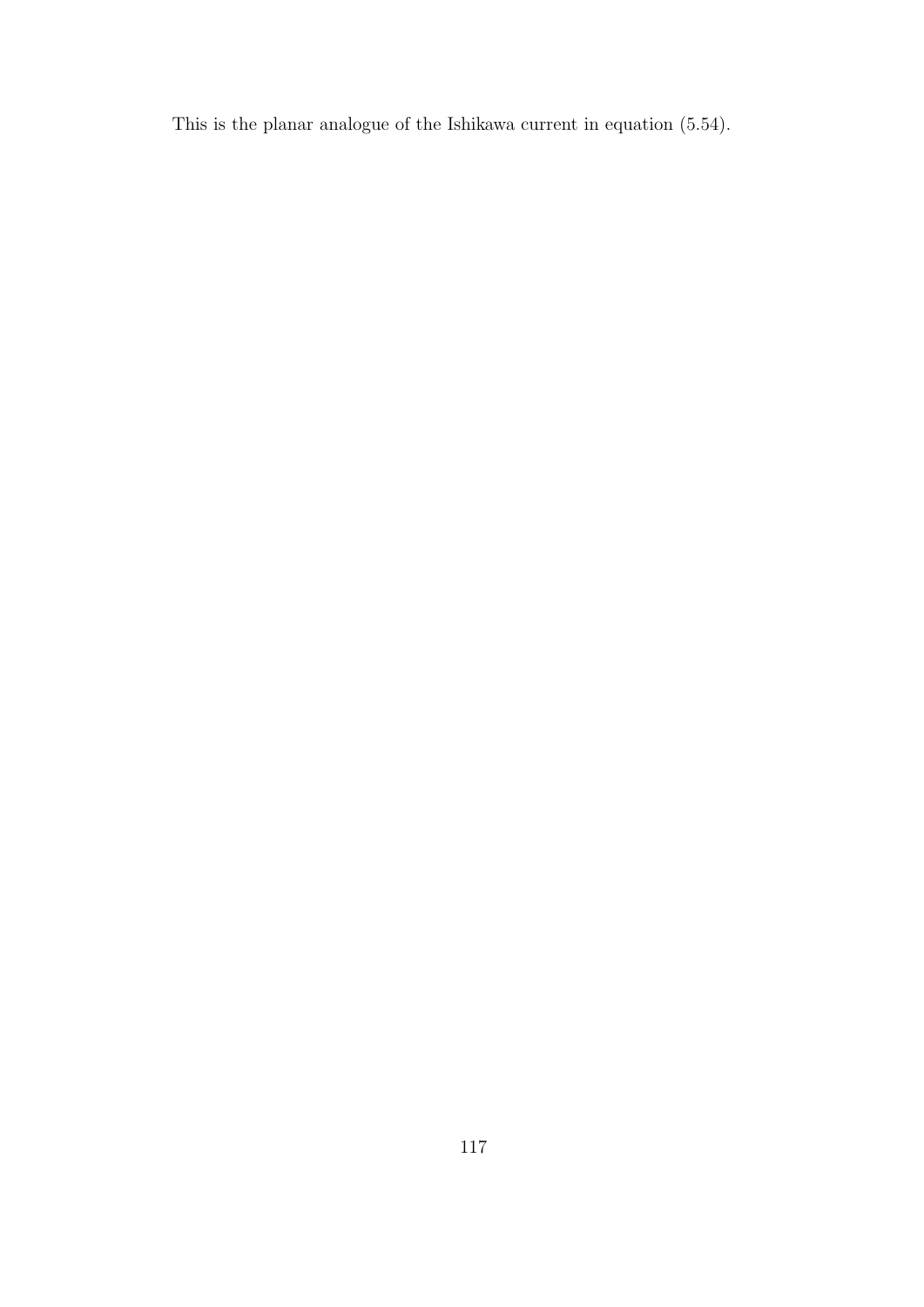This is the planar analogue of the Ishikawa current in equation (5.54).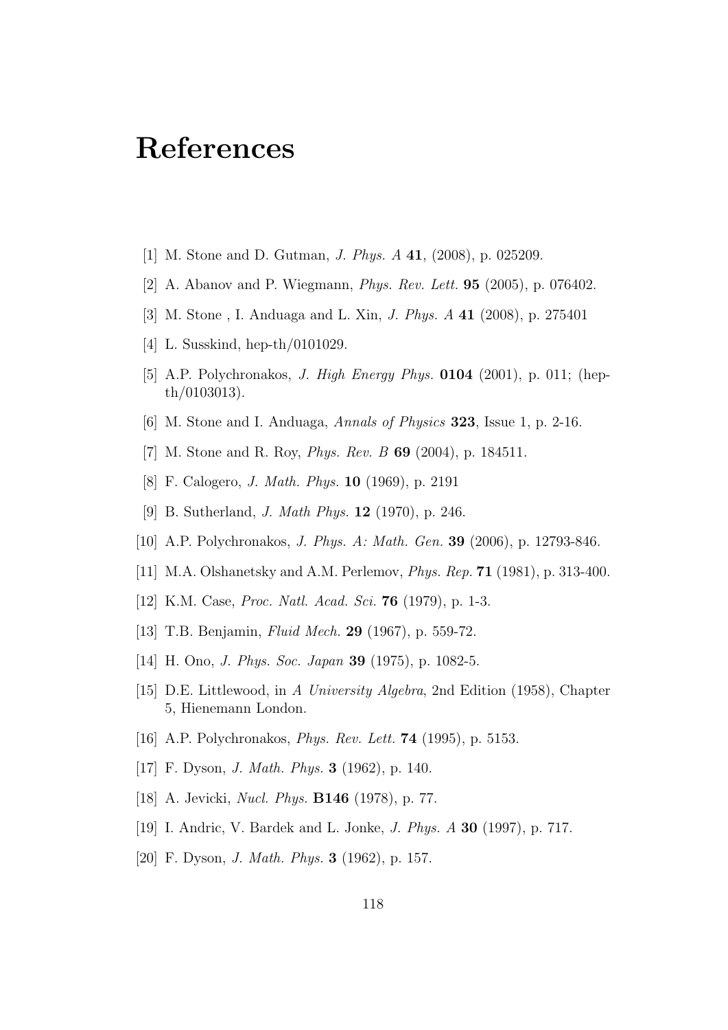# References

[1] M. Stone and D. Gutman, *J. Phys. A* **41**, (2008), p. 025209.

[2] A. Abanov and P. Wiegmann, *Phys. Rev. Lett.* **95** (2005), p. 076402.

[3] M. Stone , I. Anduaga and L. Xin, *J. Phys. A* **41** (2008), p. 275401

[4] L. Susskind, hep-th/0101029.

[5] A.P. Polychronakos, *J. High Energy Phys.* **0104** (2001), p. 011; (hep-th/0103013).

[6] M. Stone and I. Anduaga, *Annals of Physics* **323**, Issue 1, p. 2-16.

[7] M. Stone and R. Roy, *Phys. Rev. B* **69** (2004), p. 184511.

[8] F. Calogero, *J. Math. Phys.* **10** (1969), p. 2191

[9] B. Sutherland, *J. Math Phys.* **12** (1970), p. 246.

[10] A.P. Polychronakos, *J. Phys. A: Math. Gen.* **39** (2006), p. 12793-846.

[11] M.A. Olshanetsky and A.M. Perlemov, *Phys. Rep.* **71** (1981), p. 313-400.

[12] K.M. Case, *Proc. Natl. Acad. Sci.* **76** (1979), p. 1-3.

[13] T.B. Benjamin, *Fluid Mech.* **29** (1967), p. 559-72.

[14] H. Ono, *J. Phys. Soc. Japan* **39** (1975), p. 1082-5.

[15] D.E. Littlewood, in *A University Algebra*, 2nd Edition (1958), Chapter 5, Hienemann London.

[16] A.P. Polychronakos, *Phys. Rev. Lett.* **74** (1995), p. 5153.

[17] F. Dyson, *J. Math. Phys.* **3** (1962), p. 140.

[18] A. Jevicki, *Nucl. Phys.* **B146** (1978), p. 77.

[19] I. Andric, V. Bardek and L. Jonke, *J. Phys. A* **30** (1997), p. 717.

[20] F. Dyson, *J. Math. Phys.* **3** (1962), p. 157.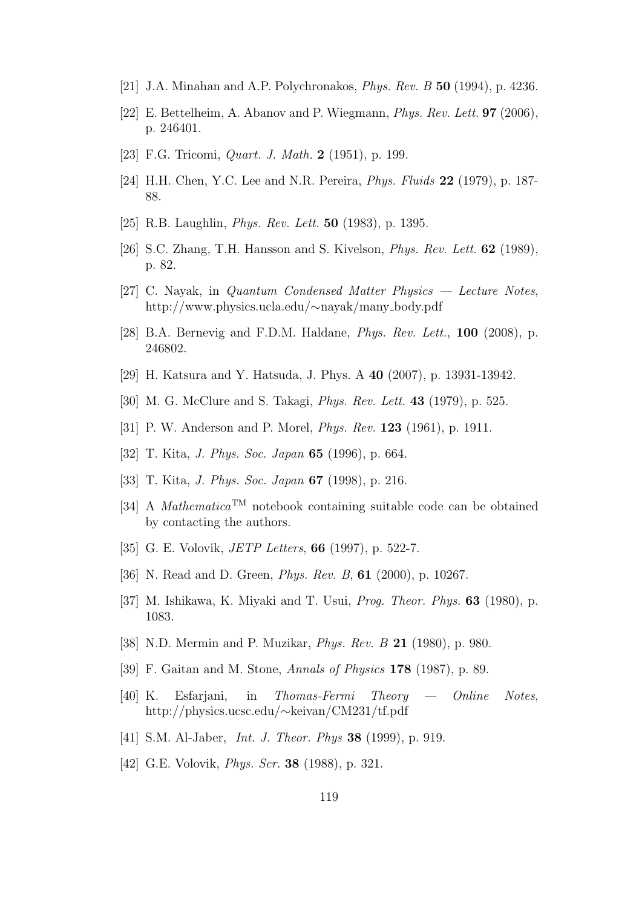[21] J.A. Minahan and A.P. Polychronakos, *Phys. Rev. B* **50** (1994), p. 4236.

[22] E. Bettelheim, A. Abanov and P. Wiegmann, *Phys. Rev. Lett.* **97** (2006), p. 246401.

[23] F.G. Tricomi, *Quart. J. Math.* **2** (1951), p. 199.

[24] H.H. Chen, Y.C. Lee and N.R. Pereira, *Phys. Fluids* **22** (1979), p. 187-88.

[25] R.B. Laughlin, *Phys. Rev. Lett.* **50** (1983), p. 1395.

[26] S.C. Zhang, T.H. Hansson and S. Kivelson, *Phys. Rev. Lett.* **62** (1989), p. 82.

[27] C. Nayak, in *Quantum Condensed Matter Physics — Lecture Notes*, http://www.physics.ucla.edu/∼nayak/many_body.pdf

[28] B.A. Bernevig and F.D.M. Haldane, *Phys. Rev. Lett.*, **100** (2008), p. 246802.

[29] H. Katsura and Y. Hatsuda, J. Phys. A **40** (2007), p. 13931-13942.

[30] M. G. McClure and S. Takagi, *Phys. Rev. Lett.* **43** (1979), p. 525.

[31] P. W. Anderson and P. Morel, *Phys. Rev.* **123** (1961), p. 1911.

[32] T. Kita, *J. Phys. Soc. Japan* **65** (1996), p. 664.

[33] T. Kita, *J. Phys. Soc. Japan* **67** (1998), p. 216.

[34] A *Mathematica*™ notebook containing suitable code can be obtained by contacting the authors.

[35] G. E. Volovik, *JETP Letters*, **66** (1997), p. 522-7.

[36] N. Read and D. Green, *Phys. Rev. B*, **61** (2000), p. 10267.

[37] M. Ishikawa, K. Miyaki and T. Usui, *Prog. Theor. Phys.* **63** (1980), p. 1083.

[38] N.D. Mermin and P. Muzikar, *Phys. Rev. B* **21** (1980), p. 980.

[39] F. Gaitan and M. Stone, *Annals of Physics* **178** (1987), p. 89.

[40] K. Esfarjani, in *Thomas-Fermi Theory — Online Notes*, http://physics.ucsc.edu/∼keivan/CM231/tf.pdf

[41] S.M. Al-Jaber, *Int. J. Theor. Phys* **38** (1999), p. 919.

[42] G.E. Volovik, *Phys. Scr.* **38** (1988), p. 321.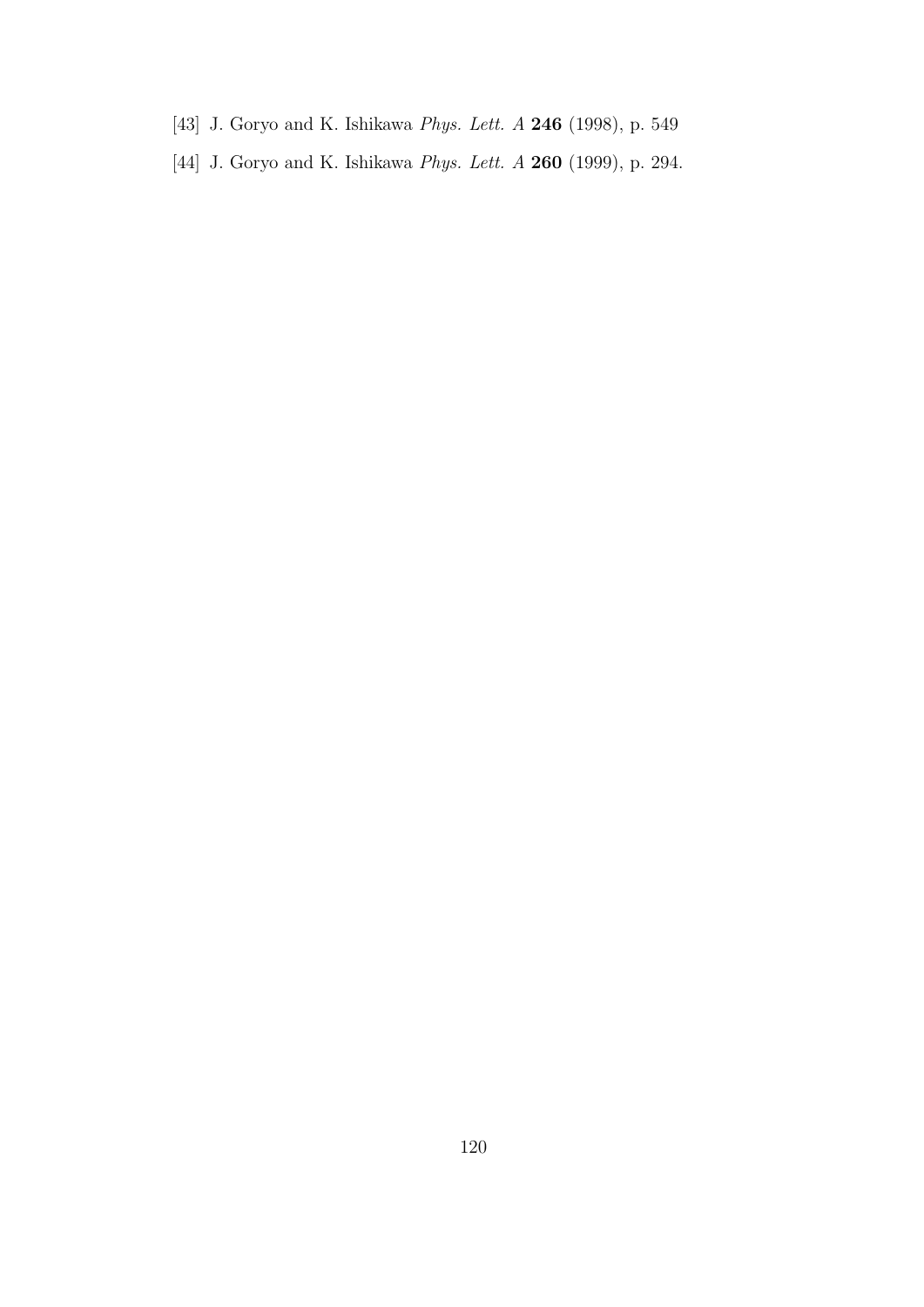[43] J. Goryo and K. Ishikawa *Phys. Lett. A* **246** (1998), p. 549

[44] J. Goryo and K. Ishikawa *Phys. Lett. A* **260** (1999), p. 294.